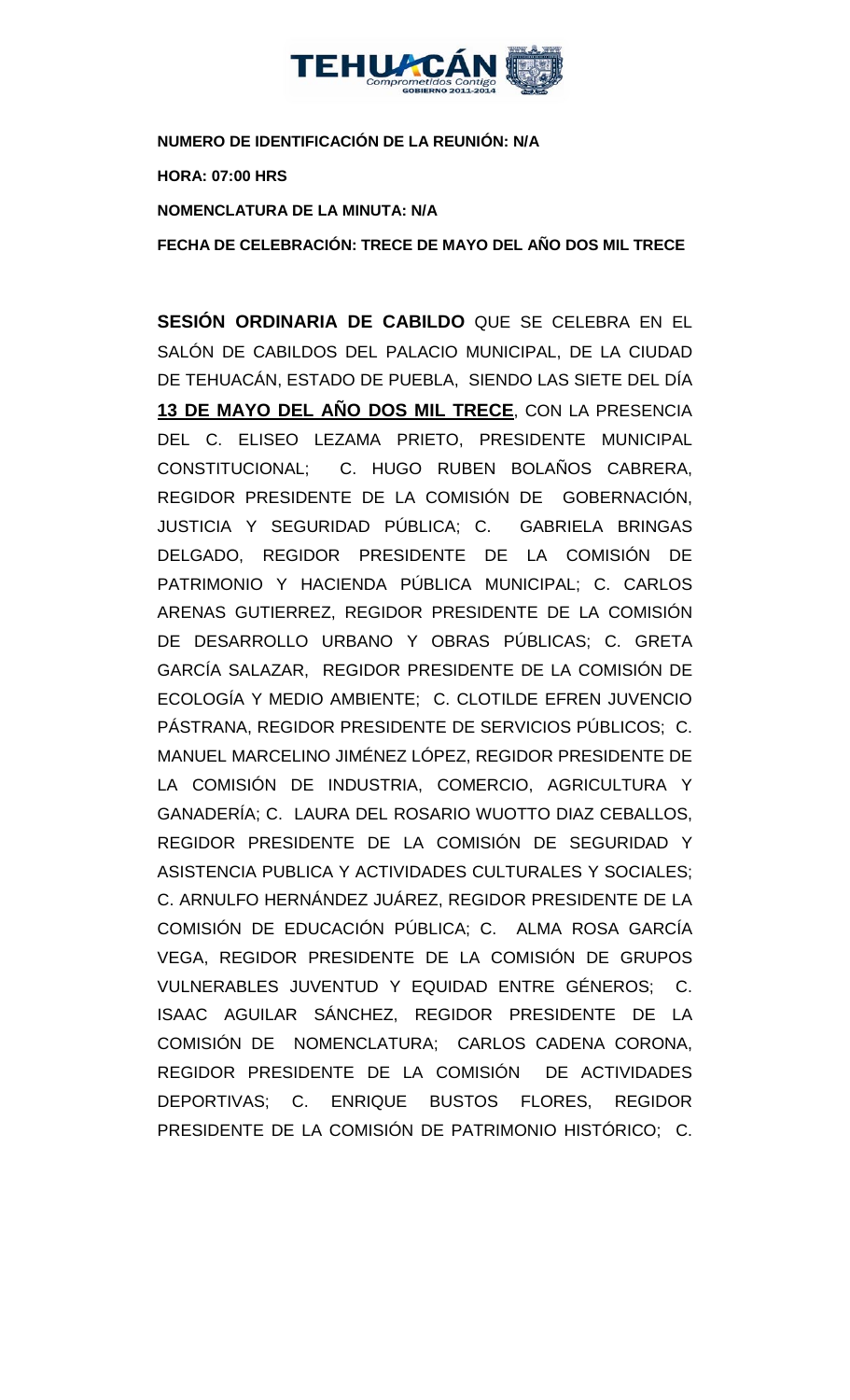**NUMERO DE IDENTIFICACIÓN DE LA REUNIÓN: N/A**

**HORA: 07:00 HRS**

**NOMENCLATURA DE LA MINUTA: N/A**

**FECHA DE CELEBRACIÓN: TRECE DE MAYO DEL AÑO DOS MIL TRECE**

**SESIÓN ORDINARIA DE CABILDO** QUE SE CELEBRA EN EL SALÓN DE CABILDOS DEL PALACIO MUNICIPAL, DE LA CIUDAD DE TEHUACÁN, ESTADO DE PUEBLA, SIENDO LAS SIETE DEL DÍA **13 DE MAYO DEL AÑO DOS MIL TRECE**, CON LA PRESENCIA DEL C. ELISEO LEZAMA PRIETO, PRESIDENTE MUNICIPAL CONSTITUCIONAL; C. HUGO RUBEN BOLAÑOS CABRERA, REGIDOR PRESIDENTE DE LA COMISIÓN DE GOBERNACIÓN, JUSTICIA Y SEGURIDAD PÚBLICA; C. GABRIELA BRINGAS DELGADO, REGIDOR PRESIDENTE DE LA COMISIÓN DE PATRIMONIO Y HACIENDA PÚBLICA MUNICIPAL; C. CARLOS ARENAS GUTIERREZ, REGIDOR PRESIDENTE DE LA COMISIÓN DE DESARROLLO URBANO Y OBRAS PÚBLICAS; C. GRETA GARCÍA SALAZAR, REGIDOR PRESIDENTE DE LA COMISIÓN DE ECOLOGÍA Y MEDIO AMBIENTE; C. CLOTILDE EFREN JUVENCIO PÁSTRANA, REGIDOR PRESIDENTE DE SERVICIOS PÚBLICOS; C. MANUEL MARCELINO JIMÉNEZ LÓPEZ, REGIDOR PRESIDENTE DE LA COMISIÓN DE INDUSTRIA, COMERCIO, AGRICULTURA Y GANADERÍA; C. LAURA DEL ROSARIO WUOTTO DIAZ CEBALLOS, REGIDOR PRESIDENTE DE LA COMISIÓN DE SEGURIDAD Y ASISTENCIA PUBLICA Y ACTIVIDADES CULTURALES Y SOCIALES; C. ARNULFO HERNÁNDEZ JUÁREZ, REGIDOR PRESIDENTE DE LA COMISIÓN DE EDUCACIÓN PÚBLICA; C. ALMA ROSA GARCÍA VEGA, REGIDOR PRESIDENTE DE LA COMISIÓN DE GRUPOS VULNERABLES JUVENTUD Y EQUIDAD ENTRE GÉNEROS; C. ISAAC AGUILAR SÁNCHEZ, REGIDOR PRESIDENTE DE LA COMISIÓN DE NOMENCLATURA; CARLOS CADENA CORONA, REGIDOR PRESIDENTE DE LA COMISIÓN DE ACTIVIDADES DEPORTIVAS; C. ENRIQUE BUSTOS FLORES, REGIDOR PRESIDENTE DE LA COMISIÓN DE PATRIMONIO HISTÓRICO; C.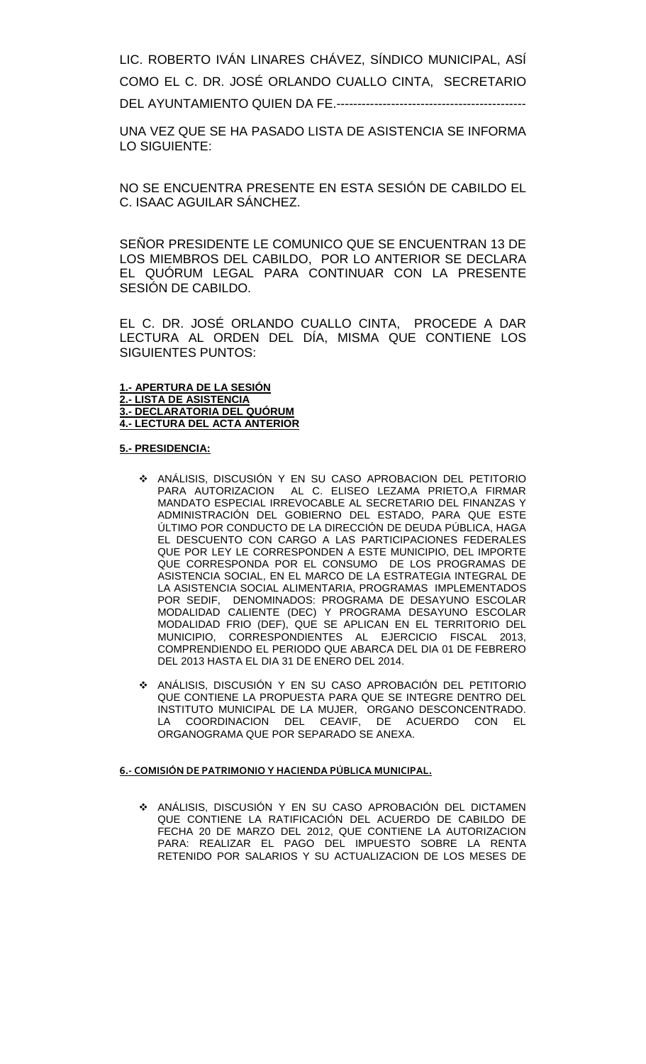LIC. ROBERTO IVÁN LINARES CHÁVEZ, SÍNDICO MUNICIPAL, ASÍ COMO EL C. DR. JOSÉ ORLANDO CUALLO CINTA, SECRETARIO DEL AYUNTAMIENTO QUIEN DA FE.---------------------------------------------

UNA VEZ QUE SE HA PASADO LISTA DE ASISTENCIA SE INFORMA LO SIGUIENTE:

NO SE ENCUENTRA PRESENTE EN ESTA SESIÓN DE CABILDO EL C. ISAAC AGUILAR SÁNCHEZ.

SEÑOR PRESIDENTE LE COMUNICO QUE SE ENCUENTRAN 13 DE LOS MIEMBROS DEL CABILDO, POR LO ANTERIOR SE DECLARA EL QUÓRUM LEGAL PARA CONTINUAR CON LA PRESENTE SESIÓN DE CABILDO.

EL C. DR. JOSÉ ORLANDO CUALLO CINTA, PROCEDE A DAR LECTURA AL ORDEN DEL DÍA, MISMA QUE CONTIENE LOS SIGUIENTES PUNTOS:

**1.- APERTURA DE LA SESIÓN**
**2.- LISTA DE ASISTENCIA**
**3.- DECLARATORIA DEL QUÓRUM**
**4.- LECTURA DEL ACTA ANTERIOR**

**5.- PRESIDENCIA:**

- ANÁLISIS, DISCUSIÓN Y EN SU CASO APROBACION DEL PETITORIO PARA AUTORIZACION AL C. ELISEO LEZAMA PRIETO,A FIRMAR MANDATO ESPECIAL IRREVOCABLE AL SECRETARIO DEL FINANZAS Y ADMINISTRACIÓN DEL GOBIERNO DEL ESTADO, PARA QUE ESTE ÚLTIMO POR CONDUCTO DE LA DIRECCIÓN DE DEUDA PÚBLICA, HAGA EL DESCUENTO CON CARGO A LAS PARTICIPACIONES FEDERALES QUE POR LEY LE CORRESPONDEN A ESTE MUNICIPIO, DEL IMPORTE QUE CORRESPONDA POR EL CONSUMO DE LOS PROGRAMAS DE ASISTENCIA SOCIAL, EN EL MARCO DE LA ESTRATEGIA INTEGRAL DE LA ASISTENCIA SOCIAL ALIMENTARIA, PROGRAMAS IMPLEMENTADOS POR SEDIF, DENOMINADOS: PROGRAMA DE DESAYUNO ESCOLAR MODALIDAD CALIENTE (DEC) Y PROGRAMA DESAYUNO ESCOLAR MODALIDAD FRIO (DEF), QUE SE APLICAN EN EL TERRITORIO DEL MUNICIPIO, CORRESPONDIENTES AL EJERCICIO FISCAL 2013, COMPRENDIENDO EL PERIODO QUE ABARCA DEL DIA 01 DE FEBRERO DEL 2013 HASTA EL DIA 31 DE ENERO DEL 2014.

- ANÁLISIS, DISCUSIÓN Y EN SU CASO APROBACIÓN DEL PETITORIO QUE CONTIENE LA PROPUESTA PARA QUE SE INTEGRE DENTRO DEL INSTITUTO MUNICIPAL DE LA MUJER, ORGANO DESCONCENTRADO. LA COORDINACION DEL CEAVIF, DE ACUERDO CON EL ORGANOGRAMA QUE POR SEPARADO SE ANEXA.

**6.- COMISIÓN DE PATRIMONIO Y HACIENDA PÚBLICA MUNICIPAL.**

- ANÁLISIS, DISCUSIÓN Y EN SU CASO APROBACIÓN DEL DICTAMEN QUE CONTIENE LA RATIFICACIÓN DEL ACUERDO DE CABILDO DE FECHA 20 DE MARZO DEL 2012, QUE CONTIENE LA AUTORIZACION PARA: REALIZAR EL PAGO DEL IMPUESTO SOBRE LA RENTA RETENIDO POR SALARIOS Y SU ACTUALIZACION DE LOS MESES DE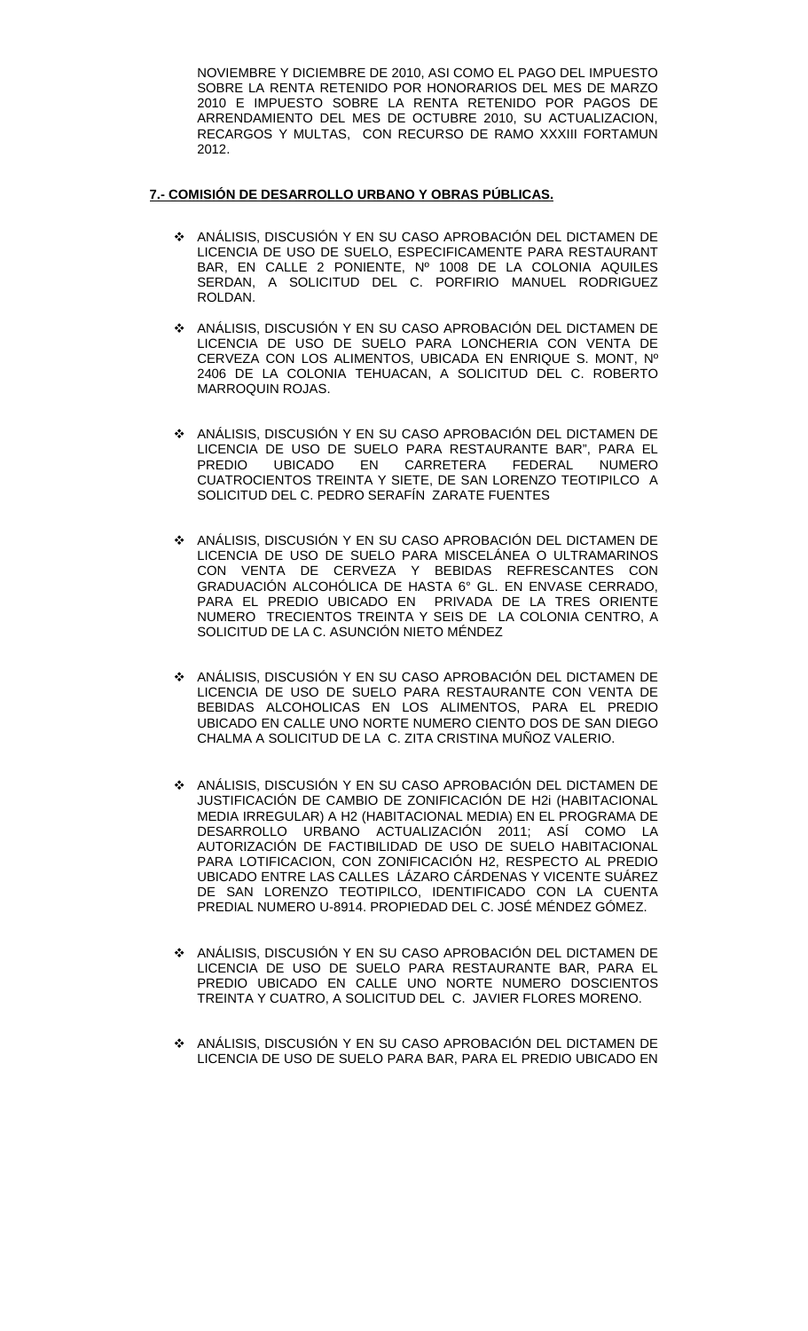NOVIEMBRE Y DICIEMBRE DE 2010, ASI COMO EL PAGO DEL IMPUESTO SOBRE LA RENTA RETENIDO POR HONORARIOS DEL MES DE MARZO 2010 E IMPUESTO SOBRE LA RENTA RETENIDO POR PAGOS DE ARRENDAMIENTO DEL MES DE OCTUBRE 2010, SU ACTUALIZACION, RECARGOS Y MULTAS, CON RECURSO DE RAMO XXXIII FORTAMUN 2012.

**7.- COMISIÓN DE DESARROLLO URBANO Y OBRAS PÚBLICAS.**

- ANÁLISIS, DISCUSIÓN Y EN SU CASO APROBACIÓN DEL DICTAMEN DE LICENCIA DE USO DE SUELO, ESPECIFICAMENTE PARA RESTAURANT BAR, EN CALLE 2 PONIENTE, Nº 1008 DE LA COLONIA AQUILES SERDAN, A SOLICITUD DEL C. PORFIRIO MANUEL RODRIGUEZ ROLDAN.

- ANÁLISIS, DISCUSIÓN Y EN SU CASO APROBACIÓN DEL DICTAMEN DE LICENCIA DE USO DE SUELO PARA LONCHERIA CON VENTA DE CERVEZA CON LOS ALIMENTOS, UBICADA EN ENRIQUE S. MONT, Nº 2406 DE LA COLONIA TEHUACAN, A SOLICITUD DEL C. ROBERTO MARROQUIN ROJAS.

- ANÁLISIS, DISCUSIÓN Y EN SU CASO APROBACIÓN DEL DICTAMEN DE LICENCIA DE USO DE SUELO PARA RESTAURANTE BAR", PARA EL PREDIO UBICADO EN CARRETERA FEDERAL NUMERO CUATROCIENTOS TREINTA Y SIETE, DE SAN LORENZO TEOTIPILCO A SOLICITUD DEL C. PEDRO SERAFÍN ZARATE FUENTES

- ANÁLISIS, DISCUSIÓN Y EN SU CASO APROBACIÓN DEL DICTAMEN DE LICENCIA DE USO DE SUELO PARA MISCELÁNEA O ULTRAMARINOS CON VENTA DE CERVEZA Y BEBIDAS REFRESCANTES CON GRADUACIÓN ALCOHÓLICA DE HASTA 6° GL. EN ENVASE CERRADO, PARA EL PREDIO UBICADO EN PRIVADA DE LA TRES ORIENTE NUMERO TRECIENTOS TREINTA Y SEIS DE LA COLONIA CENTRO, A SOLICITUD DE LA C. ASUNCIÓN NIETO MÉNDEZ

- ANÁLISIS, DISCUSIÓN Y EN SU CASO APROBACIÓN DEL DICTAMEN DE LICENCIA DE USO DE SUELO PARA RESTAURANTE CON VENTA DE BEBIDAS ALCOHOLICAS EN LOS ALIMENTOS, PARA EL PREDIO UBICADO EN CALLE UNO NORTE NUMERO CIENTO DOS DE SAN DIEGO CHALMA A SOLICITUD DE LA C. ZITA CRISTINA MUÑOZ VALERIO.

- ANÁLISIS, DISCUSIÓN Y EN SU CASO APROBACIÓN DEL DICTAMEN DE JUSTIFICACIÓN DE CAMBIO DE ZONIFICACIÓN DE H2i (HABITACIONAL MEDIA IRREGULAR) A H2 (HABITACIONAL MEDIA) EN EL PROGRAMA DE DESARROLLO URBANO ACTUALIZACIÓN 2011; ASÍ COMO LA AUTORIZACIÓN DE FACTIBILIDAD DE USO DE SUELO HABITACIONAL PARA LOTIFICACION, CON ZONIFICACIÓN H2, RESPECTO AL PREDIO UBICADO ENTRE LAS CALLES LÁZARO CÁRDENAS Y VICENTE SUÁREZ DE SAN LORENZO TEOTIPILCO, IDENTIFICADO CON LA CUENTA PREDIAL NUMERO U-8914. PROPIEDAD DEL C. JOSÉ MÉNDEZ GÓMEZ.

- ANÁLISIS, DISCUSIÓN Y EN SU CASO APROBACIÓN DEL DICTAMEN DE LICENCIA DE USO DE SUELO PARA RESTAURANTE BAR, PARA EL PREDIO UBICADO EN CALLE UNO NORTE NUMERO DOSCIENTOS TREINTA Y CUATRO, A SOLICITUD DEL C. JAVIER FLORES MORENO.

- ANÁLISIS, DISCUSIÓN Y EN SU CASO APROBACIÓN DEL DICTAMEN DE LICENCIA DE USO DE SUELO PARA BAR, PARA EL PREDIO UBICADO EN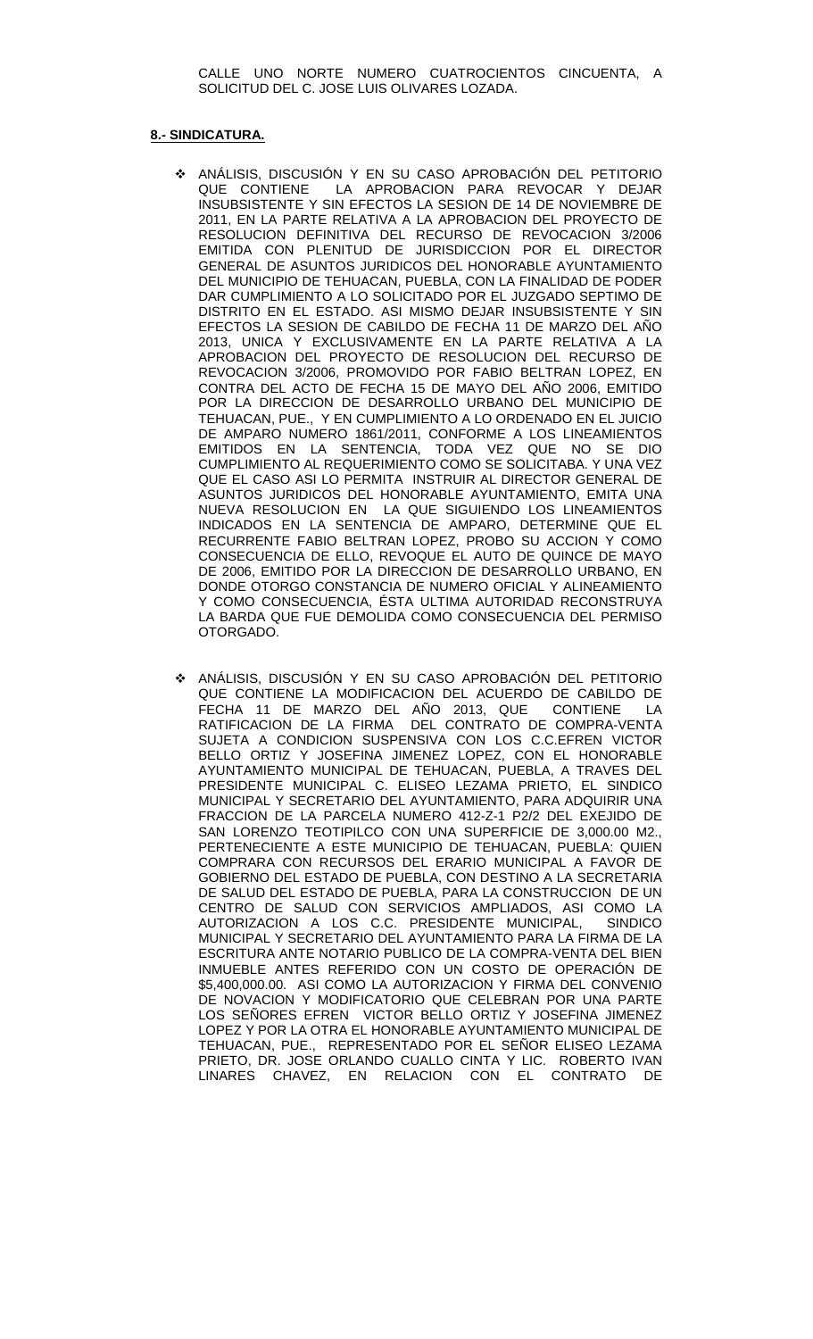CALLE UNO NORTE NUMERO CUATROCIENTOS CINCUENTA, A SOLICITUD DEL C. JOSE LUIS OLIVARES LOZADA.

**8.- SINDICATURA.**

- ANÁLISIS, DISCUSIÓN Y EN SU CASO APROBACIÓN DEL PETITORIO QUE CONTIENE LA APROBACION PARA REVOCAR Y DEJAR INSUBSISTENTE Y SIN EFECTOS LA SESION DE 14 DE NOVIEMBRE DE 2011, EN LA PARTE RELATIVA A LA APROBACION DEL PROYECTO DE RESOLUCION DEFINITIVA DEL RECURSO DE REVOCACION 3/2006 EMITIDA CON PLENITUD DE JURISDICCION POR EL DIRECTOR GENERAL DE ASUNTOS JURIDICOS DEL HONORABLE AYUNTAMIENTO DEL MUNICIPIO DE TEHUACAN, PUEBLA, CON LA FINALIDAD DE PODER DAR CUMPLIMIENTO A LO SOLICITADO POR EL JUZGADO SEPTIMO DE DISTRITO EN EL ESTADO. ASI MISMO DEJAR INSUBSISTENTE Y SIN EFECTOS LA SESION DE CABILDO DE FECHA 11 DE MARZO DEL AÑO 2013, UNICA Y EXCLUSIVAMENTE EN LA PARTE RELATIVA A LA APROBACION DEL PROYECTO DE RESOLUCION DEL RECURSO DE REVOCACION 3/2006, PROMOVIDO POR FABIO BELTRAN LOPEZ, EN CONTRA DEL ACTO DE FECHA 15 DE MAYO DEL AÑO 2006, EMITIDO POR LA DIRECCION DE DESARROLLO URBANO DEL MUNICIPIO DE TEHUACAN, PUE., Y EN CUMPLIMIENTO A LO ORDENADO EN EL JUICIO DE AMPARO NUMERO 1861/2011, CONFORME A LOS LINEAMIENTOS EMITIDOS EN LA SENTENCIA, TODA VEZ QUE NO SE DIO CUMPLIMIENTO AL REQUERIMIENTO COMO SE SOLICITABA. Y UNA VEZ QUE EL CASO ASI LO PERMITA INSTRUIR AL DIRECTOR GENERAL DE ASUNTOS JURIDICOS DEL HONORABLE AYUNTAMIENTO, EMITA UNA NUEVA RESOLUCION EN LA QUE SIGUIENDO LOS LINEAMIENTOS INDICADOS EN LA SENTENCIA DE AMPARO, DETERMINE QUE EL RECURRENTE FABIO BELTRAN LOPEZ, PROBO SU ACCION Y COMO CONSECUENCIA DE ELLO, REVOQUE EL AUTO DE QUINCE DE MAYO DE 2006, EMITIDO POR LA DIRECCION DE DESARROLLO URBANO, EN DONDE OTORGO CONSTANCIA DE NUMERO OFICIAL Y ALINEAMIENTO Y COMO CONSECUENCIA, ÉSTA ULTIMA AUTORIDAD RECONSTRUYA LA BARDA QUE FUE DEMOLIDA COMO CONSECUENCIA DEL PERMISO OTORGADO.

- ANÁLISIS, DISCUSIÓN Y EN SU CASO APROBACIÓN DEL PETITORIO QUE CONTIENE LA MODIFICACION DEL ACUERDO DE CABILDO DE FECHA 11 DE MARZO DEL AÑO 2013, QUE CONTIENE LA RATIFICACION DE LA FIRMA DEL CONTRATO DE COMPRA-VENTA SUJETA A CONDICION SUSPENSIVA CON LOS C.C.EFREN VICTOR BELLO ORTIZ Y JOSEFINA JIMENEZ LOPEZ, CON EL HONORABLE AYUNTAMIENTO MUNICIPAL DE TEHUACAN, PUEBLA, A TRAVES DEL PRESIDENTE MUNICIPAL C. ELISEO LEZAMA PRIETO, EL SINDICO MUNICIPAL Y SECRETARIO DEL AYUNTAMIENTO, PARA ADQUIRIR UNA FRACCION DE LA PARCELA NUMERO 412-Z-1 P2/2 DEL EXEJIDO DE SAN LORENZO TEOTIPILCO CON UNA SUPERFICIE DE 3,000.00 M2., PERTENECIENTE A ESTE MUNICIPIO DE TEHUACAN, PUEBLA: QUIEN COMPRARA CON RECURSOS DEL ERARIO MUNICIPAL A FAVOR DE GOBIERNO DEL ESTADO DE PUEBLA, CON DESTINO A LA SECRETARIA DE SALUD DEL ESTADO DE PUEBLA, PARA LA CONSTRUCCION DE UN CENTRO DE SALUD CON SERVICIOS AMPLIADOS, ASI COMO LA AUTORIZACION A LOS C.C. PRESIDENTE MUNICIPAL, SINDICO MUNICIPAL Y SECRETARIO DEL AYUNTAMIENTO PARA LA FIRMA DE LA ESCRITURA ANTE NOTARIO PUBLICO DE LA COMPRA-VENTA DEL BIEN INMUEBLE ANTES REFERIDO CON UN COSTO DE OPERACIÓN DE $5,400,000.00. ASI COMO LA AUTORIZACION Y FIRMA DEL CONVENIO DE NOVACION Y MODIFICATORIO QUE CELEBRAN POR UNA PARTE LOS SEÑORES EFREN VICTOR BELLO ORTIZ Y JOSEFINA JIMENEZ LOPEZ Y POR LA OTRA EL HONORABLE AYUNTAMIENTO MUNICIPAL DE TEHUACAN, PUE., REPRESENTADO POR EL SEÑOR ELISEO LEZAMA PRIETO, DR. JOSE ORLANDO CUALLO CINTA Y LIC. ROBERTO IVAN LINARES CHAVEZ, EN RELACION CON EL CONTRATO DE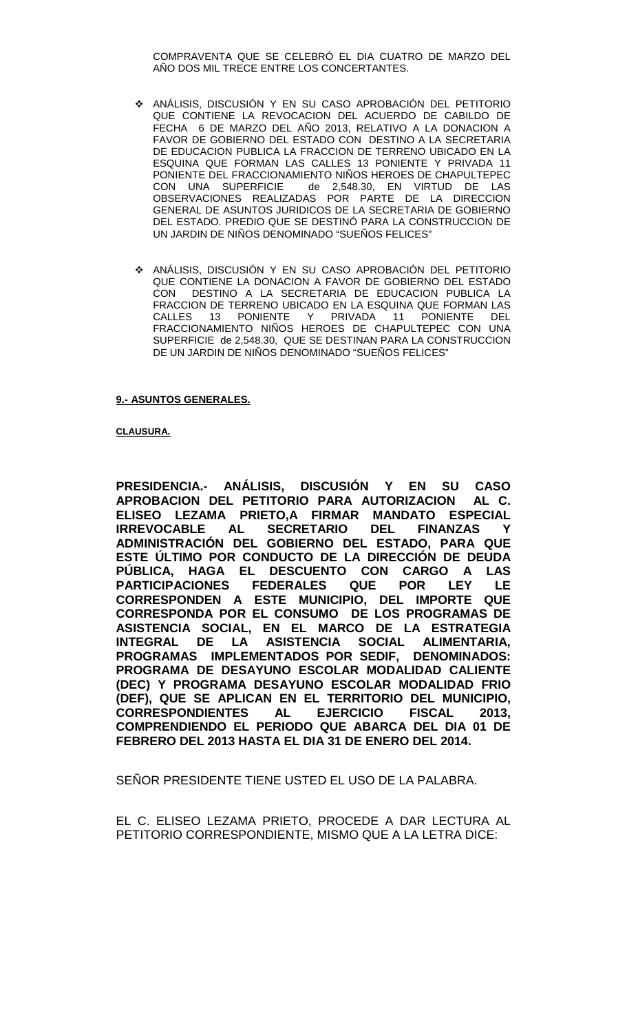COMPRAVENTA QUE SE CELEBRÓ EL DIA CUATRO DE MARZO DEL AÑO DOS MIL TRECE ENTRE LOS CONCERTANTES.

- ANÁLISIS, DISCUSIÓN Y EN SU CASO APROBACIÓN DEL PETITORIO QUE CONTIENE LA REVOCACION DEL ACUERDO DE CABILDO DE FECHA 6 DE MARZO DEL AÑO 2013, RELATIVO A LA DONACION A FAVOR DE GOBIERNO DEL ESTADO CON DESTINO A LA SECRETARIA DE EDUCACION PUBLICA LA FRACCION DE TERRENO UBICADO EN LA ESQUINA QUE FORMAN LAS CALLES 13 PONIENTE Y PRIVADA 11 PONIENTE DEL FRACCIONAMIENTO NIÑOS HEROES DE CHAPULTEPEC CON UNA SUPERFICIE de 2,548.30, EN VIRTUD DE LAS OBSERVACIONES REALIZADAS POR PARTE DE LA DIRECCION GENERAL DE ASUNTOS JURIDICOS DE LA SECRETARIA DE GOBIERNO DEL ESTADO. PREDIO QUE SE DESTINÓ PARA LA CONSTRUCCION DE UN JARDIN DE NIÑOS DENOMINADO "SUEÑOS FELICES"

- ANÁLISIS, DISCUSIÓN Y EN SU CASO APROBACIÓN DEL PETITORIO QUE CONTIENE LA DONACION A FAVOR DE GOBIERNO DEL ESTADO CON DESTINO A LA SECRETARIA DE EDUCACION PUBLICA LA FRACCION DE TERRENO UBICADO EN LA ESQUINA QUE FORMAN LAS CALLES 13 PONIENTE Y PRIVADA 11 PONIENTE DEL FRACCIONAMIENTO NIÑOS HEROES DE CHAPULTEPEC CON UNA SUPERFICIE de 2,548.30, QUE SE DESTINAN PARA LA CONSTRUCCION DE UN JARDIN DE NIÑOS DENOMINADO "SUEÑOS FELICES"

**9.- ASUNTOS GENERALES.**

**CLAUSURA.**

**PRESIDENCIA.- ANÁLISIS, DISCUSIÓN Y EN SU CASO APROBACION DEL PETITORIO PARA AUTORIZACION AL C. ELISEO LEZAMA PRIETO,A FIRMAR MANDATO ESPECIAL IRREVOCABLE AL SECRETARIO DEL FINANZAS Y ADMINISTRACIÓN DEL GOBIERNO DEL ESTADO, PARA QUE ESTE ÚLTIMO POR CONDUCTO DE LA DIRECCIÓN DE DEUDA PÚBLICA, HAGA EL DESCUENTO CON CARGO A LAS PARTICIPACIONES FEDERALES QUE POR LEY LE CORRESPONDEN A ESTE MUNICIPIO, DEL IMPORTE QUE CORRESPONDA POR EL CONSUMO DE LOS PROGRAMAS DE ASISTENCIA SOCIAL, EN EL MARCO DE LA ESTRATEGIA INTEGRAL DE LA ASISTENCIA SOCIAL ALIMENTARIA, PROGRAMAS IMPLEMENTADOS POR SEDIF, DENOMINADOS: PROGRAMA DE DESAYUNO ESCOLAR MODALIDAD CALIENTE (DEC) Y PROGRAMA DESAYUNO ESCOLAR MODALIDAD FRIO (DEF), QUE SE APLICAN EN EL TERRITORIO DEL MUNICIPIO, CORRESPONDIENTES AL EJERCICIO FISCAL 2013, COMPRENDIENDO EL PERIODO QUE ABARCA DEL DIA 01 DE FEBRERO DEL 2013 HASTA EL DIA 31 DE ENERO DEL 2014.**

SEÑOR PRESIDENTE TIENE USTED EL USO DE LA PALABRA.

EL C. ELISEO LEZAMA PRIETO, PROCEDE A DAR LECTURA AL PETITORIO CORRESPONDIENTE, MISMO QUE A LA LETRA DICE: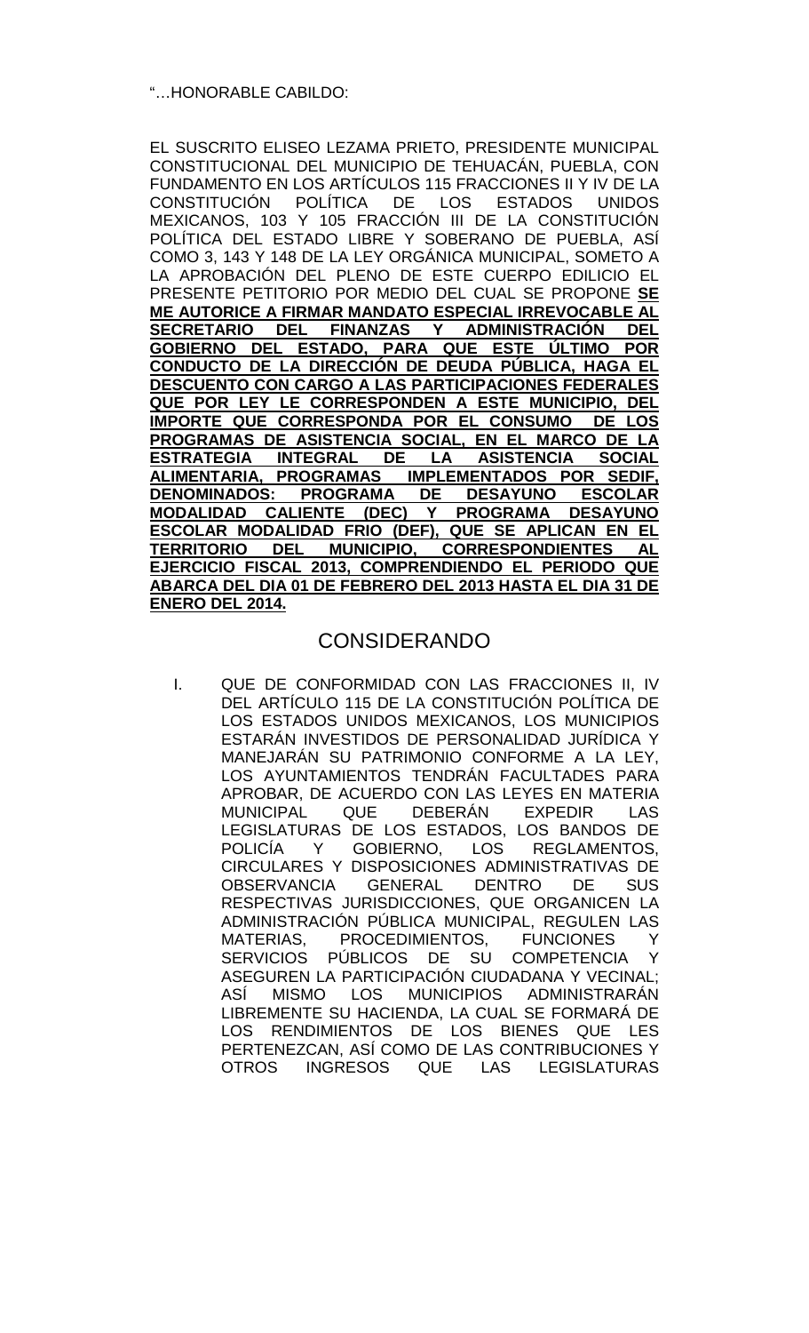"…HONORABLE CABILDO:

EL SUSCRITO ELISEO LEZAMA PRIETO, PRESIDENTE MUNICIPAL CONSTITUCIONAL DEL MUNICIPIO DE TEHUACÁN, PUEBLA, CON FUNDAMENTO EN LOS ARTÍCULOS 115 FRACCIONES II Y IV DE LA CONSTITUCIÓN POLÍTICA DE LOS ESTADOS UNIDOS MEXICANOS, 103 Y 105 FRACCIÓN III DE LA CONSTITUCIÓN POLÍTICA DEL ESTADO LIBRE Y SOBERANO DE PUEBLA, ASÍ COMO 3, 143 Y 148 DE LA LEY ORGÁNICA MUNICIPAL, SOMETO A LA APROBACIÓN DEL PLENO DE ESTE CUERPO EDILICIO EL PRESENTE PETITORIO POR MEDIO DEL CUAL SE PROPONE **SE ME AUTORICE A FIRMAR MANDATO ESPECIAL IRREVOCABLE AL SECRETARIO DEL FINANZAS Y ADMINISTRACIÓN DEL GOBIERNO DEL ESTADO, PARA QUE ESTE ÚLTIMO POR CONDUCTO DE LA DIRECCIÓN DE DEUDA PÚBLICA, HAGA EL DESCUENTO CON CARGO A LAS PARTICIPACIONES FEDERALES QUE POR LEY LE CORRESPONDEN A ESTE MUNICIPIO, DEL IMPORTE QUE CORRESPONDA POR EL CONSUMO DE LOS PROGRAMAS DE ASISTENCIA SOCIAL, EN EL MARCO DE LA ESTRATEGIA INTEGRAL DE LA ASISTENCIA SOCIAL ALIMENTARIA, PROGRAMAS IMPLEMENTADOS POR SEDIF, DENOMINADOS: PROGRAMA DE DESAYUNO ESCOLAR MODALIDAD CALIENTE (DEC) Y PROGRAMA DESAYUNO ESCOLAR MODALIDAD FRIO (DEF), QUE SE APLICAN EN EL TERRITORIO DEL MUNICIPIO, CORRESPONDIENTES AL EJERCICIO FISCAL 2013, COMPRENDIENDO EL PERIODO QUE ABARCA DEL DIA 01 DE FEBRERO DEL 2013 HASTA EL DIA 31 DE ENERO DEL 2014.**

## CONSIDERANDO

I. QUE DE CONFORMIDAD CON LAS FRACCIONES II, IV DEL ARTÍCULO 115 DE LA CONSTITUCIÓN POLÍTICA DE LOS ESTADOS UNIDOS MEXICANOS, LOS MUNICIPIOS ESTARÁN INVESTIDOS DE PERSONALIDAD JURÍDICA Y MANEJARÁN SU PATRIMONIO CONFORME A LA LEY, LOS AYUNTAMIENTOS TENDRÁN FACULTADES PARA APROBAR, DE ACUERDO CON LAS LEYES EN MATERIA MUNICIPAL QUE DEBERÁN EXPEDIR LAS LEGISLATURAS DE LOS ESTADOS, LOS BANDOS DE POLICÍA Y GOBIERNO, LOS REGLAMENTOS, CIRCULARES Y DISPOSICIONES ADMINISTRATIVAS DE OBSERVANCIA GENERAL DENTRO DE SUS RESPECTIVAS JURISDICCIONES, QUE ORGANICEN LA ADMINISTRACIÓN PÚBLICA MUNICIPAL, REGULEN LAS MATERIAS, PROCEDIMIENTOS, FUNCIONES Y SERVICIOS PÚBLICOS DE SU COMPETENCIA Y ASEGUREN LA PARTICIPACIÓN CIUDADANA Y VECINAL; ASÍ MISMO LOS MUNICIPIOS ADMINISTRARÁN LIBREMENTE SU HACIENDA, LA CUAL SE FORMARÁ DE LOS RENDIMIENTOS DE LOS BIENES QUE LES PERTENEZCAN, ASÍ COMO DE LAS CONTRIBUCIONES Y OTROS INGRESOS QUE LAS LEGISLATURAS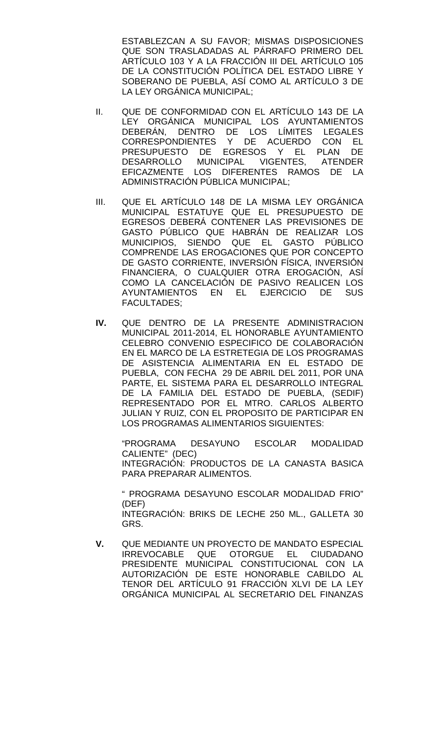ESTABLEZCAN A SU FAVOR; MISMAS DISPOSICIONES QUE SON TRASLADADAS AL PÁRRAFO PRIMERO DEL ARTÍCULO 103 Y A LA FRACCIÓN III DEL ARTÍCULO 105 DE LA CONSTITUCIÓN POLÍTICA DEL ESTADO LIBRE Y SOBERANO DE PUEBLA, ASÍ COMO AL ARTÍCULO 3 DE LA LEY ORGÁNICA MUNICIPAL;

II. QUE DE CONFORMIDAD CON EL ARTÍCULO 143 DE LA LEY ORGÁNICA MUNICIPAL LOS AYUNTAMIENTOS DEBERÁN, DENTRO DE LOS LÍMITES LEGALES CORRESPONDIENTES Y DE ACUERDO CON EL PRESUPUESTO DE EGRESOS Y EL PLAN DE DESARROLLO MUNICIPAL VIGENTES, ATENDER EFICAZMENTE LOS DIFERENTES RAMOS DE LA ADMINISTRACIÓN PÚBLICA MUNICIPAL;

III. QUE EL ARTÍCULO 148 DE LA MISMA LEY ORGÁNICA MUNICIPAL ESTATUYE QUE EL PRESUPUESTO DE EGRESOS DEBERÁ CONTENER LAS PREVISIONES DE GASTO PÚBLICO QUE HABRÁN DE REALIZAR LOS MUNICIPIOS, SIENDO QUE EL GASTO PÚBLICO COMPRENDE LAS EROGACIONES QUE POR CONCEPTO DE GASTO CORRIENTE, INVERSIÓN FÍSICA, INVERSIÓN FINANCIERA, O CUALQUIER OTRA EROGACIÓN, ASÍ COMO LA CANCELACIÓN DE PASIVO REALICEN LOS AYUNTAMIENTOS EN EL EJERCICIO DE SUS FACULTADES;

**IV.** QUE DENTRO DE LA PRESENTE ADMINISTRACION MUNICIPAL 2011-2014, EL HONORABLE AYUNTAMIENTO CELEBRO CONVENIO ESPECIFICO DE COLABORACIÓN EN EL MARCO DE LA ESTRETEGIA DE LOS PROGRAMAS DE ASISTENCIA ALIMENTARIA EN EL ESTADO DE PUEBLA, CON FECHA 29 DE ABRIL DEL 2011, POR UNA PARTE, EL SISTEMA PARA EL DESARROLLO INTEGRAL DE LA FAMILIA DEL ESTADO DE PUEBLA, (SEDIF) REPRESENTADO POR EL MTRO. CARLOS ALBERTO JULIAN Y RUIZ, CON EL PROPOSITO DE PARTICIPAR EN LOS PROGRAMAS ALIMENTARIOS SIGUIENTES:

"PROGRAMA DESAYUNO ESCOLAR MODALIDAD CALIENTE" (DEC)
INTEGRACIÓN: PRODUCTOS DE LA CANASTA BASICA PARA PREPARAR ALIMENTOS.

" PROGRAMA DESAYUNO ESCOLAR MODALIDAD FRIO" (DEF)
INTEGRACIÓN: BRIKS DE LECHE 250 ML., GALLETA 30 GRS.

**V.** QUE MEDIANTE UN PROYECTO DE MANDATO ESPECIAL IRREVOCABLE QUE OTORGUE EL CIUDADANO PRESIDENTE MUNICIPAL CONSTITUCIONAL CON LA AUTORIZACIÓN DE ESTE HONORABLE CABILDO AL TENOR DEL ARTÍCULO 91 FRACCIÓN XLVI DE LA LEY ORGÁNICA MUNICIPAL AL SECRETARIO DEL FINANZAS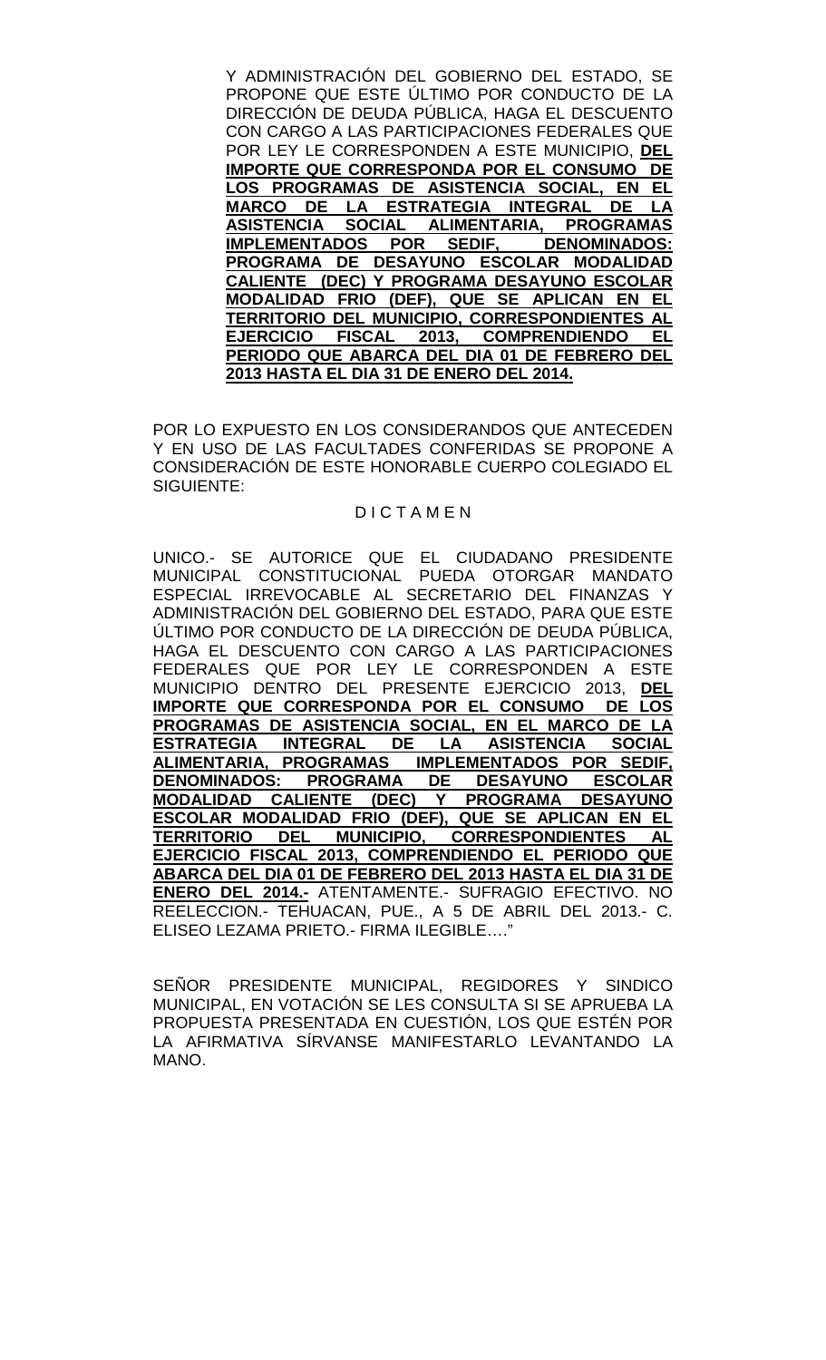Y ADMINISTRACIÓN DEL GOBIERNO DEL ESTADO, SE PROPONE QUE ESTE ÚLTIMO POR CONDUCTO DE LA DIRECCIÓN DE DEUDA PÚBLICA, HAGA EL DESCUENTO CON CARGO A LAS PARTICIPACIONES FEDERALES QUE POR LEY LE CORRESPONDEN A ESTE MUNICIPIO, **DEL IMPORTE QUE CORRESPONDA POR EL CONSUMO DE LOS PROGRAMAS DE ASISTENCIA SOCIAL, EN EL MARCO DE LA ESTRATEGIA INTEGRAL DE LA ASISTENCIA SOCIAL ALIMENTARIA, PROGRAMAS IMPLEMENTADOS POR SEDIF, DENOMINADOS: PROGRAMA DE DESAYUNO ESCOLAR MODALIDAD CALIENTE (DEC) Y PROGRAMA DESAYUNO ESCOLAR MODALIDAD FRIO (DEF), QUE SE APLICAN EN EL TERRITORIO DEL MUNICIPIO, CORRESPONDIENTES AL EJERCICIO FISCAL 2013, COMPRENDIENDO EL PERIODO QUE ABARCA DEL DIA 01 DE FEBRERO DEL 2013 HASTA EL DIA 31 DE ENERO DEL 2014.**

POR LO EXPUESTO EN LOS CONSIDERANDOS QUE ANTECEDEN Y EN USO DE LAS FACULTADES CONFERIDAS SE PROPONE A CONSIDERACIÓN DE ESTE HONORABLE CUERPO COLEGIADO EL SIGUIENTE:

D I C T A M E N

UNICO.- SE AUTORICE QUE EL CIUDADANO PRESIDENTE MUNICIPAL CONSTITUCIONAL PUEDA OTORGAR MANDATO ESPECIAL IRREVOCABLE AL SECRETARIO DEL FINANZAS Y ADMINISTRACIÓN DEL GOBIERNO DEL ESTADO, PARA QUE ESTE ÚLTIMO POR CONDUCTO DE LA DIRECCIÓN DE DEUDA PÚBLICA, HAGA EL DESCUENTO CON CARGO A LAS PARTICIPACIONES FEDERALES QUE POR LEY LE CORRESPONDEN A ESTE MUNICIPIO DENTRO DEL PRESENTE EJERCICIO 2013, **DEL IMPORTE QUE CORRESPONDA POR EL CONSUMO DE LOS PROGRAMAS DE ASISTENCIA SOCIAL, EN EL MARCO DE LA ESTRATEGIA INTEGRAL DE LA ASISTENCIA SOCIAL ALIMENTARIA, PROGRAMAS IMPLEMENTADOS POR SEDIF, DENOMINADOS: PROGRAMA DE DESAYUNO ESCOLAR MODALIDAD CALIENTE (DEC) Y PROGRAMA DESAYUNO ESCOLAR MODALIDAD FRIO (DEF), QUE SE APLICAN EN EL TERRITORIO DEL MUNICIPIO, CORRESPONDIENTES AL EJERCICIO FISCAL 2013, COMPRENDIENDO EL PERIODO QUE ABARCA DEL DIA 01 DE FEBRERO DEL 2013 HASTA EL DIA 31 DE ENERO DEL 2014.-** ATENTAMENTE.- SUFRAGIO EFECTIVO. NO REELECCION.- TEHUACAN, PUE., A 5 DE ABRIL DEL 2013.- C. ELISEO LEZAMA PRIETO.- FIRMA ILEGIBLE…."

SEÑOR PRESIDENTE MUNICIPAL, REGIDORES Y SINDICO MUNICIPAL, EN VOTACIÓN SE LES CONSULTA SI SE APRUEBA LA PROPUESTA PRESENTADA EN CUESTIÓN, LOS QUE ESTÉN POR LA AFIRMATIVA SÍRVANSE MANIFESTARLO LEVANTANDO LA MANO.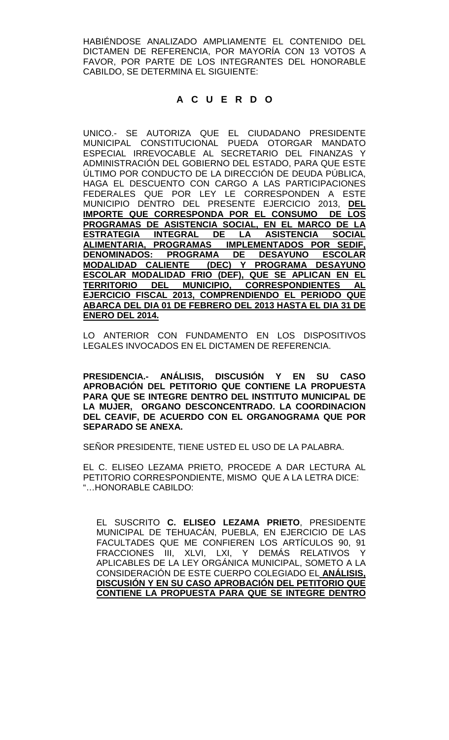HABIÉNDOSE ANALIZADO AMPLIAMENTE EL CONTENIDO DEL DICTAMEN DE REFERENCIA, POR MAYORÍA CON 13 VOTOS A FAVOR, POR PARTE DE LOS INTEGRANTES DEL HONORABLE CABILDO, SE DETERMINA EL SIGUIENTE:

**A C U E R D O**

UNICO.- SE AUTORIZA QUE EL CIUDADANO PRESIDENTE MUNICIPAL CONSTITUCIONAL PUEDA OTORGAR MANDATO ESPECIAL IRREVOCABLE AL SECRETARIO DEL FINANZAS Y ADMINISTRACIÓN DEL GOBIERNO DEL ESTADO, PARA QUE ESTE ÚLTIMO POR CONDUCTO DE LA DIRECCIÓN DE DEUDA PÚBLICA, HAGA EL DESCUENTO CON CARGO A LAS PARTICIPACIONES FEDERALES QUE POR LEY LE CORRESPONDEN A ESTE MUNICIPIO DENTRO DEL PRESENTE EJERCICIO 2013, **DEL IMPORTE QUE CORRESPONDA POR EL CONSUMO DE LOS PROGRAMAS DE ASISTENCIA SOCIAL, EN EL MARCO DE LA ESTRATEGIA INTEGRAL DE LA ASISTENCIA SOCIAL ALIMENTARIA, PROGRAMAS IMPLEMENTADOS POR SEDIF, DENOMINADOS: PROGRAMA DE DESAYUNO ESCOLAR MODALIDAD CALIENTE (DEC) Y PROGRAMA DESAYUNO ESCOLAR MODALIDAD FRIO (DEF), QUE SE APLICAN EN EL TERRITORIO DEL MUNICIPIO, CORRESPONDIENTES AL EJERCICIO FISCAL 2013, COMPRENDIENDO EL PERIODO QUE ABARCA DEL DIA 01 DE FEBRERO DEL 2013 HASTA EL DIA 31 DE ENERO DEL 2014.**

LO ANTERIOR CON FUNDAMENTO EN LOS DISPOSITIVOS LEGALES INVOCADOS EN EL DICTAMEN DE REFERENCIA.

**PRESIDENCIA.- ANÁLISIS, DISCUSIÓN Y EN SU CASO APROBACIÓN DEL PETITORIO QUE CONTIENE LA PROPUESTA PARA QUE SE INTEGRE DENTRO DEL INSTITUTO MUNICIPAL DE LA MUJER, ORGANO DESCONCENTRADO. LA COORDINACION DEL CEAVIF, DE ACUERDO CON EL ORGANOGRAMA QUE POR SEPARADO SE ANEXA.**

SEÑOR PRESIDENTE, TIENE USTED EL USO DE LA PALABRA.

EL C. ELISEO LEZAMA PRIETO, PROCEDE A DAR LECTURA AL PETITORIO CORRESPONDIENTE, MISMO QUE A LA LETRA DICE: "…HONORABLE CABILDO:

EL SUSCRITO **C. ELISEO LEZAMA PRIETO**, PRESIDENTE MUNICIPAL DE TEHUACÁN, PUEBLA, EN EJERCICIO DE LAS FACULTADES QUE ME CONFIEREN LOS ARTÍCULOS 90, 91 FRACCIONES III, XLVI, LXI, Y DEMÁS RELATIVOS Y APLICABLES DE LA LEY ORGÁNICA MUNICIPAL, SOMETO A LA CONSIDERACIÓN DE ESTE CUERPO COLEGIADO EL **ANÁLISIS, DISCUSIÓN Y EN SU CASO APROBACIÓN DEL PETITORIO QUE CONTIENE LA PROPUESTA PARA QUE SE INTEGRE DENTRO**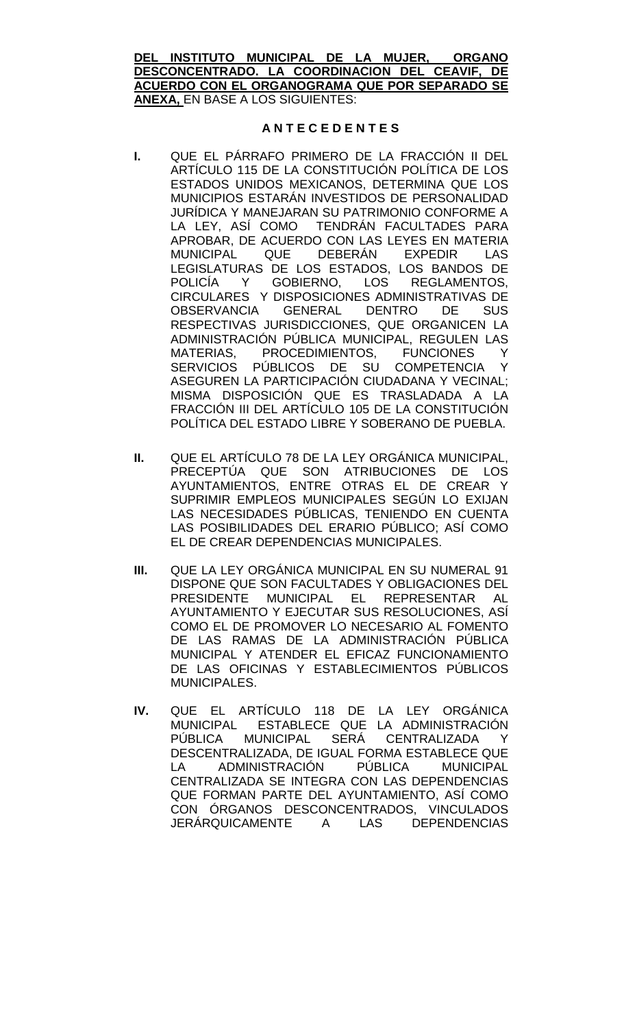**<u>DEL INSTITUTO MUNICIPAL DE LA MUJER, ORGANO DESCONCENTRADO. LA COORDINACION DEL CEAVIF, DE ACUERDO CON EL ORGANOGRAMA QUE POR SEPARADO SE ANEXA,</u>** EN BASE A LOS SIGUIENTES:

**A N T E C E D E N T E S**

**I.** QUE EL PÁRRAFO PRIMERO DE LA FRACCIÓN II DEL ARTÍCULO 115 DE LA CONSTITUCIÓN POLÍTICA DE LOS ESTADOS UNIDOS MEXICANOS, DETERMINA QUE LOS MUNICIPIOS ESTARÁN INVESTIDOS DE PERSONALIDAD JURÍDICA Y MANEJARAN SU PATRIMONIO CONFORME A LA LEY, ASÍ COMO TENDRÁN FACULTADES PARA APROBAR, DE ACUERDO CON LAS LEYES EN MATERIA MUNICIPAL QUE DEBERÁN EXPEDIR LAS LEGISLATURAS DE LOS ESTADOS, LOS BANDOS DE POLICÍA Y GOBIERNO, LOS REGLAMENTOS, CIRCULARES Y DISPOSICIONES ADMINISTRATIVAS DE OBSERVANCIA GENERAL DENTRO DE SUS RESPECTIVAS JURISDICCIONES, QUE ORGANICEN LA ADMINISTRACIÓN PÚBLICA MUNICIPAL, REGULEN LAS MATERIAS, PROCEDIMIENTOS, FUNCIONES Y SERVICIOS PÚBLICOS DE SU COMPETENCIA Y ASEGUREN LA PARTICIPACIÓN CIUDADANA Y VECINAL; MISMA DISPOSICIÓN QUE ES TRASLADADA A LA FRACCIÓN III DEL ARTÍCULO 105 DE LA CONSTITUCIÓN POLÍTICA DEL ESTADO LIBRE Y SOBERANO DE PUEBLA.

**II.** QUE EL ARTÍCULO 78 DE LA LEY ORGÁNICA MUNICIPAL, PRECEPTÚA QUE SON ATRIBUCIONES DE LOS AYUNTAMIENTOS, ENTRE OTRAS EL DE CREAR Y SUPRIMIR EMPLEOS MUNICIPALES SEGÚN LO EXIJAN LAS NECESIDADES PÚBLICAS, TENIENDO EN CUENTA LAS POSIBILIDADES DEL ERARIO PÚBLICO; ASÍ COMO EL DE CREAR DEPENDENCIAS MUNICIPALES.

**III.** QUE LA LEY ORGÁNICA MUNICIPAL EN SU NUMERAL 91 DISPONE QUE SON FACULTADES Y OBLIGACIONES DEL PRESIDENTE MUNICIPAL EL REPRESENTAR AL AYUNTAMIENTO Y EJECUTAR SUS RESOLUCIONES, ASÍ COMO EL DE PROMOVER LO NECESARIO AL FOMENTO DE LAS RAMAS DE LA ADMINISTRACIÓN PÚBLICA MUNICIPAL Y ATENDER EL EFICAZ FUNCIONAMIENTO DE LAS OFICINAS Y ESTABLECIMIENTOS PÚBLICOS MUNICIPALES.

**IV.** QUE EL ARTÍCULO 118 DE LA LEY ORGÁNICA MUNICIPAL ESTABLECE QUE LA ADMINISTRACIÓN PÚBLICA MUNICIPAL SERÁ CENTRALIZADA Y DESCENTRALIZADA, DE IGUAL FORMA ESTABLECE QUE LA ADMINISTRACIÓN PÚBLICA MUNICIPAL CENTRALIZADA SE INTEGRA CON LAS DEPENDENCIAS QUE FORMAN PARTE DEL AYUNTAMIENTO, ASÍ COMO CON ÓRGANOS DESCONCENTRADOS, VINCULADOS JERÁRQUICAMENTE A LAS DEPENDENCIAS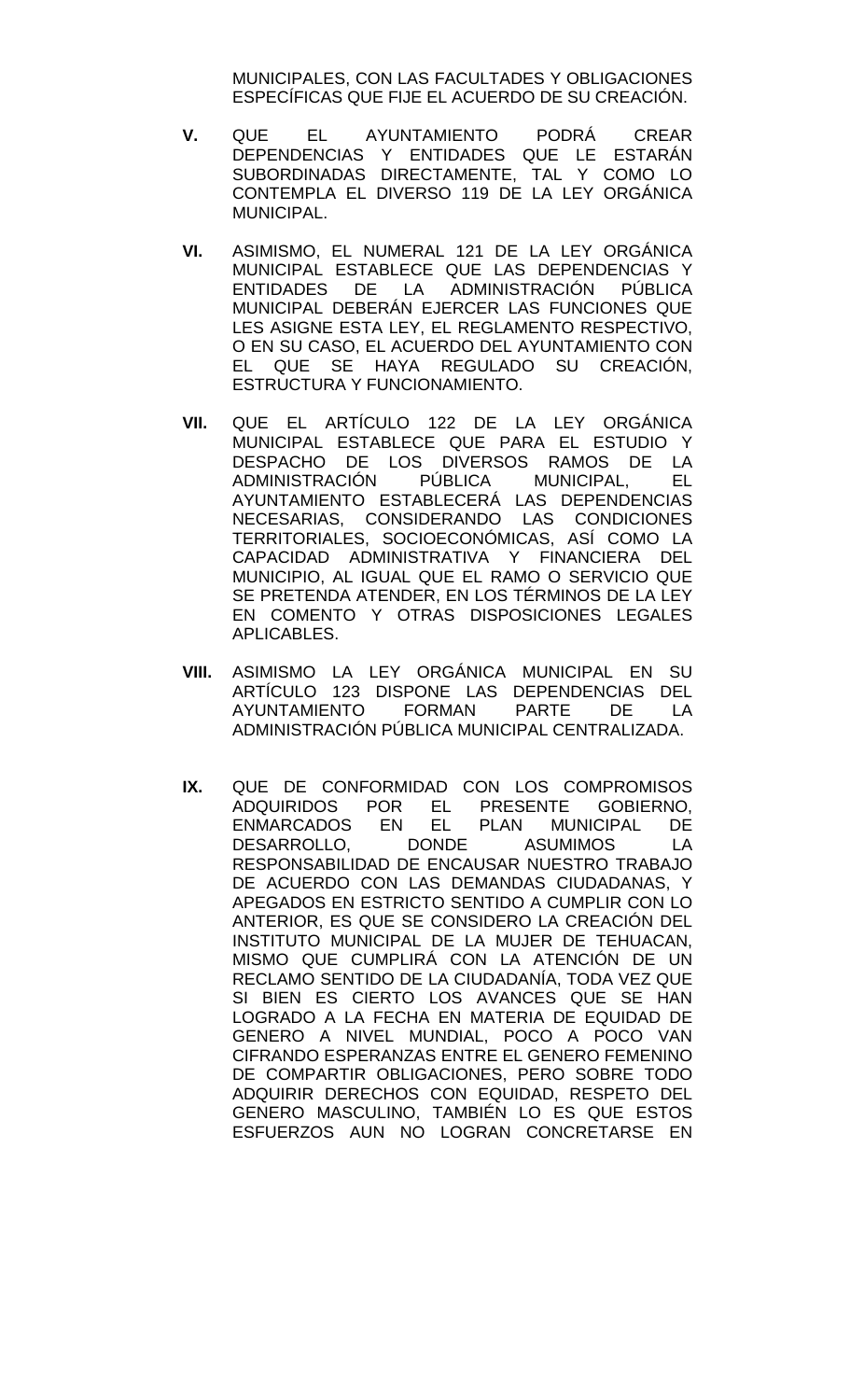MUNICIPALES, CON LAS FACULTADES Y OBLIGACIONES ESPECÍFICAS QUE FIJE EL ACUERDO DE SU CREACIÓN.

**V.** QUE EL AYUNTAMIENTO PODRÁ CREAR DEPENDENCIAS Y ENTIDADES QUE LE ESTARÁN SUBORDINADAS DIRECTAMENTE, TAL Y COMO LO CONTEMPLA EL DIVERSO 119 DE LA LEY ORGÁNICA MUNICIPAL.

**VI.** ASIMISMO, EL NUMERAL 121 DE LA LEY ORGÁNICA MUNICIPAL ESTABLECE QUE LAS DEPENDENCIAS Y ENTIDADES DE LA ADMINISTRACIÓN PÚBLICA MUNICIPAL DEBERÁN EJERCER LAS FUNCIONES QUE LES ASIGNE ESTA LEY, EL REGLAMENTO RESPECTIVO, O EN SU CASO, EL ACUERDO DEL AYUNTAMIENTO CON EL QUE SE HAYA REGULADO SU CREACIÓN, ESTRUCTURA Y FUNCIONAMIENTO.

**VII.** QUE EL ARTÍCULO 122 DE LA LEY ORGÁNICA MUNICIPAL ESTABLECE QUE PARA EL ESTUDIO Y DESPACHO DE LOS DIVERSOS RAMOS DE LA ADMINISTRACIÓN PÚBLICA MUNICIPAL, EL AYUNTAMIENTO ESTABLECERÁ LAS DEPENDENCIAS NECESARIAS, CONSIDERANDO LAS CONDICIONES TERRITORIALES, SOCIOECONÓMICAS, ASÍ COMO LA CAPACIDAD ADMINISTRATIVA Y FINANCIERA DEL MUNICIPIO, AL IGUAL QUE EL RAMO O SERVICIO QUE SE PRETENDA ATENDER, EN LOS TÉRMINOS DE LA LEY EN COMENTO Y OTRAS DISPOSICIONES LEGALES APLICABLES.

**VIII.** ASIMISMO LA LEY ORGÁNICA MUNICIPAL EN SU ARTÍCULO 123 DISPONE LAS DEPENDENCIAS DEL AYUNTAMIENTO FORMAN PARTE DE LA ADMINISTRACIÓN PÚBLICA MUNICIPAL CENTRALIZADA.

**IX.** QUE DE CONFORMIDAD CON LOS COMPROMISOS ADQUIRIDOS POR EL PRESENTE GOBIERNO, ENMARCADOS EN EL PLAN MUNICIPAL DE DESARROLLO, DONDE ASUMIMOS LA RESPONSABILIDAD DE ENCAUSAR NUESTRO TRABAJO DE ACUERDO CON LAS DEMANDAS CIUDADANAS, Y APEGADOS EN ESTRICTO SENTIDO A CUMPLIR CON LO ANTERIOR, ES QUE SE CONSIDERO LA CREACIÓN DEL INSTITUTO MUNICIPAL DE LA MUJER DE TEHUACAN, MISMO QUE CUMPLIRÁ CON LA ATENCIÓN DE UN RECLAMO SENTIDO DE LA CIUDADANÍA, TODA VEZ QUE SI BIEN ES CIERTO LOS AVANCES QUE SE HAN LOGRADO A LA FECHA EN MATERIA DE EQUIDAD DE GENERO A NIVEL MUNDIAL, POCO A POCO VAN CIFRANDO ESPERANZAS ENTRE EL GENERO FEMENINO DE COMPARTIR OBLIGACIONES, PERO SOBRE TODO ADQUIRIR DERECHOS CON EQUIDAD, RESPETO DEL GENERO MASCULINO, TAMBIÉN LO ES QUE ESTOS ESFUERZOS AUN NO LOGRAN CONCRETARSE EN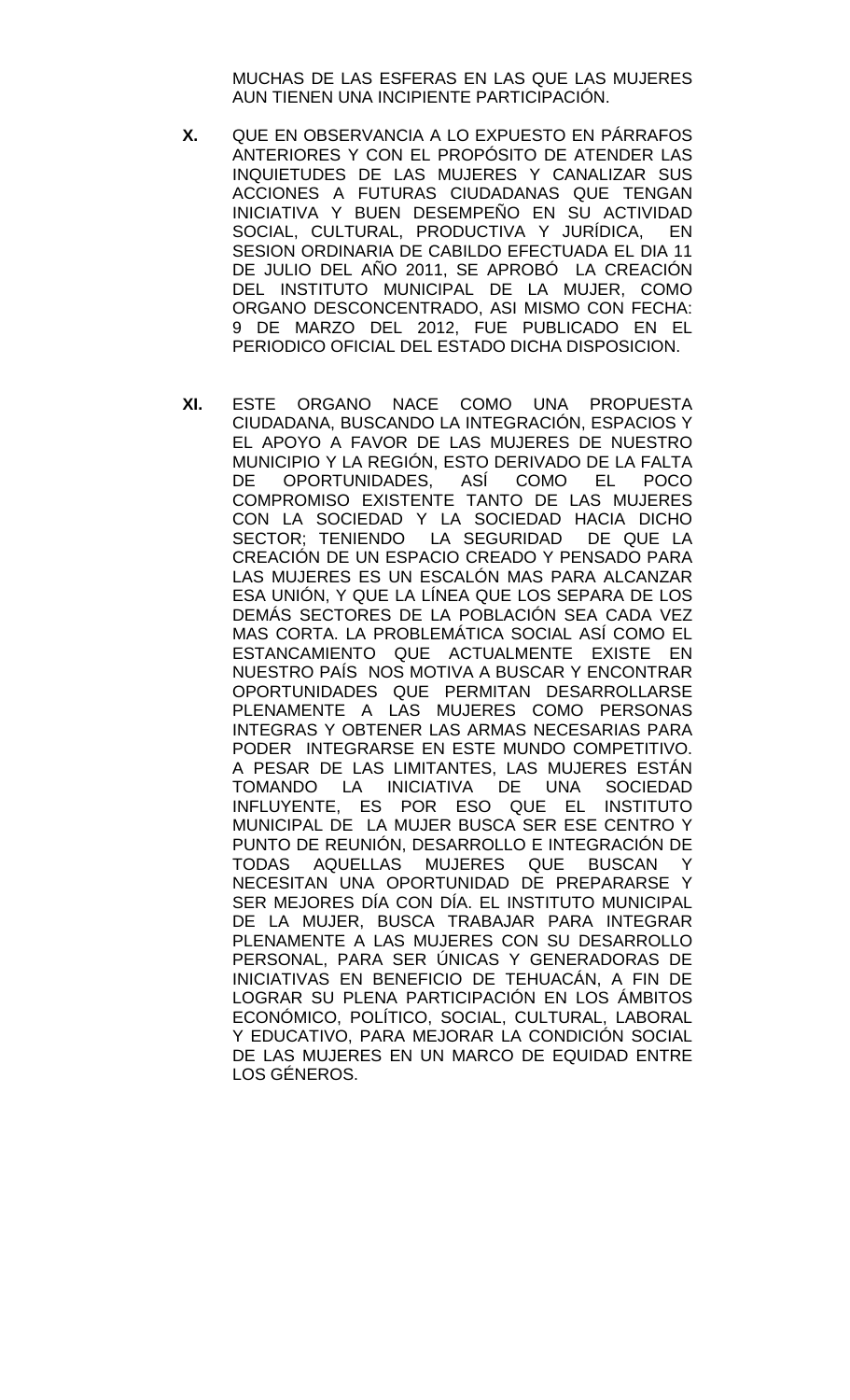MUCHAS DE LAS ESFERAS EN LAS QUE LAS MUJERES AUN TIENEN UNA INCIPIENTE PARTICIPACIÓN.

**X.** QUE EN OBSERVANCIA A LO EXPUESTO EN PÁRRAFOS ANTERIORES Y CON EL PROPÓSITO DE ATENDER LAS INQUIETUDES DE LAS MUJERES Y CANALIZAR SUS ACCIONES A FUTURAS CIUDADANAS QUE TENGAN INICIATIVA Y BUEN DESEMPEÑO EN SU ACTIVIDAD SOCIAL, CULTURAL, PRODUCTIVA Y JURÍDICA, EN SESION ORDINARIA DE CABILDO EFECTUADA EL DIA 11 DE JULIO DEL AÑO 2011, SE APROBÓ LA CREACIÓN DEL INSTITUTO MUNICIPAL DE LA MUJER, COMO ORGANO DESCONCENTRADO, ASI MISMO CON FECHA: 9 DE MARZO DEL 2012, FUE PUBLICADO EN EL PERIODICO OFICIAL DEL ESTADO DICHA DISPOSICION.

**XI.** ESTE ORGANO NACE COMO UNA PROPUESTA CIUDADANA, BUSCANDO LA INTEGRACIÓN, ESPACIOS Y EL APOYO A FAVOR DE LAS MUJERES DE NUESTRO MUNICIPIO Y LA REGIÓN, ESTO DERIVADO DE LA FALTA DE OPORTUNIDADES, ASÍ COMO EL POCO COMPROMISO EXISTENTE TANTO DE LAS MUJERES CON LA SOCIEDAD Y LA SOCIEDAD HACIA DICHO SECTOR; TENIENDO LA SEGURIDAD DE QUE LA CREACIÓN DE UN ESPACIO CREADO Y PENSADO PARA LAS MUJERES ES UN ESCALÓN MAS PARA ALCANZAR ESA UNIÓN, Y QUE LA LÍNEA QUE LOS SEPARA DE LOS DEMÁS SECTORES DE LA POBLACIÓN SEA CADA VEZ MAS CORTA. LA PROBLEMÁTICA SOCIAL ASÍ COMO EL ESTANCAMIENTO QUE ACTUALMENTE EXISTE EN NUESTRO PAÍS NOS MOTIVA A BUSCAR Y ENCONTRAR OPORTUNIDADES QUE PERMITAN DESARROLLARSE PLENAMENTE A LAS MUJERES COMO PERSONAS INTEGRAS Y OBTENER LAS ARMAS NECESARIAS PARA PODER INTEGRARSE EN ESTE MUNDO COMPETITIVO. A PESAR DE LAS LIMITANTES, LAS MUJERES ESTÁN TOMANDO LA INICIATIVA DE UNA SOCIEDAD INFLUYENTE, ES POR ESO QUE EL INSTITUTO MUNICIPAL DE LA MUJER BUSCA SER ESE CENTRO Y PUNTO DE REUNIÓN, DESARROLLO E INTEGRACIÓN DE TODAS AQUELLAS MUJERES QUE BUSCAN Y NECESITAN UNA OPORTUNIDAD DE PREPARARSE Y SER MEJORES DÍA CON DÍA. EL INSTITUTO MUNICIPAL DE LA MUJER, BUSCA TRABAJAR PARA INTEGRAR PLENAMENTE A LAS MUJERES CON SU DESARROLLO PERSONAL, PARA SER ÚNICAS Y GENERADORAS DE INICIATIVAS EN BENEFICIO DE TEHUACÁN, A FIN DE LOGRAR SU PLENA PARTICIPACIÓN EN LOS ÁMBITOS ECONÓMICO, POLÍTICO, SOCIAL, CULTURAL, LABORAL Y EDUCATIVO, PARA MEJORAR LA CONDICIÓN SOCIAL DE LAS MUJERES EN UN MARCO DE EQUIDAD ENTRE LOS GÉNEROS.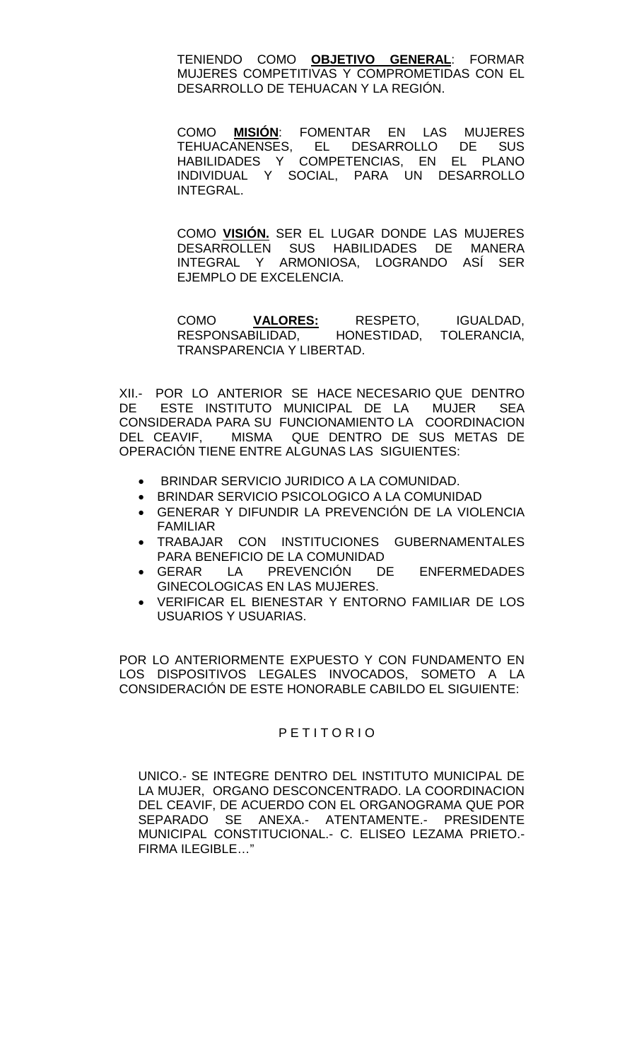TENIENDO COMO **OBJETIVO GENERAL**: FORMAR MUJERES COMPETITIVAS Y COMPROMETIDAS CON EL DESARROLLO DE TEHUACAN Y LA REGIÓN.

COMO **MISIÓN**: FOMENTAR EN LAS MUJERES TEHUACANENSES, EL DESARROLLO DE SUS HABILIDADES Y COMPETENCIAS, EN EL PLANO INDIVIDUAL Y SOCIAL, PARA UN DESARROLLO INTEGRAL.

COMO **VISIÓN.** SER EL LUGAR DONDE LAS MUJERES DESARROLLEN SUS HABILIDADES DE MANERA INTEGRAL Y ARMONIOSA, LOGRANDO ASÍ SER EJEMPLO DE EXCELENCIA.

COMO **VALORES:** RESPETO, IGUALDAD, RESPONSABILIDAD, HONESTIDAD, TOLERANCIA, TRANSPARENCIA Y LIBERTAD.

XII.- POR LO ANTERIOR SE HACE NECESARIO QUE DENTRO DE ESTE INSTITUTO MUNICIPAL DE LA MUJER SEA CONSIDERADA PARA SU FUNCIONAMIENTO LA COORDINACION DEL CEAVIF, MISMA QUE DENTRO DE SUS METAS DE OPERACIÓN TIENE ENTRE ALGUNAS LAS SIGUIENTES:

- BRINDAR SERVICIO JURIDICO A LA COMUNIDAD.
- BRINDAR SERVICIO PSICOLOGICO A LA COMUNIDAD
- GENERAR Y DIFUNDIR LA PREVENCIÓN DE LA VIOLENCIA FAMILIAR
- TRABAJAR CON INSTITUCIONES GUBERNAMENTALES PARA BENEFICIO DE LA COMUNIDAD
- GERAR LA PREVENCIÓN DE ENFERMEDADES GINECOLOGICAS EN LAS MUJERES.
- VERIFICAR EL BIENESTAR Y ENTORNO FAMILIAR DE LOS USUARIOS Y USUARIAS.

POR LO ANTERIORMENTE EXPUESTO Y CON FUNDAMENTO EN LOS DISPOSITIVOS LEGALES INVOCADOS, SOMETO A LA CONSIDERACIÓN DE ESTE HONORABLE CABILDO EL SIGUIENTE:

P E T I T O R I O

UNICO.- SE INTEGRE DENTRO DEL INSTITUTO MUNICIPAL DE LA MUJER, ORGANO DESCONCENTRADO. LA COORDINACION DEL CEAVIF, DE ACUERDO CON EL ORGANOGRAMA QUE POR SEPARADO SE ANEXA.- ATENTAMENTE.- PRESIDENTE MUNICIPAL CONSTITUCIONAL.- C. ELISEO LEZAMA PRIETO.- FIRMA ILEGIBLE…"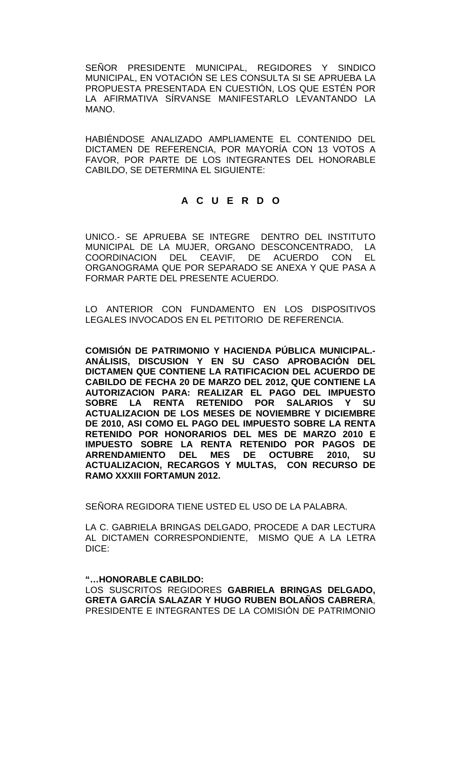SEÑOR PRESIDENTE MUNICIPAL, REGIDORES Y SINDICO MUNICIPAL, EN VOTACIÓN SE LES CONSULTA SI SE APRUEBA LA PROPUESTA PRESENTADA EN CUESTIÓN, LOS QUE ESTÉN POR LA AFIRMATIVA SÍRVANSE MANIFESTARLO LEVANTANDO LA MANO.

HABIÉNDOSE ANALIZADO AMPLIAMENTE EL CONTENIDO DEL DICTAMEN DE REFERENCIA, POR MAYORÍA CON 13 VOTOS A FAVOR, POR PARTE DE LOS INTEGRANTES DEL HONORABLE CABILDO, SE DETERMINA EL SIGUIENTE:

**A C U E R D O**

UNICO.- SE APRUEBA SE INTEGRE DENTRO DEL INSTITUTO MUNICIPAL DE LA MUJER, ORGANO DESCONCENTRADO, LA COORDINACION DEL CEAVIF, DE ACUERDO CON EL ORGANOGRAMA QUE POR SEPARADO SE ANEXA Y QUE PASA A FORMAR PARTE DEL PRESENTE ACUERDO.

LO ANTERIOR CON FUNDAMENTO EN LOS DISPOSITIVOS LEGALES INVOCADOS EN EL PETITORIO DE REFERENCIA.

**COMISIÓN DE PATRIMONIO Y HACIENDA PÚBLICA MUNICIPAL.- ANÁLISIS, DISCUSION Y EN SU CASO APROBACIÓN DEL DICTAMEN QUE CONTIENE LA RATIFICACION DEL ACUERDO DE CABILDO DE FECHA 20 DE MARZO DEL 2012, QUE CONTIENE LA AUTORIZACION PARA: REALIZAR EL PAGO DEL IMPUESTO SOBRE LA RENTA RETENIDO POR SALARIOS Y SU ACTUALIZACION DE LOS MESES DE NOVIEMBRE Y DICIEMBRE DE 2010, ASI COMO EL PAGO DEL IMPUESTO SOBRE LA RENTA RETENIDO POR HONORARIOS DEL MES DE MARZO 2010 E IMPUESTO SOBRE LA RENTA RETENIDO POR PAGOS DE ARRENDAMIENTO DEL MES DE OCTUBRE 2010, SU ACTUALIZACION, RECARGOS Y MULTAS, CON RECURSO DE RAMO XXXIII FORTAMUN 2012.**

SEÑORA REGIDORA TIENE USTED EL USO DE LA PALABRA.

LA C. GABRIELA BRINGAS DELGADO, PROCEDE A DAR LECTURA AL DICTAMEN CORRESPONDIENTE, MISMO QUE A LA LETRA DICE:

**"…HONORABLE CABILDO:**
LOS SUSCRITOS REGIDORES **GABRIELA BRINGAS DELGADO, GRETA GARCÍA SALAZAR Y HUGO RUBEN BOLAÑOS CABRERA**, PRESIDENTE E INTEGRANTES DE LA COMISIÓN DE PATRIMONIO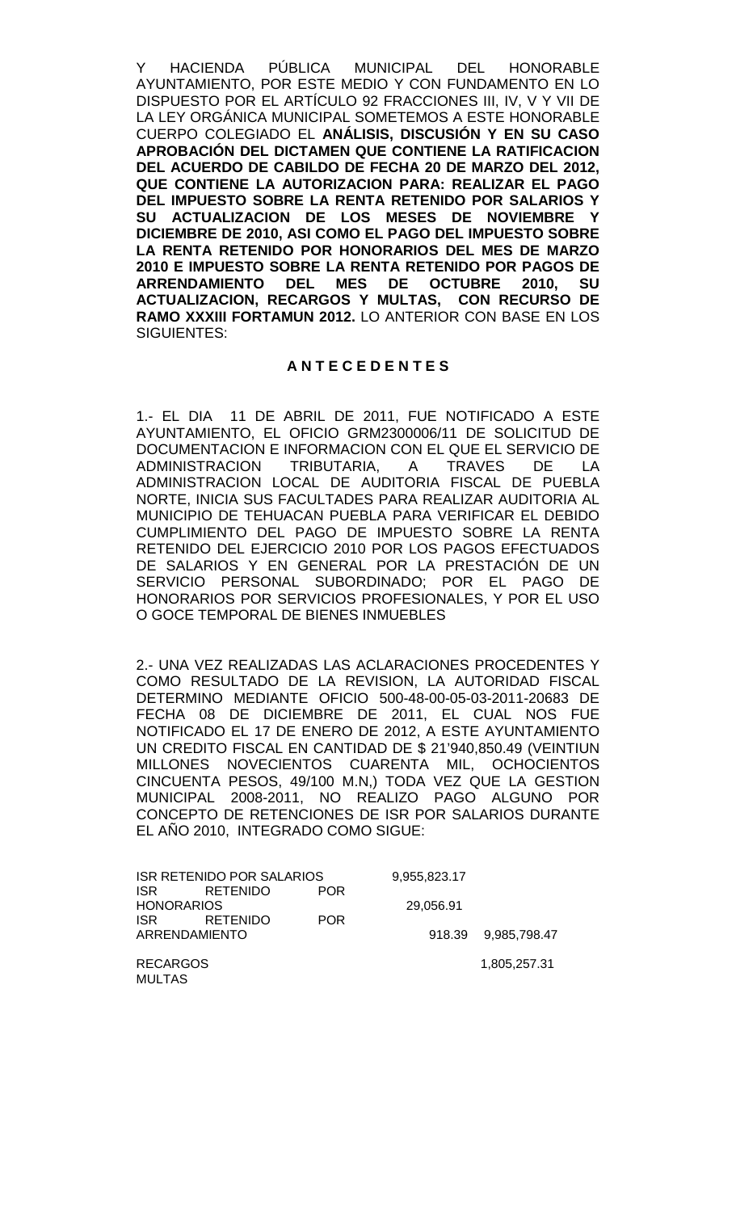Y HACIENDA PÚBLICA MUNICIPAL DEL HONORABLE AYUNTAMIENTO, POR ESTE MEDIO Y CON FUNDAMENTO EN LO DISPUESTO POR EL ARTÍCULO 92 FRACCIONES III, IV, V Y VII DE LA LEY ORGÁNICA MUNICIPAL SOMETEMOS A ESTE HONORABLE CUERPO COLEGIADO EL **ANÁLISIS, DISCUSIÓN Y EN SU CASO APROBACIÓN DEL DICTAMEN QUE CONTIENE LA RATIFICACION DEL ACUERDO DE CABILDO DE FECHA 20 DE MARZO DEL 2012, QUE CONTIENE LA AUTORIZACION PARA: REALIZAR EL PAGO DEL IMPUESTO SOBRE LA RENTA RETENIDO POR SALARIOS Y SU ACTUALIZACION DE LOS MESES DE NOVIEMBRE Y DICIEMBRE DE 2010, ASI COMO EL PAGO DEL IMPUESTO SOBRE LA RENTA RETENIDO POR HONORARIOS DEL MES DE MARZO 2010 E IMPUESTO SOBRE LA RENTA RETENIDO POR PAGOS DE ARRENDAMIENTO DEL MES DE OCTUBRE 2010, SU ACTUALIZACION, RECARGOS Y MULTAS, CON RECURSO DE RAMO XXXIII FORTAMUN 2012.** LO ANTERIOR CON BASE EN LOS SIGUIENTES:

**A N T E C E D E N T E S**

1.- EL DIA 11 DE ABRIL DE 2011, FUE NOTIFICADO A ESTE AYUNTAMIENTO, EL OFICIO GRM2300006/11 DE SOLICITUD DE DOCUMENTACION E INFORMACION CON EL QUE EL SERVICIO DE ADMINISTRACION TRIBUTARIA, A TRAVES DE LA ADMINISTRACION LOCAL DE AUDITORIA FISCAL DE PUEBLA NORTE, INICIA SUS FACULTADES PARA REALIZAR AUDITORIA AL MUNICIPIO DE TEHUACAN PUEBLA PARA VERIFICAR EL DEBIDO CUMPLIMIENTO DEL PAGO DE IMPUESTO SOBRE LA RENTA RETENIDO DEL EJERCICIO 2010 POR LOS PAGOS EFECTUADOS DE SALARIOS Y EN GENERAL POR LA PRESTACIÓN DE UN SERVICIO PERSONAL SUBORDINADO; POR EL PAGO DE HONORARIOS POR SERVICIOS PROFESIONALES, Y POR EL USO O GOCE TEMPORAL DE BIENES INMUEBLES

2.- UNA VEZ REALIZADAS LAS ACLARACIONES PROCEDENTES Y COMO RESULTADO DE LA REVISION, LA AUTORIDAD FISCAL DETERMINO MEDIANTE OFICIO 500-48-00-05-03-2011-20683 DE FECHA 08 DE DICIEMBRE DE 2011, EL CUAL NOS FUE NOTIFICADO EL 17 DE ENERO DE 2012, A ESTE AYUNTAMIENTO UN CREDITO FISCAL EN CANTIDAD DE $ 21'940,850.49 (VEINTIUN MILLONES NOVECIENTOS CUARENTA MIL, OCHOCIENTOS CINCUENTA PESOS, 49/100 M.N,) TODA VEZ QUE LA GESTION MUNICIPAL 2008-2011, NO REALIZO PAGO ALGUNO POR CONCEPTO DE RETENCIONES DE ISR POR SALARIOS DURANTE EL AÑO 2010, INTEGRADO COMO SIGUE:

| | | |
|---|---|---|
| ISR RETENIDO POR SALARIOS | 9,955,823.17 | |
| ISR RETENIDO POR HONORARIOS | 29,056.91 | |
| ISR RETENIDO POR ARRENDAMIENTO | 918.39 | 9,985,798.47 |
| RECARGOS | | 1,805,257.31 |
| MULTAS | | |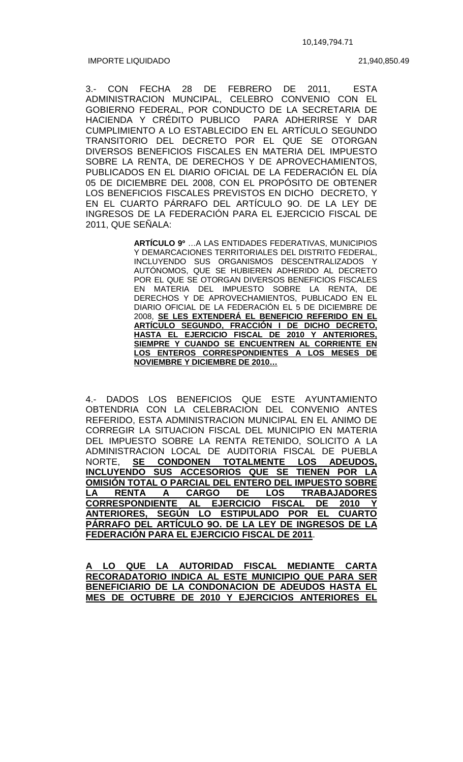10,149,794.71

IMPORTE LIQUIDADO 21,940,850.49

3.- CON FECHA 28 DE FEBRERO DE 2011, ESTA ADMINISTRACION MUNCIPAL, CELEBRO CONVENIO CON EL GOBIERNO FEDERAL, POR CONDUCTO DE LA SECRETARIA DE HACIENDA Y CRÉDITO PUBLICO PARA ADHERIRSE Y DAR CUMPLIMIENTO A LO ESTABLECIDO EN EL ARTÍCULO SEGUNDO TRANSITORIO DEL DECRETO POR EL QUE SE OTORGAN DIVERSOS BENEFICIOS FISCALES EN MATERIA DEL IMPUESTO SOBRE LA RENTA, DE DERECHOS Y DE APROVECHAMIENTOS, PUBLICADOS EN EL DIARIO OFICIAL DE LA FEDERACIÓN EL DÍA 05 DE DICIEMBRE DEL 2008, CON EL PROPÓSITO DE OBTENER LOS BENEFICIOS FISCALES PREVISTOS EN DICHO DECRETO, Y EN EL CUARTO PÁRRAFO DEL ARTÍCULO 9O. DE LA LEY DE INGRESOS DE LA FEDERACIÓN PARA EL EJERCICIO FISCAL DE 2011, QUE SEÑALA:

> **ARTÍCULO 9º** ...A LAS ENTIDADES FEDERATIVAS, MUNICIPIOS Y DEMARCACIONES TERRITORIALES DEL DISTRITO FEDERAL, INCLUYENDO SUS ORGANISMOS DESCENTRALIZADOS Y AUTÓNOMOS, QUE SE HUBIEREN ADHERIDO AL DECRETO POR EL QUE SE OTORGAN DIVERSOS BENEFICIOS FISCALES EN MATERIA DEL IMPUESTO SOBRE LA RENTA, DE DERECHOS Y DE APROVECHAMIENTOS, PUBLICADO EN EL DIARIO OFICIAL DE LA FEDERACIÓN EL 5 DE DICIEMBRE DE 2008, **SE LES EXTENDERÁ EL BENEFICIO REFERIDO EN EL ARTÍCULO SEGUNDO, FRACCIÓN I DE DICHO DECRETO, HASTA EL EJERCICIO FISCAL DE 2010 Y ANTERIORES, SIEMPRE Y CUANDO SE ENCUENTREN AL CORRIENTE EN LOS ENTEROS CORRESPONDIENTES A LOS MESES DE NOVIEMBRE Y DICIEMBRE DE 2010…**

4.- DADOS LOS BENEFICIOS QUE ESTE AYUNTAMIENTO OBTENDRIA CON LA CELEBRACION DEL CONVENIO ANTES REFERIDO, ESTA ADMINISTRACION MUNICIPAL EN EL ANIMO DE CORREGIR LA SITUACION FISCAL DEL MUNICIPIO EN MATERIA DEL IMPUESTO SOBRE LA RENTA RETENIDO, SOLICITO A LA ADMINISTRACION LOCAL DE AUDITORIA FISCAL DE PUEBLA NORTE, **SE CONDONEN TOTALMENTE LOS ADEUDOS, INCLUYENDO SUS ACCESORIOS QUE SE TIENEN POR LA OMISIÓN TOTAL O PARCIAL DEL ENTERO DEL IMPUESTO SOBRE LA RENTA A CARGO DE LOS TRABAJADORES CORRESPONDIENTE AL EJERCICIO FISCAL DE 2010 Y ANTERIORES, SEGÚN LO ESTIPULADO POR EL CUARTO PÁRRAFO DEL ARTÍCULO 9O. DE LA LEY DE INGRESOS DE LA FEDERACIÓN PARA EL EJERCICIO FISCAL DE 2011**.

**A LO QUE LA AUTORIDAD FISCAL MEDIANTE CARTA RECORADATORIO INDICA AL ESTE MUNICIPIO QUE PARA SER BENEFICIARIO DE LA CONDONACION DE ADEUDOS HASTA EL MES DE OCTUBRE DE 2010 Y EJERCICIOS ANTERIORES EL**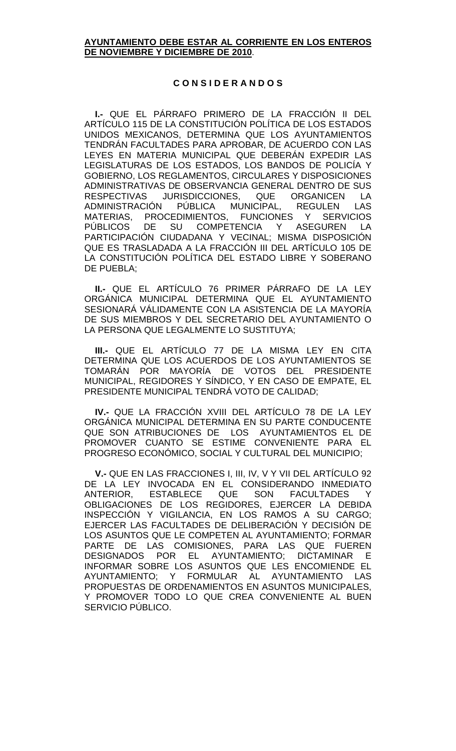**AYUNTAMIENTO DEBE ESTAR AL CORRIENTE EN LOS ENTEROS DE NOVIEMBRE Y DICIEMBRE DE 2010**.

## C O N S I D E R A N D O S

**I.-** QUE EL PÁRRAFO PRIMERO DE LA FRACCIÓN II DEL ARTÍCULO 115 DE LA CONSTITUCIÓN POLÍTICA DE LOS ESTADOS UNIDOS MEXICANOS, DETERMINA QUE LOS AYUNTAMIENTOS TENDRÁN FACULTADES PARA APROBAR, DE ACUERDO CON LAS LEYES EN MATERIA MUNICIPAL QUE DEBERÁN EXPEDIR LAS LEGISLATURAS DE LOS ESTADOS, LOS BANDOS DE POLICÍA Y GOBIERNO, LOS REGLAMENTOS, CIRCULARES Y DISPOSICIONES ADMINISTRATIVAS DE OBSERVANCIA GENERAL DENTRO DE SUS RESPECTIVAS JURISDICCIONES, QUE ORGANICEN LA ADMINISTRACIÓN PÚBLICA MUNICIPAL, REGULEN LAS MATERIAS, PROCEDIMIENTOS, FUNCIONES Y SERVICIOS PÚBLICOS DE SU COMPETENCIA Y ASEGUREN LA PARTICIPACIÓN CIUDADANA Y VECINAL; MISMA DISPOSICIÓN QUE ES TRASLADADA A LA FRACCIÓN III DEL ARTÍCULO 105 DE LA CONSTITUCIÓN POLÍTICA DEL ESTADO LIBRE Y SOBERANO DE PUEBLA;

**II.-** QUE EL ARTÍCULO 76 PRIMER PÁRRAFO DE LA LEY ORGÁNICA MUNICIPAL DETERMINA QUE EL AYUNTAMIENTO SESIONARÁ VÁLIDAMENTE CON LA ASISTENCIA DE LA MAYORÍA DE SUS MIEMBROS Y DEL SECRETARIO DEL AYUNTAMIENTO O LA PERSONA QUE LEGALMENTE LO SUSTITUYA;

**III.-** QUE EL ARTÍCULO 77 DE LA MISMA LEY EN CITA DETERMINA QUE LOS ACUERDOS DE LOS AYUNTAMIENTOS SE TOMARÁN POR MAYORÍA DE VOTOS DEL PRESIDENTE MUNICIPAL, REGIDORES Y SÍNDICO, Y EN CASO DE EMPATE, EL PRESIDENTE MUNICIPAL TENDRÁ VOTO DE CALIDAD;

**IV.-** QUE LA FRACCIÓN XVIII DEL ARTÍCULO 78 DE LA LEY ORGÁNICA MUNICIPAL DETERMINA EN SU PARTE CONDUCENTE QUE SON ATRIBUCIONES DE LOS AYUNTAMIENTOS EL DE PROMOVER CUANTO SE ESTIME CONVENIENTE PARA EL PROGRESO ECONÓMICO, SOCIAL Y CULTURAL DEL MUNICIPIO;

**V.-** QUE EN LAS FRACCIONES I, III, IV, V Y VII DEL ARTÍCULO 92 DE LA LEY INVOCADA EN EL CONSIDERANDO INMEDIATO ANTERIOR, ESTABLECE QUE SON FACULTADES Y OBLIGACIONES DE LOS REGIDORES, EJERCER LA DEBIDA INSPECCIÓN Y VIGILANCIA, EN LOS RAMOS A SU CARGO; EJERCER LAS FACULTADES DE DELIBERACIÓN Y DECISIÓN DE LOS ASUNTOS QUE LE COMPETEN AL AYUNTAMIENTO; FORMAR PARTE DE LAS COMISIONES, PARA LAS QUE FUEREN DESIGNADOS POR EL AYUNTAMIENTO; DICTAMINAR E INFORMAR SOBRE LOS ASUNTOS QUE LES ENCOMIENDE EL AYUNTAMIENTO; Y FORMULAR AL AYUNTAMIENTO LAS PROPUESTAS DE ORDENAMIENTOS EN ASUNTOS MUNICIPALES, Y PROMOVER TODO LO QUE CREA CONVENIENTE AL BUEN SERVICIO PÚBLICO.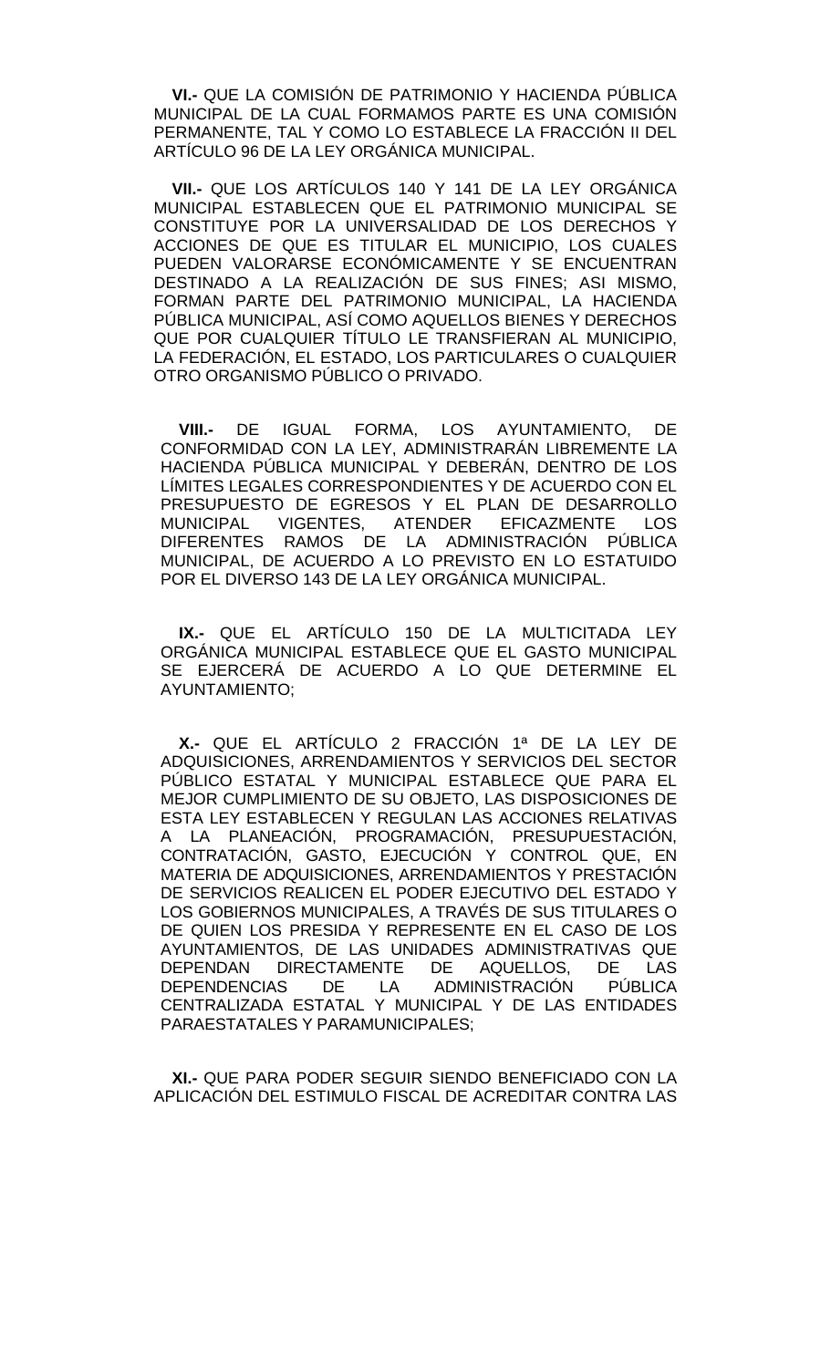**VI.-** QUE LA COMISIÓN DE PATRIMONIO Y HACIENDA PÚBLICA MUNICIPAL DE LA CUAL FORMAMOS PARTE ES UNA COMISIÓN PERMANENTE, TAL Y COMO LO ESTABLECE LA FRACCIÓN II DEL ARTÍCULO 96 DE LA LEY ORGÁNICA MUNICIPAL.

**VII.-** QUE LOS ARTÍCULOS 140 Y 141 DE LA LEY ORGÁNICA MUNICIPAL ESTABLECEN QUE EL PATRIMONIO MUNICIPAL SE CONSTITUYE POR LA UNIVERSALIDAD DE LOS DERECHOS Y ACCIONES DE QUE ES TITULAR EL MUNICIPIO, LOS CUALES PUEDEN VALORARSE ECONÓMICAMENTE Y SE ENCUENTRAN DESTINADO A LA REALIZACIÓN DE SUS FINES; ASI MISMO, FORMAN PARTE DEL PATRIMONIO MUNICIPAL, LA HACIENDA PÚBLICA MUNICIPAL, ASÍ COMO AQUELLOS BIENES Y DERECHOS QUE POR CUALQUIER TÍTULO LE TRANSFIERAN AL MUNICIPIO, LA FEDERACIÓN, EL ESTADO, LOS PARTICULARES O CUALQUIER OTRO ORGANISMO PÚBLICO O PRIVADO.

**VIII.-** DE IGUAL FORMA, LOS AYUNTAMIENTO, DE CONFORMIDAD CON LA LEY, ADMINISTRARÁN LIBREMENTE LA HACIENDA PÚBLICA MUNICIPAL Y DEBERÁN, DENTRO DE LOS LÍMITES LEGALES CORRESPONDIENTES Y DE ACUERDO CON EL PRESUPUESTO DE EGRESOS Y EL PLAN DE DESARROLLO MUNICIPAL VIGENTES, ATENDER EFICAZMENTE LOS DIFERENTES RAMOS DE LA ADMINISTRACIÓN PÚBLICA MUNICIPAL, DE ACUERDO A LO PREVISTO EN LO ESTATUIDO POR EL DIVERSO 143 DE LA LEY ORGÁNICA MUNICIPAL.

**IX.-** QUE EL ARTÍCULO 150 DE LA MULTICITADA LEY ORGÁNICA MUNICIPAL ESTABLECE QUE EL GASTO MUNICIPAL SE EJERCERÁ DE ACUERDO A LO QUE DETERMINE EL AYUNTAMIENTO;

**X.-** QUE EL ARTÍCULO 2 FRACCIÓN 1ª DE LA LEY DE ADQUISICIONES, ARRENDAMIENTOS Y SERVICIOS DEL SECTOR PÚBLICO ESTATAL Y MUNICIPAL ESTABLECE QUE PARA EL MEJOR CUMPLIMIENTO DE SU OBJETO, LAS DISPOSICIONES DE ESTA LEY ESTABLECEN Y REGULAN LAS ACCIONES RELATIVAS A LA PLANEACIÓN, PROGRAMACIÓN, PRESUPUESTACIÓN, CONTRATACIÓN, GASTO, EJECUCIÓN Y CONTROL QUE, EN MATERIA DE ADQUISICIONES, ARRENDAMIENTOS Y PRESTACIÓN DE SERVICIOS REALICEN EL PODER EJECUTIVO DEL ESTADO Y LOS GOBIERNOS MUNICIPALES, A TRAVÉS DE SUS TITULARES O DE QUIEN LOS PRESIDA Y REPRESENTE EN EL CASO DE LOS AYUNTAMIENTOS, DE LAS UNIDADES ADMINISTRATIVAS QUE DEPENDAN DIRECTAMENTE DE AQUELLOS, DE LAS DEPENDENCIAS DE LA ADMINISTRACIÓN PÚBLICA CENTRALIZADA ESTATAL Y MUNICIPAL Y DE LAS ENTIDADES PARAESTATALES Y PARAMUNICIPALES;

**XI.-** QUE PARA PODER SEGUIR SIENDO BENEFICIADO CON LA APLICACIÓN DEL ESTIMULO FISCAL DE ACREDITAR CONTRA LAS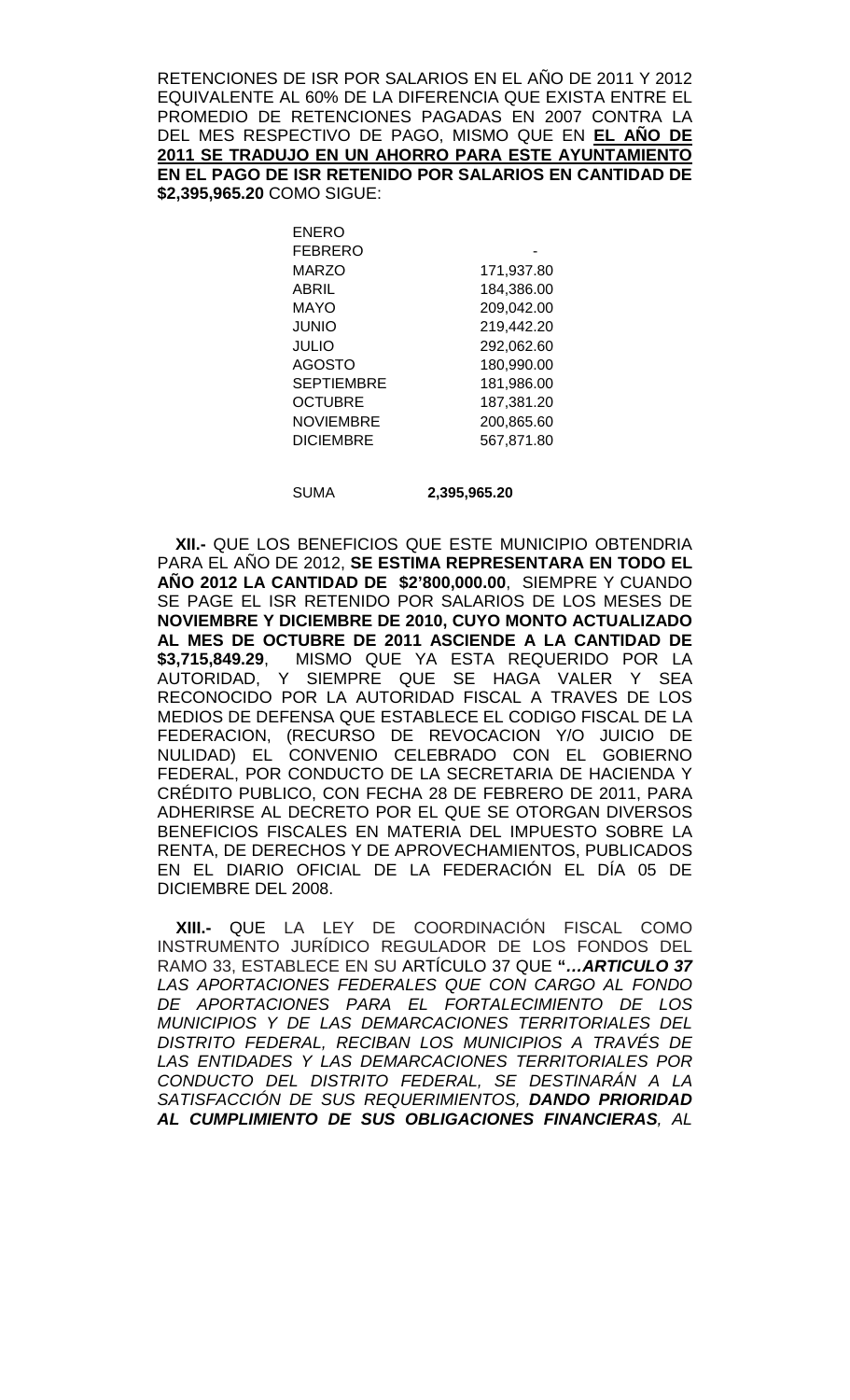RETENCIONES DE ISR POR SALARIOS EN EL AÑO DE 2011 Y 2012 EQUIVALENTE AL 60% DE LA DIFERENCIA QUE EXISTA ENTRE EL PROMEDIO DE RETENCIONES PAGADAS EN 2007 CONTRA LA DEL MES RESPECTIVO DE PAGO, MISMO QUE EN **EL AÑO DE 2011 SE TRADUJO EN UN AHORRO PARA ESTE AYUNTAMIENTO EN EL PAGO DE ISR RETENIDO POR SALARIOS EN CANTIDAD DE $2,395,965.20** COMO SIGUE:

| | |
|---|---|
| ENERO | |
| FEBRERO | - |
| MARZO | 171,937.80 |
| ABRIL | 184,386.00 |
| MAYO | 209,042.00 |
| JUNIO | 219,442.20 |
| JULIO | 292,062.60 |
| AGOSTO | 180,990.00 |
| SEPTIEMBRE | 181,986.00 |
| OCTUBRE | 187,381.20 |
| NOVIEMBRE | 200,865.60 |
| DICIEMBRE | 567,871.80 |
| SUMA | **2,395,965.20** |

**XII.-** QUE LOS BENEFICIOS QUE ESTE MUNICIPIO OBTENDRIA PARA EL AÑO DE 2012, **SE ESTIMA REPRESENTARA EN TODO EL AÑO 2012 LA CANTIDAD DE $2'800,000.00**, SIEMPRE Y CUANDO SE PAGE EL ISR RETENIDO POR SALARIOS DE LOS MESES DE **NOVIEMBRE Y DICIEMBRE DE 2010, CUYO MONTO ACTUALIZADO AL MES DE OCTUBRE DE 2011 ASCIENDE A LA CANTIDAD DE $3,715,849.29**, MISMO QUE YA ESTA REQUERIDO POR LA AUTORIDAD, Y SIEMPRE QUE SE HAGA VALER Y SEA RECONOCIDO POR LA AUTORIDAD FISCAL A TRAVES DE LOS MEDIOS DE DEFENSA QUE ESTABLECE EL CODIGO FISCAL DE LA FEDERACION, (RECURSO DE REVOCACION Y/O JUICIO DE NULIDAD) EL CONVENIO CELEBRADO CON EL GOBIERNO FEDERAL, POR CONDUCTO DE LA SECRETARIA DE HACIENDA Y CRÉDITO PUBLICO, CON FECHA 28 DE FEBRERO DE 2011, PARA ADHERIRSE AL DECRETO POR EL QUE SE OTORGAN DIVERSOS BENEFICIOS FISCALES EN MATERIA DEL IMPUESTO SOBRE LA RENTA, DE DERECHOS Y DE APROVECHAMIENTOS, PUBLICADOS EN EL DIARIO OFICIAL DE LA FEDERACIÓN EL DÍA 05 DE DICIEMBRE DEL 2008.

**XIII.-** QUE LA LEY DE COORDINACIÓN FISCAL COMO INSTRUMENTO JURÍDICO REGULADOR DE LOS FONDOS DEL RAMO 33, ESTABLECE EN SU ARTÍCULO 37 QUE **"…*ARTICULO 37*** *LAS APORTACIONES FEDERALES QUE CON CARGO AL FONDO DE APORTACIONES PARA EL FORTALECIMIENTO DE LOS MUNICIPIOS Y DE LAS DEMARCACIONES TERRITORIALES DEL DISTRITO FEDERAL, RECIBAN LOS MUNICIPIOS A TRAVÉS DE LAS ENTIDADES Y LAS DEMARCACIONES TERRITORIALES POR CONDUCTO DEL DISTRITO FEDERAL, SE DESTINARÁN A LA SATISFACCIÓN DE SUS REQUERIMIENTOS,* ***DANDO PRIORIDAD AL CUMPLIMIENTO DE SUS OBLIGACIONES FINANCIERAS****, AL*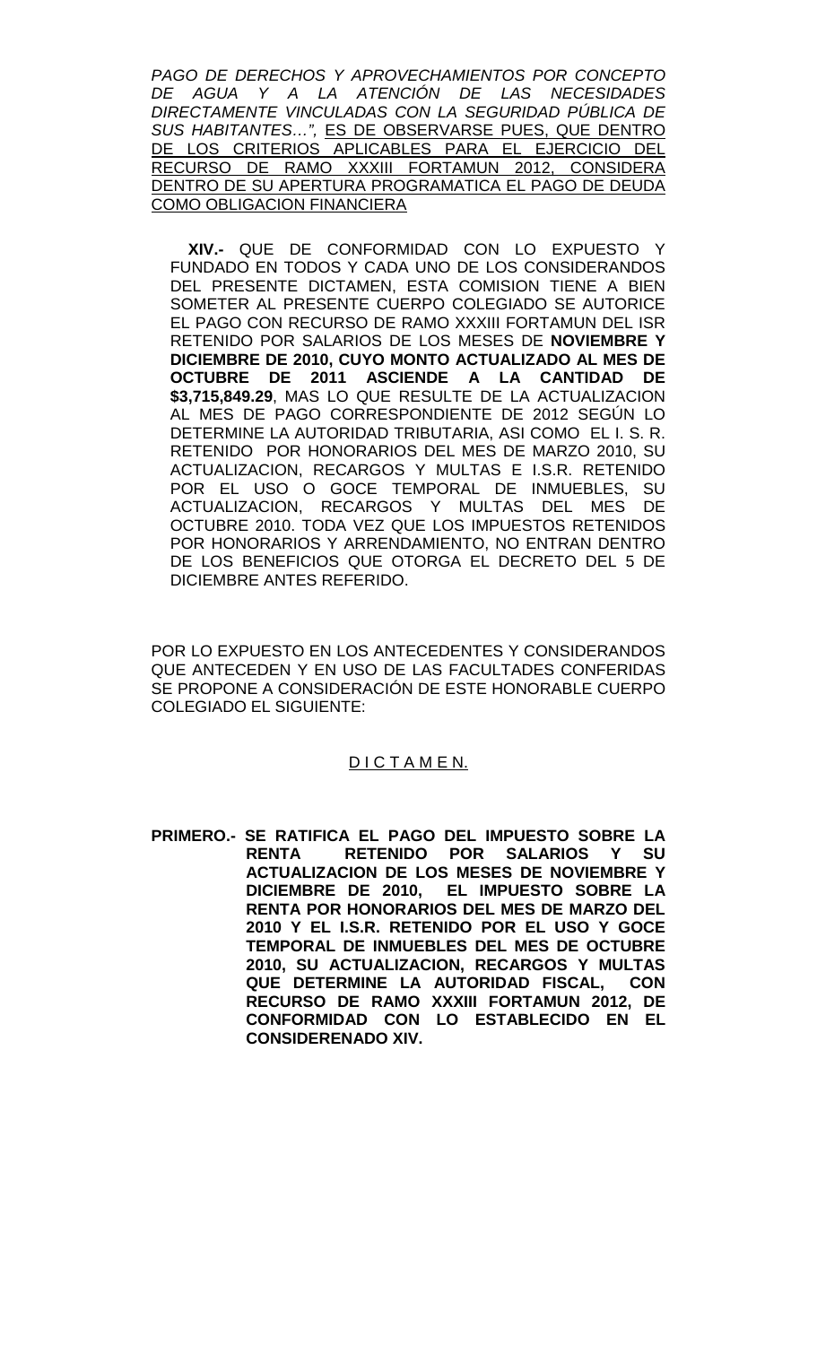*PAGO DE DERECHOS Y APROVECHAMIENTOS POR CONCEPTO DE AGUA Y A LA ATENCIÓN DE LAS NECESIDADES DIRECTAMENTE VINCULADAS CON LA SEGURIDAD PÚBLICA DE SUS HABITANTES…",* <u>ES DE OBSERVARSE PUES, QUE DENTRO DE LOS CRITERIOS APLICABLES PARA EL EJERCICIO DEL RECURSO DE RAMO XXXIII FORTAMUN 2012, CONSIDERA DENTRO DE SU APERTURA PROGRAMATICA EL PAGO DE DEUDA COMO OBLIGACION FINANCIERA</u>

**XIV.-** QUE DE CONFORMIDAD CON LO EXPUESTO Y FUNDADO EN TODOS Y CADA UNO DE LOS CONSIDERANDOS DEL PRESENTE DICTAMEN, ESTA COMISION TIENE A BIEN SOMETER AL PRESENTE CUERPO COLEGIADO SE AUTORICE EL PAGO CON RECURSO DE RAMO XXXIII FORTAMUN DEL ISR RETENIDO POR SALARIOS DE LOS MESES DE **NOVIEMBRE Y DICIEMBRE DE 2010, CUYO MONTO ACTUALIZADO AL MES DE OCTUBRE DE 2011 ASCIENDE A LA CANTIDAD DE $3,715,849.29**, MAS LO QUE RESULTE DE LA ACTUALIZACION AL MES DE PAGO CORRESPONDIENTE DE 2012 SEGÚN LO DETERMINE LA AUTORIDAD TRIBUTARIA, ASI COMO EL I. S. R. RETENIDO POR HONORARIOS DEL MES DE MARZO 2010, SU ACTUALIZACION, RECARGOS Y MULTAS E I.S.R. RETENIDO POR EL USO O GOCE TEMPORAL DE INMUEBLES, SU ACTUALIZACION, RECARGOS Y MULTAS DEL MES DE OCTUBRE 2010. TODA VEZ QUE LOS IMPUESTOS RETENIDOS POR HONORARIOS Y ARRENDAMIENTO, NO ENTRAN DENTRO DE LOS BENEFICIOS QUE OTORGA EL DECRETO DEL 5 DE DICIEMBRE ANTES REFERIDO.

POR LO EXPUESTO EN LOS ANTECEDENTES Y CONSIDERANDOS QUE ANTECEDEN Y EN USO DE LAS FACULTADES CONFERIDAS SE PROPONE A CONSIDERACIÓN DE ESTE HONORABLE CUERPO COLEGIADO EL SIGUIENTE:

<u>D I C T A M E N.</u>

**PRIMERO.- SE RATIFICA EL PAGO DEL IMPUESTO SOBRE LA RENTA RETENIDO POR SALARIOS Y SU ACTUALIZACION DE LOS MESES DE NOVIEMBRE Y DICIEMBRE DE 2010, EL IMPUESTO SOBRE LA RENTA POR HONORARIOS DEL MES DE MARZO DEL 2010 Y EL I.S.R. RETENIDO POR EL USO Y GOCE TEMPORAL DE INMUEBLES DEL MES DE OCTUBRE 2010, SU ACTUALIZACION, RECARGOS Y MULTAS QUE DETERMINE LA AUTORIDAD FISCAL, CON RECURSO DE RAMO XXXIII FORTAMUN 2012, DE CONFORMIDAD CON LO ESTABLECIDO EN EL CONSIDERENADO XIV.**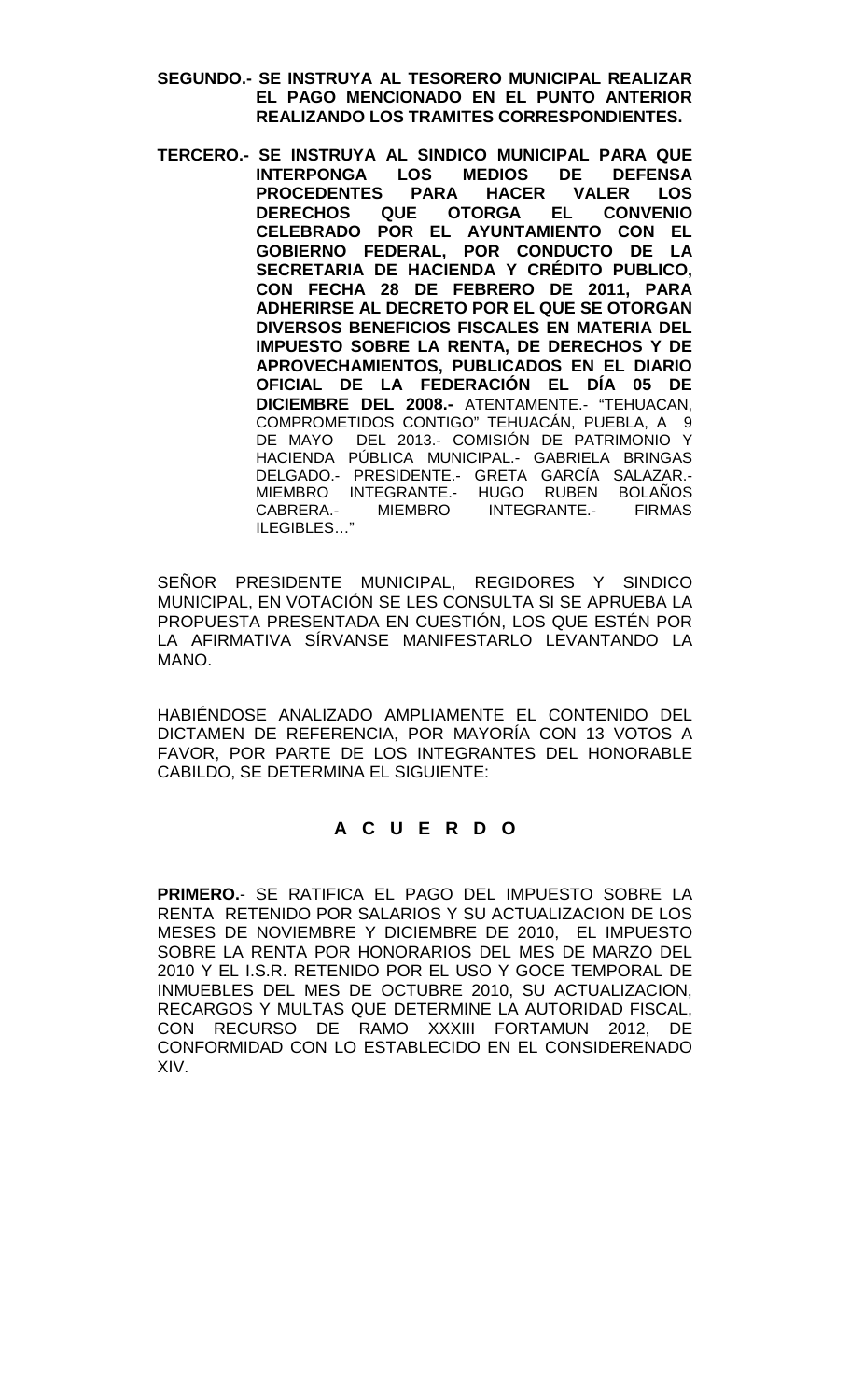**SEGUNDO.- SE INSTRUYA AL TESORERO MUNICIPAL REALIZAR EL PAGO MENCIONADO EN EL PUNTO ANTERIOR REALIZANDO LOS TRAMITES CORRESPONDIENTES.**

**TERCERO.- SE INSTRUYA AL SINDICO MUNICIPAL PARA QUE INTERPONGA LOS MEDIOS DE DEFENSA PROCEDENTES PARA HACER VALER LOS DERECHOS QUE OTORGA EL CONVENIO CELEBRADO POR EL AYUNTAMIENTO CON EL GOBIERNO FEDERAL, POR CONDUCTO DE LA SECRETARIA DE HACIENDA Y CRÉDITO PUBLICO, CON FECHA 28 DE FEBRERO DE 2011, PARA ADHERIRSE AL DECRETO POR EL QUE SE OTORGAN DIVERSOS BENEFICIOS FISCALES EN MATERIA DEL IMPUESTO SOBRE LA RENTA, DE DERECHOS Y DE APROVECHAMIENTOS, PUBLICADOS EN EL DIARIO OFICIAL DE LA FEDERACIÓN EL DÍA 05 DE DICIEMBRE DEL 2008.-** ATENTAMENTE.- "TEHUACAN, COMPROMETIDOS CONTIGO" TEHUACÁN, PUEBLA, A 9 DE MAYO DEL 2013.- COMISIÓN DE PATRIMONIO Y HACIENDA PÚBLICA MUNICIPAL.- GABRIELA BRINGAS DELGADO.- PRESIDENTE.- GRETA GARCÍA SALAZAR.- MIEMBRO INTEGRANTE.- HUGO RUBEN BOLAÑOS CABRERA.- MIEMBRO INTEGRANTE.- FIRMAS ILEGIBLES…"

SEÑOR PRESIDENTE MUNICIPAL, REGIDORES Y SINDICO MUNICIPAL, EN VOTACIÓN SE LES CONSULTA SI SE APRUEBA LA PROPUESTA PRESENTADA EN CUESTIÓN, LOS QUE ESTÉN POR LA AFIRMATIVA SÍRVANSE MANIFESTARLO LEVANTANDO LA MANO.

HABIÉNDOSE ANALIZADO AMPLIAMENTE EL CONTENIDO DEL DICTAMEN DE REFERENCIA, POR MAYORÍA CON 13 VOTOS A FAVOR, POR PARTE DE LOS INTEGRANTES DEL HONORABLE CABILDO, SE DETERMINA EL SIGUIENTE:

## A C U E R D O

**PRIMERO.**- SE RATIFICA EL PAGO DEL IMPUESTO SOBRE LA RENTA RETENIDO POR SALARIOS Y SU ACTUALIZACION DE LOS MESES DE NOVIEMBRE Y DICIEMBRE DE 2010, EL IMPUESTO SOBRE LA RENTA POR HONORARIOS DEL MES DE MARZO DEL 2010 Y EL I.S.R. RETENIDO POR EL USO Y GOCE TEMPORAL DE INMUEBLES DEL MES DE OCTUBRE 2010, SU ACTUALIZACION, RECARGOS Y MULTAS QUE DETERMINE LA AUTORIDAD FISCAL, CON RECURSO DE RAMO XXXIII FORTAMUN 2012, DE CONFORMIDAD CON LO ESTABLECIDO EN EL CONSIDERENADO XIV.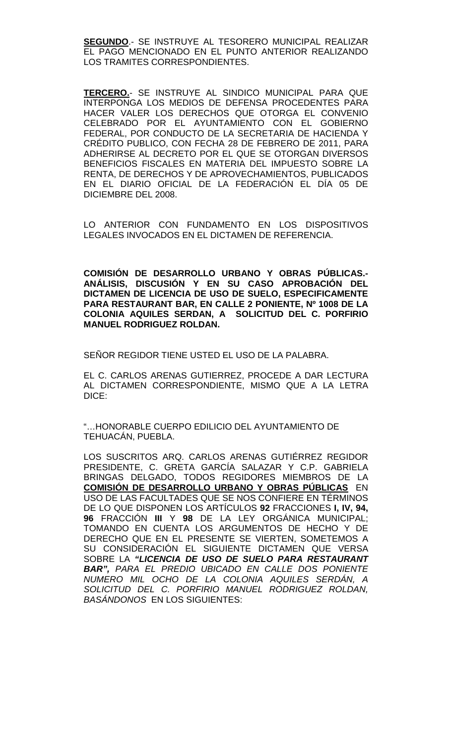**SEGUNDO**.- SE INSTRUYE AL TESORERO MUNICIPAL REALIZAR EL PAGO MENCIONADO EN EL PUNTO ANTERIOR REALIZANDO LOS TRAMITES CORRESPONDIENTES.

**TERCERO.**- SE INSTRUYE AL SINDICO MUNICIPAL PARA QUE INTERPONGA LOS MEDIOS DE DEFENSA PROCEDENTES PARA HACER VALER LOS DERECHOS QUE OTORGA EL CONVENIO CELEBRADO POR EL AYUNTAMIENTO CON EL GOBIERNO FEDERAL, POR CONDUCTO DE LA SECRETARIA DE HACIENDA Y CRÉDITO PUBLICO, CON FECHA 28 DE FEBRERO DE 2011, PARA ADHERIRSE AL DECRETO POR EL QUE SE OTORGAN DIVERSOS BENEFICIOS FISCALES EN MATERIA DEL IMPUESTO SOBRE LA RENTA, DE DERECHOS Y DE APROVECHAMIENTOS, PUBLICADOS EN EL DIARIO OFICIAL DE LA FEDERACIÓN EL DÍA 05 DE DICIEMBRE DEL 2008.

LO ANTERIOR CON FUNDAMENTO EN LOS DISPOSITIVOS LEGALES INVOCADOS EN EL DICTAMEN DE REFERENCIA.

**COMISIÓN DE DESARROLLO URBANO Y OBRAS PÚBLICAS.- ANÁLISIS, DISCUSIÓN Y EN SU CASO APROBACIÓN DEL DICTAMEN DE LICENCIA DE USO DE SUELO, ESPECIFICAMENTE PARA RESTAURANT BAR, EN CALLE 2 PONIENTE, Nº 1008 DE LA COLONIA AQUILES SERDAN, A SOLICITUD DEL C. PORFIRIO MANUEL RODRIGUEZ ROLDAN.**

SEÑOR REGIDOR TIENE USTED EL USO DE LA PALABRA.

EL C. CARLOS ARENAS GUTIERREZ, PROCEDE A DAR LECTURA AL DICTAMEN CORRESPONDIENTE, MISMO QUE A LA LETRA DICE:

"…HONORABLE CUERPO EDILICIO DEL AYUNTAMIENTO DE TEHUACÁN, PUEBLA.

LOS SUSCRITOS ARQ. CARLOS ARENAS GUTIÉRREZ REGIDOR PRESIDENTE, C. GRETA GARCÍA SALAZAR Y C.P. GABRIELA BRINGAS DELGADO, TODOS REGIDORES MIEMBROS DE LA **COMISIÓN DE DESARROLLO URBANO Y OBRAS PÚBLICAS** EN USO DE LAS FACULTADES QUE SE NOS CONFIERE EN TÉRMINOS DE LO QUE DISPONEN LOS ARTÍCULOS **92** FRACCIONES **I, IV, 94, 96** FRACCIÓN **III** Y **98** DE LA LEY ORGÁNICA MUNICIPAL; TOMANDO EN CUENTA LOS ARGUMENTOS DE HECHO Y DE DERECHO QUE EN EL PRESENTE SE VIERTEN, SOMETEMOS A SU CONSIDERACIÓN EL SIGUIENTE DICTAMEN QUE VERSA SOBRE LA ***"LICENCIA DE USO DE SUELO PARA RESTAURANT BAR",*** *PARA EL PREDIO UBICADO EN CALLE DOS PONIENTE NUMERO MIL OCHO DE LA COLONIA AQUILES SERDÁN, A SOLICITUD DEL C. PORFIRIO MANUEL RODRIGUEZ ROLDAN, BASÁNDONOS* EN LOS SIGUIENTES: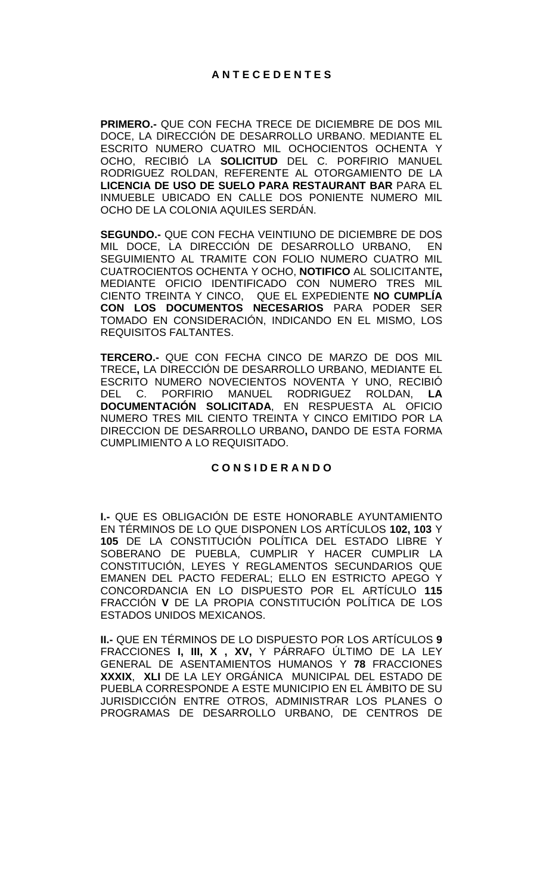## A N T E C E D E N T E S

**PRIMERO.-** QUE CON FECHA TRECE DE DICIEMBRE DE DOS MIL DOCE, LA DIRECCIÓN DE DESARROLLO URBANO. MEDIANTE EL ESCRITO NUMERO CUATRO MIL OCHOCIENTOS OCHENTA Y OCHO, RECIBIÓ LA **SOLICITUD** DEL C. PORFIRIO MANUEL RODRIGUEZ ROLDAN, REFERENTE AL OTORGAMIENTO DE LA **LICENCIA DE USO DE SUELO PARA RESTAURANT BAR** PARA EL INMUEBLE UBICADO EN CALLE DOS PONIENTE NUMERO MIL OCHO DE LA COLONIA AQUILES SERDÁN.

**SEGUNDO.-** QUE CON FECHA VEINTIUNO DE DICIEMBRE DE DOS MIL DOCE, LA DIRECCIÓN DE DESARROLLO URBANO, EN SEGUIMIENTO AL TRAMITE CON FOLIO NUMERO CUATRO MIL CUATROCIENTOS OCHENTA Y OCHO, **NOTIFICO** AL SOLICITANTE**,** MEDIANTE OFICIO IDENTIFICADO CON NUMERO TRES MIL CIENTO TREINTA Y CINCO, QUE EL EXPEDIENTE **NO CUMPLÍA CON LOS DOCUMENTOS NECESARIOS** PARA PODER SER TOMADO EN CONSIDERACIÓN, INDICANDO EN EL MISMO, LOS REQUISITOS FALTANTES.

**TERCERO.-** QUE CON FECHA CINCO DE MARZO DE DOS MIL TRECE**,** LA DIRECCIÓN DE DESARROLLO URBANO, MEDIANTE EL ESCRITO NUMERO NOVECIENTOS NOVENTA Y UNO, RECIBIÓ DEL C. PORFIRIO MANUEL RODRIGUEZ ROLDAN, **LA DOCUMENTACIÓN SOLICITADA**, EN RESPUESTA AL OFICIO NUMERO TRES MIL CIENTO TREINTA Y CINCO EMITIDO POR LA DIRECCION DE DESARROLLO URBANO**,** DANDO DE ESTA FORMA CUMPLIMIENTO A LO REQUISITADO.

## C O N S I D E R A N D O

**I.-** QUE ES OBLIGACIÓN DE ESTE HONORABLE AYUNTAMIENTO EN TÉRMINOS DE LO QUE DISPONEN LOS ARTÍCULOS **102, 103** Y **105** DE LA CONSTITUCIÓN POLÍTICA DEL ESTADO LIBRE Y SOBERANO DE PUEBLA, CUMPLIR Y HACER CUMPLIR LA CONSTITUCIÓN, LEYES Y REGLAMENTOS SECUNDARIOS QUE EMANEN DEL PACTO FEDERAL; ELLO EN ESTRICTO APEGO Y CONCORDANCIA EN LO DISPUESTO POR EL ARTÍCULO **115** FRACCIÓN **V** DE LA PROPIA CONSTITUCIÓN POLÍTICA DE LOS ESTADOS UNIDOS MEXICANOS.

**II.-** QUE EN TÉRMINOS DE LO DISPUESTO POR LOS ARTÍCULOS **9** FRACCIONES **I, III, X , XV,** Y PÁRRAFO ÚLTIMO DE LA LEY GENERAL DE ASENTAMIENTOS HUMANOS Y **78** FRACCIONES **XXXIX**, **XLI** DE LA LEY ORGÁNICA MUNICIPAL DEL ESTADO DE PUEBLA CORRESPONDE A ESTE MUNICIPIO EN EL ÁMBITO DE SU JURISDICCIÓN ENTRE OTROS, ADMINISTRAR LOS PLANES O PROGRAMAS DE DESARROLLO URBANO, DE CENTROS DE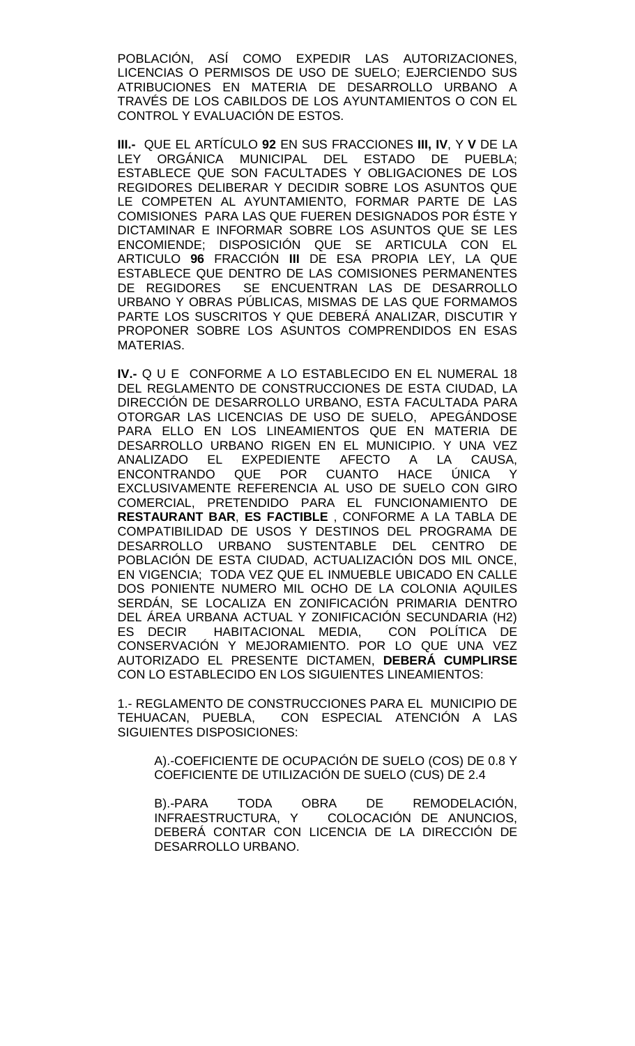POBLACIÓN, ASÍ COMO EXPEDIR LAS AUTORIZACIONES, LICENCIAS O PERMISOS DE USO DE SUELO; EJERCIENDO SUS ATRIBUCIONES EN MATERIA DE DESARROLLO URBANO A TRAVÉS DE LOS CABILDOS DE LOS AYUNTAMIENTOS O CON EL CONTROL Y EVALUACIÓN DE ESTOS.

**III.-** QUE EL ARTÍCULO **92** EN SUS FRACCIONES **III, IV**, Y **V** DE LA LEY ORGÁNICA MUNICIPAL DEL ESTADO DE PUEBLA; ESTABLECE QUE SON FACULTADES Y OBLIGACIONES DE LOS REGIDORES DELIBERAR Y DECIDIR SOBRE LOS ASUNTOS QUE LE COMPETEN AL AYUNTAMIENTO, FORMAR PARTE DE LAS COMISIONES PARA LAS QUE FUEREN DESIGNADOS POR ÉSTE Y DICTAMINAR E INFORMAR SOBRE LOS ASUNTOS QUE SE LES ENCOMIENDE; DISPOSICIÓN QUE SE ARTICULA CON EL ARTICULO **96** FRACCIÓN **III** DE ESA PROPIA LEY, LA QUE ESTABLECE QUE DENTRO DE LAS COMISIONES PERMANENTES DE REGIDORES SE ENCUENTRAN LAS DE DESARROLLO URBANO Y OBRAS PÚBLICAS, MISMAS DE LAS QUE FORMAMOS PARTE LOS SUSCRITOS Y QUE DEBERÁ ANALIZAR, DISCUTIR Y PROPONER SOBRE LOS ASUNTOS COMPRENDIDOS EN ESAS MATERIAS.

**IV.-** Q U E CONFORME A LO ESTABLECIDO EN EL NUMERAL 18 DEL REGLAMENTO DE CONSTRUCCIONES DE ESTA CIUDAD, LA DIRECCIÓN DE DESARROLLO URBANO, ESTA FACULTADA PARA OTORGAR LAS LICENCIAS DE USO DE SUELO, APEGÁNDOSE PARA ELLO EN LOS LINEAMIENTOS QUE EN MATERIA DE DESARROLLO URBANO RIGEN EN EL MUNICIPIO. Y UNA VEZ ANALIZADO EL EXPEDIENTE AFECTO A LA CAUSA, ENCONTRANDO QUE POR CUANTO HACE ÚNICA Y EXCLUSIVAMENTE REFERENCIA AL USO DE SUELO CON GIRO COMERCIAL, PRETENDIDO PARA EL FUNCIONAMIENTO DE **RESTAURANT BAR**, **ES FACTIBLE** , CONFORME A LA TABLA DE COMPATIBILIDAD DE USOS Y DESTINOS DEL PROGRAMA DE DESARROLLO URBANO SUSTENTABLE DEL CENTRO DE POBLACIÓN DE ESTA CIUDAD, ACTUALIZACIÓN DOS MIL ONCE, EN VIGENCIA; TODA VEZ QUE EL INMUEBLE UBICADO EN CALLE DOS PONIENTE NUMERO MIL OCHO DE LA COLONIA AQUILES SERDÁN, SE LOCALIZA EN ZONIFICACIÓN PRIMARIA DENTRO DEL ÁREA URBANA ACTUAL Y ZONIFICACIÓN SECUNDARIA (H2) ES DECIR HABITACIONAL MEDIA, CON POLÍTICA DE CONSERVACIÓN Y MEJORAMIENTO. POR LO QUE UNA VEZ AUTORIZADO EL PRESENTE DICTAMEN, **DEBERÁ CUMPLIRSE** CON LO ESTABLECIDO EN LOS SIGUIENTES LINEAMIENTOS:

1.- REGLAMENTO DE CONSTRUCCIONES PARA EL MUNICIPIO DE TEHUACAN, PUEBLA, CON ESPECIAL ATENCIÓN A LAS SIGUIENTES DISPOSICIONES:

A).-COEFICIENTE DE OCUPACIÓN DE SUELO (COS) DE 0.8 Y COEFICIENTE DE UTILIZACIÓN DE SUELO (CUS) DE 2.4

B).-PARA TODA OBRA DE REMODELACIÓN, INFRAESTRUCTURA, Y COLOCACIÓN DE ANUNCIOS, DEBERÁ CONTAR CON LICENCIA DE LA DIRECCIÓN DE DESARROLLO URBANO.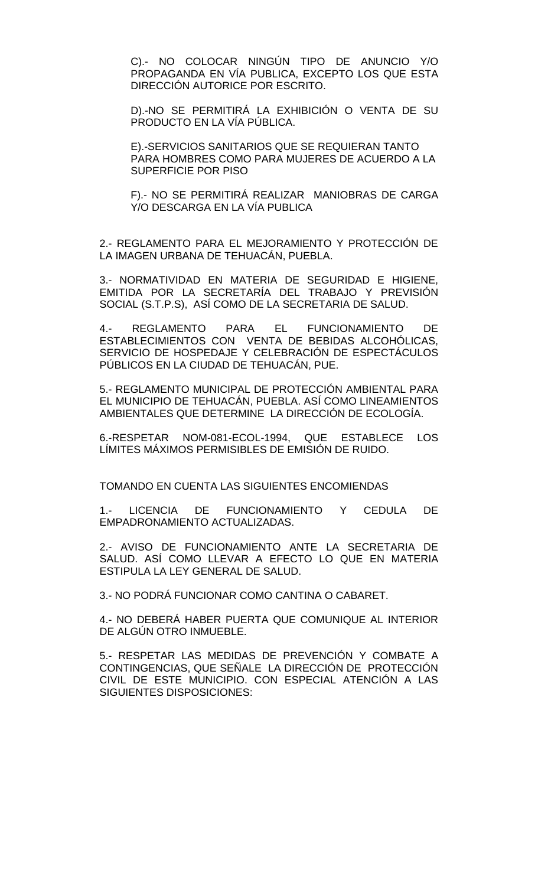C).- NO COLOCAR NINGÚN TIPO DE ANUNCIO Y/O PROPAGANDA EN VÍA PUBLICA, EXCEPTO LOS QUE ESTA DIRECCIÓN AUTORICE POR ESCRITO.

D).-NO SE PERMITIRÁ LA EXHIBICIÓN O VENTA DE SU PRODUCTO EN LA VÍA PÚBLICA.

E).-SERVICIOS SANITARIOS QUE SE REQUIERAN TANTO PARA HOMBRES COMO PARA MUJERES DE ACUERDO A LA SUPERFICIE POR PISO

F).- NO SE PERMITIRÁ REALIZAR MANIOBRAS DE CARGA Y/O DESCARGA EN LA VÍA PUBLICA

2.- REGLAMENTO PARA EL MEJORAMIENTO Y PROTECCIÓN DE LA IMAGEN URBANA DE TEHUACÁN, PUEBLA.

3.- NORMATIVIDAD EN MATERIA DE SEGURIDAD E HIGIENE, EMITIDA POR LA SECRETARÍA DEL TRABAJO Y PREVISIÓN SOCIAL (S.T.P.S), ASÍ COMO DE LA SECRETARIA DE SALUD.

4.- REGLAMENTO PARA EL FUNCIONAMIENTO DE ESTABLECIMIENTOS CON VENTA DE BEBIDAS ALCOHÓLICAS, SERVICIO DE HOSPEDAJE Y CELEBRACIÓN DE ESPECTÁCULOS PÚBLICOS EN LA CIUDAD DE TEHUACÁN, PUE.

5.- REGLAMENTO MUNICIPAL DE PROTECCIÓN AMBIENTAL PARA EL MUNICIPIO DE TEHUACÁN, PUEBLA. ASÍ COMO LINEAMIENTOS AMBIENTALES QUE DETERMINE LA DIRECCIÓN DE ECOLOGÍA.

6.-RESPETAR NOM-081-ECOL-1994, QUE ESTABLECE LOS LÍMITES MÁXIMOS PERMISIBLES DE EMISIÓN DE RUIDO.

TOMANDO EN CUENTA LAS SIGUIENTES ENCOMIENDAS

1.- LICENCIA DE FUNCIONAMIENTO Y CEDULA DE EMPADRONAMIENTO ACTUALIZADAS.

2.- AVISO DE FUNCIONAMIENTO ANTE LA SECRETARIA DE SALUD. ASÍ COMO LLEVAR A EFECTO LO QUE EN MATERIA ESTIPULA LA LEY GENERAL DE SALUD.

3.- NO PODRÁ FUNCIONAR COMO CANTINA O CABARET.

4.- NO DEBERÁ HABER PUERTA QUE COMUNIQUE AL INTERIOR DE ALGÚN OTRO INMUEBLE.

5.- RESPETAR LAS MEDIDAS DE PREVENCIÓN Y COMBATE A CONTINGENCIAS, QUE SEÑALE LA DIRECCIÓN DE PROTECCIÓN CIVIL DE ESTE MUNICIPIO. CON ESPECIAL ATENCIÓN A LAS SIGUIENTES DISPOSICIONES: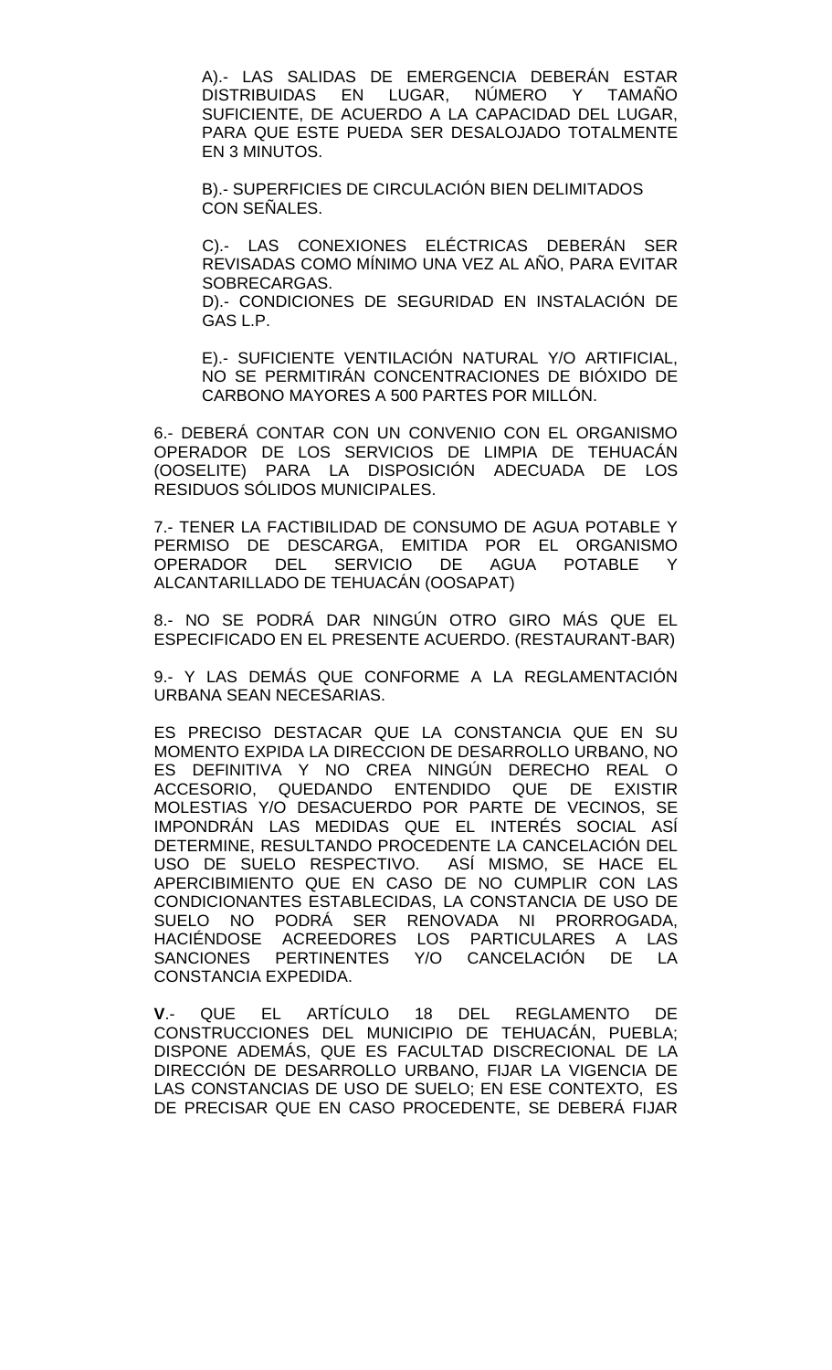A).- LAS SALIDAS DE EMERGENCIA DEBERÁN ESTAR DISTRIBUIDAS EN LUGAR, NÚMERO Y TAMAÑO SUFICIENTE, DE ACUERDO A LA CAPACIDAD DEL LUGAR, PARA QUE ESTE PUEDA SER DESALOJADO TOTALMENTE EN 3 MINUTOS.

B).- SUPERFICIES DE CIRCULACIÓN BIEN DELIMITADOS CON SEÑALES.

C).- LAS CONEXIONES ELÉCTRICAS DEBERÁN SER REVISADAS COMO MÍNIMO UNA VEZ AL AÑO, PARA EVITAR SOBRECARGAS.
D).- CONDICIONES DE SEGURIDAD EN INSTALACIÓN DE GAS L.P.

E).- SUFICIENTE VENTILACIÓN NATURAL Y/O ARTIFICIAL, NO SE PERMITIRÁN CONCENTRACIONES DE BIÓXIDO DE CARBONO MAYORES A 500 PARTES POR MILLÓN.

6.- DEBERÁ CONTAR CON UN CONVENIO CON EL ORGANISMO OPERADOR DE LOS SERVICIOS DE LIMPIA DE TEHUACÁN (OOSELITE) PARA LA DISPOSICIÓN ADECUADA DE LOS RESIDUOS SÓLIDOS MUNICIPALES.

7.- TENER LA FACTIBILIDAD DE CONSUMO DE AGUA POTABLE Y PERMISO DE DESCARGA, EMITIDA POR EL ORGANISMO OPERADOR DEL SERVICIO DE AGUA POTABLE Y ALCANTARILLADO DE TEHUACÁN (OOSAPAT)

8.- NO SE PODRÁ DAR NINGÚN OTRO GIRO MÁS QUE EL ESPECIFICADO EN EL PRESENTE ACUERDO. (RESTAURANT-BAR)

9.- Y LAS DEMÁS QUE CONFORME A LA REGLAMENTACIÓN URBANA SEAN NECESARIAS.

ES PRECISO DESTACAR QUE LA CONSTANCIA QUE EN SU MOMENTO EXPIDA LA DIRECCION DE DESARROLLO URBANO, NO ES DEFINITIVA Y NO CREA NINGÚN DERECHO REAL O ACCESORIO, QUEDANDO ENTENDIDO QUE DE EXISTIR MOLESTIAS Y/O DESACUERDO POR PARTE DE VECINOS, SE IMPONDRÁN LAS MEDIDAS QUE EL INTERÉS SOCIAL ASÍ DETERMINE, RESULTANDO PROCEDENTE LA CANCELACIÓN DEL USO DE SUELO RESPECTIVO. ASÍ MISMO, SE HACE EL APERCIBIMIENTO QUE EN CASO DE NO CUMPLIR CON LAS CONDICIONANTES ESTABLECIDAS, LA CONSTANCIA DE USO DE SUELO NO PODRÁ SER RENOVADA NI PRORROGADA, HACIÉNDOSE ACREEDORES LOS PARTICULARES A LAS SANCIONES PERTINENTES Y/O CANCELACIÓN DE LA CONSTANCIA EXPEDIDA.

**V**.- QUE EL ARTÍCULO 18 DEL REGLAMENTO DE CONSTRUCCIONES DEL MUNICIPIO DE TEHUACÁN, PUEBLA; DISPONE ADEMÁS, QUE ES FACULTAD DISCRECIONAL DE LA DIRECCIÓN DE DESARROLLO URBANO, FIJAR LA VIGENCIA DE LAS CONSTANCIAS DE USO DE SUELO; EN ESE CONTEXTO, ES DE PRECISAR QUE EN CASO PROCEDENTE, SE DEBERÁ FIJAR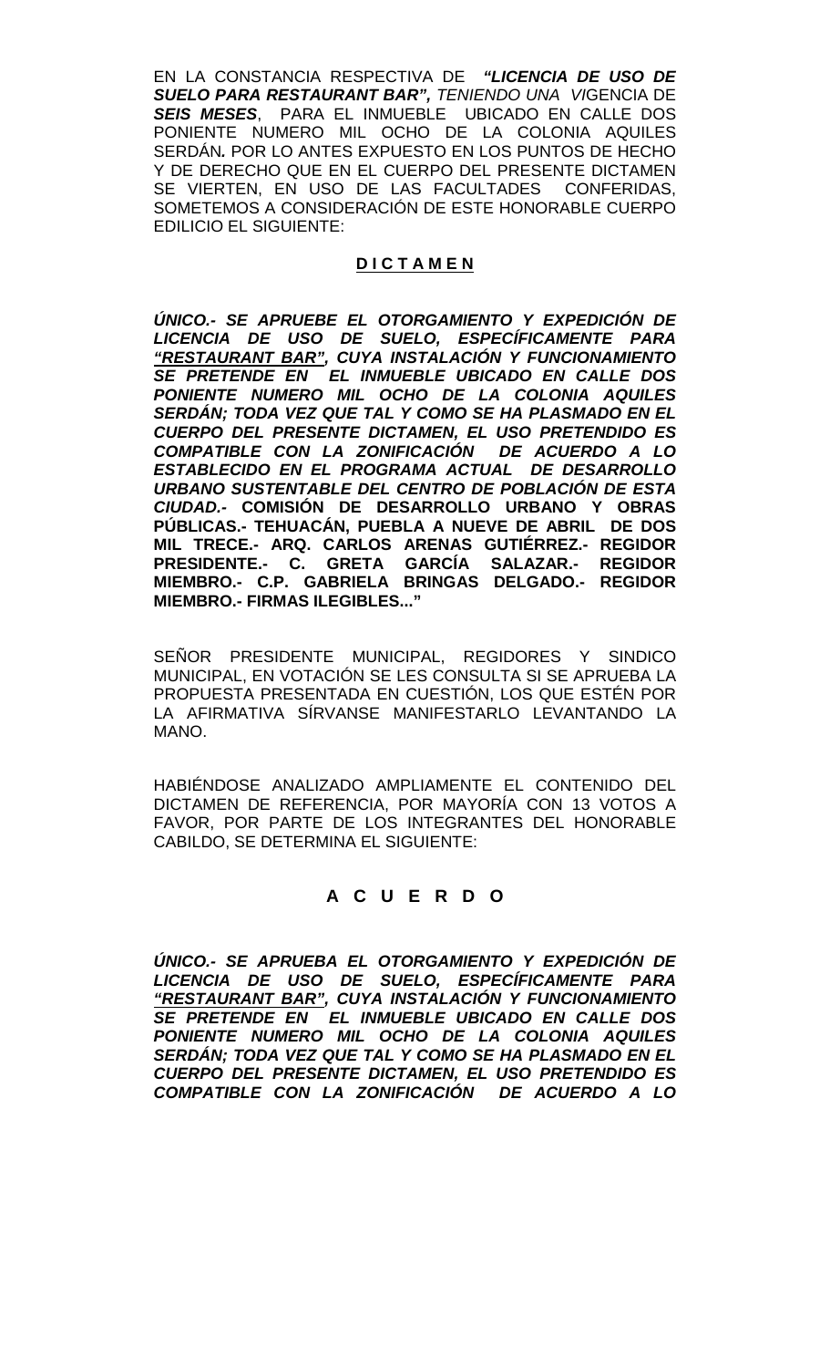EN LA CONSTANCIA RESPECTIVA DE ***"LICENCIA DE USO DE SUELO PARA RESTAURANT BAR",*** *TENIENDO UNA VI*GENCIA DE ***SEIS MESES***, PARA EL INMUEBLE UBICADO EN CALLE DOS PONIENTE NUMERO MIL OCHO DE LA COLONIA AQUILES SERDÁN***.*** POR LO ANTES EXPUESTO EN LOS PUNTOS DE HECHO Y DE DERECHO QUE EN EL CUERPO DEL PRESENTE DICTAMEN SE VIERTEN, EN USO DE LAS FACULTADES CONFERIDAS, SOMETEMOS A CONSIDERACIÓN DE ESTE HONORABLE CUERPO EDILICIO EL SIGUIENTE:

**D I C T A M E N**

***ÚNICO.- SE APRUEBE EL OTORGAMIENTO Y EXPEDICIÓN DE LICENCIA DE USO DE SUELO, ESPECÍFICAMENTE PARA "RESTAURANT BAR", CUYA INSTALACIÓN Y FUNCIONAMIENTO SE PRETENDE EN EL INMUEBLE UBICADO EN CALLE DOS PONIENTE NUMERO MIL OCHO DE LA COLONIA AQUILES SERDÁN; TODA VEZ QUE TAL Y COMO SE HA PLASMADO EN EL CUERPO DEL PRESENTE DICTAMEN, EL USO PRETENDIDO ES COMPATIBLE CON LA ZONIFICACIÓN DE ACUERDO A LO ESTABLECIDO EN EL PROGRAMA ACTUAL DE DESARROLLO URBANO SUSTENTABLE DEL CENTRO DE POBLACIÓN DE ESTA CIUDAD.-*** **COMISIÓN DE DESARROLLO URBANO Y OBRAS PÚBLICAS.- TEHUACÁN, PUEBLA A NUEVE DE ABRIL DE DOS MIL TRECE.- ARQ. CARLOS ARENAS GUTIÉRREZ.- REGIDOR PRESIDENTE.- C. GRETA GARCÍA SALAZAR.- REGIDOR MIEMBRO.- C.P. GABRIELA BRINGAS DELGADO.- REGIDOR MIEMBRO.- FIRMAS ILEGIBLES..."**

SEÑOR PRESIDENTE MUNICIPAL, REGIDORES Y SINDICO MUNICIPAL, EN VOTACIÓN SE LES CONSULTA SI SE APRUEBA LA PROPUESTA PRESENTADA EN CUESTIÓN, LOS QUE ESTÉN POR LA AFIRMATIVA SÍRVANSE MANIFESTARLO LEVANTANDO LA MANO.

HABIÉNDOSE ANALIZADO AMPLIAMENTE EL CONTENIDO DEL DICTAMEN DE REFERENCIA, POR MAYORÍA CON 13 VOTOS A FAVOR, POR PARTE DE LOS INTEGRANTES DEL HONORABLE CABILDO, SE DETERMINA EL SIGUIENTE:

**A C U E R D O**

***ÚNICO.- SE APRUEBA EL OTORGAMIENTO Y EXPEDICIÓN DE LICENCIA DE USO DE SUELO, ESPECÍFICAMENTE PARA "RESTAURANT BAR", CUYA INSTALACIÓN Y FUNCIONAMIENTO SE PRETENDE EN EL INMUEBLE UBICADO EN CALLE DOS PONIENTE NUMERO MIL OCHO DE LA COLONIA AQUILES SERDÁN; TODA VEZ QUE TAL Y COMO SE HA PLASMADO EN EL CUERPO DEL PRESENTE DICTAMEN, EL USO PRETENDIDO ES COMPATIBLE CON LA ZONIFICACIÓN DE ACUERDO A LO***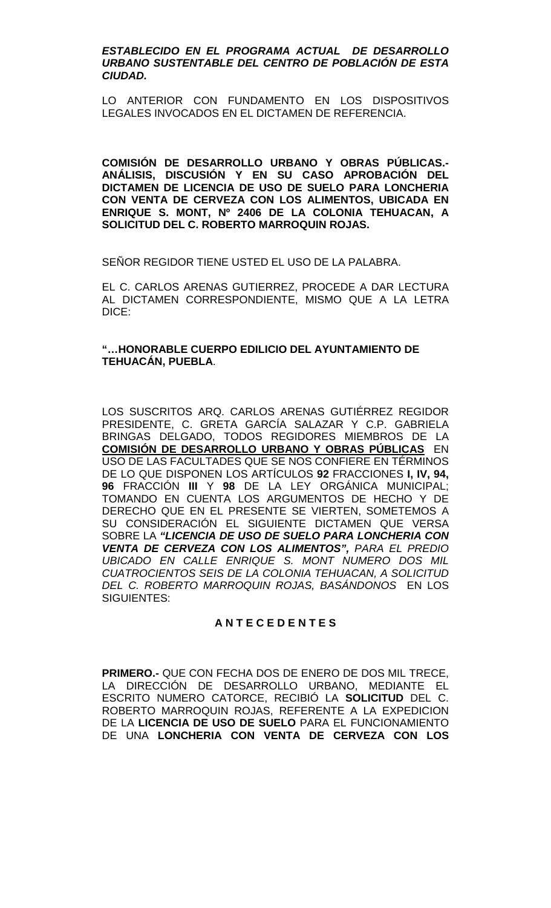***ESTABLECIDO EN EL PROGRAMA ACTUAL DE DESARROLLO URBANO SUSTENTABLE DEL CENTRO DE POBLACIÓN DE ESTA CIUDAD.***

LO ANTERIOR CON FUNDAMENTO EN LOS DISPOSITIVOS LEGALES INVOCADOS EN EL DICTAMEN DE REFERENCIA.

**COMISIÓN DE DESARROLLO URBANO Y OBRAS PÚBLICAS.- ANÁLISIS, DISCUSIÓN Y EN SU CASO APROBACIÓN DEL DICTAMEN DE LICENCIA DE USO DE SUELO PARA LONCHERIA CON VENTA DE CERVEZA CON LOS ALIMENTOS, UBICADA EN ENRIQUE S. MONT, Nº 2406 DE LA COLONIA TEHUACAN, A SOLICITUD DEL C. ROBERTO MARROQUIN ROJAS.**

SEÑOR REGIDOR TIENE USTED EL USO DE LA PALABRA.

EL C. CARLOS ARENAS GUTIERREZ, PROCEDE A DAR LECTURA AL DICTAMEN CORRESPONDIENTE, MISMO QUE A LA LETRA DICE:

**"…HONORABLE CUERPO EDILICIO DEL AYUNTAMIENTO DE TEHUACÁN, PUEBLA**.

LOS SUSCRITOS ARQ. CARLOS ARENAS GUTIÉRREZ REGIDOR PRESIDENTE, C. GRETA GARCÍA SALAZAR Y C.P. GABRIELA BRINGAS DELGADO, TODOS REGIDORES MIEMBROS DE LA **COMISIÓN DE DESARROLLO URBANO Y OBRAS PÚBLICAS** EN USO DE LAS FACULTADES QUE SE NOS CONFIERE EN TÉRMINOS DE LO QUE DISPONEN LOS ARTÍCULOS **92** FRACCIONES **I, IV, 94, 96** FRACCIÓN **III** Y **98** DE LA LEY ORGÁNICA MUNICIPAL; TOMANDO EN CUENTA LOS ARGUMENTOS DE HECHO Y DE DERECHO QUE EN EL PRESENTE SE VIERTEN, SOMETEMOS A SU CONSIDERACIÓN EL SIGUIENTE DICTAMEN QUE VERSA SOBRE LA ***"LICENCIA DE USO DE SUELO PARA LONCHERIA CON VENTA DE CERVEZA CON LOS ALIMENTOS",*** *PARA EL PREDIO UBICADO EN CALLE ENRIQUE S. MONT NUMERO DOS MIL CUATROCIENTOS SEIS DE LA COLONIA TEHUACAN, A SOLICITUD DEL C. ROBERTO MARROQUIN ROJAS, BASÁNDONOS* EN LOS SIGUIENTES:

**A N T E C E D E N T E S**

**PRIMERO.-** QUE CON FECHA DOS DE ENERO DE DOS MIL TRECE, LA DIRECCIÓN DE DESARROLLO URBANO, MEDIANTE EL ESCRITO NUMERO CATORCE, RECIBIÓ LA **SOLICITUD** DEL C. ROBERTO MARROQUIN ROJAS, REFERENTE A LA EXPEDICION DE LA **LICENCIA DE USO DE SUELO** PARA EL FUNCIONAMIENTO DE UNA **LONCHERIA CON VENTA DE CERVEZA CON LOS**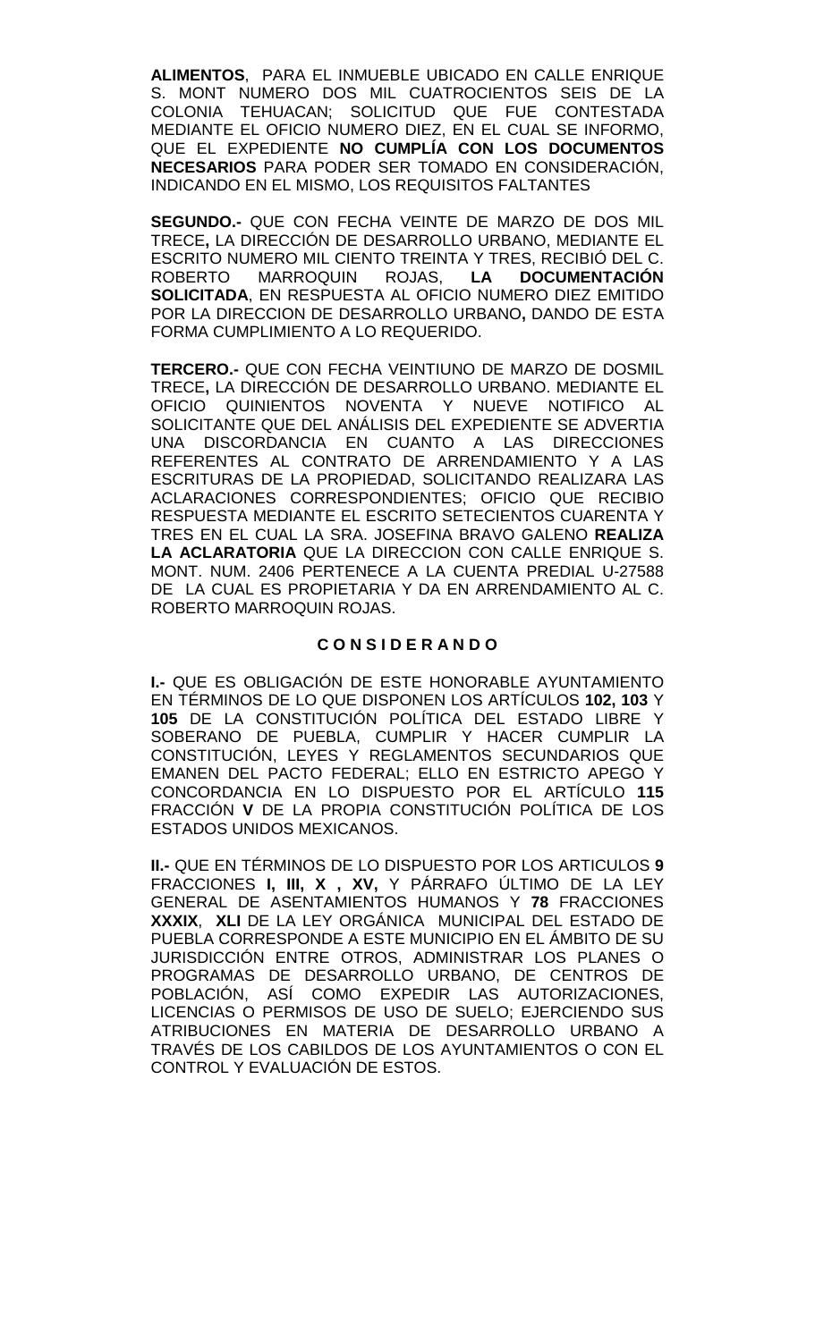**ALIMENTOS**, PARA EL INMUEBLE UBICADO EN CALLE ENRIQUE S. MONT NUMERO DOS MIL CUATROCIENTOS SEIS DE LA COLONIA TEHUACAN; SOLICITUD QUE FUE CONTESTADA MEDIANTE EL OFICIO NUMERO DIEZ, EN EL CUAL SE INFORMO, QUE EL EXPEDIENTE **NO CUMPLÍA CON LOS DOCUMENTOS NECESARIOS** PARA PODER SER TOMADO EN CONSIDERACIÓN, INDICANDO EN EL MISMO, LOS REQUISITOS FALTANTES

**SEGUNDO.-** QUE CON FECHA VEINTE DE MARZO DE DOS MIL TRECE**,** LA DIRECCIÓN DE DESARROLLO URBANO, MEDIANTE EL ESCRITO NUMERO MIL CIENTO TREINTA Y TRES, RECIBIÓ DEL C. ROBERTO MARROQUIN ROJAS, **LA DOCUMENTACIÓN SOLICITADA**, EN RESPUESTA AL OFICIO NUMERO DIEZ EMITIDO POR LA DIRECCION DE DESARROLLO URBANO**,** DANDO DE ESTA FORMA CUMPLIMIENTO A LO REQUERIDO.

**TERCERO.-** QUE CON FECHA VEINTIUNO DE MARZO DE DOSMIL TRECE**,** LA DIRECCIÓN DE DESARROLLO URBANO. MEDIANTE EL OFICIO QUINIENTOS NOVENTA Y NUEVE NOTIFICO AL SOLICITANTE QUE DEL ANÁLISIS DEL EXPEDIENTE SE ADVERTIA UNA DISCORDANCIA EN CUANTO A LAS DIRECCIONES REFERENTES AL CONTRATO DE ARRENDAMIENTO Y A LAS ESCRITURAS DE LA PROPIEDAD, SOLICITANDO REALIZARA LAS ACLARACIONES CORRESPONDIENTES; OFICIO QUE RECIBIO RESPUESTA MEDIANTE EL ESCRITO SETECIENTOS CUARENTA Y TRES EN EL CUAL LA SRA. JOSEFINA BRAVO GALENO **REALIZA LA ACLARATORIA** QUE LA DIRECCION CON CALLE ENRIQUE S. MONT. NUM. 2406 PERTENECE A LA CUENTA PREDIAL U-27588 DE LA CUAL ES PROPIETARIA Y DA EN ARRENDAMIENTO AL C. ROBERTO MARROQUIN ROJAS.

## C O N S I D E R A N D O

**I.-** QUE ES OBLIGACIÓN DE ESTE HONORABLE AYUNTAMIENTO EN TÉRMINOS DE LO QUE DISPONEN LOS ARTÍCULOS **102, 103** Y **105** DE LA CONSTITUCIÓN POLÍTICA DEL ESTADO LIBRE Y SOBERANO DE PUEBLA, CUMPLIR Y HACER CUMPLIR LA CONSTITUCIÓN, LEYES Y REGLAMENTOS SECUNDARIOS QUE EMANEN DEL PACTO FEDERAL; ELLO EN ESTRICTO APEGO Y CONCORDANCIA EN LO DISPUESTO POR EL ARTÍCULO **115** FRACCIÓN **V** DE LA PROPIA CONSTITUCIÓN POLÍTICA DE LOS ESTADOS UNIDOS MEXICANOS.

**II.-** QUE EN TÉRMINOS DE LO DISPUESTO POR LOS ARTICULOS **9** FRACCIONES **I, III, X , XV,** Y PÁRRAFO ÚLTIMO DE LA LEY GENERAL DE ASENTAMIENTOS HUMANOS Y **78** FRACCIONES **XXXIX**, **XLI** DE LA LEY ORGÁNICA MUNICIPAL DEL ESTADO DE PUEBLA CORRESPONDE A ESTE MUNICIPIO EN EL ÁMBITO DE SU JURISDICCIÓN ENTRE OTROS, ADMINISTRAR LOS PLANES O PROGRAMAS DE DESARROLLO URBANO, DE CENTROS DE POBLACIÓN, ASÍ COMO EXPEDIR LAS AUTORIZACIONES, LICENCIAS O PERMISOS DE USO DE SUELO; EJERCIENDO SUS ATRIBUCIONES EN MATERIA DE DESARROLLO URBANO A TRAVÉS DE LOS CABILDOS DE LOS AYUNTAMIENTOS O CON EL CONTROL Y EVALUACIÓN DE ESTOS.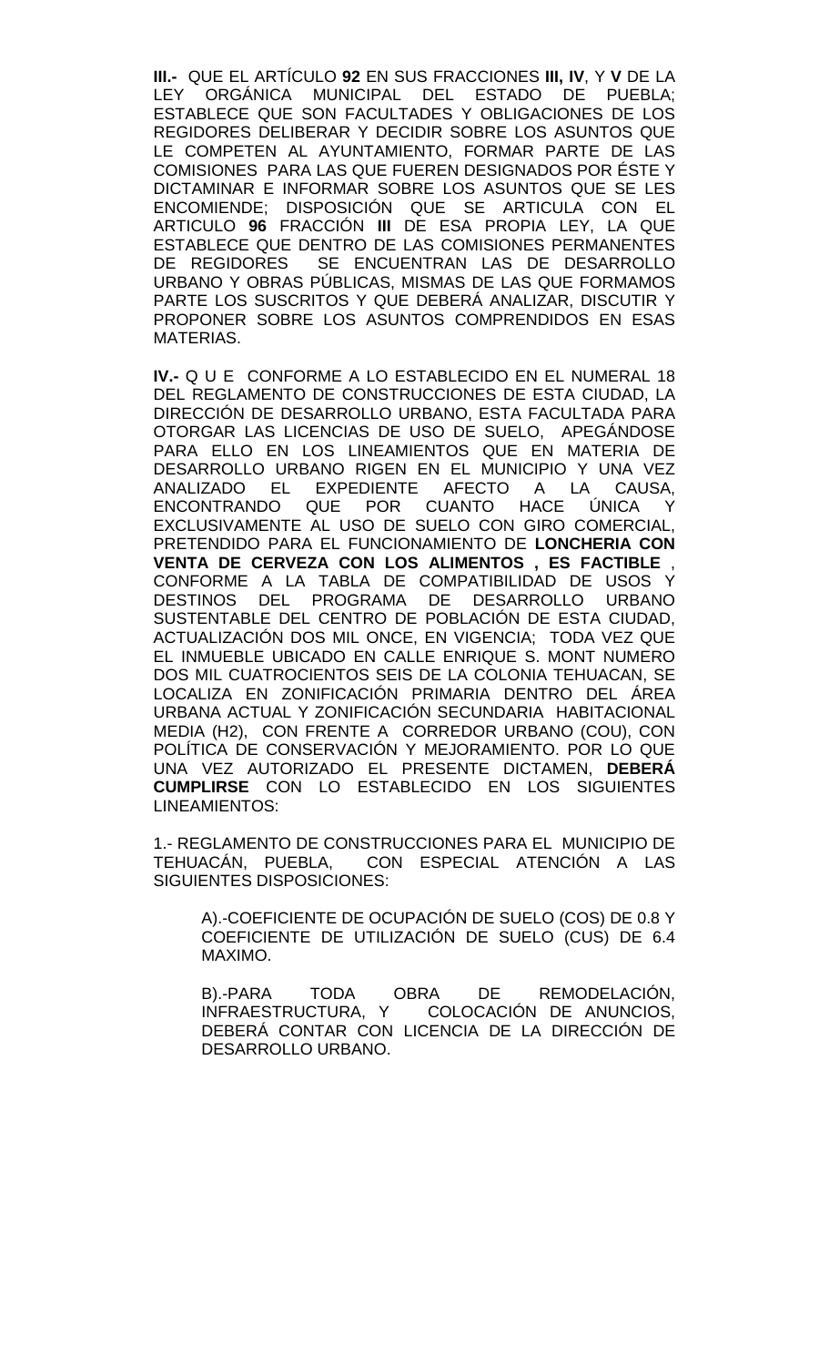**III.-** QUE EL ARTÍCULO **92** EN SUS FRACCIONES **III, IV**, Y **V** DE LA LEY ORGÁNICA MUNICIPAL DEL ESTADO DE PUEBLA; ESTABLECE QUE SON FACULTADES Y OBLIGACIONES DE LOS REGIDORES DELIBERAR Y DECIDIR SOBRE LOS ASUNTOS QUE LE COMPETEN AL AYUNTAMIENTO, FORMAR PARTE DE LAS COMISIONES PARA LAS QUE FUEREN DESIGNADOS POR ÉSTE Y DICTAMINAR E INFORMAR SOBRE LOS ASUNTOS QUE SE LES ENCOMIENDE; DISPOSICIÓN QUE SE ARTICULA CON EL ARTICULO **96** FRACCIÓN **III** DE ESA PROPIA LEY, LA QUE ESTABLECE QUE DENTRO DE LAS COMISIONES PERMANENTES DE REGIDORES SE ENCUENTRAN LAS DE DESARROLLO URBANO Y OBRAS PÚBLICAS, MISMAS DE LAS QUE FORMAMOS PARTE LOS SUSCRITOS Y QUE DEBERÁ ANALIZAR, DISCUTIR Y PROPONER SOBRE LOS ASUNTOS COMPRENDIDOS EN ESAS MATERIAS.

**IV.-** Q U E CONFORME A LO ESTABLECIDO EN EL NUMERAL 18 DEL REGLAMENTO DE CONSTRUCCIONES DE ESTA CIUDAD, LA DIRECCIÓN DE DESARROLLO URBANO, ESTA FACULTADA PARA OTORGAR LAS LICENCIAS DE USO DE SUELO, APEGÁNDOSE PARA ELLO EN LOS LINEAMIENTOS QUE EN MATERIA DE DESARROLLO URBANO RIGEN EN EL MUNICIPIO Y UNA VEZ ANALIZADO EL EXPEDIENTE AFECTO A LA CAUSA, ENCONTRANDO QUE POR CUANTO HACE ÚNICA Y EXCLUSIVAMENTE AL USO DE SUELO CON GIRO COMERCIAL, PRETENDIDO PARA EL FUNCIONAMIENTO DE **LONCHERIA CON VENTA DE CERVEZA CON LOS ALIMENTOS , ES FACTIBLE** , CONFORME A LA TABLA DE COMPATIBILIDAD DE USOS Y DESTINOS DEL PROGRAMA DE DESARROLLO URBANO SUSTENTABLE DEL CENTRO DE POBLACIÓN DE ESTA CIUDAD, ACTUALIZACIÓN DOS MIL ONCE, EN VIGENCIA; TODA VEZ QUE EL INMUEBLE UBICADO EN CALLE ENRIQUE S. MONT NUMERO DOS MIL CUATROCIENTOS SEIS DE LA COLONIA TEHUACAN, SE LOCALIZA EN ZONIFICACIÓN PRIMARIA DENTRO DEL ÁREA URBANA ACTUAL Y ZONIFICACIÓN SECUNDARIA HABITACIONAL MEDIA (H2), CON FRENTE A CORREDOR URBANO (COU), CON POLÍTICA DE CONSERVACIÓN Y MEJORAMIENTO. POR LO QUE UNA VEZ AUTORIZADO EL PRESENTE DICTAMEN, **DEBERÁ CUMPLIRSE** CON LO ESTABLECIDO EN LOS SIGUIENTES LINEAMIENTOS:

1.- REGLAMENTO DE CONSTRUCCIONES PARA EL MUNICIPIO DE TEHUACÁN, PUEBLA, CON ESPECIAL ATENCIÓN A LAS SIGUIENTES DISPOSICIONES:

A).-COEFICIENTE DE OCUPACIÓN DE SUELO (COS) DE 0.8 Y COEFICIENTE DE UTILIZACIÓN DE SUELO (CUS) DE 6.4 MAXIMO.

B).-PARA TODA OBRA DE REMODELACIÓN, INFRAESTRUCTURA, Y COLOCACIÓN DE ANUNCIOS, DEBERÁ CONTAR CON LICENCIA DE LA DIRECCIÓN DE DESARROLLO URBANO.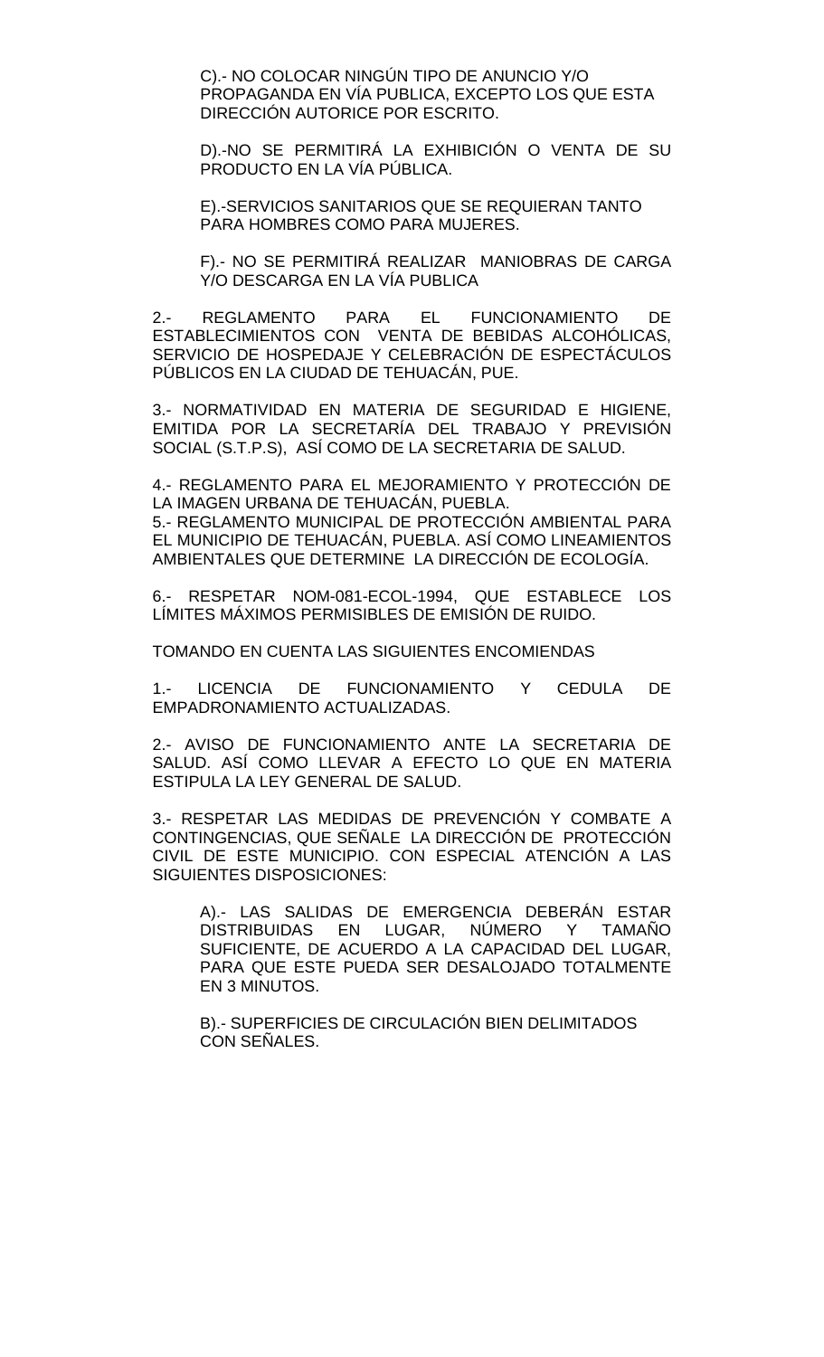C).- NO COLOCAR NINGÚN TIPO DE ANUNCIO Y/O PROPAGANDA EN VÍA PUBLICA, EXCEPTO LOS QUE ESTA DIRECCIÓN AUTORICE POR ESCRITO.

D).-NO SE PERMITIRÁ LA EXHIBICIÓN O VENTA DE SU PRODUCTO EN LA VÍA PÚBLICA.

E).-SERVICIOS SANITARIOS QUE SE REQUIERAN TANTO PARA HOMBRES COMO PARA MUJERES.

F).- NO SE PERMITIRÁ REALIZAR MANIOBRAS DE CARGA Y/O DESCARGA EN LA VÍA PUBLICA

2.- REGLAMENTO PARA EL FUNCIONAMIENTO DE ESTABLECIMIENTOS CON VENTA DE BEBIDAS ALCOHÓLICAS, SERVICIO DE HOSPEDAJE Y CELEBRACIÓN DE ESPECTÁCULOS PÚBLICOS EN LA CIUDAD DE TEHUACÁN, PUE.

3.- NORMATIVIDAD EN MATERIA DE SEGURIDAD E HIGIENE, EMITIDA POR LA SECRETARÍA DEL TRABAJO Y PREVISIÓN SOCIAL (S.T.P.S), ASÍ COMO DE LA SECRETARIA DE SALUD.

4.- REGLAMENTO PARA EL MEJORAMIENTO Y PROTECCIÓN DE LA IMAGEN URBANA DE TEHUACÁN, PUEBLA.
5.- REGLAMENTO MUNICIPAL DE PROTECCIÓN AMBIENTAL PARA EL MUNICIPIO DE TEHUACÁN, PUEBLA. ASÍ COMO LINEAMIENTOS AMBIENTALES QUE DETERMINE LA DIRECCIÓN DE ECOLOGÍA.

6.- RESPETAR NOM-081-ECOL-1994, QUE ESTABLECE LOS LÍMITES MÁXIMOS PERMISIBLES DE EMISIÓN DE RUIDO.

TOMANDO EN CUENTA LAS SIGUIENTES ENCOMIENDAS

1.- LICENCIA DE FUNCIONAMIENTO Y CEDULA DE EMPADRONAMIENTO ACTUALIZADAS.

2.- AVISO DE FUNCIONAMIENTO ANTE LA SECRETARIA DE SALUD. ASÍ COMO LLEVAR A EFECTO LO QUE EN MATERIA ESTIPULA LA LEY GENERAL DE SALUD.

3.- RESPETAR LAS MEDIDAS DE PREVENCIÓN Y COMBATE A CONTINGENCIAS, QUE SEÑALE LA DIRECCIÓN DE PROTECCIÓN CIVIL DE ESTE MUNICIPIO. CON ESPECIAL ATENCIÓN A LAS SIGUIENTES DISPOSICIONES:

A).- LAS SALIDAS DE EMERGENCIA DEBERÁN ESTAR DISTRIBUIDAS EN LUGAR, NÚMERO Y TAMAÑO SUFICIENTE, DE ACUERDO A LA CAPACIDAD DEL LUGAR, PARA QUE ESTE PUEDA SER DESALOJADO TOTALMENTE EN 3 MINUTOS.

B).- SUPERFICIES DE CIRCULACIÓN BIEN DELIMITADOS CON SEÑALES.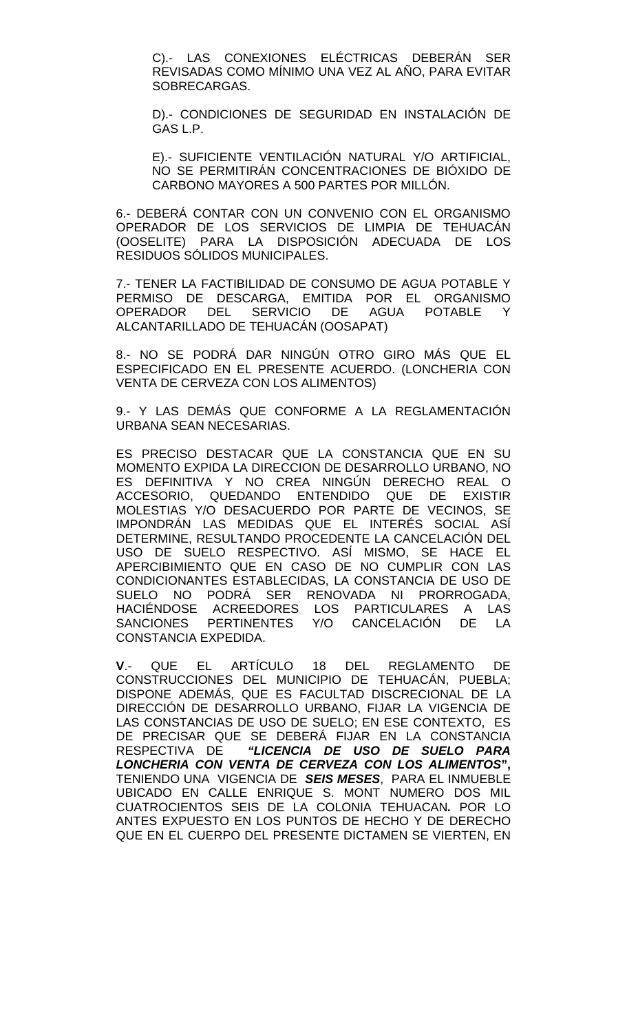C).- LAS CONEXIONES ELÉCTRICAS DEBERÁN SER REVISADAS COMO MÍNIMO UNA VEZ AL AÑO, PARA EVITAR SOBRECARGAS.

D).- CONDICIONES DE SEGURIDAD EN INSTALACIÓN DE GAS L.P.

E).- SUFICIENTE VENTILACIÓN NATURAL Y/O ARTIFICIAL, NO SE PERMITIRÁN CONCENTRACIONES DE BIÓXIDO DE CARBONO MAYORES A 500 PARTES POR MILLÓN.

6.- DEBERÁ CONTAR CON UN CONVENIO CON EL ORGANISMO OPERADOR DE LOS SERVICIOS DE LIMPIA DE TEHUACÁN (OOSELITE) PARA LA DISPOSICIÓN ADECUADA DE LOS RESIDUOS SÓLIDOS MUNICIPALES.

7.- TENER LA FACTIBILIDAD DE CONSUMO DE AGUA POTABLE Y PERMISO DE DESCARGA, EMITIDA POR EL ORGANISMO OPERADOR DEL SERVICIO DE AGUA POTABLE Y ALCANTARILLADO DE TEHUACÁN (OOSAPAT)

8.- NO SE PODRÁ DAR NINGÚN OTRO GIRO MÁS QUE EL ESPECIFICADO EN EL PRESENTE ACUERDO. (LONCHERIA CON VENTA DE CERVEZA CON LOS ALIMENTOS)

9.- Y LAS DEMÁS QUE CONFORME A LA REGLAMENTACIÓN URBANA SEAN NECESARIAS.

ES PRECISO DESTACAR QUE LA CONSTANCIA QUE EN SU MOMENTO EXPIDA LA DIRECCION DE DESARROLLO URBANO, NO ES DEFINITIVA Y NO CREA NINGÚN DERECHO REAL O ACCESORIO, QUEDANDO ENTENDIDO QUE DE EXISTIR MOLESTIAS Y/O DESACUERDO POR PARTE DE VECINOS, SE IMPONDRÁN LAS MEDIDAS QUE EL INTERÉS SOCIAL ASÍ DETERMINE, RESULTANDO PROCEDENTE LA CANCELACIÓN DEL USO DE SUELO RESPECTIVO. ASÍ MISMO, SE HACE EL APERCIBIMIENTO QUE EN CASO DE NO CUMPLIR CON LAS CONDICIONANTES ESTABLECIDAS, LA CONSTANCIA DE USO DE SUELO NO PODRÁ SER RENOVADA NI PRORROGADA, HACIÉNDOSE ACREEDORES LOS PARTICULARES A LAS SANCIONES PERTINENTES Y/O CANCELACIÓN DE LA CONSTANCIA EXPEDIDA.

**V**.- QUE EL ARTÍCULO 18 DEL REGLAMENTO DE CONSTRUCCIONES DEL MUNICIPIO DE TEHUACÁN, PUEBLA; DISPONE ADEMÁS, QUE ES FACULTAD DISCRECIONAL DE LA DIRECCIÓN DE DESARROLLO URBANO, FIJAR LA VIGENCIA DE LAS CONSTANCIAS DE USO DE SUELO; EN ESE CONTEXTO, ES DE PRECISAR QUE SE DEBERÁ FIJAR EN LA CONSTANCIA RESPECTIVA DE ***"LICENCIA DE USO DE SUELO PARA LONCHERIA CON VENTA DE CERVEZA CON LOS ALIMENTOS"***, TENIENDO UNA VIGENCIA DE ***SEIS MESES***, PARA EL INMUEBLE UBICADO EN CALLE ENRIQUE S. MONT NUMERO DOS MIL CUATROCIENTOS SEIS DE LA COLONIA TEHUACAN*.* POR LO ANTES EXPUESTO EN LOS PUNTOS DE HECHO Y DE DERECHO QUE EN EL CUERPO DEL PRESENTE DICTAMEN SE VIERTEN, EN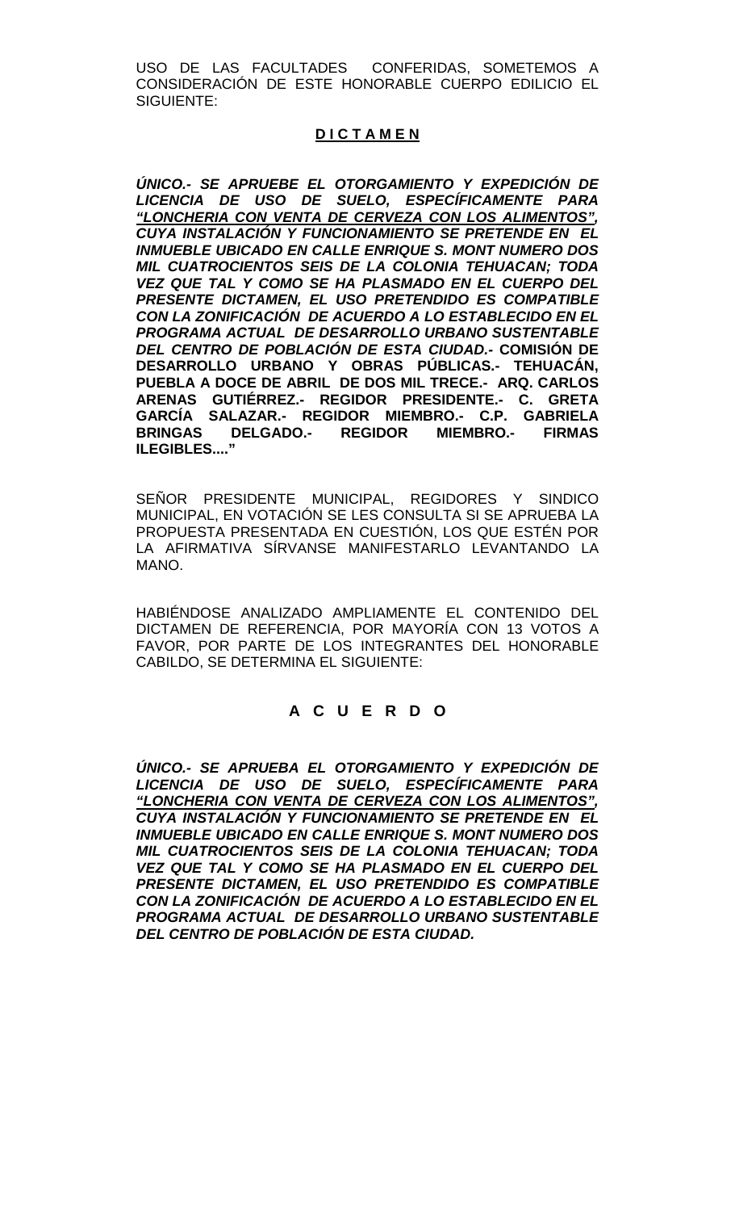USO DE LAS FACULTADES CONFERIDAS, SOMETEMOS A CONSIDERACIÓN DE ESTE HONORABLE CUERPO EDILICIO EL SIGUIENTE:

**D I C T A M E N**

***ÚNICO.- SE APRUEBE EL OTORGAMIENTO Y EXPEDICIÓN DE LICENCIA DE USO DE SUELO, ESPECÍFICAMENTE PARA <u>"LONCHERIA CON VENTA DE CERVEZA CON LOS ALIMENTOS"</u>, CUYA INSTALACIÓN Y FUNCIONAMIENTO SE PRETENDE EN EL INMUEBLE UBICADO EN CALLE ENRIQUE S. MONT NUMERO DOS MIL CUATROCIENTOS SEIS DE LA COLONIA TEHUACAN; TODA VEZ QUE TAL Y COMO SE HA PLASMADO EN EL CUERPO DEL PRESENTE DICTAMEN, EL USO PRETENDIDO ES COMPATIBLE CON LA ZONIFICACIÓN DE ACUERDO A LO ESTABLECIDO EN EL PROGRAMA ACTUAL DE DESARROLLO URBANO SUSTENTABLE DEL CENTRO DE POBLACIÓN DE ESTA CIUDAD.-*** **COMISIÓN DE DESARROLLO URBANO Y OBRAS PÚBLICAS.- TEHUACÁN, PUEBLA A DOCE DE ABRIL DE DOS MIL TRECE.- ARQ. CARLOS ARENAS GUTIÉRREZ.- REGIDOR PRESIDENTE.- C. GRETA GARCÍA SALAZAR.- REGIDOR MIEMBRO.- C.P. GABRIELA BRINGAS DELGADO.- REGIDOR MIEMBRO.- FIRMAS ILEGIBLES...."**

SEÑOR PRESIDENTE MUNICIPAL, REGIDORES Y SINDICO MUNICIPAL, EN VOTACIÓN SE LES CONSULTA SI SE APRUEBA LA PROPUESTA PRESENTADA EN CUESTIÓN, LOS QUE ESTÉN POR LA AFIRMATIVA SÍRVANSE MANIFESTARLO LEVANTANDO LA MANO.

HABIÉNDOSE ANALIZADO AMPLIAMENTE EL CONTENIDO DEL DICTAMEN DE REFERENCIA, POR MAYORÍA CON 13 VOTOS A FAVOR, POR PARTE DE LOS INTEGRANTES DEL HONORABLE CABILDO, SE DETERMINA EL SIGUIENTE:

**A C U E R D O**

***ÚNICO.- SE APRUEBA EL OTORGAMIENTO Y EXPEDICIÓN DE LICENCIA DE USO DE SUELO, ESPECÍFICAMENTE PARA <u>"LONCHERIA CON VENTA DE CERVEZA CON LOS ALIMENTOS"</u>, CUYA INSTALACIÓN Y FUNCIONAMIENTO SE PRETENDE EN EL INMUEBLE UBICADO EN CALLE ENRIQUE S. MONT NUMERO DOS MIL CUATROCIENTOS SEIS DE LA COLONIA TEHUACAN; TODA VEZ QUE TAL Y COMO SE HA PLASMADO EN EL CUERPO DEL PRESENTE DICTAMEN, EL USO PRETENDIDO ES COMPATIBLE CON LA ZONIFICACIÓN DE ACUERDO A LO ESTABLECIDO EN EL PROGRAMA ACTUAL DE DESARROLLO URBANO SUSTENTABLE DEL CENTRO DE POBLACIÓN DE ESTA CIUDAD.***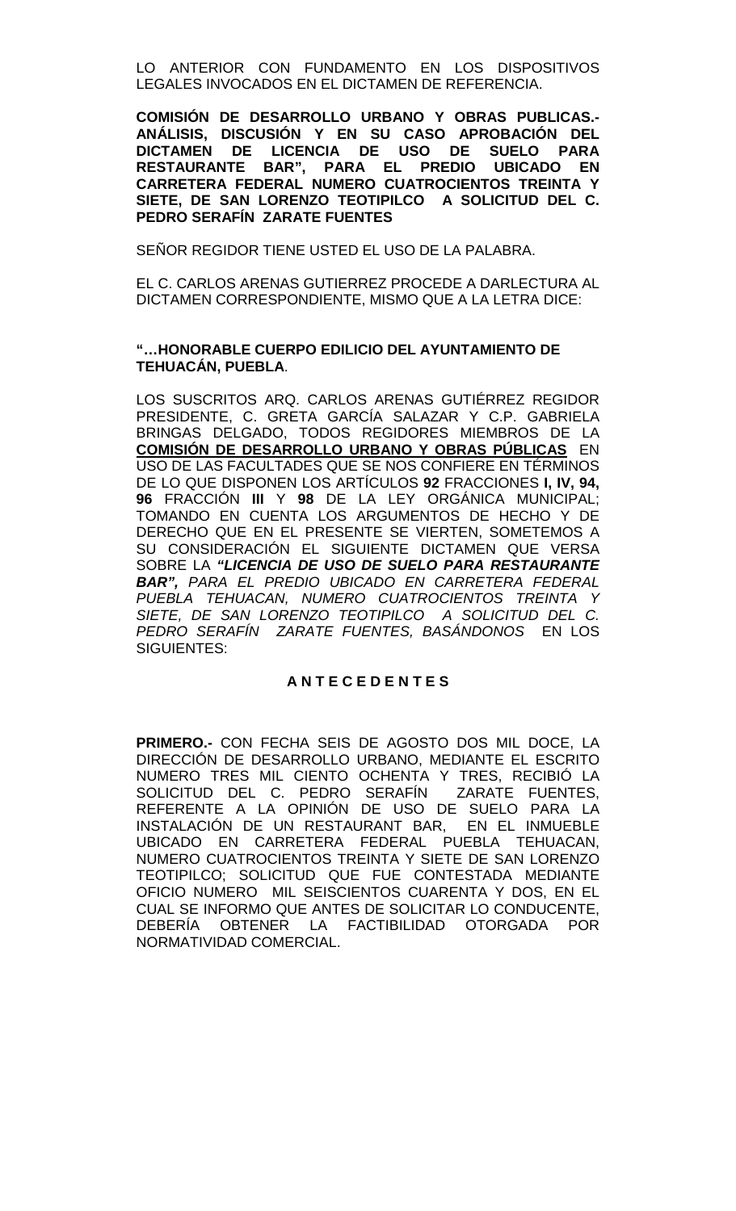LO ANTERIOR CON FUNDAMENTO EN LOS DISPOSITIVOS LEGALES INVOCADOS EN EL DICTAMEN DE REFERENCIA.

**COMISIÓN DE DESARROLLO URBANO Y OBRAS PUBLICAS.- ANÁLISIS, DISCUSIÓN Y EN SU CASO APROBACIÓN DEL DICTAMEN DE LICENCIA DE USO DE SUELO PARA RESTAURANTE BAR", PARA EL PREDIO UBICADO EN CARRETERA FEDERAL NUMERO CUATROCIENTOS TREINTA Y SIETE, DE SAN LORENZO TEOTIPILCO A SOLICITUD DEL C. PEDRO SERAFÍN ZARATE FUENTES**

SEÑOR REGIDOR TIENE USTED EL USO DE LA PALABRA.

EL C. CARLOS ARENAS GUTIERREZ PROCEDE A DARLECTURA AL DICTAMEN CORRESPONDIENTE, MISMO QUE A LA LETRA DICE:

**"…HONORABLE CUERPO EDILICIO DEL AYUNTAMIENTO DE TEHUACÁN, PUEBLA**.

LOS SUSCRITOS ARQ. CARLOS ARENAS GUTIÉRREZ REGIDOR PRESIDENTE, C. GRETA GARCÍA SALAZAR Y C.P. GABRIELA BRINGAS DELGADO, TODOS REGIDORES MIEMBROS DE LA **COMISIÓN DE DESARROLLO URBANO Y OBRAS PÚBLICAS** EN USO DE LAS FACULTADES QUE SE NOS CONFIERE EN TÉRMINOS DE LO QUE DISPONEN LOS ARTÍCULOS **92** FRACCIONES **I, IV, 94, 96** FRACCIÓN **III** Y **98** DE LA LEY ORGÁNICA MUNICIPAL; TOMANDO EN CUENTA LOS ARGUMENTOS DE HECHO Y DE DERECHO QUE EN EL PRESENTE SE VIERTEN, SOMETEMOS A SU CONSIDERACIÓN EL SIGUIENTE DICTAMEN QUE VERSA SOBRE LA ***"LICENCIA DE USO DE SUELO PARA RESTAURANTE BAR",*** *PARA EL PREDIO UBICADO EN CARRETERA FEDERAL PUEBLA TEHUACAN, NUMERO CUATROCIENTOS TREINTA Y SIETE, DE SAN LORENZO TEOTIPILCO A SOLICITUD DEL C. PEDRO SERAFÍN ZARATE FUENTES, BASÁNDONOS* EN LOS SIGUIENTES:

**A N T E C E D E N T E S**

**PRIMERO.-** CON FECHA SEIS DE AGOSTO DOS MIL DOCE, LA DIRECCIÓN DE DESARROLLO URBANO, MEDIANTE EL ESCRITO NUMERO TRES MIL CIENTO OCHENTA Y TRES, RECIBIÓ LA SOLICITUD DEL C. PEDRO SERAFÍN ZARATE FUENTES, REFERENTE A LA OPINIÓN DE USO DE SUELO PARA LA INSTALACIÓN DE UN RESTAURANT BAR, EN EL INMUEBLE UBICADO EN CARRETERA FEDERAL PUEBLA TEHUACAN, NUMERO CUATROCIENTOS TREINTA Y SIETE DE SAN LORENZO TEOTIPILCO; SOLICITUD QUE FUE CONTESTADA MEDIANTE OFICIO NUMERO MIL SEISCIENTOS CUARENTA Y DOS, EN EL CUAL SE INFORMO QUE ANTES DE SOLICITAR LO CONDUCENTE, DEBERÍA OBTENER LA FACTIBILIDAD OTORGADA POR NORMATIVIDAD COMERCIAL.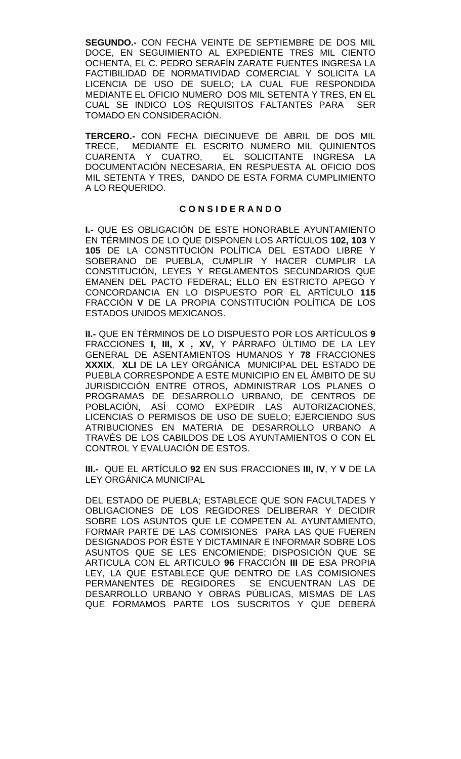**SEGUNDO.-** CON FECHA VEINTE DE SEPTIEMBRE DE DOS MIL DOCE, EN SEGUIMIENTO AL EXPEDIENTE TRES MIL CIENTO OCHENTA, EL C. PEDRO SERAFÍN ZARATE FUENTES INGRESA LA FACTIBILIDAD DE NORMATIVIDAD COMERCIAL Y SOLICITA LA LICENCIA DE USO DE SUELO; LA CUAL FUE RESPONDIDA MEDIANTE EL OFICIO NUMERO DOS MIL SETENTA Y TRES, EN EL CUAL SE INDICO LOS REQUISITOS FALTANTES PARA SER TOMADO EN CONSIDERACIÓN.

**TERCERO.-** CON FECHA DIECINUEVE DE ABRIL DE DOS MIL TRECE, MEDIANTE EL ESCRITO NUMERO MIL QUINIENTOS CUARENTA Y CUATRO, EL SOLICITANTE INGRESA LA DOCUMENTACIÓN NECESARIA, EN RESPUESTA AL OFICIO DOS MIL SETENTA Y TRES, DANDO DE ESTA FORMA CUMPLIMIENTO A LO REQUERIDO.

## C O N S I D E R A N D O

**I.-** QUE ES OBLIGACIÓN DE ESTE HONORABLE AYUNTAMIENTO EN TÉRMINOS DE LO QUE DISPONEN LOS ARTÍCULOS **102, 103** Y **105** DE LA CONSTITUCIÓN POLÍTICA DEL ESTADO LIBRE Y SOBERANO DE PUEBLA, CUMPLIR Y HACER CUMPLIR LA CONSTITUCIÓN, LEYES Y REGLAMENTOS SECUNDARIOS QUE EMANEN DEL PACTO FEDERAL; ELLO EN ESTRICTO APEGO Y CONCORDANCIA EN LO DISPUESTO POR EL ARTÍCULO **115** FRACCIÓN **V** DE LA PROPIA CONSTITUCIÓN POLÍTICA DE LOS ESTADOS UNIDOS MEXICANOS.

**II.-** QUE EN TÉRMINOS DE LO DISPUESTO POR LOS ARTÍCULOS **9** FRACCIONES **I, III, X , XV,** Y PÁRRAFO ÚLTIMO DE LA LEY GENERAL DE ASENTAMIENTOS HUMANOS Y **78** FRACCIONES **XXXIX**, **XLI** DE LA LEY ORGÁNICA MUNICIPAL DEL ESTADO DE PUEBLA CORRESPONDE A ESTE MUNICIPIO EN EL ÁMBITO DE SU JURISDICCIÓN ENTRE OTROS, ADMINISTRAR LOS PLANES O PROGRAMAS DE DESARROLLO URBANO, DE CENTROS DE POBLACIÓN, ASÍ COMO EXPEDIR LAS AUTORIZACIONES, LICENCIAS O PERMISOS DE USO DE SUELO; EJERCIENDO SUS ATRIBUCIONES EN MATERIA DE DESARROLLO URBANO A TRAVÉS DE LOS CABILDOS DE LOS AYUNTAMIENTOS O CON EL CONTROL Y EVALUACIÓN DE ESTOS.

**III.-** QUE EL ARTÍCULO **92** EN SUS FRACCIONES **III, IV**, Y **V** DE LA LEY ORGÁNICA MUNICIPAL

DEL ESTADO DE PUEBLA; ESTABLECE QUE SON FACULTADES Y OBLIGACIONES DE LOS REGIDORES DELIBERAR Y DECIDIR SOBRE LOS ASUNTOS QUE LE COMPETEN AL AYUNTAMIENTO, FORMAR PARTE DE LAS COMISIONES PARA LAS QUE FUEREN DESIGNADOS POR ÉSTE Y DICTAMINAR E INFORMAR SOBRE LOS ASUNTOS QUE SE LES ENCOMIENDE; DISPOSICIÓN QUE SE ARTICULA CON EL ARTICULO **96** FRACCIÓN **III** DE ESA PROPIA LEY, LA QUE ESTABLECE QUE DENTRO DE LAS COMISIONES PERMANENTES DE REGIDORES SE ENCUENTRAN LAS DE DESARROLLO URBANO Y OBRAS PÚBLICAS, MISMAS DE LAS QUE FORMAMOS PARTE LOS SUSCRITOS Y QUE DEBERÁ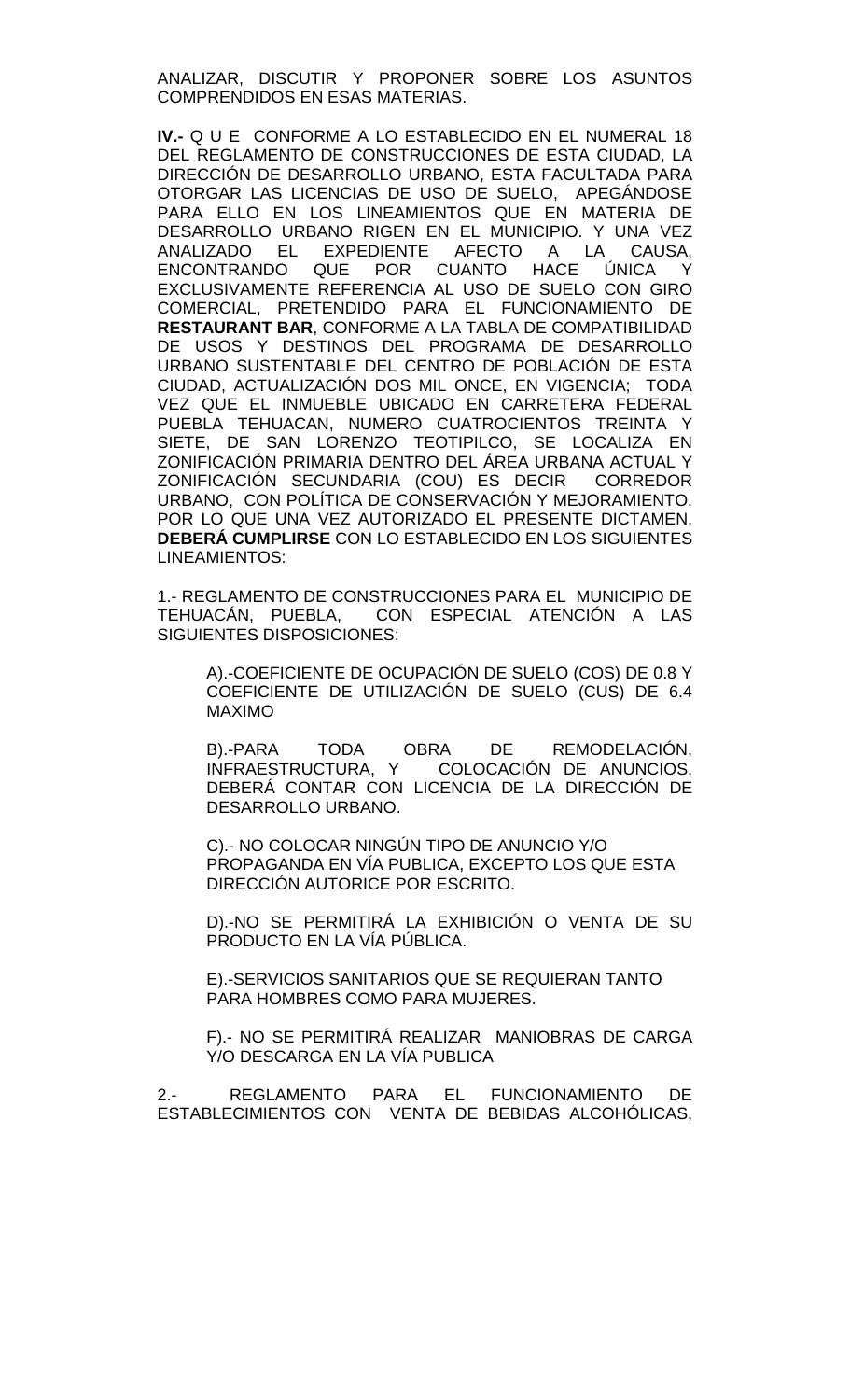ANALIZAR, DISCUTIR Y PROPONER SOBRE LOS ASUNTOS COMPRENDIDOS EN ESAS MATERIAS.

**IV.-** Q U E CONFORME A LO ESTABLECIDO EN EL NUMERAL 18 DEL REGLAMENTO DE CONSTRUCCIONES DE ESTA CIUDAD, LA DIRECCIÓN DE DESARROLLO URBANO, ESTA FACULTADA PARA OTORGAR LAS LICENCIAS DE USO DE SUELO, APEGÁNDOSE PARA ELLO EN LOS LINEAMIENTOS QUE EN MATERIA DE DESARROLLO URBANO RIGEN EN EL MUNICIPIO. Y UNA VEZ ANALIZADO EL EXPEDIENTE AFECTO A LA CAUSA, ENCONTRANDO QUE POR CUANTO HACE ÚNICA Y EXCLUSIVAMENTE REFERENCIA AL USO DE SUELO CON GIRO COMERCIAL, PRETENDIDO PARA EL FUNCIONAMIENTO DE **RESTAURANT BAR**, CONFORME A LA TABLA DE COMPATIBILIDAD DE USOS Y DESTINOS DEL PROGRAMA DE DESARROLLO URBANO SUSTENTABLE DEL CENTRO DE POBLACIÓN DE ESTA CIUDAD, ACTUALIZACIÓN DOS MIL ONCE, EN VIGENCIA; TODA VEZ QUE EL INMUEBLE UBICADO EN CARRETERA FEDERAL PUEBLA TEHUACAN, NUMERO CUATROCIENTOS TREINTA Y SIETE, DE SAN LORENZO TEOTIPILCO, SE LOCALIZA EN ZONIFICACIÓN PRIMARIA DENTRO DEL ÁREA URBANA ACTUAL Y ZONIFICACIÓN SECUNDARIA (COU) ES DECIR CORREDOR URBANO, CON POLÍTICA DE CONSERVACIÓN Y MEJORAMIENTO. POR LO QUE UNA VEZ AUTORIZADO EL PRESENTE DICTAMEN, **DEBERÁ CUMPLIRSE** CON LO ESTABLECIDO EN LOS SIGUIENTES LINEAMIENTOS:

1.- REGLAMENTO DE CONSTRUCCIONES PARA EL MUNICIPIO DE TEHUACÁN, PUEBLA, CON ESPECIAL ATENCIÓN A LAS SIGUIENTES DISPOSICIONES:

A).-COEFICIENTE DE OCUPACIÓN DE SUELO (COS) DE 0.8 Y COEFICIENTE DE UTILIZACIÓN DE SUELO (CUS) DE 6.4 MAXIMO

B).-PARA TODA OBRA DE REMODELACIÓN, INFRAESTRUCTURA, Y COLOCACIÓN DE ANUNCIOS, DEBERÁ CONTAR CON LICENCIA DE LA DIRECCIÓN DE DESARROLLO URBANO.

C).- NO COLOCAR NINGÚN TIPO DE ANUNCIO Y/O PROPAGANDA EN VÍA PUBLICA, EXCEPTO LOS QUE ESTA DIRECCIÓN AUTORICE POR ESCRITO.

D).-NO SE PERMITIRÁ LA EXHIBICIÓN O VENTA DE SU PRODUCTO EN LA VÍA PÚBLICA.

E).-SERVICIOS SANITARIOS QUE SE REQUIERAN TANTO PARA HOMBRES COMO PARA MUJERES.

F).- NO SE PERMITIRÁ REALIZAR MANIOBRAS DE CARGA Y/O DESCARGA EN LA VÍA PUBLICA

2.- REGLAMENTO PARA EL FUNCIONAMIENTO DE ESTABLECIMIENTOS CON VENTA DE BEBIDAS ALCOHÓLICAS,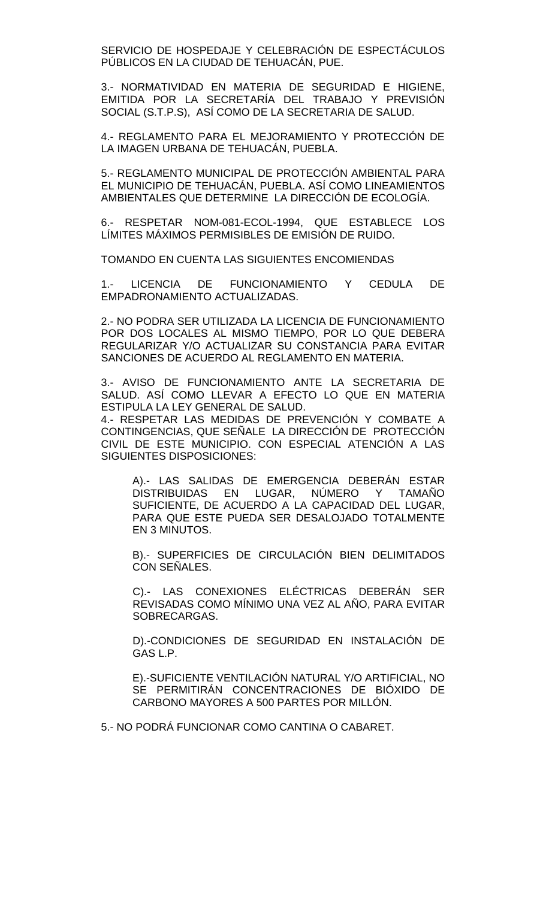SERVICIO DE HOSPEDAJE Y CELEBRACIÓN DE ESPECTÁCULOS PÚBLICOS EN LA CIUDAD DE TEHUACÁN, PUE.

3.- NORMATIVIDAD EN MATERIA DE SEGURIDAD E HIGIENE, EMITIDA POR LA SECRETARÍA DEL TRABAJO Y PREVISIÓN SOCIAL (S.T.P.S), ASÍ COMO DE LA SECRETARIA DE SALUD.

4.- REGLAMENTO PARA EL MEJORAMIENTO Y PROTECCIÓN DE LA IMAGEN URBANA DE TEHUACÁN, PUEBLA.

5.- REGLAMENTO MUNICIPAL DE PROTECCIÓN AMBIENTAL PARA EL MUNICIPIO DE TEHUACÁN, PUEBLA. ASÍ COMO LINEAMIENTOS AMBIENTALES QUE DETERMINE LA DIRECCIÓN DE ECOLOGÍA.

6.- RESPETAR NOM-081-ECOL-1994, QUE ESTABLECE LOS LÍMITES MÁXIMOS PERMISIBLES DE EMISIÓN DE RUIDO.

TOMANDO EN CUENTA LAS SIGUIENTES ENCOMIENDAS

1.- LICENCIA DE FUNCIONAMIENTO Y CEDULA DE EMPADRONAMIENTO ACTUALIZADAS.

2.- NO PODRA SER UTILIZADA LA LICENCIA DE FUNCIONAMIENTO POR DOS LOCALES AL MISMO TIEMPO, POR LO QUE DEBERA REGULARIZAR Y/O ACTUALIZAR SU CONSTANCIA PARA EVITAR SANCIONES DE ACUERDO AL REGLAMENTO EN MATERIA.

3.- AVISO DE FUNCIONAMIENTO ANTE LA SECRETARIA DE SALUD. ASÍ COMO LLEVAR A EFECTO LO QUE EN MATERIA ESTIPULA LA LEY GENERAL DE SALUD.

4.- RESPETAR LAS MEDIDAS DE PREVENCIÓN Y COMBATE A CONTINGENCIAS, QUE SEÑALE LA DIRECCIÓN DE PROTECCIÓN CIVIL DE ESTE MUNICIPIO. CON ESPECIAL ATENCIÓN A LAS SIGUIENTES DISPOSICIONES:

> A).- LAS SALIDAS DE EMERGENCIA DEBERÁN ESTAR DISTRIBUIDAS EN LUGAR, NÚMERO Y TAMAÑO SUFICIENTE, DE ACUERDO A LA CAPACIDAD DEL LUGAR, PARA QUE ESTE PUEDA SER DESALOJADO TOTALMENTE EN 3 MINUTOS.
>
> B).- SUPERFICIES DE CIRCULACIÓN BIEN DELIMITADOS CON SEÑALES.
>
> C).- LAS CONEXIONES ELÉCTRICAS DEBERÁN SER REVISADAS COMO MÍNIMO UNA VEZ AL AÑO, PARA EVITAR SOBRECARGAS.
>
> D).-CONDICIONES DE SEGURIDAD EN INSTALACIÓN DE GAS L.P.
>
> E).-SUFICIENTE VENTILACIÓN NATURAL Y/O ARTIFICIAL, NO SE PERMITIRÁN CONCENTRACIONES DE BIÓXIDO DE CARBONO MAYORES A 500 PARTES POR MILLÓN.

5.- NO PODRÁ FUNCIONAR COMO CANTINA O CABARET.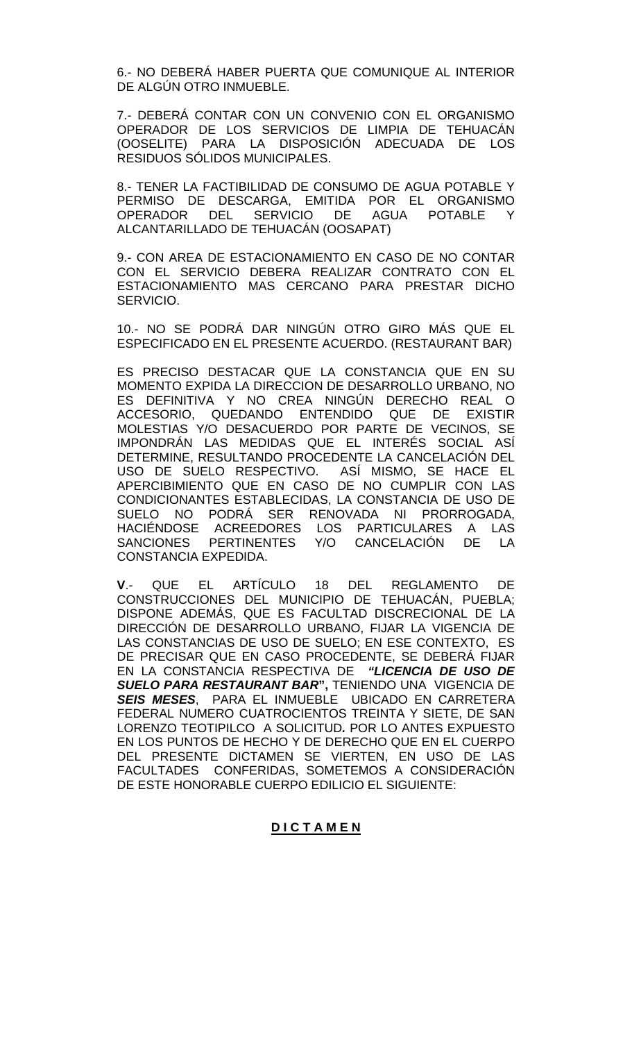6.- NO DEBERÁ HABER PUERTA QUE COMUNIQUE AL INTERIOR DE ALGÚN OTRO INMUEBLE.

7.- DEBERÁ CONTAR CON UN CONVENIO CON EL ORGANISMO OPERADOR DE LOS SERVICIOS DE LIMPIA DE TEHUACÁN (OOSELITE) PARA LA DISPOSICIÓN ADECUADA DE LOS RESIDUOS SÓLIDOS MUNICIPALES.

8.- TENER LA FACTIBILIDAD DE CONSUMO DE AGUA POTABLE Y PERMISO DE DESCARGA, EMITIDA POR EL ORGANISMO OPERADOR DEL SERVICIO DE AGUA POTABLE Y ALCANTARILLADO DE TEHUACÁN (OOSAPAT)

9.- CON AREA DE ESTACIONAMIENTO EN CASO DE NO CONTAR CON EL SERVICIO DEBERA REALIZAR CONTRATO CON EL ESTACIONAMIENTO MAS CERCANO PARA PRESTAR DICHO SERVICIO.

10.- NO SE PODRÁ DAR NINGÚN OTRO GIRO MÁS QUE EL ESPECIFICADO EN EL PRESENTE ACUERDO. (RESTAURANT BAR)

ES PRECISO DESTACAR QUE LA CONSTANCIA QUE EN SU MOMENTO EXPIDA LA DIRECCION DE DESARROLLO URBANO, NO ES DEFINITIVA Y NO CREA NINGÚN DERECHO REAL O ACCESORIO, QUEDANDO ENTENDIDO QUE DE EXISTIR MOLESTIAS Y/O DESACUERDO POR PARTE DE VECINOS, SE IMPONDRÁN LAS MEDIDAS QUE EL INTERÉS SOCIAL ASÍ DETERMINE, RESULTANDO PROCEDENTE LA CANCELACIÓN DEL USO DE SUELO RESPECTIVO. ASÍ MISMO, SE HACE EL APERCIBIMIENTO QUE EN CASO DE NO CUMPLIR CON LAS CONDICIONANTES ESTABLECIDAS, LA CONSTANCIA DE USO DE SUELO NO PODRÁ SER RENOVADA NI PRORROGADA, HACIÉNDOSE ACREEDORES LOS PARTICULARES A LAS SANCIONES PERTINENTES Y/O CANCELACIÓN DE LA CONSTANCIA EXPEDIDA.

**V**.- QUE EL ARTÍCULO 18 DEL REGLAMENTO DE CONSTRUCCIONES DEL MUNICIPIO DE TEHUACÁN, PUEBLA; DISPONE ADEMÁS, QUE ES FACULTAD DISCRECIONAL DE LA DIRECCIÓN DE DESARROLLO URBANO, FIJAR LA VIGENCIA DE LAS CONSTANCIAS DE USO DE SUELO; EN ESE CONTEXTO, ES DE PRECISAR QUE EN CASO PROCEDENTE, SE DEBERÁ FIJAR EN LA CONSTANCIA RESPECTIVA DE ***"LICENCIA DE USO DE SUELO PARA RESTAURANT BAR*"**, TENIENDO UNA VIGENCIA DE ***SEIS MESES***, PARA EL INMUEBLE UBICADO EN CARRETERA FEDERAL NUMERO CUATROCIENTOS TREINTA Y SIETE, DE SAN LORENZO TEOTIPILCO A SOLICITUD*.* POR LO ANTES EXPUESTO EN LOS PUNTOS DE HECHO Y DE DERECHO QUE EN EL CUERPO DEL PRESENTE DICTAMEN SE VIERTEN, EN USO DE LAS FACULTADES CONFERIDAS, SOMETEMOS A CONSIDERACIÓN DE ESTE HONORABLE CUERPO EDILICIO EL SIGUIENTE:

## **D I C T A M E N**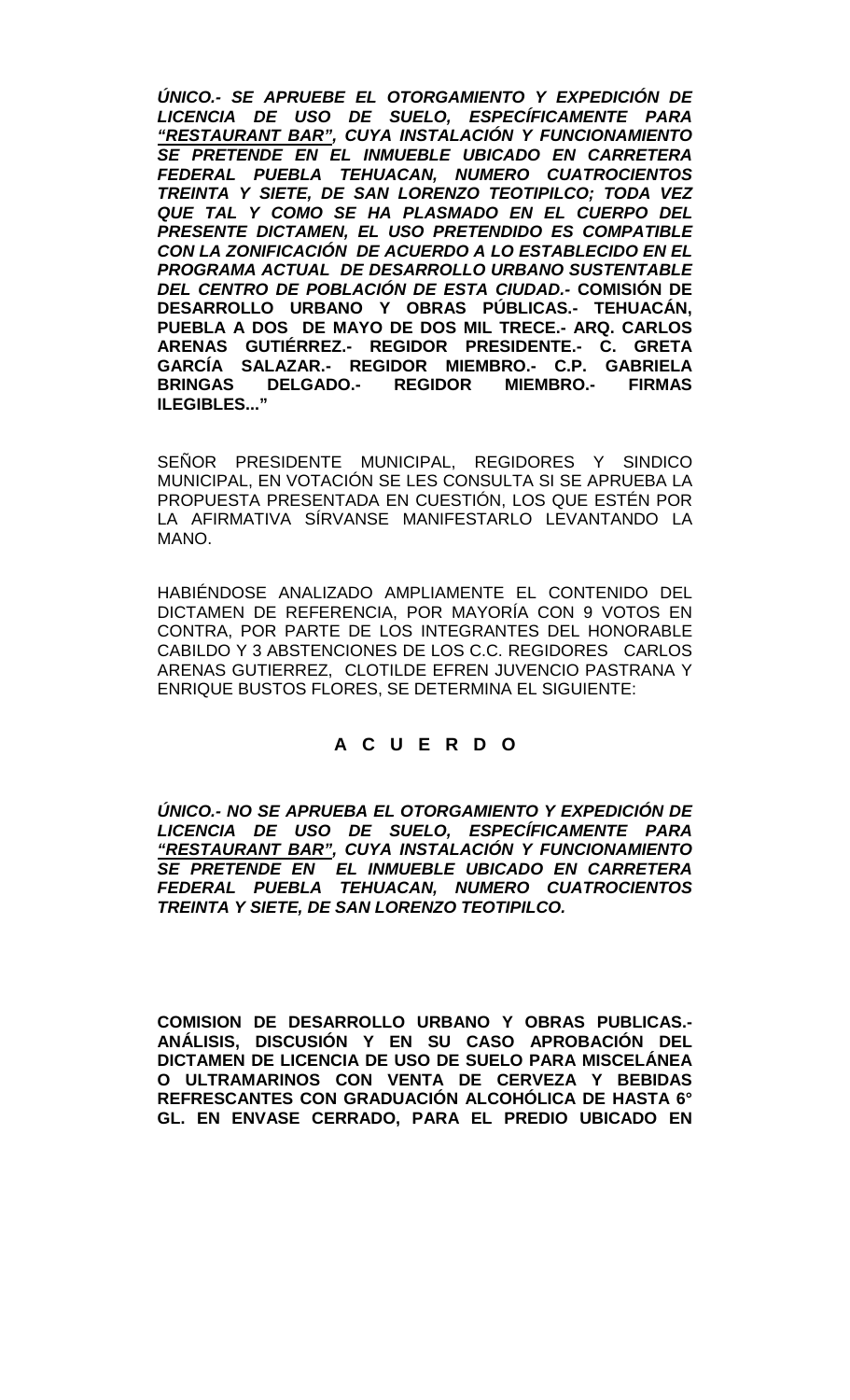***ÚNICO.- SE APRUEBE EL OTORGAMIENTO Y EXPEDICIÓN DE LICENCIA DE USO DE SUELO, ESPECÍFICAMENTE PARA <u>"RESTAURANT BAR"</u>, CUYA INSTALACIÓN Y FUNCIONAMIENTO SE PRETENDE EN EL INMUEBLE UBICADO EN CARRETERA FEDERAL PUEBLA TEHUACAN, NUMERO CUATROCIENTOS TREINTA Y SIETE, DE SAN LORENZO TEOTIPILCO; TODA VEZ QUE TAL Y COMO SE HA PLASMADO EN EL CUERPO DEL PRESENTE DICTAMEN, EL USO PRETENDIDO ES COMPATIBLE CON LA ZONIFICACIÓN DE ACUERDO A LO ESTABLECIDO EN EL PROGRAMA ACTUAL DE DESARROLLO URBANO SUSTENTABLE DEL CENTRO DE POBLACIÓN DE ESTA CIUDAD.-*** **COMISIÓN DE DESARROLLO URBANO Y OBRAS PÚBLICAS.- TEHUACÁN, PUEBLA A DOS DE MAYO DE DOS MIL TRECE.- ARQ. CARLOS ARENAS GUTIÉRREZ.- REGIDOR PRESIDENTE.- C. GRETA GARCÍA SALAZAR.- REGIDOR MIEMBRO.- C.P. GABRIELA BRINGAS DELGADO.- REGIDOR MIEMBRO.- FIRMAS ILEGIBLES..."**

SEÑOR PRESIDENTE MUNICIPAL, REGIDORES Y SINDICO MUNICIPAL, EN VOTACIÓN SE LES CONSULTA SI SE APRUEBA LA PROPUESTA PRESENTADA EN CUESTIÓN, LOS QUE ESTÉN POR LA AFIRMATIVA SÍRVANSE MANIFESTARLO LEVANTANDO LA MANO.

HABIÉNDOSE ANALIZADO AMPLIAMENTE EL CONTENIDO DEL DICTAMEN DE REFERENCIA, POR MAYORÍA CON 9 VOTOS EN CONTRA, POR PARTE DE LOS INTEGRANTES DEL HONORABLE CABILDO Y 3 ABSTENCIONES DE LOS C.C. REGIDORES CARLOS ARENAS GUTIERREZ, CLOTILDE EFREN JUVENCIO PASTRANA Y ENRIQUE BUSTOS FLORES, SE DETERMINA EL SIGUIENTE:

**A C U E R D O**

***ÚNICO.- NO SE APRUEBA EL OTORGAMIENTO Y EXPEDICIÓN DE LICENCIA DE USO DE SUELO, ESPECÍFICAMENTE PARA <u>"RESTAURANT BAR"</u>, CUYA INSTALACIÓN Y FUNCIONAMIENTO SE PRETENDE EN EL INMUEBLE UBICADO EN CARRETERA FEDERAL PUEBLA TEHUACAN, NUMERO CUATROCIENTOS TREINTA Y SIETE, DE SAN LORENZO TEOTIPILCO.***

**COMISION DE DESARROLLO URBANO Y OBRAS PUBLICAS.- ANÁLISIS, DISCUSIÓN Y EN SU CASO APROBACIÓN DEL DICTAMEN DE LICENCIA DE USO DE SUELO PARA MISCELÁNEA O ULTRAMARINOS CON VENTA DE CERVEZA Y BEBIDAS REFRESCANTES CON GRADUACIÓN ALCOHÓLICA DE HASTA 6° GL. EN ENVASE CERRADO, PARA EL PREDIO UBICADO EN**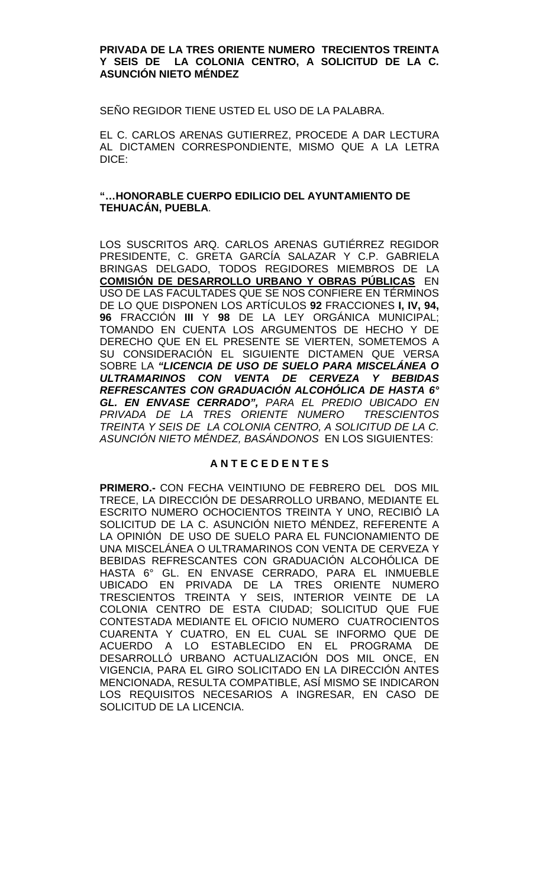**PRIVADA DE LA TRES ORIENTE NUMERO TRECIENTOS TREINTA Y SEIS DE LA COLONIA CENTRO, A SOLICITUD DE LA C. ASUNCIÓN NIETO MÉNDEZ**

SEÑO REGIDOR TIENE USTED EL USO DE LA PALABRA.

EL C. CARLOS ARENAS GUTIERREZ, PROCEDE A DAR LECTURA AL DICTAMEN CORRESPONDIENTE, MISMO QUE A LA LETRA DICE:

**"…HONORABLE CUERPO EDILICIO DEL AYUNTAMIENTO DE TEHUACÁN, PUEBLA**.

LOS SUSCRITOS ARQ. CARLOS ARENAS GUTIÉRREZ REGIDOR PRESIDENTE, C. GRETA GARCÍA SALAZAR Y C.P. GABRIELA BRINGAS DELGADO, TODOS REGIDORES MIEMBROS DE LA **COMISIÓN DE DESARROLLO URBANO Y OBRAS PÚBLICAS** EN USO DE LAS FACULTADES QUE SE NOS CONFIERE EN TÉRMINOS DE LO QUE DISPONEN LOS ARTÍCULOS **92** FRACCIONES **I, IV, 94, 96** FRACCIÓN **III** Y **98** DE LA LEY ORGÁNICA MUNICIPAL; TOMANDO EN CUENTA LOS ARGUMENTOS DE HECHO Y DE DERECHO QUE EN EL PRESENTE SE VIERTEN, SOMETEMOS A SU CONSIDERACIÓN EL SIGUIENTE DICTAMEN QUE VERSA SOBRE LA ***"LICENCIA DE USO DE SUELO PARA MISCELÁNEA O ULTRAMARINOS CON VENTA DE CERVEZA Y BEBIDAS REFRESCANTES CON GRADUACIÓN ALCOHÓLICA DE HASTA 6° GL. EN ENVASE CERRADO",*** *PARA EL PREDIO UBICADO EN PRIVADA DE LA TRES ORIENTE NUMERO TRESCIENTOS TREINTA Y SEIS DE LA COLONIA CENTRO, A SOLICITUD DE LA C. ASUNCIÓN NIETO MÉNDEZ, BASÁNDONOS* EN LOS SIGUIENTES:

**A N T E C E D E N T E S**

**PRIMERO.-** CON FECHA VEINTIUNO DE FEBRERO DEL DOS MIL TRECE, LA DIRECCIÓN DE DESARROLLO URBANO, MEDIANTE EL ESCRITO NUMERO OCHOCIENTOS TREINTA Y UNO, RECIBIÓ LA SOLICITUD DE LA C. ASUNCIÓN NIETO MÉNDEZ, REFERENTE A LA OPINIÓN DE USO DE SUELO PARA EL FUNCIONAMIENTO DE UNA MISCELÁNEA O ULTRAMARINOS CON VENTA DE CERVEZA Y BEBIDAS REFRESCANTES CON GRADUACIÓN ALCOHÓLICA DE HASTA 6° GL. EN ENVASE CERRADO, PARA EL INMUEBLE UBICADO EN PRIVADA DE LA TRES ORIENTE NUMERO TRESCIENTOS TREINTA Y SEIS, INTERIOR VEINTE DE LA COLONIA CENTRO DE ESTA CIUDAD; SOLICITUD QUE FUE CONTESTADA MEDIANTE EL OFICIO NUMERO CUATROCIENTOS CUARENTA Y CUATRO, EN EL CUAL SE INFORMO QUE DE ACUERDO A LO ESTABLECIDO EN EL PROGRAMA DE DESARROLLÓ URBANO ACTUALIZACIÓN DOS MIL ONCE, EN VIGENCIA, PARA EL GIRO SOLICITADO EN LA DIRECCIÓN ANTES MENCIONADA, RESULTA COMPATIBLE, ASÍ MISMO SE INDICARON LOS REQUISITOS NECESARIOS A INGRESAR, EN CASO DE SOLICITUD DE LA LICENCIA.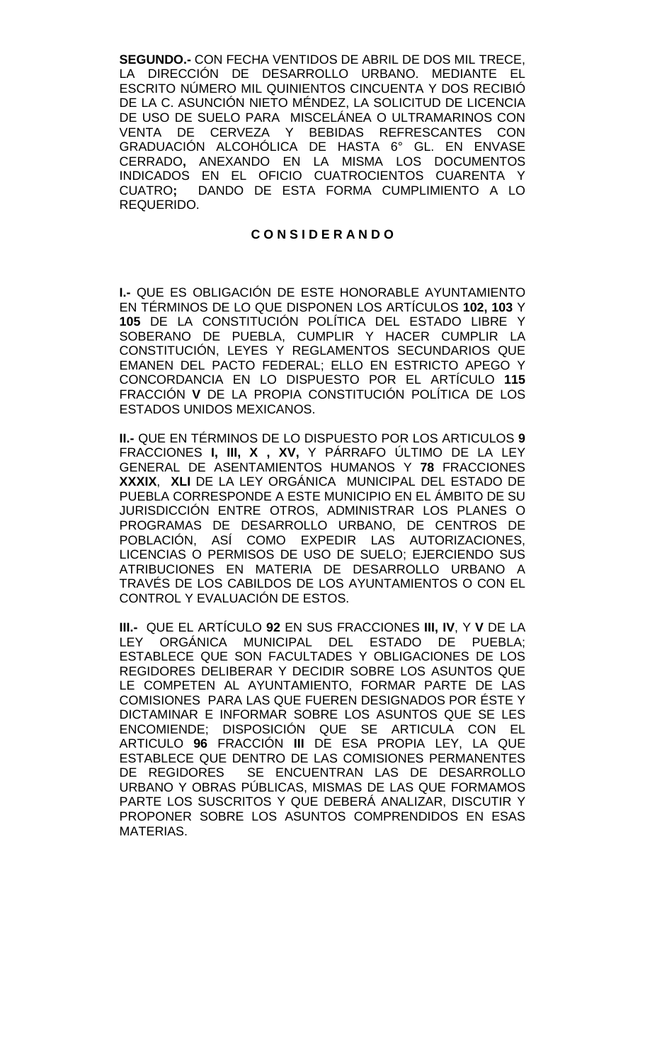**SEGUNDO.-** CON FECHA VENTIDOS DE ABRIL DE DOS MIL TRECE, LA DIRECCIÓN DE DESARROLLO URBANO. MEDIANTE EL ESCRITO NÚMERO MIL QUINIENTOS CINCUENTA Y DOS RECIBIÓ DE LA C. ASUNCIÓN NIETO MÉNDEZ, LA SOLICITUD DE LICENCIA DE USO DE SUELO PARA MISCELÁNEA O ULTRAMARINOS CON VENTA DE CERVEZA Y BEBIDAS REFRESCANTES CON GRADUACIÓN ALCOHÓLICA DE HASTA 6° GL. EN ENVASE CERRADO**,** ANEXANDO EN LA MISMA LOS DOCUMENTOS INDICADOS EN EL OFICIO CUATROCIENTOS CUARENTA Y CUATRO**;** DANDO DE ESTA FORMA CUMPLIMIENTO A LO REQUERIDO.

**C O N S I D E R A N D O**

**I.-** QUE ES OBLIGACIÓN DE ESTE HONORABLE AYUNTAMIENTO EN TÉRMINOS DE LO QUE DISPONEN LOS ARTÍCULOS **102, 103** Y **105** DE LA CONSTITUCIÓN POLÍTICA DEL ESTADO LIBRE Y SOBERANO DE PUEBLA, CUMPLIR Y HACER CUMPLIR LA CONSTITUCIÓN, LEYES Y REGLAMENTOS SECUNDARIOS QUE EMANEN DEL PACTO FEDERAL; ELLO EN ESTRICTO APEGO Y CONCORDANCIA EN LO DISPUESTO POR EL ARTÍCULO **115** FRACCIÓN **V** DE LA PROPIA CONSTITUCIÓN POLÍTICA DE LOS ESTADOS UNIDOS MEXICANOS.

**II.-** QUE EN TÉRMINOS DE LO DISPUESTO POR LOS ARTICULOS **9** FRACCIONES **I, III, X , XV,** Y PÁRRAFO ÚLTIMO DE LA LEY GENERAL DE ASENTAMIENTOS HUMANOS Y **78** FRACCIONES **XXXIX**, **XLI** DE LA LEY ORGÁNICA MUNICIPAL DEL ESTADO DE PUEBLA CORRESPONDE A ESTE MUNICIPIO EN EL ÁMBITO DE SU JURISDICCIÓN ENTRE OTROS, ADMINISTRAR LOS PLANES O PROGRAMAS DE DESARROLLO URBANO, DE CENTROS DE POBLACIÓN, ASÍ COMO EXPEDIR LAS AUTORIZACIONES, LICENCIAS O PERMISOS DE USO DE SUELO; EJERCIENDO SUS ATRIBUCIONES EN MATERIA DE DESARROLLO URBANO A TRAVÉS DE LOS CABILDOS DE LOS AYUNTAMIENTOS O CON EL CONTROL Y EVALUACIÓN DE ESTOS.

**III.-** QUE EL ARTÍCULO **92** EN SUS FRACCIONES **III, IV**, Y **V** DE LA LEY ORGÁNICA MUNICIPAL DEL ESTADO DE PUEBLA; ESTABLECE QUE SON FACULTADES Y OBLIGACIONES DE LOS REGIDORES DELIBERAR Y DECIDIR SOBRE LOS ASUNTOS QUE LE COMPETEN AL AYUNTAMIENTO, FORMAR PARTE DE LAS COMISIONES PARA LAS QUE FUEREN DESIGNADOS POR ÉSTE Y DICTAMINAR E INFORMAR SOBRE LOS ASUNTOS QUE SE LES ENCOMIENDE; DISPOSICIÓN QUE SE ARTICULA CON EL ARTICULO **96** FRACCIÓN **III** DE ESA PROPIA LEY, LA QUE ESTABLECE QUE DENTRO DE LAS COMISIONES PERMANENTES DE REGIDORES SE ENCUENTRAN LAS DE DESARROLLO URBANO Y OBRAS PÚBLICAS, MISMAS DE LAS QUE FORMAMOS PARTE LOS SUSCRITOS Y QUE DEBERÁ ANALIZAR, DISCUTIR Y PROPONER SOBRE LOS ASUNTOS COMPRENDIDOS EN ESAS MATERIAS.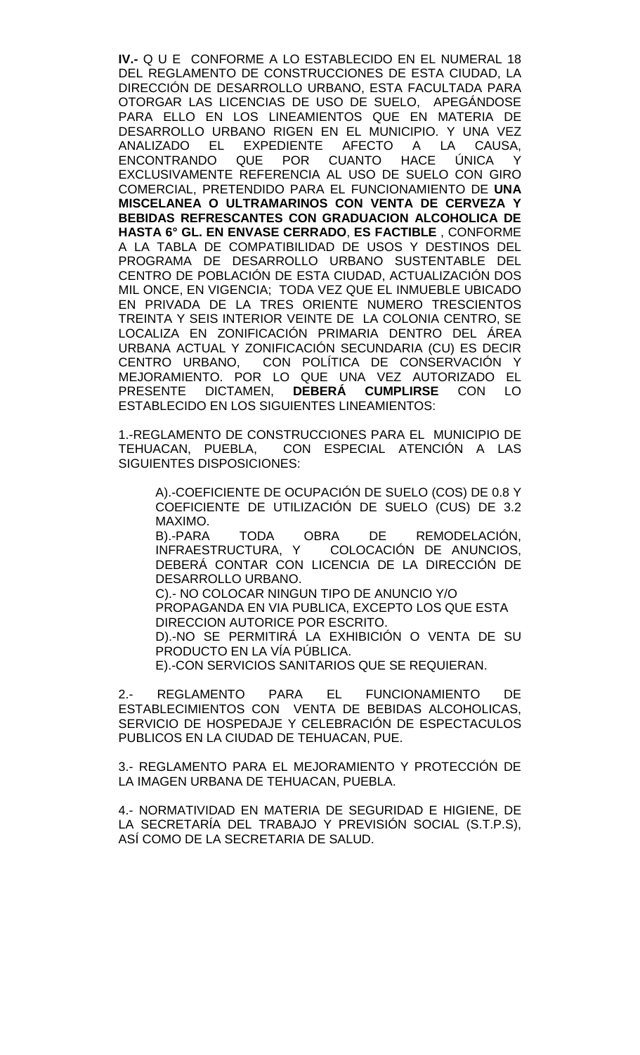**IV.-** Q U E CONFORME A LO ESTABLECIDO EN EL NUMERAL 18 DEL REGLAMENTO DE CONSTRUCCIONES DE ESTA CIUDAD, LA DIRECCIÓN DE DESARROLLO URBANO, ESTA FACULTADA PARA OTORGAR LAS LICENCIAS DE USO DE SUELO, APEGÁNDOSE PARA ELLO EN LOS LINEAMIENTOS QUE EN MATERIA DE DESARROLLO URBANO RIGEN EN EL MUNICIPIO. Y UNA VEZ ANALIZADO EL EXPEDIENTE AFECTO A LA CAUSA, ENCONTRANDO QUE POR CUANTO HACE ÚNICA Y EXCLUSIVAMENTE REFERENCIA AL USO DE SUELO CON GIRO COMERCIAL, PRETENDIDO PARA EL FUNCIONAMIENTO DE **UNA MISCELANEA O ULTRAMARINOS CON VENTA DE CERVEZA Y BEBIDAS REFRESCANTES CON GRADUACION ALCOHOLICA DE HASTA 6° GL. EN ENVASE CERRADO**, **ES FACTIBLE** , CONFORME A LA TABLA DE COMPATIBILIDAD DE USOS Y DESTINOS DEL PROGRAMA DE DESARROLLO URBANO SUSTENTABLE DEL CENTRO DE POBLACIÓN DE ESTA CIUDAD, ACTUALIZACIÓN DOS MIL ONCE, EN VIGENCIA; TODA VEZ QUE EL INMUEBLE UBICADO EN PRIVADA DE LA TRES ORIENTE NUMERO TRESCIENTOS TREINTA Y SEIS INTERIOR VEINTE DE LA COLONIA CENTRO, SE LOCALIZA EN ZONIFICACIÓN PRIMARIA DENTRO DEL ÁREA URBANA ACTUAL Y ZONIFICACIÓN SECUNDARIA (CU) ES DECIR CENTRO URBANO, CON POLÍTICA DE CONSERVACIÓN Y MEJORAMIENTO. POR LO QUE UNA VEZ AUTORIZADO EL PRESENTE DICTAMEN, **DEBERÁ CUMPLIRSE** CON LO ESTABLECIDO EN LOS SIGUIENTES LINEAMIENTOS:

1.-REGLAMENTO DE CONSTRUCCIONES PARA EL MUNICIPIO DE TEHUACAN, PUEBLA, CON ESPECIAL ATENCIÓN A LAS SIGUIENTES DISPOSICIONES:

A).-COEFICIENTE DE OCUPACIÓN DE SUELO (COS) DE 0.8 Y COEFICIENTE DE UTILIZACIÓN DE SUELO (CUS) DE 3.2 MAXIMO.
B).-PARA TODA OBRA DE REMODELACIÓN, INFRAESTRUCTURA, Y COLOCACIÓN DE ANUNCIOS, DEBERÁ CONTAR CON LICENCIA DE LA DIRECCIÓN DE DESARROLLO URBANO.
C).- NO COLOCAR NINGUN TIPO DE ANUNCIO Y/O PROPAGANDA EN VIA PUBLICA, EXCEPTO LOS QUE ESTA DIRECCION AUTORICE POR ESCRITO.
D).-NO SE PERMITIRÁ LA EXHIBICIÓN O VENTA DE SU PRODUCTO EN LA VÍA PÚBLICA.
E).-CON SERVICIOS SANITARIOS QUE SE REQUIERAN.

2.- REGLAMENTO PARA EL FUNCIONAMIENTO DE ESTABLECIMIENTOS CON VENTA DE BEBIDAS ALCOHOLICAS, SERVICIO DE HOSPEDAJE Y CELEBRACIÓN DE ESPECTACULOS PUBLICOS EN LA CIUDAD DE TEHUACAN, PUE.

3.- REGLAMENTO PARA EL MEJORAMIENTO Y PROTECCIÓN DE LA IMAGEN URBANA DE TEHUACAN, PUEBLA.

4.- NORMATIVIDAD EN MATERIA DE SEGURIDAD E HIGIENE, DE LA SECRETARÍA DEL TRABAJO Y PREVISIÓN SOCIAL (S.T.P.S), ASÍ COMO DE LA SECRETARIA DE SALUD.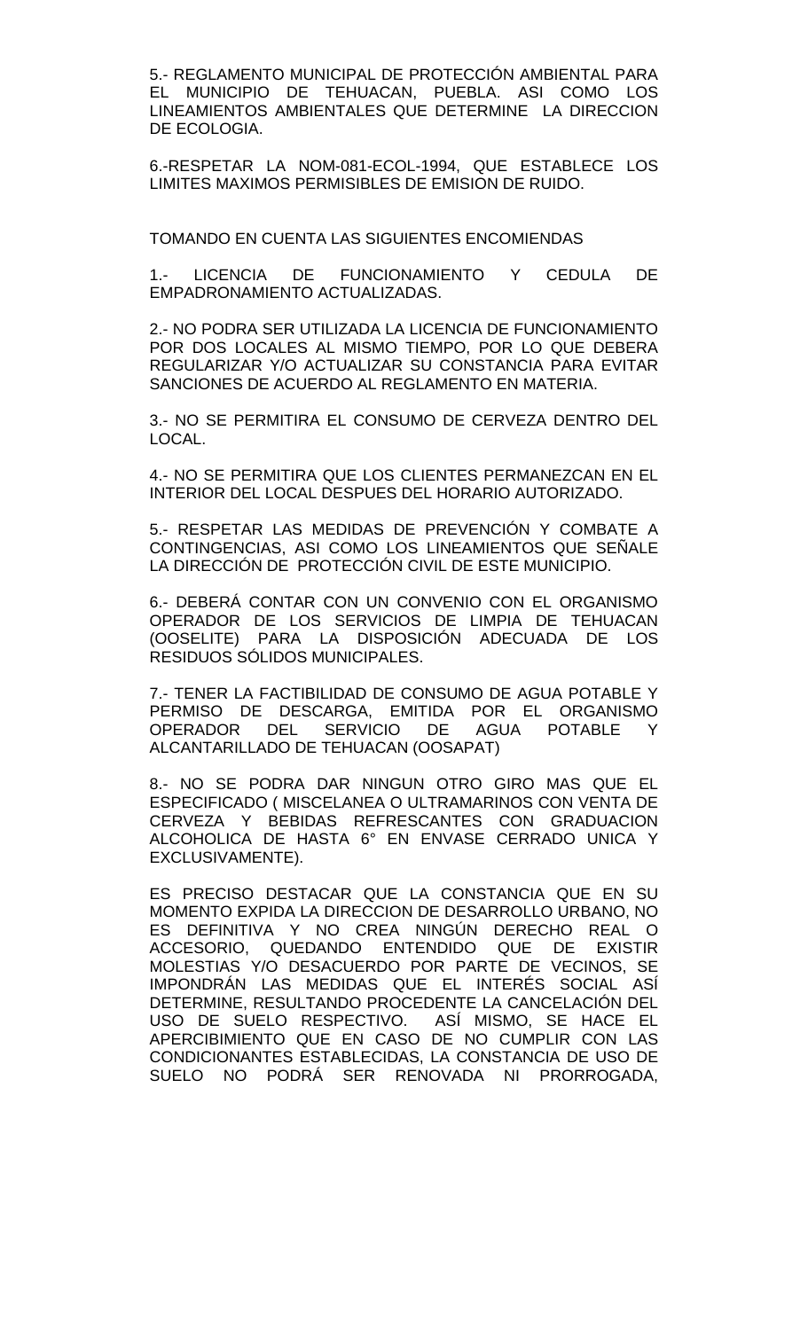5.- REGLAMENTO MUNICIPAL DE PROTECCIÓN AMBIENTAL PARA EL MUNICIPIO DE TEHUACAN, PUEBLA. ASI COMO LOS LINEAMIENTOS AMBIENTALES QUE DETERMINE LA DIRECCION DE ECOLOGIA.

6.-RESPETAR LA NOM-081-ECOL-1994, QUE ESTABLECE LOS LIMITES MAXIMOS PERMISIBLES DE EMISION DE RUIDO.

TOMANDO EN CUENTA LAS SIGUIENTES ENCOMIENDAS

1.- LICENCIA DE FUNCIONAMIENTO Y CEDULA DE EMPADRONAMIENTO ACTUALIZADAS.

2.- NO PODRA SER UTILIZADA LA LICENCIA DE FUNCIONAMIENTO POR DOS LOCALES AL MISMO TIEMPO, POR LO QUE DEBERA REGULARIZAR Y/O ACTUALIZAR SU CONSTANCIA PARA EVITAR SANCIONES DE ACUERDO AL REGLAMENTO EN MATERIA.

3.- NO SE PERMITIRA EL CONSUMO DE CERVEZA DENTRO DEL LOCAL.

4.- NO SE PERMITIRA QUE LOS CLIENTES PERMANEZCAN EN EL INTERIOR DEL LOCAL DESPUES DEL HORARIO AUTORIZADO.

5.- RESPETAR LAS MEDIDAS DE PREVENCIÓN Y COMBATE A CONTINGENCIAS, ASI COMO LOS LINEAMIENTOS QUE SEÑALE LA DIRECCIÓN DE PROTECCIÓN CIVIL DE ESTE MUNICIPIO.

6.- DEBERÁ CONTAR CON UN CONVENIO CON EL ORGANISMO OPERADOR DE LOS SERVICIOS DE LIMPIA DE TEHUACAN (OOSELITE) PARA LA DISPOSICIÓN ADECUADA DE LOS RESIDUOS SÓLIDOS MUNICIPALES.

7.- TENER LA FACTIBILIDAD DE CONSUMO DE AGUA POTABLE Y PERMISO DE DESCARGA, EMITIDA POR EL ORGANISMO OPERADOR DEL SERVICIO DE AGUA POTABLE Y ALCANTARILLADO DE TEHUACAN (OOSAPAT)

8.- NO SE PODRA DAR NINGUN OTRO GIRO MAS QUE EL ESPECIFICADO ( MISCELANEA O ULTRAMARINOS CON VENTA DE CERVEZA Y BEBIDAS REFRESCANTES CON GRADUACION ALCOHOLICA DE HASTA 6° EN ENVASE CERRADO UNICA Y EXCLUSIVAMENTE).

ES PRECISO DESTACAR QUE LA CONSTANCIA QUE EN SU MOMENTO EXPIDA LA DIRECCION DE DESARROLLO URBANO, NO ES DEFINITIVA Y NO CREA NINGÚN DERECHO REAL O ACCESORIO, QUEDANDO ENTENDIDO QUE DE EXISTIR MOLESTIAS Y/O DESACUERDO POR PARTE DE VECINOS, SE IMPONDRÁN LAS MEDIDAS QUE EL INTERÉS SOCIAL ASÍ DETERMINE, RESULTANDO PROCEDENTE LA CANCELACIÓN DEL USO DE SUELO RESPECTIVO. ASÍ MISMO, SE HACE EL APERCIBIMIENTO QUE EN CASO DE NO CUMPLIR CON LAS CONDICIONANTES ESTABLECIDAS, LA CONSTANCIA DE USO DE SUELO NO PODRÁ SER RENOVADA NI PRORROGADA,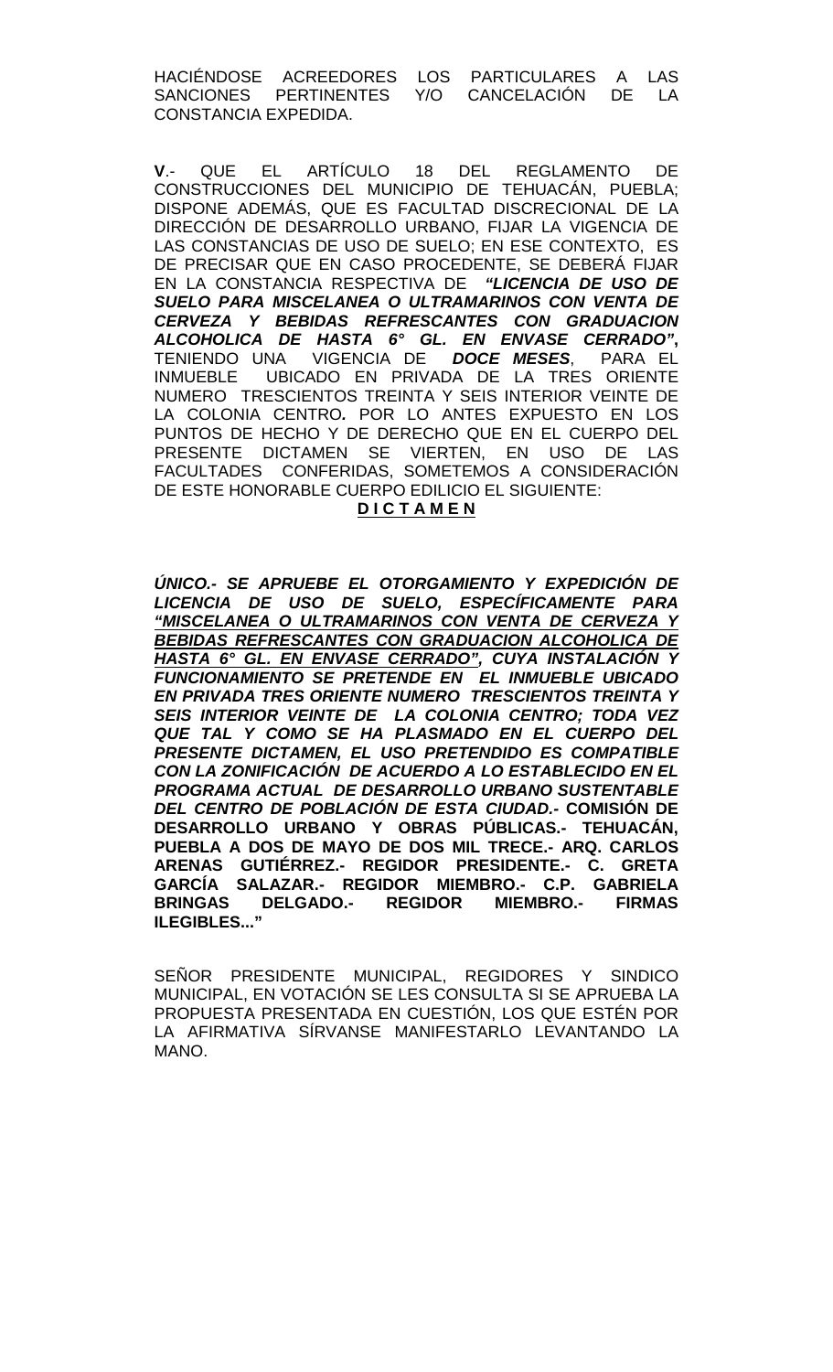HACIÉNDOSE ACREEDORES LOS PARTICULARES A LAS SANCIONES PERTINENTES Y/O CANCELACIÓN DE LA CONSTANCIA EXPEDIDA.

**V**.- QUE EL ARTÍCULO 18 DEL REGLAMENTO DE CONSTRUCCIONES DEL MUNICIPIO DE TEHUACÁN, PUEBLA; DISPONE ADEMÁS, QUE ES FACULTAD DISCRECIONAL DE LA DIRECCIÓN DE DESARROLLO URBANO, FIJAR LA VIGENCIA DE LAS CONSTANCIAS DE USO DE SUELO; EN ESE CONTEXTO, ES DE PRECISAR QUE EN CASO PROCEDENTE, SE DEBERÁ FIJAR EN LA CONSTANCIA RESPECTIVA DE ***"LICENCIA DE USO DE SUELO PARA MISCELANEA O ULTRAMARINOS CON VENTA DE CERVEZA Y BEBIDAS REFRESCANTES CON GRADUACION ALCOHOLICA DE HASTA 6° GL. EN ENVASE CERRADO"***, TENIENDO UNA VIGENCIA DE ***DOCE MESES***, PARA EL INMUEBLE UBICADO EN PRIVADA DE LA TRES ORIENTE NUMERO TRESCIENTOS TREINTA Y SEIS INTERIOR VEINTE DE LA COLONIA CENTRO**.** POR LO ANTES EXPUESTO EN LOS PUNTOS DE HECHO Y DE DERECHO QUE EN EL CUERPO DEL PRESENTE DICTAMEN SE VIERTEN, EN USO DE LAS FACULTADES CONFERIDAS, SOMETEMOS A CONSIDERACIÓN DE ESTE HONORABLE CUERPO EDILICIO EL SIGUIENTE:

**D I C T A M E N**

***ÚNICO.- SE APRUEBE EL OTORGAMIENTO Y EXPEDICIÓN DE LICENCIA DE USO DE SUELO, ESPECÍFICAMENTE PARA <u>"MISCELANEA O ULTRAMARINOS CON VENTA DE CERVEZA Y BEBIDAS REFRESCANTES CON GRADUACION ALCOHOLICA DE HASTA 6° GL. EN ENVASE CERRADO"</u>, CUYA INSTALACIÓN Y FUNCIONAMIENTO SE PRETENDE EN EL INMUEBLE UBICADO EN PRIVADA TRES ORIENTE NUMERO TRESCIENTOS TREINTA Y SEIS INTERIOR VEINTE DE LA COLONIA CENTRO; TODA VEZ QUE TAL Y COMO SE HA PLASMADO EN EL CUERPO DEL PRESENTE DICTAMEN, EL USO PRETENDIDO ES COMPATIBLE CON LA ZONIFICACIÓN DE ACUERDO A LO ESTABLECIDO EN EL PROGRAMA ACTUAL DE DESARROLLO URBANO SUSTENTABLE DEL CENTRO DE POBLACIÓN DE ESTA CIUDAD.-*** **COMISIÓN DE DESARROLLO URBANO Y OBRAS PÚBLICAS.- TEHUACÁN, PUEBLA A DOS DE MAYO DE DOS MIL TRECE.- ARQ. CARLOS ARENAS GUTIÉRREZ.- REGIDOR PRESIDENTE.- C. GRETA GARCÍA SALAZAR.- REGIDOR MIEMBRO.- C.P. GABRIELA BRINGAS DELGADO.- REGIDOR MIEMBRO.- FIRMAS ILEGIBLES..."**

SEÑOR PRESIDENTE MUNICIPAL, REGIDORES Y SINDICO MUNICIPAL, EN VOTACIÓN SE LES CONSULTA SI SE APRUEBA LA PROPUESTA PRESENTADA EN CUESTIÓN, LOS QUE ESTÉN POR LA AFIRMATIVA SÍRVANSE MANIFESTARLO LEVANTANDO LA MANO.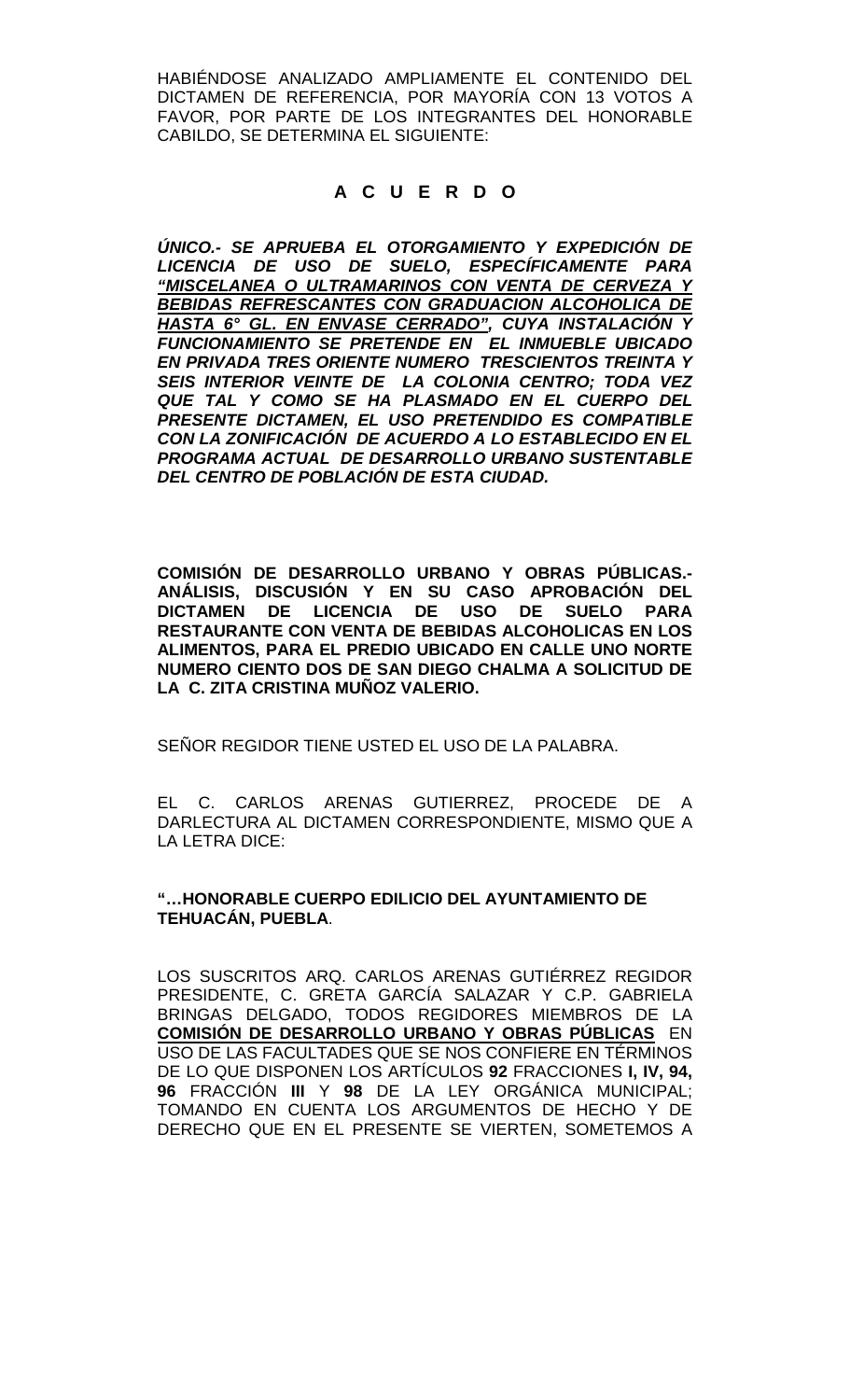HABIÉNDOSE ANALIZADO AMPLIAMENTE EL CONTENIDO DEL DICTAMEN DE REFERENCIA, POR MAYORÍA CON 13 VOTOS A FAVOR, POR PARTE DE LOS INTEGRANTES DEL HONORABLE CABILDO, SE DETERMINA EL SIGUIENTE:

**A C U E R D O**

***ÚNICO.- SE APRUEBA EL OTORGAMIENTO Y EXPEDICIÓN DE LICENCIA DE USO DE SUELO, ESPECÍFICAMENTE PARA <u>“MISCELANEA O ULTRAMARINOS CON VENTA DE CERVEZA Y BEBIDAS REFRESCANTES CON GRADUACION ALCOHOLICA DE HASTA 6° GL. EN ENVASE CERRADO”</u>, CUYA INSTALACIÓN Y FUNCIONAMIENTO SE PRETENDE EN EL INMUEBLE UBICADO EN PRIVADA TRES ORIENTE NUMERO TRESCIENTOS TREINTA Y SEIS INTERIOR VEINTE DE LA COLONIA CENTRO; TODA VEZ QUE TAL Y COMO SE HA PLASMADO EN EL CUERPO DEL PRESENTE DICTAMEN, EL USO PRETENDIDO ES COMPATIBLE CON LA ZONIFICACIÓN DE ACUERDO A LO ESTABLECIDO EN EL PROGRAMA ACTUAL DE DESARROLLO URBANO SUSTENTABLE DEL CENTRO DE POBLACIÓN DE ESTA CIUDAD.***

**COMISIÓN DE DESARROLLO URBANO Y OBRAS PÚBLICAS.- ANÁLISIS, DISCUSIÓN Y EN SU CASO APROBACIÓN DEL DICTAMEN DE LICENCIA DE USO DE SUELO PARA RESTAURANTE CON VENTA DE BEBIDAS ALCOHOLICAS EN LOS ALIMENTOS, PARA EL PREDIO UBICADO EN CALLE UNO NORTE NUMERO CIENTO DOS DE SAN DIEGO CHALMA A SOLICITUD DE LA C. ZITA CRISTINA MUÑOZ VALERIO.**

SEÑOR REGIDOR TIENE USTED EL USO DE LA PALABRA.

EL C. CARLOS ARENAS GUTIERREZ, PROCEDE DE A DARLECTURA AL DICTAMEN CORRESPONDIENTE, MISMO QUE A LA LETRA DICE:

**“…HONORABLE CUERPO EDILICIO DEL AYUNTAMIENTO DE TEHUACÁN, PUEBLA**.

LOS SUSCRITOS ARQ. CARLOS ARENAS GUTIÉRREZ REGIDOR PRESIDENTE, C. GRETA GARCÍA SALAZAR Y C.P. GABRIELA BRINGAS DELGADO, TODOS REGIDORES MIEMBROS DE LA <u>**COMISIÓN DE DESARROLLO URBANO Y OBRAS PÚBLICAS**</u> EN USO DE LAS FACULTADES QUE SE NOS CONFIERE EN TÉRMINOS DE LO QUE DISPONEN LOS ARTÍCULOS **92** FRACCIONES **I, IV, 94, 96** FRACCIÓN **III** Y **98** DE LA LEY ORGÁNICA MUNICIPAL; TOMANDO EN CUENTA LOS ARGUMENTOS DE HECHO Y DE DERECHO QUE EN EL PRESENTE SE VIERTEN, SOMETEMOS A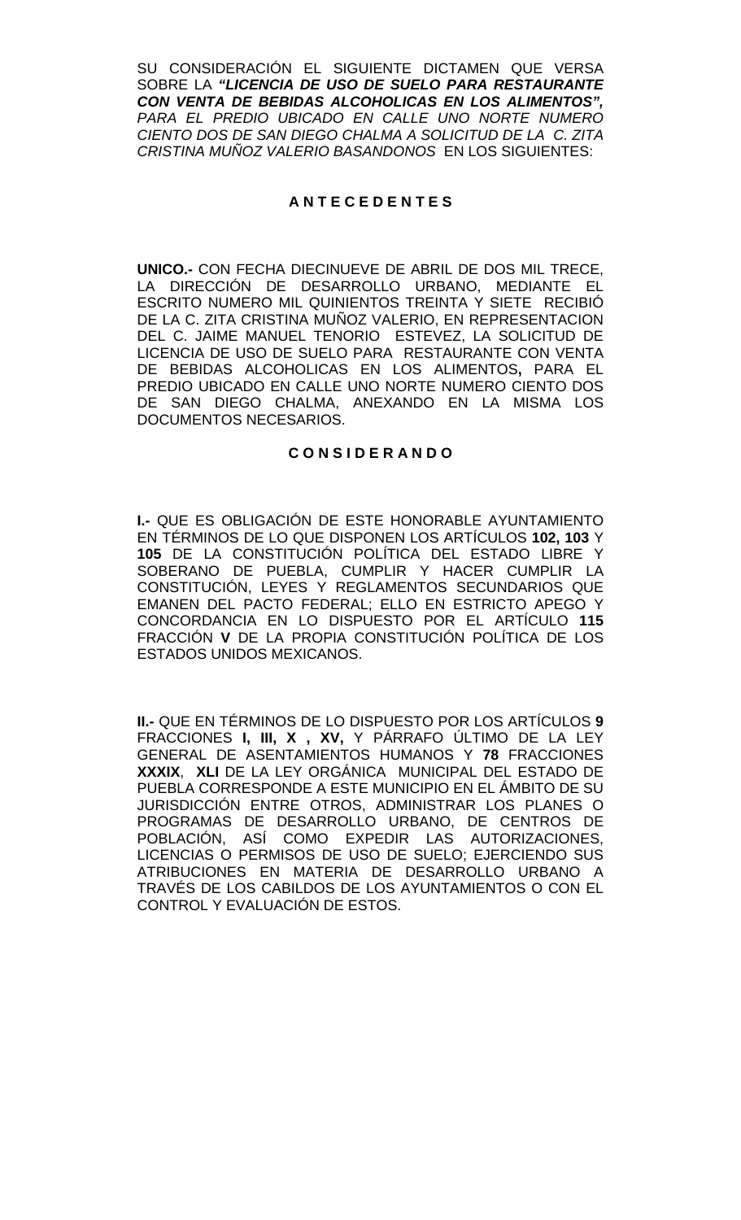SU CONSIDERACIÓN EL SIGUIENTE DICTAMEN QUE VERSA SOBRE LA ***"LICENCIA DE USO DE SUELO PARA RESTAURANTE CON VENTA DE BEBIDAS ALCOHOLICAS EN LOS ALIMENTOS",*** *PARA EL PREDIO UBICADO EN CALLE UNO NORTE NUMERO CIENTO DOS DE SAN DIEGO CHALMA A SOLICITUD DE LA C. ZITA CRISTINA MUÑOZ VALERIO BASANDONOS* EN LOS SIGUIENTES:

## A N T E C E D E N T E S

**UNICO.-** CON FECHA DIECINUEVE DE ABRIL DE DOS MIL TRECE, LA DIRECCIÓN DE DESARROLLO URBANO, MEDIANTE EL ESCRITO NUMERO MIL QUINIENTOS TREINTA Y SIETE RECIBIÓ DE LA C. ZITA CRISTINA MUÑOZ VALERIO, EN REPRESENTACION DEL C. JAIME MANUEL TENORIO ESTEVEZ, LA SOLICITUD DE LICENCIA DE USO DE SUELO PARA RESTAURANTE CON VENTA DE BEBIDAS ALCOHOLICAS EN LOS ALIMENTOS**,** PARA EL PREDIO UBICADO EN CALLE UNO NORTE NUMERO CIENTO DOS DE SAN DIEGO CHALMA, ANEXANDO EN LA MISMA LOS DOCUMENTOS NECESARIOS.

## C O N S I D E R A N D O

**I.-** QUE ES OBLIGACIÓN DE ESTE HONORABLE AYUNTAMIENTO EN TÉRMINOS DE LO QUE DISPONEN LOS ARTÍCULOS **102, 103** Y **105** DE LA CONSTITUCIÓN POLÍTICA DEL ESTADO LIBRE Y SOBERANO DE PUEBLA, CUMPLIR Y HACER CUMPLIR LA CONSTITUCIÓN, LEYES Y REGLAMENTOS SECUNDARIOS QUE EMANEN DEL PACTO FEDERAL; ELLO EN ESTRICTO APEGO Y CONCORDANCIA EN LO DISPUESTO POR EL ARTÍCULO **115** FRACCIÓN **V** DE LA PROPIA CONSTITUCIÓN POLÍTICA DE LOS ESTADOS UNIDOS MEXICANOS.

**II.-** QUE EN TÉRMINOS DE LO DISPUESTO POR LOS ARTÍCULOS **9** FRACCIONES **I, III, X , XV,** Y PÁRRAFO ÚLTIMO DE LA LEY GENERAL DE ASENTAMIENTOS HUMANOS Y **78** FRACCIONES **XXXIX**, **XLI** DE LA LEY ORGÁNICA MUNICIPAL DEL ESTADO DE PUEBLA CORRESPONDE A ESTE MUNICIPIO EN EL ÁMBITO DE SU JURISDICCIÓN ENTRE OTROS, ADMINISTRAR LOS PLANES O PROGRAMAS DE DESARROLLO URBANO, DE CENTROS DE POBLACIÓN, ASÍ COMO EXPEDIR LAS AUTORIZACIONES, LICENCIAS O PERMISOS DE USO DE SUELO; EJERCIENDO SUS ATRIBUCIONES EN MATERIA DE DESARROLLO URBANO A TRAVÉS DE LOS CABILDOS DE LOS AYUNTAMIENTOS O CON EL CONTROL Y EVALUACIÓN DE ESTOS.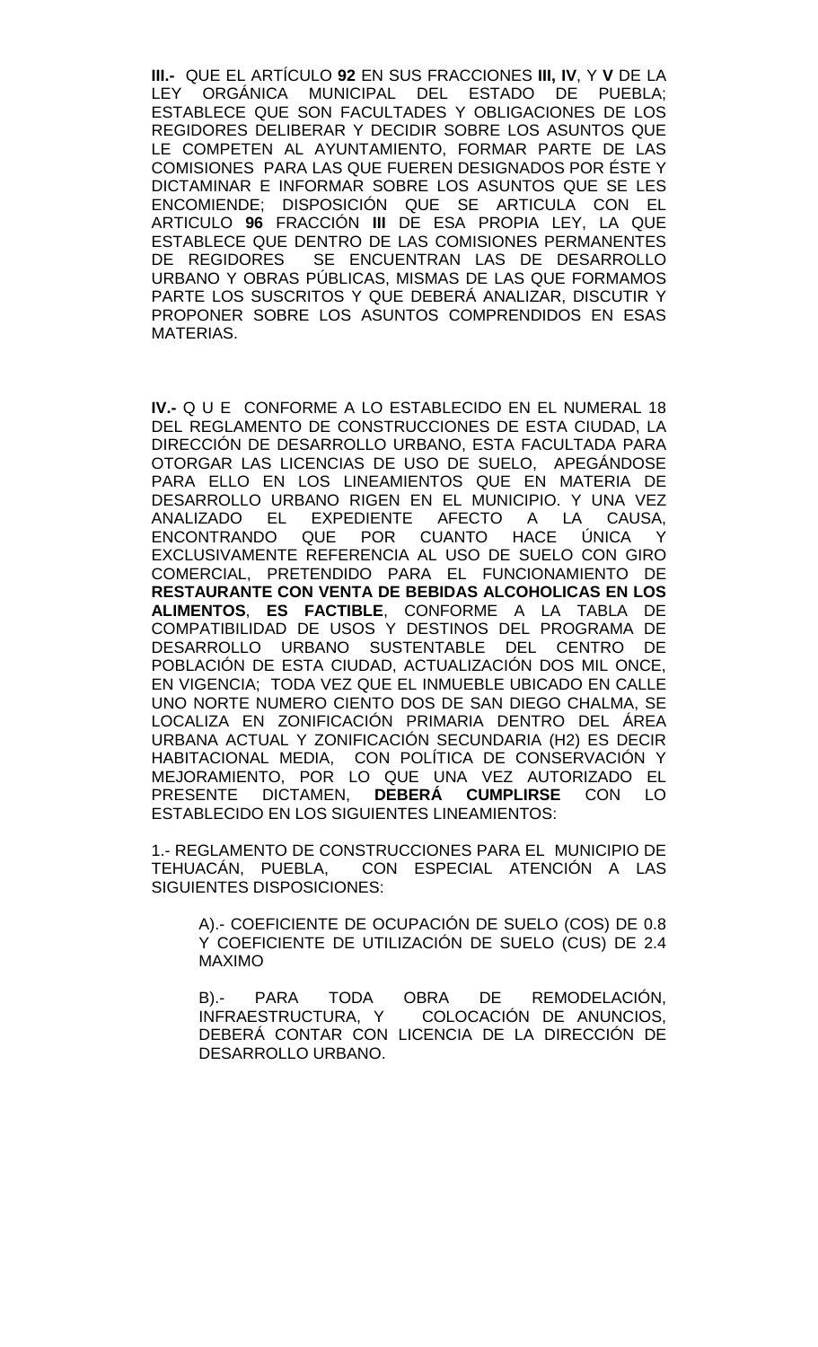**III.-** QUE EL ARTÍCULO **92** EN SUS FRACCIONES **III, IV**, Y **V** DE LA LEY ORGÁNICA MUNICIPAL DEL ESTADO DE PUEBLA; ESTABLECE QUE SON FACULTADES Y OBLIGACIONES DE LOS REGIDORES DELIBERAR Y DECIDIR SOBRE LOS ASUNTOS QUE LE COMPETEN AL AYUNTAMIENTO, FORMAR PARTE DE LAS COMISIONES PARA LAS QUE FUEREN DESIGNADOS POR ÉSTE Y DICTAMINAR E INFORMAR SOBRE LOS ASUNTOS QUE SE LES ENCOMIENDE; DISPOSICIÓN QUE SE ARTICULA CON EL ARTICULO **96** FRACCIÓN **III** DE ESA PROPIA LEY, LA QUE ESTABLECE QUE DENTRO DE LAS COMISIONES PERMANENTES DE REGIDORES SE ENCUENTRAN LAS DE DESARROLLO URBANO Y OBRAS PÚBLICAS, MISMAS DE LAS QUE FORMAMOS PARTE LOS SUSCRITOS Y QUE DEBERÁ ANALIZAR, DISCUTIR Y PROPONER SOBRE LOS ASUNTOS COMPRENDIDOS EN ESAS MATERIAS.

**IV.-** Q U E CONFORME A LO ESTABLECIDO EN EL NUMERAL 18 DEL REGLAMENTO DE CONSTRUCCIONES DE ESTA CIUDAD, LA DIRECCIÓN DE DESARROLLO URBANO, ESTA FACULTADA PARA OTORGAR LAS LICENCIAS DE USO DE SUELO, APEGÁNDOSE PARA ELLO EN LOS LINEAMIENTOS QUE EN MATERIA DE DESARROLLO URBANO RIGEN EN EL MUNICIPIO. Y UNA VEZ ANALIZADO EL EXPEDIENTE AFECTO A LA CAUSA, ENCONTRANDO QUE POR CUANTO HACE ÚNICA Y EXCLUSIVAMENTE REFERENCIA AL USO DE SUELO CON GIRO COMERCIAL, PRETENDIDO PARA EL FUNCIONAMIENTO DE **RESTAURANTE CON VENTA DE BEBIDAS ALCOHOLICAS EN LOS ALIMENTOS**, **ES FACTIBLE**, CONFORME A LA TABLA DE COMPATIBILIDAD DE USOS Y DESTINOS DEL PROGRAMA DE DESARROLLO URBANO SUSTENTABLE DEL CENTRO DE POBLACIÓN DE ESTA CIUDAD, ACTUALIZACIÓN DOS MIL ONCE, EN VIGENCIA; TODA VEZ QUE EL INMUEBLE UBICADO EN CALLE UNO NORTE NUMERO CIENTO DOS DE SAN DIEGO CHALMA, SE LOCALIZA EN ZONIFICACIÓN PRIMARIA DENTRO DEL ÁREA URBANA ACTUAL Y ZONIFICACIÓN SECUNDARIA (H2) ES DECIR HABITACIONAL MEDIA, CON POLÍTICA DE CONSERVACIÓN Y MEJORAMIENTO, POR LO QUE UNA VEZ AUTORIZADO EL PRESENTE DICTAMEN, **DEBERÁ CUMPLIRSE** CON LO ESTABLECIDO EN LOS SIGUIENTES LINEAMIENTOS:

1.- REGLAMENTO DE CONSTRUCCIONES PARA EL MUNICIPIO DE TEHUACÁN, PUEBLA, CON ESPECIAL ATENCIÓN A LAS SIGUIENTES DISPOSICIONES:

A).- COEFICIENTE DE OCUPACIÓN DE SUELO (COS) DE 0.8 Y COEFICIENTE DE UTILIZACIÓN DE SUELO (CUS) DE 2.4 MAXIMO

B).- PARA TODA OBRA DE REMODELACIÓN, INFRAESTRUCTURA, Y COLOCACIÓN DE ANUNCIOS, DEBERÁ CONTAR CON LICENCIA DE LA DIRECCIÓN DE DESARROLLO URBANO.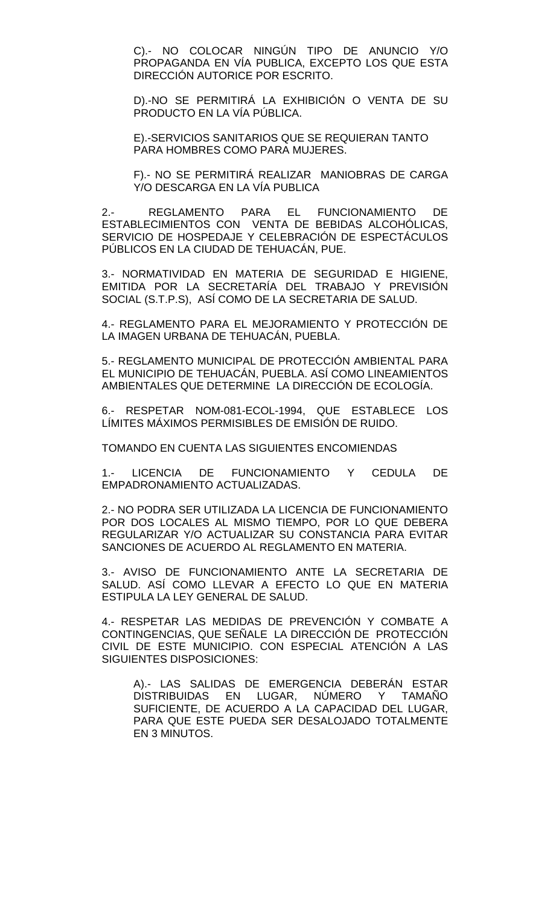C).- NO COLOCAR NINGÚN TIPO DE ANUNCIO Y/O PROPAGANDA EN VÍA PUBLICA, EXCEPTO LOS QUE ESTA DIRECCIÓN AUTORICE POR ESCRITO.

D).-NO SE PERMITIRÁ LA EXHIBICIÓN O VENTA DE SU PRODUCTO EN LA VÍA PÚBLICA.

E).-SERVICIOS SANITARIOS QUE SE REQUIERAN TANTO PARA HOMBRES COMO PARA MUJERES.

F).- NO SE PERMITIRÁ REALIZAR MANIOBRAS DE CARGA Y/O DESCARGA EN LA VÍA PUBLICA

2.- REGLAMENTO PARA EL FUNCIONAMIENTO DE ESTABLECIMIENTOS CON VENTA DE BEBIDAS ALCOHÓLICAS, SERVICIO DE HOSPEDAJE Y CELEBRACIÓN DE ESPECTÁCULOS PÚBLICOS EN LA CIUDAD DE TEHUACÁN, PUE.

3.- NORMATIVIDAD EN MATERIA DE SEGURIDAD E HIGIENE, EMITIDA POR LA SECRETARÍA DEL TRABAJO Y PREVISIÓN SOCIAL (S.T.P.S), ASÍ COMO DE LA SECRETARIA DE SALUD.

4.- REGLAMENTO PARA EL MEJORAMIENTO Y PROTECCIÓN DE LA IMAGEN URBANA DE TEHUACÁN, PUEBLA.

5.- REGLAMENTO MUNICIPAL DE PROTECCIÓN AMBIENTAL PARA EL MUNICIPIO DE TEHUACÁN, PUEBLA. ASÍ COMO LINEAMIENTOS AMBIENTALES QUE DETERMINE LA DIRECCIÓN DE ECOLOGÍA.

6.- RESPETAR NOM-081-ECOL-1994, QUE ESTABLECE LOS LÍMITES MÁXIMOS PERMISIBLES DE EMISIÓN DE RUIDO.

TOMANDO EN CUENTA LAS SIGUIENTES ENCOMIENDAS

1.- LICENCIA DE FUNCIONAMIENTO Y CEDULA DE EMPADRONAMIENTO ACTUALIZADAS.

2.- NO PODRA SER UTILIZADA LA LICENCIA DE FUNCIONAMIENTO POR DOS LOCALES AL MISMO TIEMPO, POR LO QUE DEBERA REGULARIZAR Y/O ACTUALIZAR SU CONSTANCIA PARA EVITAR SANCIONES DE ACUERDO AL REGLAMENTO EN MATERIA.

3.- AVISO DE FUNCIONAMIENTO ANTE LA SECRETARIA DE SALUD. ASÍ COMO LLEVAR A EFECTO LO QUE EN MATERIA ESTIPULA LA LEY GENERAL DE SALUD.

4.- RESPETAR LAS MEDIDAS DE PREVENCIÓN Y COMBATE A CONTINGENCIAS, QUE SEÑALE LA DIRECCIÓN DE PROTECCIÓN CIVIL DE ESTE MUNICIPIO. CON ESPECIAL ATENCIÓN A LAS SIGUIENTES DISPOSICIONES:

A).- LAS SALIDAS DE EMERGENCIA DEBERÁN ESTAR DISTRIBUIDAS EN LUGAR, NÚMERO Y TAMAÑO SUFICIENTE, DE ACUERDO A LA CAPACIDAD DEL LUGAR, PARA QUE ESTE PUEDA SER DESALOJADO TOTALMENTE EN 3 MINUTOS.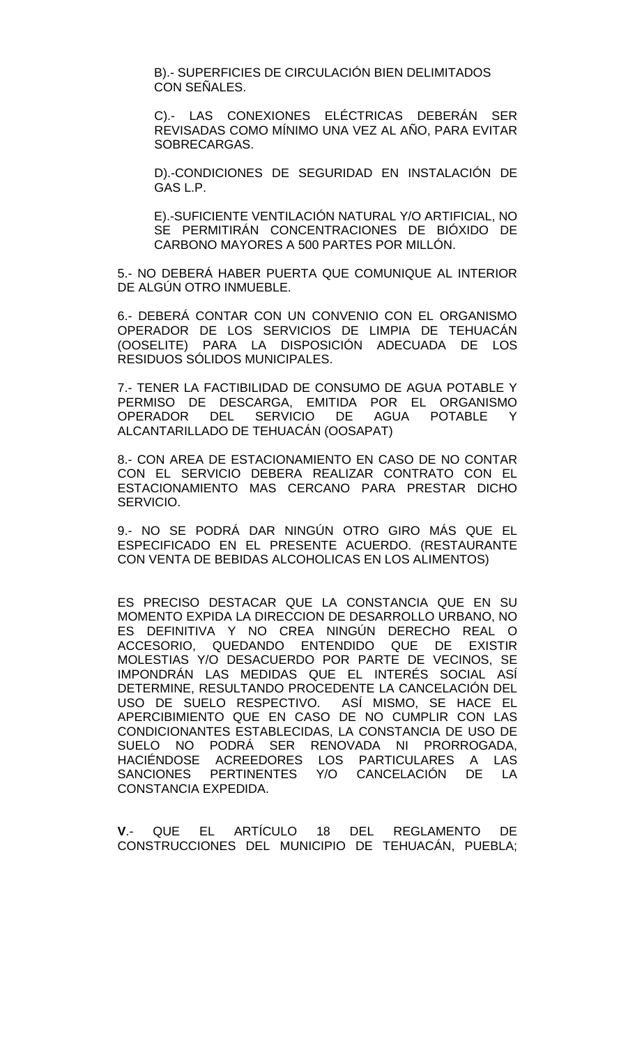B).- SUPERFICIES DE CIRCULACIÓN BIEN DELIMITADOS CON SEÑALES.

C).- LAS CONEXIONES ELÉCTRICAS DEBERÁN SER REVISADAS COMO MÍNIMO UNA VEZ AL AÑO, PARA EVITAR SOBRECARGAS.

D).-CONDICIONES DE SEGURIDAD EN INSTALACIÓN DE GAS L.P.

E).-SUFICIENTE VENTILACIÓN NATURAL Y/O ARTIFICIAL, NO SE PERMITIRÁN CONCENTRACIONES DE BIÓXIDO DE CARBONO MAYORES A 500 PARTES POR MILLÓN.

5.- NO DEBERÁ HABER PUERTA QUE COMUNIQUE AL INTERIOR DE ALGÚN OTRO INMUEBLE.

6.- DEBERÁ CONTAR CON UN CONVENIO CON EL ORGANISMO OPERADOR DE LOS SERVICIOS DE LIMPIA DE TEHUACÁN (OOSELITE) PARA LA DISPOSICIÓN ADECUADA DE LOS RESIDUOS SÓLIDOS MUNICIPALES.

7.- TENER LA FACTIBILIDAD DE CONSUMO DE AGUA POTABLE Y PERMISO DE DESCARGA, EMITIDA POR EL ORGANISMO OPERADOR DEL SERVICIO DE AGUA POTABLE Y ALCANTARILLADO DE TEHUACÁN (OOSAPAT)

8.- CON AREA DE ESTACIONAMIENTO EN CASO DE NO CONTAR CON EL SERVICIO DEBERA REALIZAR CONTRATO CON EL ESTACIONAMIENTO MAS CERCANO PARA PRESTAR DICHO SERVICIO.

9.- NO SE PODRÁ DAR NINGÚN OTRO GIRO MÁS QUE EL ESPECIFICADO EN EL PRESENTE ACUERDO. (RESTAURANTE CON VENTA DE BEBIDAS ALCOHOLICAS EN LOS ALIMENTOS)

ES PRECISO DESTACAR QUE LA CONSTANCIA QUE EN SU MOMENTO EXPIDA LA DIRECCION DE DESARROLLO URBANO, NO ES DEFINITIVA Y NO CREA NINGÚN DERECHO REAL O ACCESORIO, QUEDANDO ENTENDIDO QUE DE EXISTIR MOLESTIAS Y/O DESACUERDO POR PARTE DE VECINOS, SE IMPONDRÁN LAS MEDIDAS QUE EL INTERÉS SOCIAL ASÍ DETERMINE, RESULTANDO PROCEDENTE LA CANCELACIÓN DEL USO DE SUELO RESPECTIVO. ASÍ MISMO, SE HACE EL APERCIBIMIENTO QUE EN CASO DE NO CUMPLIR CON LAS CONDICIONANTES ESTABLECIDAS, LA CONSTANCIA DE USO DE SUELO NO PODRÁ SER RENOVADA NI PRORROGADA, HACIÉNDOSE ACREEDORES LOS PARTICULARES A LAS SANCIONES PERTINENTES Y/O CANCELACIÓN DE LA CONSTANCIA EXPEDIDA.

**V**.- QUE EL ARTÍCULO 18 DEL REGLAMENTO DE CONSTRUCCIONES DEL MUNICIPIO DE TEHUACÁN, PUEBLA;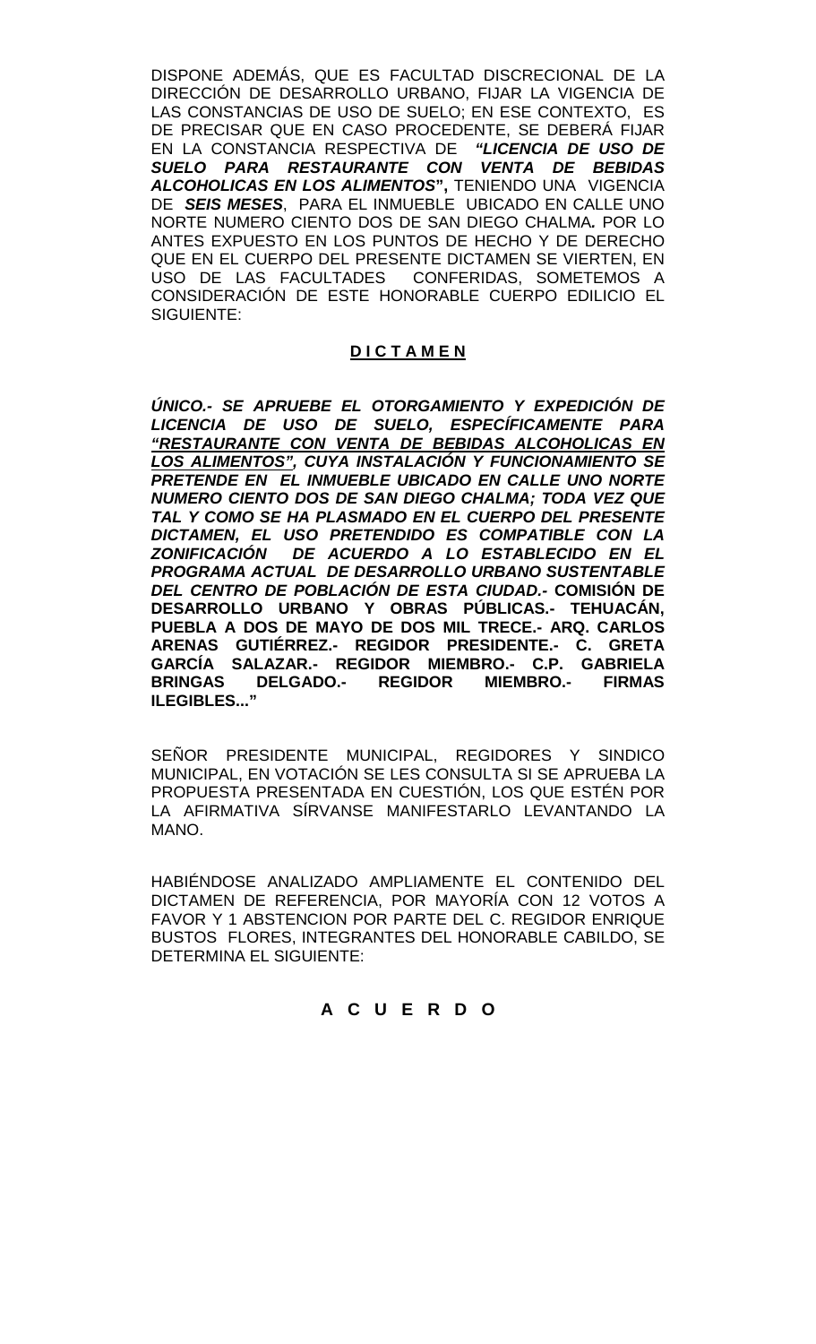DISPONE ADEMÁS, QUE ES FACULTAD DISCRECIONAL DE LA DIRECCIÓN DE DESARROLLO URBANO, FIJAR LA VIGENCIA DE LAS CONSTANCIAS DE USO DE SUELO; EN ESE CONTEXTO, ES DE PRECISAR QUE EN CASO PROCEDENTE, SE DEBERÁ FIJAR EN LA CONSTANCIA RESPECTIVA DE ***"LICENCIA DE USO DE SUELO PARA RESTAURANTE CON VENTA DE BEBIDAS ALCOHOLICAS EN LOS ALIMENTOS*"**, TENIENDO UNA VIGENCIA DE ***SEIS MESES***, PARA EL INMUEBLE UBICADO EN CALLE UNO NORTE NUMERO CIENTO DOS DE SAN DIEGO CHALMA***.*** POR LO ANTES EXPUESTO EN LOS PUNTOS DE HECHO Y DE DERECHO QUE EN EL CUERPO DEL PRESENTE DICTAMEN SE VIERTEN, EN USO DE LAS FACULTADES CONFERIDAS, SOMETEMOS A CONSIDERACIÓN DE ESTE HONORABLE CUERPO EDILICIO EL SIGUIENTE:

## D I C T A M E N

***ÚNICO.- SE APRUEBE EL OTORGAMIENTO Y EXPEDICIÓN DE LICENCIA DE USO DE SUELO, ESPECÍFICAMENTE PARA <u>"RESTAURANTE CON VENTA DE BEBIDAS ALCOHOLICAS EN LOS ALIMENTOS"</u>, CUYA INSTALACIÓN Y FUNCIONAMIENTO SE PRETENDE EN EL INMUEBLE UBICADO EN CALLE UNO NORTE NUMERO CIENTO DOS DE SAN DIEGO CHALMA; TODA VEZ QUE TAL Y COMO SE HA PLASMADO EN EL CUERPO DEL PRESENTE DICTAMEN, EL USO PRETENDIDO ES COMPATIBLE CON LA ZONIFICACIÓN DE ACUERDO A LO ESTABLECIDO EN EL PROGRAMA ACTUAL DE DESARROLLO URBANO SUSTENTABLE DEL CENTRO DE POBLACIÓN DE ESTA CIUDAD.-*** **COMISIÓN DE DESARROLLO URBANO Y OBRAS PÚBLICAS.- TEHUACÁN, PUEBLA A DOS DE MAYO DE DOS MIL TRECE.- ARQ. CARLOS ARENAS GUTIÉRREZ.- REGIDOR PRESIDENTE.- C. GRETA GARCÍA SALAZAR.- REGIDOR MIEMBRO.- C.P. GABRIELA BRINGAS DELGADO.- REGIDOR MIEMBRO.- FIRMAS ILEGIBLES..."**

SEÑOR PRESIDENTE MUNICIPAL, REGIDORES Y SINDICO MUNICIPAL, EN VOTACIÓN SE LES CONSULTA SI SE APRUEBA LA PROPUESTA PRESENTADA EN CUESTIÓN, LOS QUE ESTÉN POR LA AFIRMATIVA SÍRVANSE MANIFESTARLO LEVANTANDO LA MANO.

HABIÉNDOSE ANALIZADO AMPLIAMENTE EL CONTENIDO DEL DICTAMEN DE REFERENCIA, POR MAYORÍA CON 12 VOTOS A FAVOR Y 1 ABSTENCION POR PARTE DEL C. REGIDOR ENRIQUE BUSTOS FLORES, INTEGRANTES DEL HONORABLE CABILDO, SE DETERMINA EL SIGUIENTE:

## A C U E R D O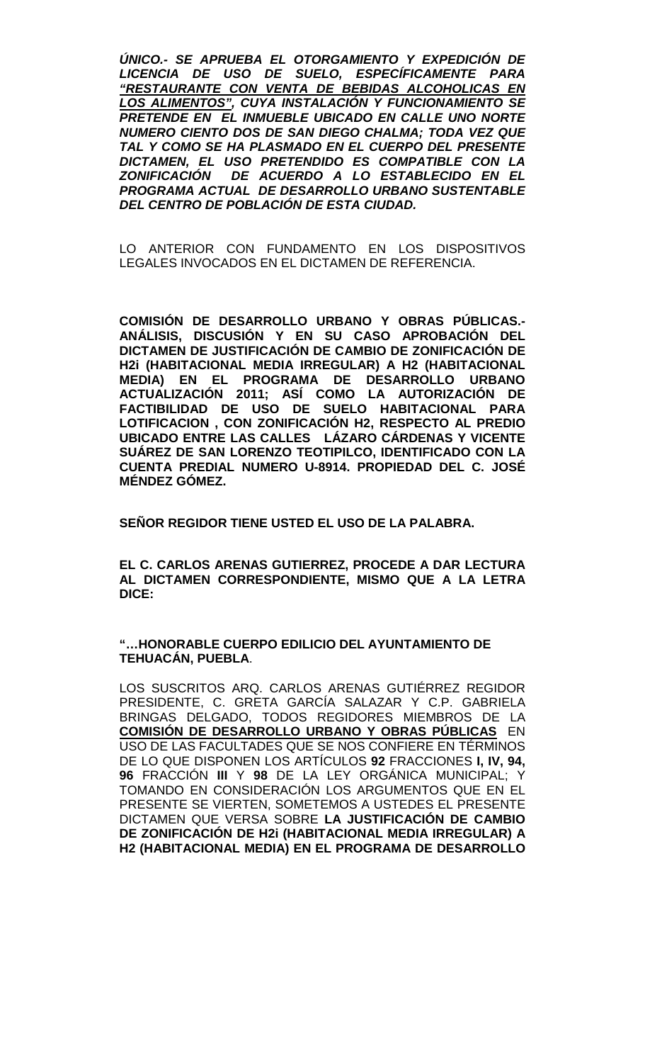***ÚNICO.- SE APRUEBA EL OTORGAMIENTO Y EXPEDICIÓN DE LICENCIA DE USO DE SUELO, ESPECÍFICAMENTE PARA <u>"RESTAURANTE CON VENTA DE BEBIDAS ALCOHOLICAS EN LOS ALIMENTOS"</u>, CUYA INSTALACIÓN Y FUNCIONAMIENTO SE PRETENDE EN EL INMUEBLE UBICADO EN CALLE UNO NORTE NUMERO CIENTO DOS DE SAN DIEGO CHALMA; TODA VEZ QUE TAL Y COMO SE HA PLASMADO EN EL CUERPO DEL PRESENTE DICTAMEN, EL USO PRETENDIDO ES COMPATIBLE CON LA ZONIFICACIÓN DE ACUERDO A LO ESTABLECIDO EN EL PROGRAMA ACTUAL DE DESARROLLO URBANO SUSTENTABLE DEL CENTRO DE POBLACIÓN DE ESTA CIUDAD.***

LO ANTERIOR CON FUNDAMENTO EN LOS DISPOSITIVOS LEGALES INVOCADOS EN EL DICTAMEN DE REFERENCIA.

**COMISIÓN DE DESARROLLO URBANO Y OBRAS PÚBLICAS.- ANÁLISIS, DISCUSIÓN Y EN SU CASO APROBACIÓN DEL DICTAMEN DE JUSTIFICACIÓN DE CAMBIO DE ZONIFICACIÓN DE H2i (HABITACIONAL MEDIA IRREGULAR) A H2 (HABITACIONAL MEDIA) EN EL PROGRAMA DE DESARROLLO URBANO ACTUALIZACIÓN 2011; ASÍ COMO LA AUTORIZACIÓN DE FACTIBILIDAD DE USO DE SUELO HABITACIONAL PARA LOTIFICACION , CON ZONIFICACIÓN H2, RESPECTO AL PREDIO UBICADO ENTRE LAS CALLES LÁZARO CÁRDENAS Y VICENTE SUÁREZ DE SAN LORENZO TEOTIPILCO, IDENTIFICADO CON LA CUENTA PREDIAL NUMERO U-8914. PROPIEDAD DEL C. JOSÉ MÉNDEZ GÓMEZ.**

**SEÑOR REGIDOR TIENE USTED EL USO DE LA PALABRA.**

**EL C. CARLOS ARENAS GUTIERREZ, PROCEDE A DAR LECTURA AL DICTAMEN CORRESPONDIENTE, MISMO QUE A LA LETRA DICE:**

**"…HONORABLE CUERPO EDILICIO DEL AYUNTAMIENTO DE TEHUACÁN, PUEBLA**.

LOS SUSCRITOS ARQ. CARLOS ARENAS GUTIÉRREZ REGIDOR PRESIDENTE, C. GRETA GARCÍA SALAZAR Y C.P. GABRIELA BRINGAS DELGADO, TODOS REGIDORES MIEMBROS DE LA <u>**COMISIÓN DE DESARROLLO URBANO Y OBRAS PÚBLICAS**</u> EN USO DE LAS FACULTADES QUE SE NOS CONFIERE EN TÉRMINOS DE LO QUE DISPONEN LOS ARTÍCULOS **92** FRACCIONES **I, IV, 94, 96** FRACCIÓN **III** Y **98** DE LA LEY ORGÁNICA MUNICIPAL; Y TOMANDO EN CONSIDERACIÓN LOS ARGUMENTOS QUE EN EL PRESENTE SE VIERTEN, SOMETEMOS A USTEDES EL PRESENTE DICTAMEN QUE VERSA SOBRE **LA JUSTIFICACIÓN DE CAMBIO DE ZONIFICACIÓN DE H2i (HABITACIONAL MEDIA IRREGULAR) A H2 (HABITACIONAL MEDIA) EN EL PROGRAMA DE DESARROLLO**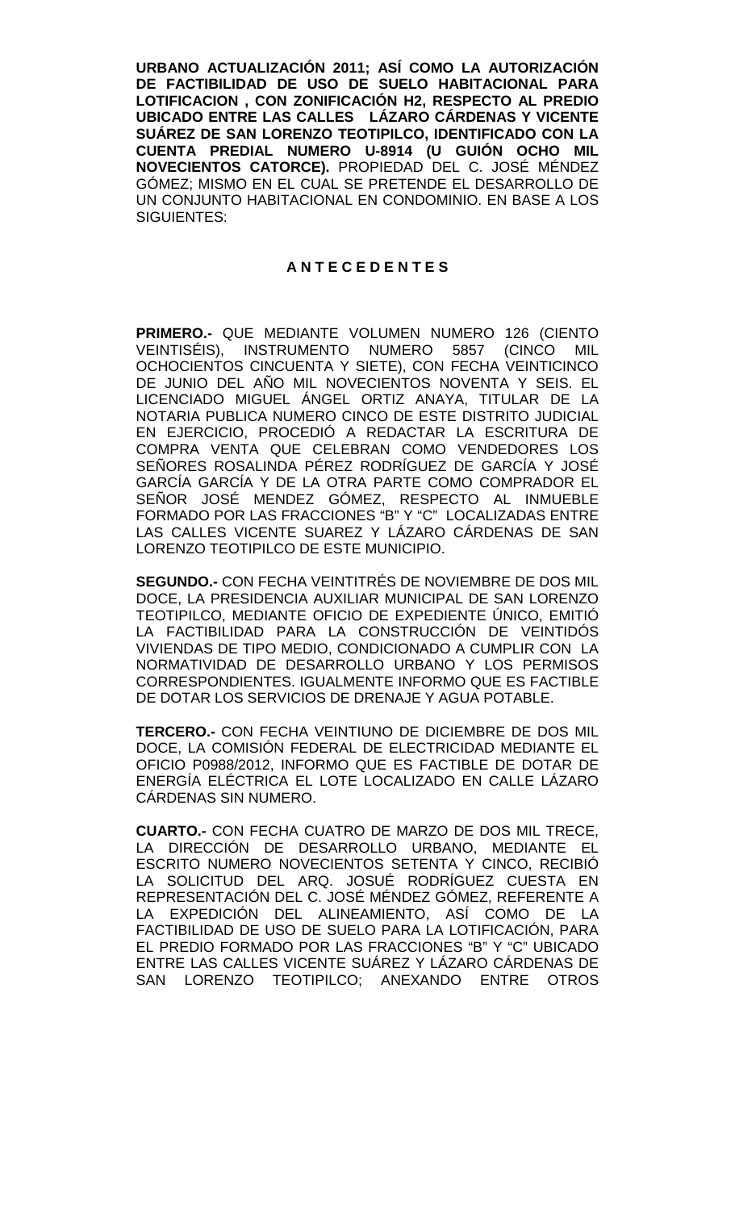**URBANO ACTUALIZACIÓN 2011; ASÍ COMO LA AUTORIZACIÓN DE FACTIBILIDAD DE USO DE SUELO HABITACIONAL PARA LOTIFICACION , CON ZONIFICACIÓN H2, RESPECTO AL PREDIO UBICADO ENTRE LAS CALLES LÁZARO CÁRDENAS Y VICENTE SUÁREZ DE SAN LORENZO TEOTIPILCO, IDENTIFICADO CON LA CUENTA PREDIAL NUMERO U-8914 (U GUIÓN OCHO MIL NOVECIENTOS CATORCE).** PROPIEDAD DEL C. JOSÉ MÉNDEZ GÓMEZ; MISMO EN EL CUAL SE PRETENDE EL DESARROLLO DE UN CONJUNTO HABITACIONAL EN CONDOMINIO. EN BASE A LOS SIGUIENTES:

## A N T E C E D E N T E S

**PRIMERO.-** QUE MEDIANTE VOLUMEN NUMERO 126 (CIENTO VEINTISÉIS), INSTRUMENTO NUMERO 5857 (CINCO MIL OCHOCIENTOS CINCUENTA Y SIETE), CON FECHA VEINTICINCO DE JUNIO DEL AÑO MIL NOVECIENTOS NOVENTA Y SEIS. EL LICENCIADO MIGUEL ÁNGEL ORTIZ ANAYA, TITULAR DE LA NOTARIA PUBLICA NUMERO CINCO DE ESTE DISTRITO JUDICIAL EN EJERCICIO, PROCEDIÓ A REDACTAR LA ESCRITURA DE COMPRA VENTA QUE CELEBRAN COMO VENDEDORES LOS SEÑORES ROSALINDA PÉREZ RODRÍGUEZ DE GARCÍA Y JOSÉ GARCÍA GARCÍA Y DE LA OTRA PARTE COMO COMPRADOR EL SEÑOR JOSÉ MENDEZ GÓMEZ, RESPECTO AL INMUEBLE FORMADO POR LAS FRACCIONES "B" Y "C" LOCALIZADAS ENTRE LAS CALLES VICENTE SUAREZ Y LÁZARO CÁRDENAS DE SAN LORENZO TEOTIPILCO DE ESTE MUNICIPIO.

**SEGUNDO.-** CON FECHA VEINTITRÉS DE NOVIEMBRE DE DOS MIL DOCE, LA PRESIDENCIA AUXILIAR MUNICIPAL DE SAN LORENZO TEOTIPILCO, MEDIANTE OFICIO DE EXPEDIENTE ÚNICO, EMITIÓ LA FACTIBILIDAD PARA LA CONSTRUCCIÓN DE VEINTIDÓS VIVIENDAS DE TIPO MEDIO, CONDICIONADO A CUMPLIR CON LA NORMATIVIDAD DE DESARROLLO URBANO Y LOS PERMISOS CORRESPONDIENTES. IGUALMENTE INFORMO QUE ES FACTIBLE DE DOTAR LOS SERVICIOS DE DRENAJE Y AGUA POTABLE.

**TERCERO.-** CON FECHA VEINTIUNO DE DICIEMBRE DE DOS MIL DOCE, LA COMISIÓN FEDERAL DE ELECTRICIDAD MEDIANTE EL OFICIO P0988/2012, INFORMO QUE ES FACTIBLE DE DOTAR DE ENERGÍA ELÉCTRICA EL LOTE LOCALIZADO EN CALLE LÁZARO CÁRDENAS SIN NUMERO.

**CUARTO.-** CON FECHA CUATRO DE MARZO DE DOS MIL TRECE, LA DIRECCIÓN DE DESARROLLO URBANO, MEDIANTE EL ESCRITO NUMERO NOVECIENTOS SETENTA Y CINCO, RECIBIÓ LA SOLICITUD DEL ARQ. JOSUÉ RODRÍGUEZ CUESTA EN REPRESENTACIÓN DEL C. JOSÉ MÉNDEZ GÓMEZ, REFERENTE A LA EXPEDICIÓN DEL ALINEAMIENTO, ASÍ COMO DE LA FACTIBILIDAD DE USO DE SUELO PARA LA LOTIFICACIÓN, PARA EL PREDIO FORMADO POR LAS FRACCIONES "B" Y "C" UBICADO ENTRE LAS CALLES VICENTE SUÁREZ Y LÁZARO CÁRDENAS DE SAN LORENZO TEOTIPILCO; ANEXANDO ENTRE OTROS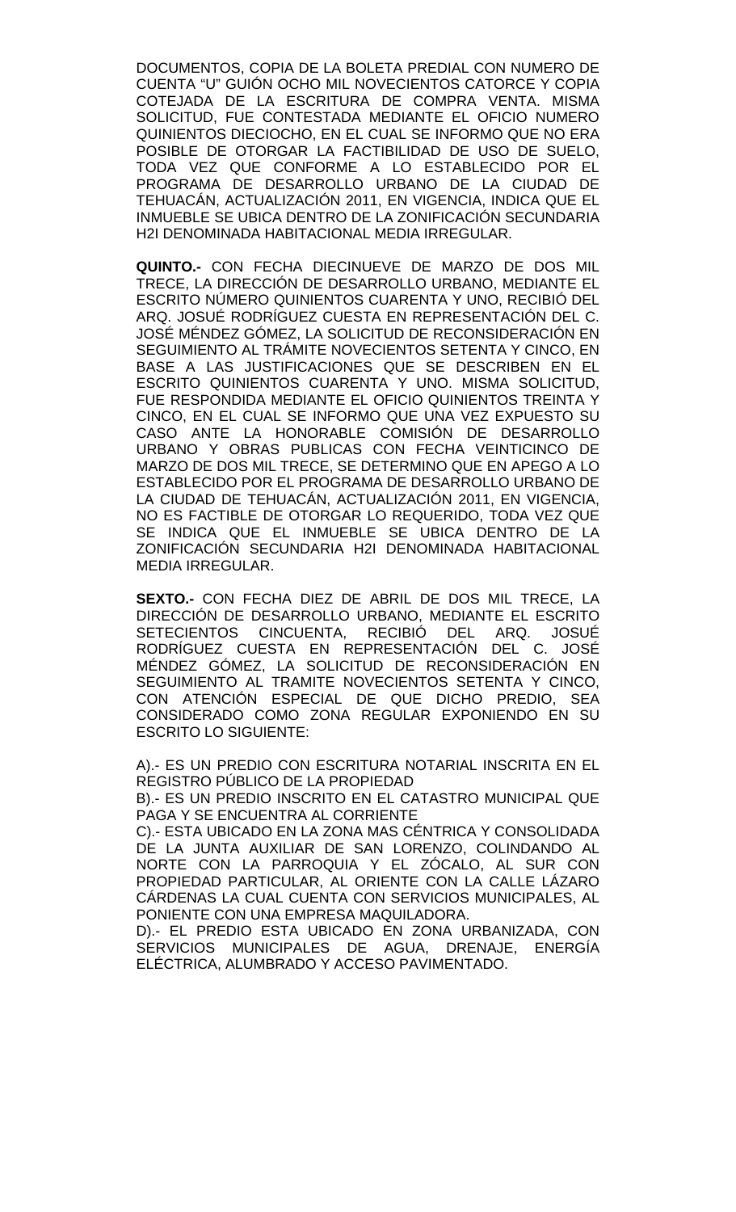DOCUMENTOS, COPIA DE LA BOLETA PREDIAL CON NUMERO DE CUENTA "U" GUIÓN OCHO MIL NOVECIENTOS CATORCE Y COPIA COTEJADA DE LA ESCRITURA DE COMPRA VENTA. MISMA SOLICITUD, FUE CONTESTADA MEDIANTE EL OFICIO NUMERO QUINIENTOS DIECIOCHO, EN EL CUAL SE INFORMO QUE NO ERA POSIBLE DE OTORGAR LA FACTIBILIDAD DE USO DE SUELO, TODA VEZ QUE CONFORME A LO ESTABLECIDO POR EL PROGRAMA DE DESARROLLO URBANO DE LA CIUDAD DE TEHUACÁN, ACTUALIZACIÓN 2011, EN VIGENCIA, INDICA QUE EL INMUEBLE SE UBICA DENTRO DE LA ZONIFICACIÓN SECUNDARIA H2I DENOMINADA HABITACIONAL MEDIA IRREGULAR.

**QUINTO.-** CON FECHA DIECINUEVE DE MARZO DE DOS MIL TRECE, LA DIRECCIÓN DE DESARROLLO URBANO, MEDIANTE EL ESCRITO NÚMERO QUINIENTOS CUARENTA Y UNO, RECIBIÓ DEL ARQ. JOSUÉ RODRÍGUEZ CUESTA EN REPRESENTACIÓN DEL C. JOSÉ MÉNDEZ GÓMEZ, LA SOLICITUD DE RECONSIDERACIÓN EN SEGUIMIENTO AL TRÁMITE NOVECIENTOS SETENTA Y CINCO, EN BASE A LAS JUSTIFICACIONES QUE SE DESCRIBEN EN EL ESCRITO QUINIENTOS CUARENTA Y UNO. MISMA SOLICITUD, FUE RESPONDIDA MEDIANTE EL OFICIO QUINIENTOS TREINTA Y CINCO, EN EL CUAL SE INFORMO QUE UNA VEZ EXPUESTO SU CASO ANTE LA HONORABLE COMISIÓN DE DESARROLLO URBANO Y OBRAS PUBLICAS CON FECHA VEINTICINCO DE MARZO DE DOS MIL TRECE, SE DETERMINO QUE EN APEGO A LO ESTABLECIDO POR EL PROGRAMA DE DESARROLLO URBANO DE LA CIUDAD DE TEHUACÁN, ACTUALIZACIÓN 2011, EN VIGENCIA, NO ES FACTIBLE DE OTORGAR LO REQUERIDO, TODA VEZ QUE SE INDICA QUE EL INMUEBLE SE UBICA DENTRO DE LA ZONIFICACIÓN SECUNDARIA H2I DENOMINADA HABITACIONAL MEDIA IRREGULAR.

**SEXTO.-** CON FECHA DIEZ DE ABRIL DE DOS MIL TRECE, LA DIRECCIÓN DE DESARROLLO URBANO, MEDIANTE EL ESCRITO SETECIENTOS CINCUENTA, RECIBIÓ DEL ARQ. JOSUÉ RODRÍGUEZ CUESTA EN REPRESENTACIÓN DEL C. JOSÉ MÉNDEZ GÓMEZ, LA SOLICITUD DE RECONSIDERACIÓN EN SEGUIMIENTO AL TRAMITE NOVECIENTOS SETENTA Y CINCO, CON ATENCIÓN ESPECIAL DE QUE DICHO PREDIO, SEA CONSIDERADO COMO ZONA REGULAR EXPONIENDO EN SU ESCRITO LO SIGUIENTE:

A).- ES UN PREDIO CON ESCRITURA NOTARIAL INSCRITA EN EL REGISTRO PÚBLICO DE LA PROPIEDAD
B).- ES UN PREDIO INSCRITO EN EL CATASTRO MUNICIPAL QUE PAGA Y SE ENCUENTRA AL CORRIENTE
C).- ESTA UBICADO EN LA ZONA MAS CÉNTRICA Y CONSOLIDADA DE LA JUNTA AUXILIAR DE SAN LORENZO, COLINDANDO AL NORTE CON LA PARROQUIA Y EL ZÓCALO, AL SUR CON PROPIEDAD PARTICULAR, AL ORIENTE CON LA CALLE LÁZARO CÁRDENAS LA CUAL CUENTA CON SERVICIOS MUNICIPALES, AL PONIENTE CON UNA EMPRESA MAQUILADORA.
D).- EL PREDIO ESTA UBICADO EN ZONA URBANIZADA, CON SERVICIOS MUNICIPALES DE AGUA, DRENAJE, ENERGÍA ELÉCTRICA, ALUMBRADO Y ACCESO PAVIMENTADO.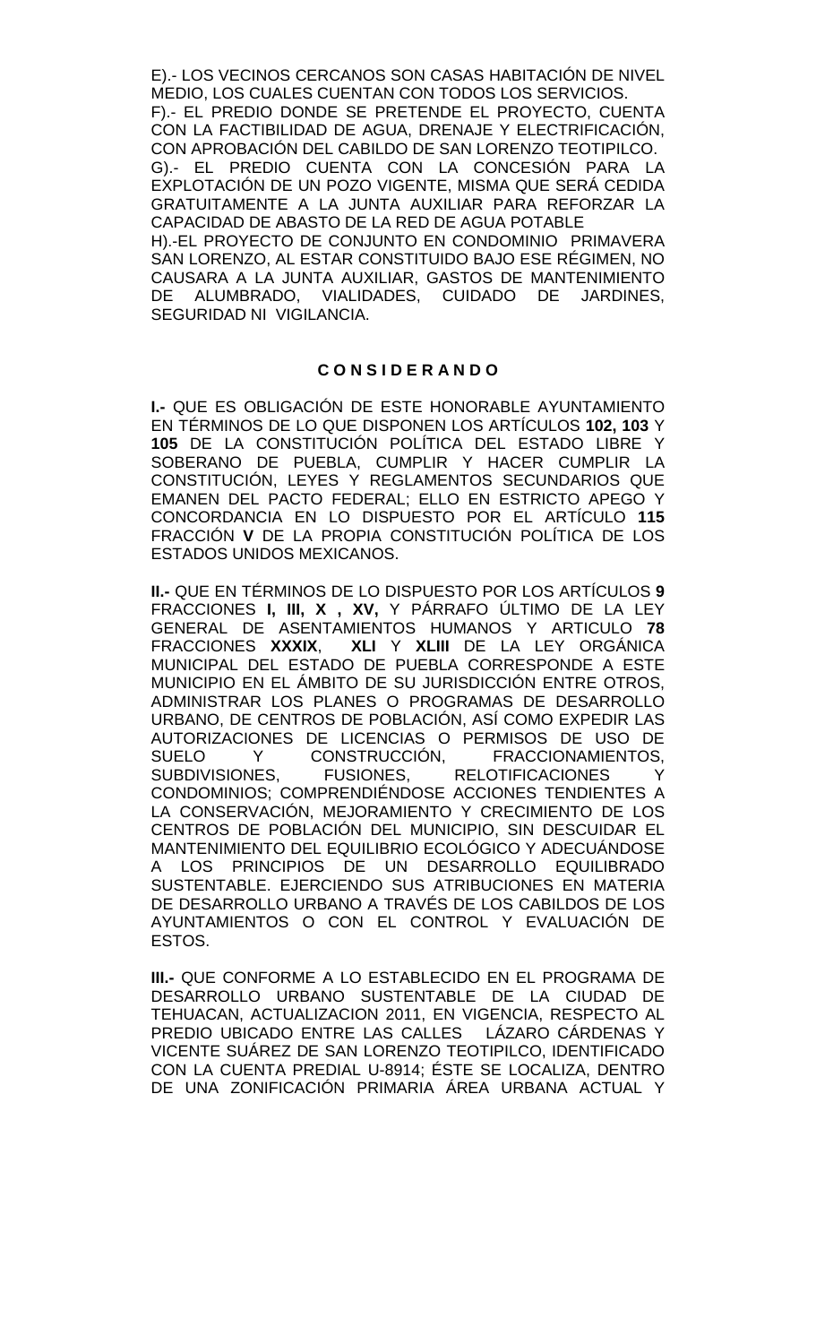E).- LOS VECINOS CERCANOS SON CASAS HABITACIÓN DE NIVEL MEDIO, LOS CUALES CUENTAN CON TODOS LOS SERVICIOS.
F).- EL PREDIO DONDE SE PRETENDE EL PROYECTO, CUENTA CON LA FACTIBILIDAD DE AGUA, DRENAJE Y ELECTRIFICACIÓN, CON APROBACIÓN DEL CABILDO DE SAN LORENZO TEOTIPILCO.
G).- EL PREDIO CUENTA CON LA CONCESIÓN PARA LA EXPLOTACIÓN DE UN POZO VIGENTE, MISMA QUE SERÁ CEDIDA GRATUITAMENTE A LA JUNTA AUXILIAR PARA REFORZAR LA CAPACIDAD DE ABASTO DE LA RED DE AGUA POTABLE
H).-EL PROYECTO DE CONJUNTO EN CONDOMINIO PRIMAVERA SAN LORENZO, AL ESTAR CONSTITUIDO BAJO ESE RÉGIMEN, NO CAUSARA A LA JUNTA AUXILIAR, GASTOS DE MANTENIMIENTO DE ALUMBRADO, VIALIDADES, CUIDADO DE JARDINES, SEGURIDAD NI VIGILANCIA.

**C O N S I D E R A N D O**

**I.-** QUE ES OBLIGACIÓN DE ESTE HONORABLE AYUNTAMIENTO EN TÉRMINOS DE LO QUE DISPONEN LOS ARTÍCULOS **102, 103** Y **105** DE LA CONSTITUCIÓN POLÍTICA DEL ESTADO LIBRE Y SOBERANO DE PUEBLA, CUMPLIR Y HACER CUMPLIR LA CONSTITUCIÓN, LEYES Y REGLAMENTOS SECUNDARIOS QUE EMANEN DEL PACTO FEDERAL; ELLO EN ESTRICTO APEGO Y CONCORDANCIA EN LO DISPUESTO POR EL ARTÍCULO **115** FRACCIÓN **V** DE LA PROPIA CONSTITUCIÓN POLÍTICA DE LOS ESTADOS UNIDOS MEXICANOS.

**II.-** QUE EN TÉRMINOS DE LO DISPUESTO POR LOS ARTÍCULOS **9** FRACCIONES **I, III, X , XV,** Y PÁRRAFO ÚLTIMO DE LA LEY GENERAL DE ASENTAMIENTOS HUMANOS Y ARTICULO **78** FRACCIONES **XXXIX**, **XLI** Y **XLIII** DE LA LEY ORGÁNICA MUNICIPAL DEL ESTADO DE PUEBLA CORRESPONDE A ESTE MUNICIPIO EN EL ÁMBITO DE SU JURISDICCIÓN ENTRE OTROS, ADMINISTRAR LOS PLANES O PROGRAMAS DE DESARROLLO URBANO, DE CENTROS DE POBLACIÓN, ASÍ COMO EXPEDIR LAS AUTORIZACIONES DE LICENCIAS O PERMISOS DE USO DE SUELO Y CONSTRUCCIÓN, FRACCIONAMIENTOS, SUBDIVISIONES, FUSIONES, RELOTIFICACIONES Y CONDOMINIOS; COMPRENDIÉNDOSE ACCIONES TENDIENTES A LA CONSERVACIÓN, MEJORAMIENTO Y CRECIMIENTO DE LOS CENTROS DE POBLACIÓN DEL MUNICIPIO, SIN DESCUIDAR EL MANTENIMIENTO DEL EQUILIBRIO ECOLÓGICO Y ADECUÁNDOSE A LOS PRINCIPIOS DE UN DESARROLLO EQUILIBRADO SUSTENTABLE. EJERCIENDO SUS ATRIBUCIONES EN MATERIA DE DESARROLLO URBANO A TRAVÉS DE LOS CABILDOS DE LOS AYUNTAMIENTOS O CON EL CONTROL Y EVALUACIÓN DE ESTOS.

**III.-** QUE CONFORME A LO ESTABLECIDO EN EL PROGRAMA DE DESARROLLO URBANO SUSTENTABLE DE LA CIUDAD DE TEHUACAN, ACTUALIZACION 2011, EN VIGENCIA, RESPECTO AL PREDIO UBICADO ENTRE LAS CALLES LÁZARO CÁRDENAS Y VICENTE SUÁREZ DE SAN LORENZO TEOTIPILCO, IDENTIFICADO CON LA CUENTA PREDIAL U-8914; ÉSTE SE LOCALIZA, DENTRO DE UNA ZONIFICACIÓN PRIMARIA ÁREA URBANA ACTUAL Y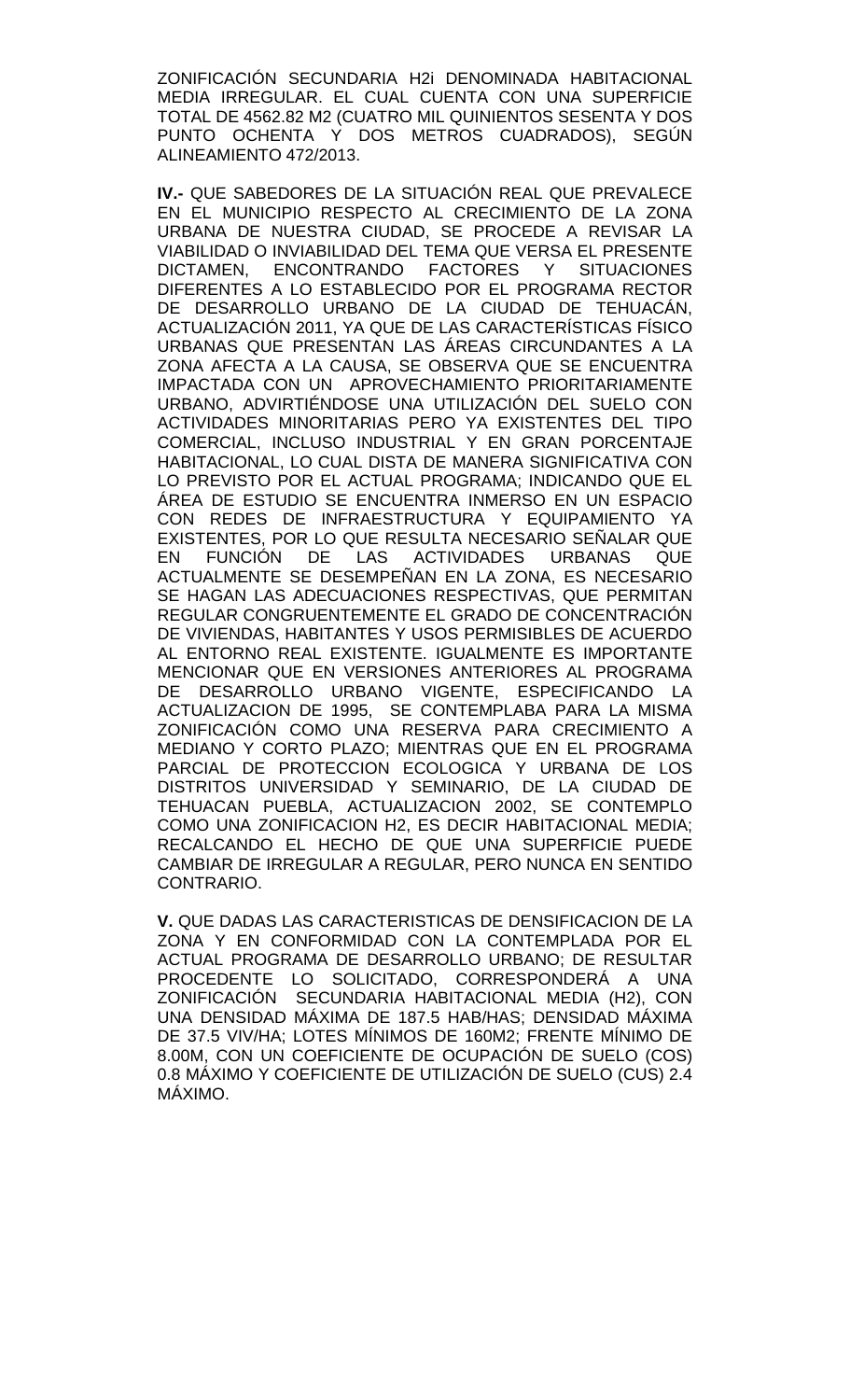ZONIFICACIÓN SECUNDARIA H2i DENOMINADA HABITACIONAL MEDIA IRREGULAR. EL CUAL CUENTA CON UNA SUPERFICIE TOTAL DE 4562.82 M2 (CUATRO MIL QUINIENTOS SESENTA Y DOS PUNTO OCHENTA Y DOS METROS CUADRADOS), SEGÚN ALINEAMIENTO 472/2013.

**IV.-** QUE SABEDORES DE LA SITUACIÓN REAL QUE PREVALECE EN EL MUNICIPIO RESPECTO AL CRECIMIENTO DE LA ZONA URBANA DE NUESTRA CIUDAD, SE PROCEDE A REVISAR LA VIABILIDAD O INVIABILIDAD DEL TEMA QUE VERSA EL PRESENTE DICTAMEN, ENCONTRANDO FACTORES Y SITUACIONES DIFERENTES A LO ESTABLECIDO POR EL PROGRAMA RECTOR DE DESARROLLO URBANO DE LA CIUDAD DE TEHUACÁN, ACTUALIZACIÓN 2011, YA QUE DE LAS CARACTERÍSTICAS FÍSICO URBANAS QUE PRESENTAN LAS ÁREAS CIRCUNDANTES A LA ZONA AFECTA A LA CAUSA, SE OBSERVA QUE SE ENCUENTRA IMPACTADA CON UN APROVECHAMIENTO PRIORITARIAMENTE URBANO, ADVIRTIÉNDOSE UNA UTILIZACIÓN DEL SUELO CON ACTIVIDADES MINORITARIAS PERO YA EXISTENTES DEL TIPO COMERCIAL, INCLUSO INDUSTRIAL Y EN GRAN PORCENTAJE HABITACIONAL, LO CUAL DISTA DE MANERA SIGNIFICATIVA CON LO PREVISTO POR EL ACTUAL PROGRAMA; INDICANDO QUE EL ÁREA DE ESTUDIO SE ENCUENTRA INMERSO EN UN ESPACIO CON REDES DE INFRAESTRUCTURA Y EQUIPAMIENTO YA EXISTENTES, POR LO QUE RESULTA NECESARIO SEÑALAR QUE EN FUNCIÓN DE LAS ACTIVIDADES URBANAS QUE ACTUALMENTE SE DESEMPEÑAN EN LA ZONA, ES NECESARIO SE HAGAN LAS ADECUACIONES RESPECTIVAS, QUE PERMITAN REGULAR CONGRUENTEMENTE EL GRADO DE CONCENTRACIÓN DE VIVIENDAS, HABITANTES Y USOS PERMISIBLES DE ACUERDO AL ENTORNO REAL EXISTENTE. IGUALMENTE ES IMPORTANTE MENCIONAR QUE EN VERSIONES ANTERIORES AL PROGRAMA DE DESARROLLO URBANO VIGENTE, ESPECIFICANDO LA ACTUALIZACION DE 1995, SE CONTEMPLABA PARA LA MISMA ZONIFICACIÓN COMO UNA RESERVA PARA CRECIMIENTO A MEDIANO Y CORTO PLAZO; MIENTRAS QUE EN EL PROGRAMA PARCIAL DE PROTECCION ECOLOGICA Y URBANA DE LOS DISTRITOS UNIVERSIDAD Y SEMINARIO, DE LA CIUDAD DE TEHUACAN PUEBLA, ACTUALIZACION 2002, SE CONTEMPLO COMO UNA ZONIFICACION H2, ES DECIR HABITACIONAL MEDIA; RECALCANDO EL HECHO DE QUE UNA SUPERFICIE PUEDE CAMBIAR DE IRREGULAR A REGULAR, PERO NUNCA EN SENTIDO CONTRARIO.

**V.** QUE DADAS LAS CARACTERISTICAS DE DENSIFICACION DE LA ZONA Y EN CONFORMIDAD CON LA CONTEMPLADA POR EL ACTUAL PROGRAMA DE DESARROLLO URBANO; DE RESULTAR PROCEDENTE LO SOLICITADO, CORRESPONDERÁ A UNA ZONIFICACIÓN SECUNDARIA HABITACIONAL MEDIA (H2), CON UNA DENSIDAD MÁXIMA DE 187.5 HAB/HAS; DENSIDAD MÁXIMA DE 37.5 VIV/HA; LOTES MÍNIMOS DE 160M2; FRENTE MÍNIMO DE 8.00M, CON UN COEFICIENTE DE OCUPACIÓN DE SUELO (COS) 0.8 MÁXIMO Y COEFICIENTE DE UTILIZACIÓN DE SUELO (CUS) 2.4 MÁXIMO.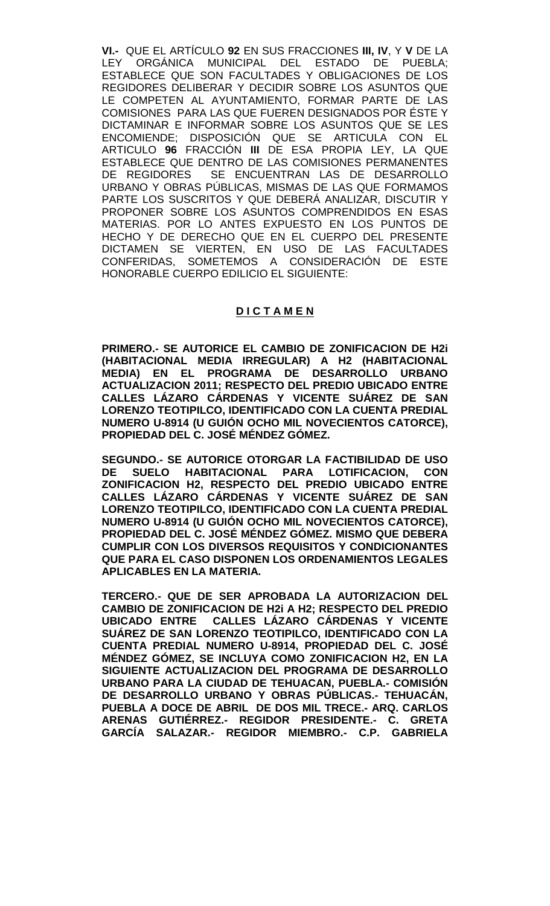**VI.-** QUE EL ARTÍCULO **92** EN SUS FRACCIONES **III, IV**, Y **V** DE LA LEY ORGÁNICA MUNICIPAL DEL ESTADO DE PUEBLA; ESTABLECE QUE SON FACULTADES Y OBLIGACIONES DE LOS REGIDORES DELIBERAR Y DECIDIR SOBRE LOS ASUNTOS QUE LE COMPETEN AL AYUNTAMIENTO, FORMAR PARTE DE LAS COMISIONES PARA LAS QUE FUEREN DESIGNADOS POR ÉSTE Y DICTAMINAR E INFORMAR SOBRE LOS ASUNTOS QUE SE LES ENCOMIENDE; DISPOSICIÓN QUE SE ARTICULA CON EL ARTICULO **96** FRACCIÓN **III** DE ESA PROPIA LEY, LA QUE ESTABLECE QUE DENTRO DE LAS COMISIONES PERMANENTES DE REGIDORES SE ENCUENTRAN LAS DE DESARROLLO URBANO Y OBRAS PÚBLICAS, MISMAS DE LAS QUE FORMAMOS PARTE LOS SUSCRITOS Y QUE DEBERÁ ANALIZAR, DISCUTIR Y PROPONER SOBRE LOS ASUNTOS COMPRENDIDOS EN ESAS MATERIAS. POR LO ANTES EXPUESTO EN LOS PUNTOS DE HECHO Y DE DERECHO QUE EN EL CUERPO DEL PRESENTE DICTAMEN SE VIERTEN, EN USO DE LAS FACULTADES CONFERIDAS, SOMETEMOS A CONSIDERACIÓN DE ESTE HONORABLE CUERPO EDILICIO EL SIGUIENTE:

## D I C T A M E N

**PRIMERO.- SE AUTORICE EL CAMBIO DE ZONIFICACION DE H2i (HABITACIONAL MEDIA IRREGULAR) A H2 (HABITACIONAL MEDIA) EN EL PROGRAMA DE DESARROLLO URBANO ACTUALIZACION 2011; RESPECTO DEL PREDIO UBICADO ENTRE CALLES LÁZARO CÁRDENAS Y VICENTE SUÁREZ DE SAN LORENZO TEOTIPILCO, IDENTIFICADO CON LA CUENTA PREDIAL NUMERO U-8914 (U GUIÓN OCHO MIL NOVECIENTOS CATORCE), PROPIEDAD DEL C. JOSÉ MÉNDEZ GÓMEZ.**

**SEGUNDO.- SE AUTORICE OTORGAR LA FACTIBILIDAD DE USO DE SUELO HABITACIONAL PARA LOTIFICACION, CON ZONIFICACION H2, RESPECTO DEL PREDIO UBICADO ENTRE CALLES LÁZARO CÁRDENAS Y VICENTE SUÁREZ DE SAN LORENZO TEOTIPILCO, IDENTIFICADO CON LA CUENTA PREDIAL NUMERO U-8914 (U GUIÓN OCHO MIL NOVECIENTOS CATORCE), PROPIEDAD DEL C. JOSÉ MÉNDEZ GÓMEZ. MISMO QUE DEBERA CUMPLIR CON LOS DIVERSOS REQUISITOS Y CONDICIONANTES QUE PARA EL CASO DISPONEN LOS ORDENAMIENTOS LEGALES APLICABLES EN LA MATERIA.**

**TERCERO.- QUE DE SER APROBADA LA AUTORIZACION DEL CAMBIO DE ZONIFICACION DE H2i A H2; RESPECTO DEL PREDIO UBICADO ENTRE CALLES LÁZARO CÁRDENAS Y VICENTE SUÁREZ DE SAN LORENZO TEOTIPILCO, IDENTIFICADO CON LA CUENTA PREDIAL NUMERO U-8914, PROPIEDAD DEL C. JOSÉ MÉNDEZ GÓMEZ, SE INCLUYA COMO ZONIFICACION H2, EN LA SIGUIENTE ACTUALIZACION DEL PROGRAMA DE DESARROLLO URBANO PARA LA CIUDAD DE TEHUACAN, PUEBLA.- COMISIÓN DE DESARROLLO URBANO Y OBRAS PÚBLICAS.- TEHUACÁN, PUEBLA A DOCE DE ABRIL DE DOS MIL TRECE.- ARQ. CARLOS ARENAS GUTIÉRREZ.- REGIDOR PRESIDENTE.- C. GRETA GARCÍA SALAZAR.- REGIDOR MIEMBRO.- C.P. GABRIELA**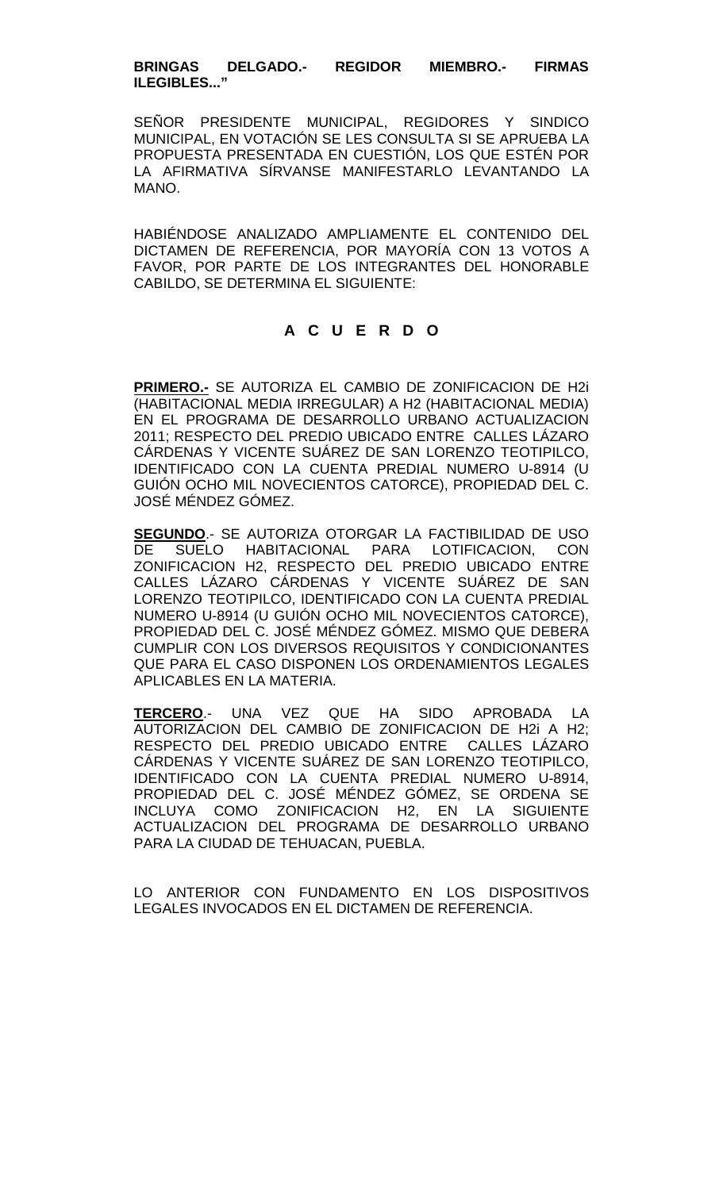**BRINGAS DELGADO.- REGIDOR MIEMBRO.- FIRMAS ILEGIBLES..."**

SEÑOR PRESIDENTE MUNICIPAL, REGIDORES Y SINDICO MUNICIPAL, EN VOTACIÓN SE LES CONSULTA SI SE APRUEBA LA PROPUESTA PRESENTADA EN CUESTIÓN, LOS QUE ESTÉN POR LA AFIRMATIVA SÍRVANSE MANIFESTARLO LEVANTANDO LA MANO.

HABIÉNDOSE ANALIZADO AMPLIAMENTE EL CONTENIDO DEL DICTAMEN DE REFERENCIA, POR MAYORÍA CON 13 VOTOS A FAVOR, POR PARTE DE LOS INTEGRANTES DEL HONORABLE CABILDO, SE DETERMINA EL SIGUIENTE:

## A C U E R D O

**PRIMERO.-** SE AUTORIZA EL CAMBIO DE ZONIFICACION DE H2i (HABITACIONAL MEDIA IRREGULAR) A H2 (HABITACIONAL MEDIA) EN EL PROGRAMA DE DESARROLLO URBANO ACTUALIZACION 2011; RESPECTO DEL PREDIO UBICADO ENTRE CALLES LÁZARO CÁRDENAS Y VICENTE SUÁREZ DE SAN LORENZO TEOTIPILCO, IDENTIFICADO CON LA CUENTA PREDIAL NUMERO U-8914 (U GUIÓN OCHO MIL NOVECIENTOS CATORCE), PROPIEDAD DEL C. JOSÉ MÉNDEZ GÓMEZ.

**SEGUNDO**.- SE AUTORIZA OTORGAR LA FACTIBILIDAD DE USO DE SUELO HABITACIONAL PARA LOTIFICACION, CON ZONIFICACION H2, RESPECTO DEL PREDIO UBICADO ENTRE CALLES LÁZARO CÁRDENAS Y VICENTE SUÁREZ DE SAN LORENZO TEOTIPILCO, IDENTIFICADO CON LA CUENTA PREDIAL NUMERO U-8914 (U GUIÓN OCHO MIL NOVECIENTOS CATORCE), PROPIEDAD DEL C. JOSÉ MÉNDEZ GÓMEZ. MISMO QUE DEBERA CUMPLIR CON LOS DIVERSOS REQUISITOS Y CONDICIONANTES QUE PARA EL CASO DISPONEN LOS ORDENAMIENTOS LEGALES APLICABLES EN LA MATERIA.

**TERCERO**.- UNA VEZ QUE HA SIDO APROBADA LA AUTORIZACION DEL CAMBIO DE ZONIFICACION DE H2i A H2; RESPECTO DEL PREDIO UBICADO ENTRE CALLES LÁZARO CÁRDENAS Y VICENTE SUÁREZ DE SAN LORENZO TEOTIPILCO, IDENTIFICADO CON LA CUENTA PREDIAL NUMERO U-8914, PROPIEDAD DEL C. JOSÉ MÉNDEZ GÓMEZ, SE ORDENA SE INCLUYA COMO ZONIFICACION H2, EN LA SIGUIENTE ACTUALIZACION DEL PROGRAMA DE DESARROLLO URBANO PARA LA CIUDAD DE TEHUACAN, PUEBLA.

LO ANTERIOR CON FUNDAMENTO EN LOS DISPOSITIVOS LEGALES INVOCADOS EN EL DICTAMEN DE REFERENCIA.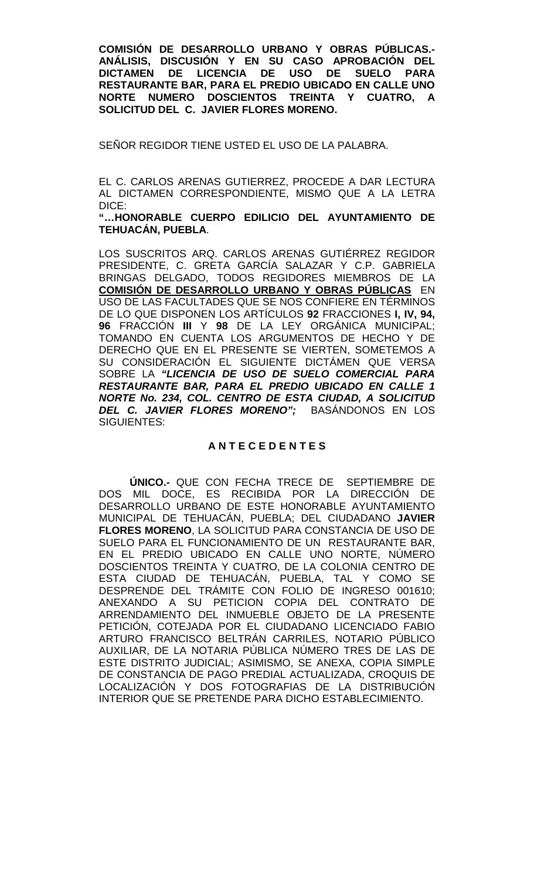**COMISIÓN DE DESARROLLO URBANO Y OBRAS PÚBLICAS.- ANÁLISIS, DISCUSIÓN Y EN SU CASO APROBACIÓN DEL DICTAMEN DE LICENCIA DE USO DE SUELO PARA RESTAURANTE BAR, PARA EL PREDIO UBICADO EN CALLE UNO NORTE NUMERO DOSCIENTOS TREINTA Y CUATRO, A SOLICITUD DEL C. JAVIER FLORES MORENO.**

SEÑOR REGIDOR TIENE USTED EL USO DE LA PALABRA.

EL C. CARLOS ARENAS GUTIERREZ, PROCEDE A DAR LECTURA AL DICTAMEN CORRESPONDIENTE, MISMO QUE A LA LETRA DICE:

**"…HONORABLE CUERPO EDILICIO DEL AYUNTAMIENTO DE TEHUACÁN, PUEBLA**.

LOS SUSCRITOS ARQ. CARLOS ARENAS GUTIÉRREZ REGIDOR PRESIDENTE, C. GRETA GARCÍA SALAZAR Y C.P. GABRIELA BRINGAS DELGADO, TODOS REGIDORES MIEMBROS DE LA **COMISIÓN DE DESARROLLO URBANO Y OBRAS PÚBLICAS** EN USO DE LAS FACULTADES QUE SE NOS CONFIERE EN TÉRMINOS DE LO QUE DISPONEN LOS ARTÍCULOS **92** FRACCIONES **I, IV, 94, 96** FRACCIÓN **III** Y **98** DE LA LEY ORGÁNICA MUNICIPAL; TOMANDO EN CUENTA LOS ARGUMENTOS DE HECHO Y DE DERECHO QUE EN EL PRESENTE SE VIERTEN, SOMETEMOS A SU CONSIDERACIÓN EL SIGUIENTE DICTÁMEN QUE VERSA SOBRE LA ***"LICENCIA DE USO DE SUELO COMERCIAL PARA RESTAURANTE BAR, PARA EL PREDIO UBICADO EN CALLE 1 NORTE No. 234, COL. CENTRO DE ESTA CIUDAD, A SOLICITUD DEL C. JAVIER FLORES MORENO";*** BASÁNDONOS EN LOS SIGUIENTES:

**A N T E C E D E N T E S**

**ÚNICO.-** QUE CON FECHA TRECE DE SEPTIEMBRE DE DOS MIL DOCE, ES RECIBIDA POR LA DIRECCIÓN DE DESARROLLO URBANO DE ESTE HONORABLE AYUNTAMIENTO MUNICIPAL DE TEHUACÁN, PUEBLA; DEL CIUDADANO **JAVIER FLORES MORENO**, LA SOLICITUD PARA CONSTANCIA DE USO DE SUELO PARA EL FUNCIONAMIENTO DE UN RESTAURANTE BAR, EN EL PREDIO UBICADO EN CALLE UNO NORTE, NÚMERO DOSCIENTOS TREINTA Y CUATRO, DE LA COLONIA CENTRO DE ESTA CIUDAD DE TEHUACÁN, PUEBLA, TAL Y COMO SE DESPRENDE DEL TRÁMITE CON FOLIO DE INGRESO 001610; ANEXANDO A SU PETICION COPIA DEL CONTRATO DE ARRENDAMIENTO DEL INMUEBLE OBJETO DE LA PRESENTE PETICIÓN, COTEJADA POR EL CIUDADANO LICENCIADO FABIO ARTURO FRANCISCO BELTRÁN CARRILES, NOTARIO PÚBLICO AUXILIAR, DE LA NOTARIA PÚBLICA NÚMERO TRES DE LAS DE ESTE DISTRITO JUDICIAL; ASIMISMO, SE ANEXA, COPIA SIMPLE DE CONSTANCIA DE PAGO PREDIAL ACTUALIZADA, CROQUIS DE LOCALIZACIÓN Y DOS FOTOGRAFIAS DE LA DISTRIBUCIÓN INTERIOR QUE SE PRETENDE PARA DICHO ESTABLECIMIENTO.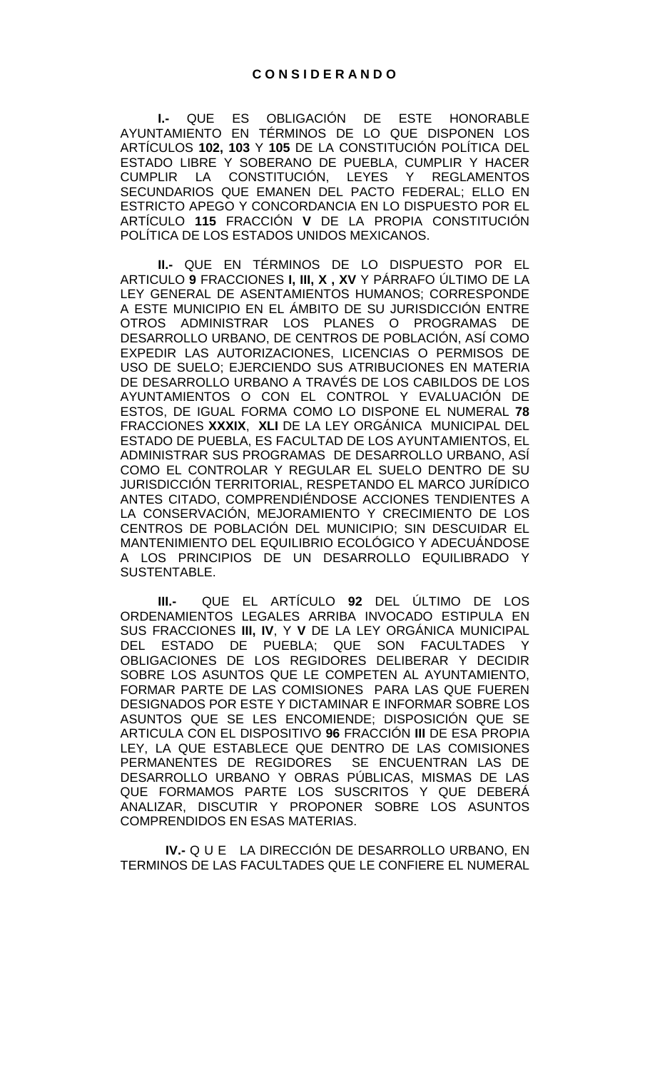## C O N S I D E R A N D O

**I.-** QUE ES OBLIGACIÓN DE ESTE HONORABLE AYUNTAMIENTO EN TÉRMINOS DE LO QUE DISPONEN LOS ARTÍCULOS **102, 103** Y **105** DE LA CONSTITUCIÓN POLÍTICA DEL ESTADO LIBRE Y SOBERANO DE PUEBLA, CUMPLIR Y HACER CUMPLIR LA CONSTITUCIÓN, LEYES Y REGLAMENTOS SECUNDARIOS QUE EMANEN DEL PACTO FEDERAL; ELLO EN ESTRICTO APEGO Y CONCORDANCIA EN LO DISPUESTO POR EL ARTÍCULO **115** FRACCIÓN **V** DE LA PROPIA CONSTITUCIÓN POLÍTICA DE LOS ESTADOS UNIDOS MEXICANOS.

**II.-** QUE EN TÉRMINOS DE LO DISPUESTO POR EL ARTICULO **9** FRACCIONES **I, III, X , XV** Y PÁRRAFO ÚLTIMO DE LA LEY GENERAL DE ASENTAMIENTOS HUMANOS; CORRESPONDE A ESTE MUNICIPIO EN EL ÁMBITO DE SU JURISDICCIÓN ENTRE OTROS ADMINISTRAR LOS PLANES O PROGRAMAS DE DESARROLLO URBANO, DE CENTROS DE POBLACIÓN, ASÍ COMO EXPEDIR LAS AUTORIZACIONES, LICENCIAS O PERMISOS DE USO DE SUELO; EJERCIENDO SUS ATRIBUCIONES EN MATERIA DE DESARROLLO URBANO A TRAVÉS DE LOS CABILDOS DE LOS AYUNTAMIENTOS O CON EL CONTROL Y EVALUACIÓN DE ESTOS, DE IGUAL FORMA COMO LO DISPONE EL NUMERAL **78** FRACCIONES **XXXIX**, **XLI** DE LA LEY ORGÁNICA MUNICIPAL DEL ESTADO DE PUEBLA, ES FACULTAD DE LOS AYUNTAMIENTOS, EL ADMINISTRAR SUS PROGRAMAS DE DESARROLLO URBANO, ASÍ COMO EL CONTROLAR Y REGULAR EL SUELO DENTRO DE SU JURISDICCIÓN TERRITORIAL, RESPETANDO EL MARCO JURÍDICO ANTES CITADO, COMPRENDIÉNDOSE ACCIONES TENDIENTES A LA CONSERVACIÓN, MEJORAMIENTO Y CRECIMIENTO DE LOS CENTROS DE POBLACIÓN DEL MUNICIPIO; SIN DESCUIDAR EL MANTENIMIENTO DEL EQUILIBRIO ECOLÓGICO Y ADECUÁNDOSE A LOS PRINCIPIOS DE UN DESARROLLO EQUILIBRADO Y SUSTENTABLE.

**III.-** QUE EL ARTÍCULO **92** DEL ÚLTIMO DE LOS ORDENAMIENTOS LEGALES ARRIBA INVOCADO ESTIPULA EN SUS FRACCIONES **III, IV**, Y **V** DE LA LEY ORGÁNICA MUNICIPAL DEL ESTADO DE PUEBLA; QUE SON FACULTADES Y OBLIGACIONES DE LOS REGIDORES DELIBERAR Y DECIDIR SOBRE LOS ASUNTOS QUE LE COMPETEN AL AYUNTAMIENTO, FORMAR PARTE DE LAS COMISIONES PARA LAS QUE FUEREN DESIGNADOS POR ESTE Y DICTAMINAR E INFORMAR SOBRE LOS ASUNTOS QUE SE LES ENCOMIENDE; DISPOSICIÓN QUE SE ARTICULA CON EL DISPOSITIVO **96** FRACCIÓN **III** DE ESA PROPIA LEY, LA QUE ESTABLECE QUE DENTRO DE LAS COMISIONES PERMANENTES DE REGIDORES SE ENCUENTRAN LAS DE DESARROLLO URBANO Y OBRAS PÚBLICAS, MISMAS DE LAS QUE FORMAMOS PARTE LOS SUSCRITOS Y QUE DEBERÁ ANALIZAR, DISCUTIR Y PROPONER SOBRE LOS ASUNTOS COMPRENDIDOS EN ESAS MATERIAS.

**IV.-** Q U E LA DIRECCIÓN DE DESARROLLO URBANO, EN TERMINOS DE LAS FACULTADES QUE LE CONFIERE EL NUMERAL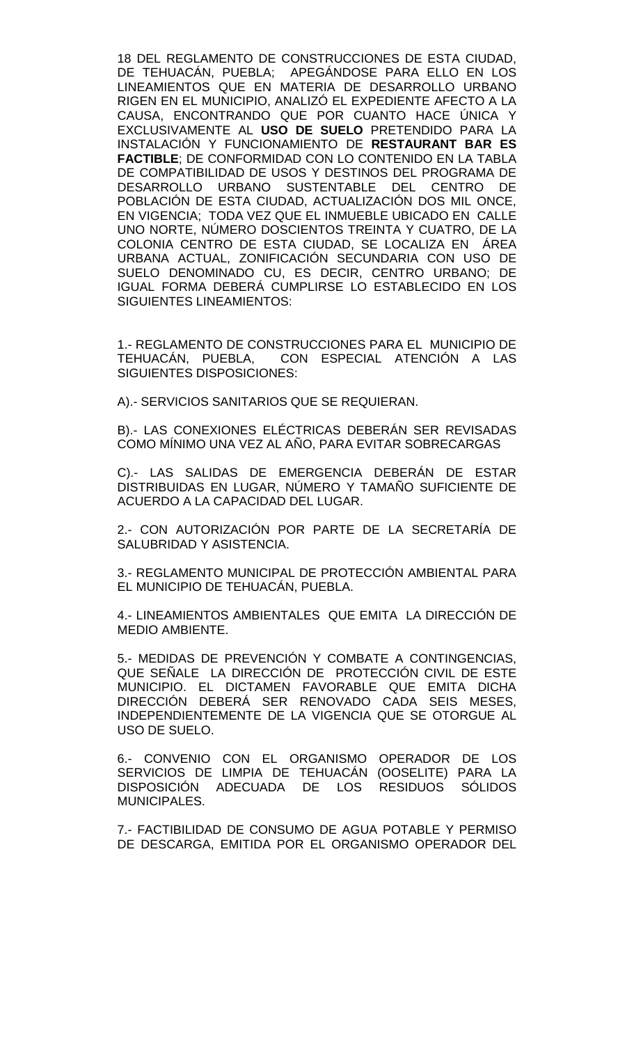18 DEL REGLAMENTO DE CONSTRUCCIONES DE ESTA CIUDAD, DE TEHUACÁN, PUEBLA; APEGÁNDOSE PARA ELLO EN LOS LINEAMIENTOS QUE EN MATERIA DE DESARROLLO URBANO RIGEN EN EL MUNICIPIO, ANALIZÓ EL EXPEDIENTE AFECTO A LA CAUSA, ENCONTRANDO QUE POR CUANTO HACE ÚNICA Y EXCLUSIVAMENTE AL **USO DE SUELO** PRETENDIDO PARA LA INSTALACIÓN Y FUNCIONAMIENTO DE **RESTAURANT BAR ES FACTIBLE**; DE CONFORMIDAD CON LO CONTENIDO EN LA TABLA DE COMPATIBILIDAD DE USOS Y DESTINOS DEL PROGRAMA DE DESARROLLO URBANO SUSTENTABLE DEL CENTRO DE POBLACIÓN DE ESTA CIUDAD, ACTUALIZACIÓN DOS MIL ONCE, EN VIGENCIA; TODA VEZ QUE EL INMUEBLE UBICADO EN CALLE UNO NORTE, NÚMERO DOSCIENTOS TREINTA Y CUATRO, DE LA COLONIA CENTRO DE ESTA CIUDAD, SE LOCALIZA EN ÁREA URBANA ACTUAL, ZONIFICACIÓN SECUNDARIA CON USO DE SUELO DENOMINADO CU, ES DECIR, CENTRO URBANO; DE IGUAL FORMA DEBERÁ CUMPLIRSE LO ESTABLECIDO EN LOS SIGUIENTES LINEAMIENTOS:

1.- REGLAMENTO DE CONSTRUCCIONES PARA EL MUNICIPIO DE TEHUACÁN, PUEBLA, CON ESPECIAL ATENCIÓN A LAS SIGUIENTES DISPOSICIONES:

A).- SERVICIOS SANITARIOS QUE SE REQUIERAN.

B).- LAS CONEXIONES ELÉCTRICAS DEBERÁN SER REVISADAS COMO MÍNIMO UNA VEZ AL AÑO, PARA EVITAR SOBRECARGAS

C).- LAS SALIDAS DE EMERGENCIA DEBERÁN DE ESTAR DISTRIBUIDAS EN LUGAR, NÚMERO Y TAMAÑO SUFICIENTE DE ACUERDO A LA CAPACIDAD DEL LUGAR.

2.- CON AUTORIZACIÓN POR PARTE DE LA SECRETARÍA DE SALUBRIDAD Y ASISTENCIA.

3.- REGLAMENTO MUNICIPAL DE PROTECCIÓN AMBIENTAL PARA EL MUNICIPIO DE TEHUACÁN, PUEBLA.

4.- LINEAMIENTOS AMBIENTALES QUE EMITA LA DIRECCIÓN DE MEDIO AMBIENTE.

5.- MEDIDAS DE PREVENCIÓN Y COMBATE A CONTINGENCIAS, QUE SEÑALE LA DIRECCIÓN DE PROTECCIÓN CIVIL DE ESTE MUNICIPIO. EL DICTAMEN FAVORABLE QUE EMITA DICHA DIRECCIÓN DEBERÁ SER RENOVADO CADA SEIS MESES, INDEPENDIENTEMENTE DE LA VIGENCIA QUE SE OTORGUE AL USO DE SUELO.

6.- CONVENIO CON EL ORGANISMO OPERADOR DE LOS SERVICIOS DE LIMPIA DE TEHUACÁN (OOSELITE) PARA LA DISPOSICIÓN ADECUADA DE LOS RESIDUOS SÓLIDOS MUNICIPALES.

7.- FACTIBILIDAD DE CONSUMO DE AGUA POTABLE Y PERMISO DE DESCARGA, EMITIDA POR EL ORGANISMO OPERADOR DEL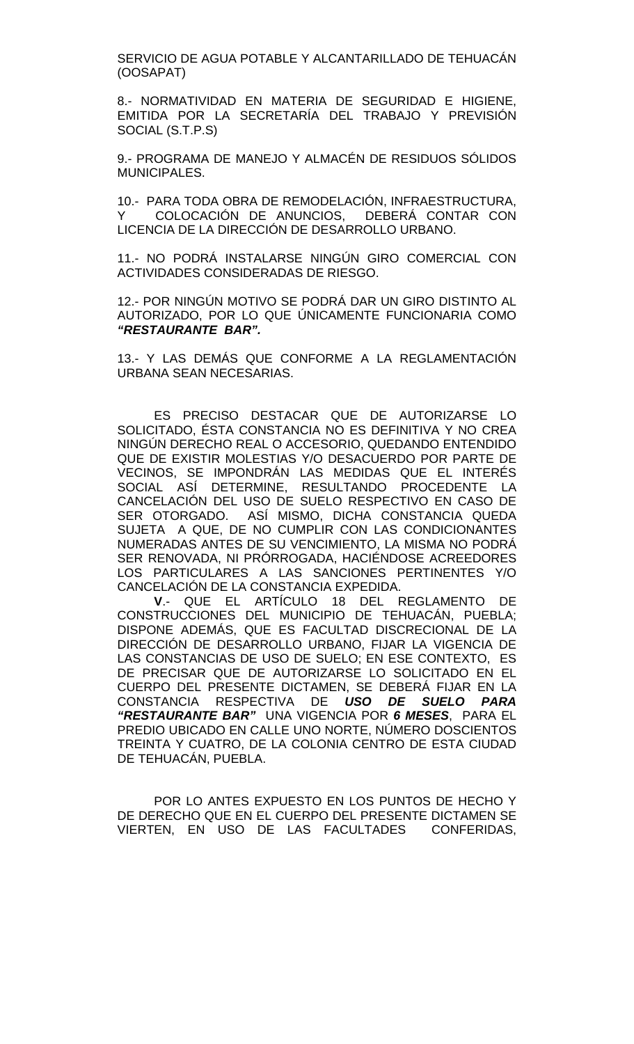SERVICIO DE AGUA POTABLE Y ALCANTARILLADO DE TEHUACÁN (OOSAPAT)

8.- NORMATIVIDAD EN MATERIA DE SEGURIDAD E HIGIENE, EMITIDA POR LA SECRETARÍA DEL TRABAJO Y PREVISIÓN SOCIAL (S.T.P.S)

9.- PROGRAMA DE MANEJO Y ALMACÉN DE RESIDUOS SÓLIDOS MUNICIPALES.

10.- PARA TODA OBRA DE REMODELACIÓN, INFRAESTRUCTURA, Y COLOCACIÓN DE ANUNCIOS, DEBERÁ CONTAR CON LICENCIA DE LA DIRECCIÓN DE DESARROLLO URBANO.

11.- NO PODRÁ INSTALARSE NINGÚN GIRO COMERCIAL CON ACTIVIDADES CONSIDERADAS DE RIESGO.

12.- POR NINGÚN MOTIVO SE PODRÁ DAR UN GIRO DISTINTO AL AUTORIZADO, POR LO QUE ÚNICAMENTE FUNCIONARIA COMO ***"RESTAURANTE BAR".***

13.- Y LAS DEMÁS QUE CONFORME A LA REGLAMENTACIÓN URBANA SEAN NECESARIAS.

ES PRECISO DESTACAR QUE DE AUTORIZARSE LO SOLICITADO, ÉSTA CONSTANCIA NO ES DEFINITIVA Y NO CREA NINGÚN DERECHO REAL O ACCESORIO, QUEDANDO ENTENDIDO QUE DE EXISTIR MOLESTIAS Y/O DESACUERDO POR PARTE DE VECINOS, SE IMPONDRÁN LAS MEDIDAS QUE EL INTERÉS SOCIAL ASÍ DETERMINE, RESULTANDO PROCEDENTE LA CANCELACIÓN DEL USO DE SUELO RESPECTIVO EN CASO DE SER OTORGADO. ASÍ MISMO, DICHA CONSTANCIA QUEDA SUJETA A QUE, DE NO CUMPLIR CON LAS CONDICIONANTES NUMERADAS ANTES DE SU VENCIMIENTO, LA MISMA NO PODRÁ SER RENOVADA, NI PRÓRROGADA, HACIÉNDOSE ACREEDORES LOS PARTICULARES A LAS SANCIONES PERTINENTES Y/O CANCELACIÓN DE LA CONSTANCIA EXPEDIDA.

**V**.- QUE EL ARTÍCULO 18 DEL REGLAMENTO DE CONSTRUCCIONES DEL MUNICIPIO DE TEHUACÁN, PUEBLA; DISPONE ADEMÁS, QUE ES FACULTAD DISCRECIONAL DE LA DIRECCIÓN DE DESARROLLO URBANO, FIJAR LA VIGENCIA DE LAS CONSTANCIAS DE USO DE SUELO; EN ESE CONTEXTO, ES DE PRECISAR QUE DE AUTORIZARSE LO SOLICITADO EN EL CUERPO DEL PRESENTE DICTAMEN, SE DEBERÁ FIJAR EN LA CONSTANCIA RESPECTIVA DE ***USO DE SUELO PARA "RESTAURANTE BAR"*** UNA VIGENCIA POR ***6 MESES***, PARA EL PREDIO UBICADO EN CALLE UNO NORTE, NÚMERO DOSCIENTOS TREINTA Y CUATRO, DE LA COLONIA CENTRO DE ESTA CIUDAD DE TEHUACÁN, PUEBLA.

POR LO ANTES EXPUESTO EN LOS PUNTOS DE HECHO Y DE DERECHO QUE EN EL CUERPO DEL PRESENTE DICTAMEN SE VIERTEN, EN USO DE LAS FACULTADES CONFERIDAS,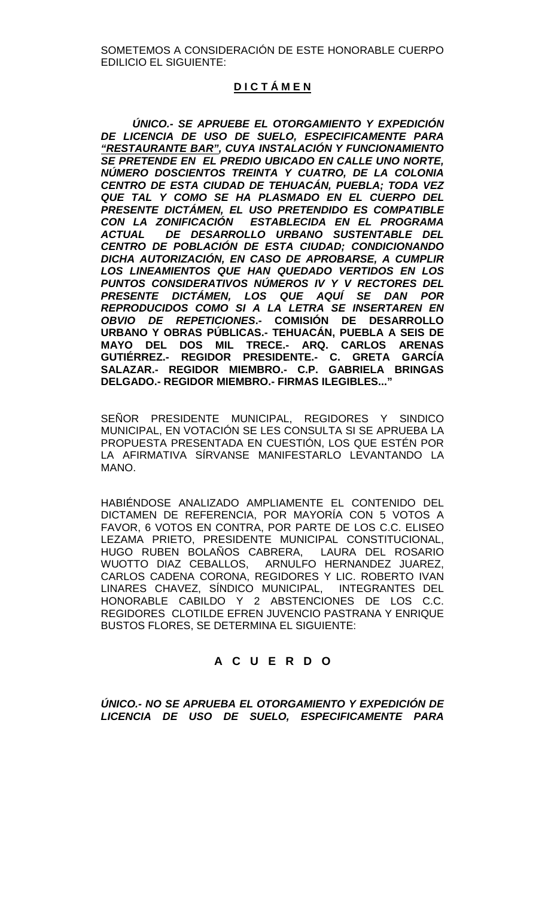SOMETEMOS A CONSIDERACIÓN DE ESTE HONORABLE CUERPO EDILICIO EL SIGUIENTE:

**D I C T Á M E N**

***ÚNICO.- SE APRUEBE EL OTORGAMIENTO Y EXPEDICIÓN DE LICENCIA DE USO DE SUELO, ESPECIFICAMENTE PARA "RESTAURANTE BAR", CUYA INSTALACIÓN Y FUNCIONAMIENTO SE PRETENDE EN EL PREDIO UBICADO EN CALLE UNO NORTE, NÚMERO DOSCIENTOS TREINTA Y CUATRO, DE LA COLONIA CENTRO DE ESTA CIUDAD DE TEHUACÁN, PUEBLA; TODA VEZ QUE TAL Y COMO SE HA PLASMADO EN EL CUERPO DEL PRESENTE DICTÁMEN, EL USO PRETENDIDO ES COMPATIBLE CON LA ZONIFICACIÓN ESTABLECIDA EN EL PROGRAMA ACTUAL DE DESARROLLO URBANO SUSTENTABLE DEL CENTRO DE POBLACIÓN DE ESTA CIUDAD; CONDICIONANDO DICHA AUTORIZACIÓN, EN CASO DE APROBARSE, A CUMPLIR LOS LINEAMIENTOS QUE HAN QUEDADO VERTIDOS EN LOS PUNTOS CONSIDERATIVOS NÚMEROS IV Y V RECTORES DEL PRESENTE DICTÁMEN, LOS QUE AQUÍ SE DAN POR REPRODUCIDOS COMO SI A LA LETRA SE INSERTAREN EN OBVIO DE REPETICIONES.-*** **COMISIÓN DE DESARROLLO URBANO Y OBRAS PÚBLICAS.- TEHUACÁN, PUEBLA A SEIS DE MAYO DEL DOS MIL TRECE.- ARQ. CARLOS ARENAS GUTIÉRREZ.- REGIDOR PRESIDENTE.- C. GRETA GARCÍA SALAZAR.- REGIDOR MIEMBRO.- C.P. GABRIELA BRINGAS DELGADO.- REGIDOR MIEMBRO.- FIRMAS ILEGIBLES..."**

SEÑOR PRESIDENTE MUNICIPAL, REGIDORES Y SINDICO MUNICIPAL, EN VOTACIÓN SE LES CONSULTA SI SE APRUEBA LA PROPUESTA PRESENTADA EN CUESTIÓN, LOS QUE ESTÉN POR LA AFIRMATIVA SÍRVANSE MANIFESTARLO LEVANTANDO LA MANO.

HABIÉNDOSE ANALIZADO AMPLIAMENTE EL CONTENIDO DEL DICTAMEN DE REFERENCIA, POR MAYORÍA CON 5 VOTOS A FAVOR, 6 VOTOS EN CONTRA, POR PARTE DE LOS C.C. ELISEO LEZAMA PRIETO, PRESIDENTE MUNICIPAL CONSTITUCIONAL, HUGO RUBEN BOLAÑOS CABRERA, LAURA DEL ROSARIO WUOTTO DIAZ CEBALLOS, ARNULFO HERNANDEZ JUAREZ, CARLOS CADENA CORONA, REGIDORES Y LIC. ROBERTO IVAN LINARES CHAVEZ, SÍNDICO MUNICIPAL, INTEGRANTES DEL HONORABLE CABILDO Y 2 ABSTENCIONES DE LOS C.C. REGIDORES CLOTILDE EFREN JUVENCIO PASTRANA Y ENRIQUE BUSTOS FLORES, SE DETERMINA EL SIGUIENTE:

**A C U E R D O**

***ÚNICO.- NO SE APRUEBA EL OTORGAMIENTO Y EXPEDICIÓN DE LICENCIA DE USO DE SUELO, ESPECIFICAMENTE PARA***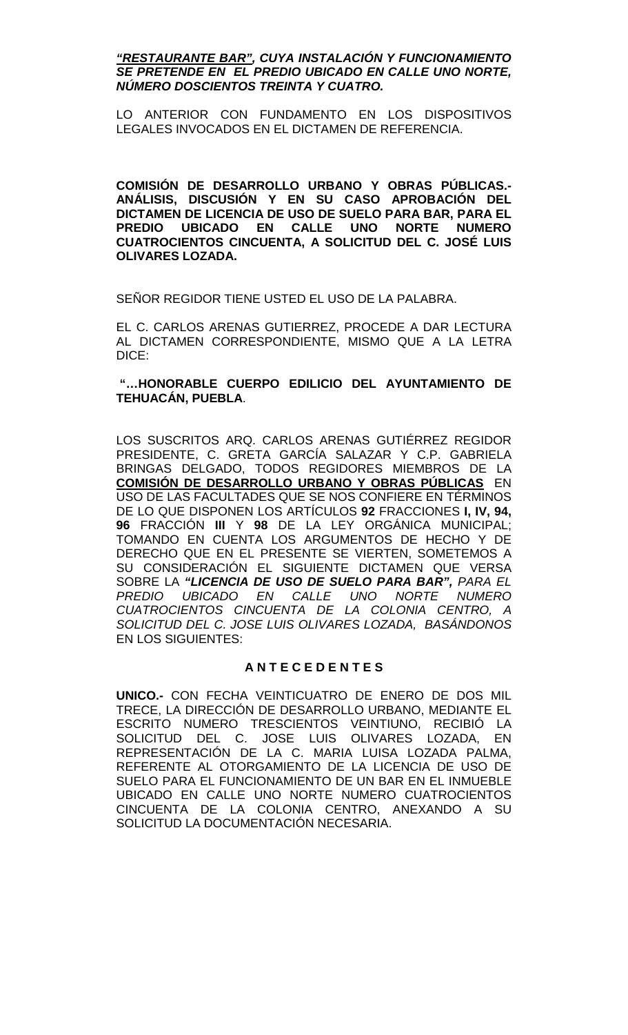***"RESTAURANTE BAR"*, CUYA INSTALACIÓN Y FUNCIONAMIENTO SE PRETENDE EN EL PREDIO UBICADO EN CALLE UNO NORTE, NÚMERO DOSCIENTOS TREINTA Y CUATRO.**

LO ANTERIOR CON FUNDAMENTO EN LOS DISPOSITIVOS LEGALES INVOCADOS EN EL DICTAMEN DE REFERENCIA.

**COMISIÓN DE DESARROLLO URBANO Y OBRAS PÚBLICAS.- ANÁLISIS, DISCUSIÓN Y EN SU CASO APROBACIÓN DEL DICTAMEN DE LICENCIA DE USO DE SUELO PARA BAR, PARA EL PREDIO UBICADO EN CALLE UNO NORTE NUMERO CUATROCIENTOS CINCUENTA, A SOLICITUD DEL C. JOSÉ LUIS OLIVARES LOZADA.**

SEÑOR REGIDOR TIENE USTED EL USO DE LA PALABRA.

EL C. CARLOS ARENAS GUTIERREZ, PROCEDE A DAR LECTURA AL DICTAMEN CORRESPONDIENTE, MISMO QUE A LA LETRA DICE:

**"…HONORABLE CUERPO EDILICIO DEL AYUNTAMIENTO DE TEHUACÁN, PUEBLA**.

LOS SUSCRITOS ARQ. CARLOS ARENAS GUTIÉRREZ REGIDOR PRESIDENTE, C. GRETA GARCÍA SALAZAR Y C.P. GABRIELA BRINGAS DELGADO, TODOS REGIDORES MIEMBROS DE LA **COMISIÓN DE DESARROLLO URBANO Y OBRAS PÚBLICAS** EN USO DE LAS FACULTADES QUE SE NOS CONFIERE EN TÉRMINOS DE LO QUE DISPONEN LOS ARTÍCULOS **92** FRACCIONES **I, IV, 94, 96** FRACCIÓN **III** Y **98** DE LA LEY ORGÁNICA MUNICIPAL; TOMANDO EN CUENTA LOS ARGUMENTOS DE HECHO Y DE DERECHO QUE EN EL PRESENTE SE VIERTEN, SOMETEMOS A SU CONSIDERACIÓN EL SIGUIENTE DICTAMEN QUE VERSA SOBRE LA ***"LICENCIA DE USO DE SUELO PARA BAR",*** *PARA EL PREDIO UBICADO EN CALLE UNO NORTE NUMERO CUATROCIENTOS CINCUENTA DE LA COLONIA CENTRO, A SOLICITUD DEL C. JOSE LUIS OLIVARES LOZADA, BASÁNDONOS* EN LOS SIGUIENTES:

**A N T E C E D E N T E S**

**UNICO.-** CON FECHA VEINTICUATRO DE ENERO DE DOS MIL TRECE, LA DIRECCIÓN DE DESARROLLO URBANO, MEDIANTE EL ESCRITO NUMERO TRESCIENTOS VEINTIUNO, RECIBIÓ LA SOLICITUD DEL C. JOSE LUIS OLIVARES LOZADA, EN REPRESENTACIÓN DE LA C. MARIA LUISA LOZADA PALMA, REFERENTE AL OTORGAMIENTO DE LA LICENCIA DE USO DE SUELO PARA EL FUNCIONAMIENTO DE UN BAR EN EL INMUEBLE UBICADO EN CALLE UNO NORTE NUMERO CUATROCIENTOS CINCUENTA DE LA COLONIA CENTRO, ANEXANDO A SU SOLICITUD LA DOCUMENTACIÓN NECESARIA.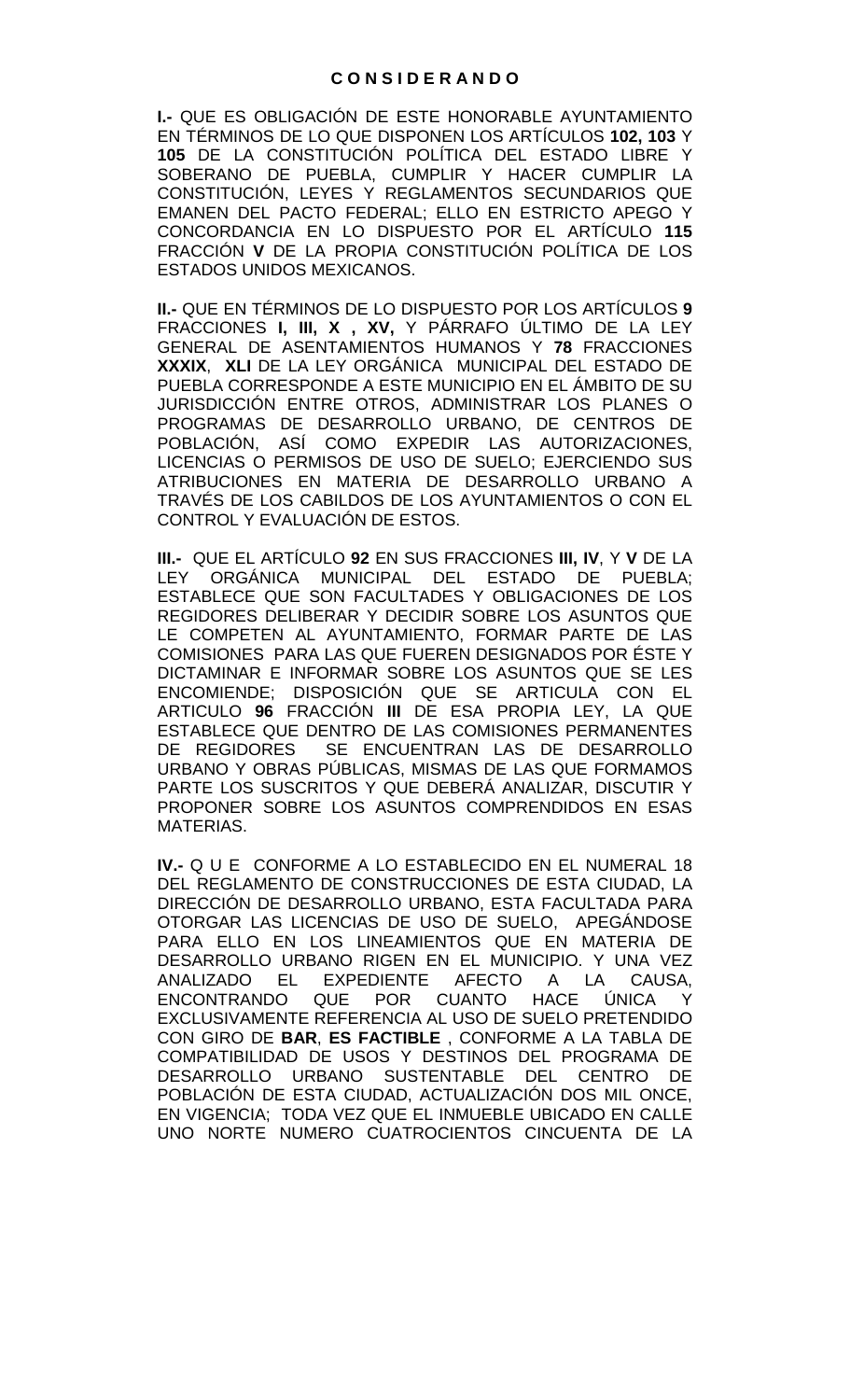## C O N S I D E R A N D O

**I.-** QUE ES OBLIGACIÓN DE ESTE HONORABLE AYUNTAMIENTO EN TÉRMINOS DE LO QUE DISPONEN LOS ARTÍCULOS **102, 103** Y **105** DE LA CONSTITUCIÓN POLÍTICA DEL ESTADO LIBRE Y SOBERANO DE PUEBLA, CUMPLIR Y HACER CUMPLIR LA CONSTITUCIÓN, LEYES Y REGLAMENTOS SECUNDARIOS QUE EMANEN DEL PACTO FEDERAL; ELLO EN ESTRICTO APEGO Y CONCORDANCIA EN LO DISPUESTO POR EL ARTÍCULO **115** FRACCIÓN **V** DE LA PROPIA CONSTITUCIÓN POLÍTICA DE LOS ESTADOS UNIDOS MEXICANOS.

**II.-** QUE EN TÉRMINOS DE LO DISPUESTO POR LOS ARTÍCULOS **9** FRACCIONES **I, III, X , XV,** Y PÁRRAFO ÚLTIMO DE LA LEY GENERAL DE ASENTAMIENTOS HUMANOS Y **78** FRACCIONES **XXXIX**, **XLI** DE LA LEY ORGÁNICA MUNICIPAL DEL ESTADO DE PUEBLA CORRESPONDE A ESTE MUNICIPIO EN EL ÁMBITO DE SU JURISDICCIÓN ENTRE OTROS, ADMINISTRAR LOS PLANES O PROGRAMAS DE DESARROLLO URBANO, DE CENTROS DE POBLACIÓN, ASÍ COMO EXPEDIR LAS AUTORIZACIONES, LICENCIAS O PERMISOS DE USO DE SUELO; EJERCIENDO SUS ATRIBUCIONES EN MATERIA DE DESARROLLO URBANO A TRAVÉS DE LOS CABILDOS DE LOS AYUNTAMIENTOS O CON EL CONTROL Y EVALUACIÓN DE ESTOS.

**III.-** QUE EL ARTÍCULO **92** EN SUS FRACCIONES **III, IV**, Y **V** DE LA LEY ORGÁNICA MUNICIPAL DEL ESTADO DE PUEBLA; ESTABLECE QUE SON FACULTADES Y OBLIGACIONES DE LOS REGIDORES DELIBERAR Y DECIDIR SOBRE LOS ASUNTOS QUE LE COMPETEN AL AYUNTAMIENTO, FORMAR PARTE DE LAS COMISIONES PARA LAS QUE FUEREN DESIGNADOS POR ÉSTE Y DICTAMINAR E INFORMAR SOBRE LOS ASUNTOS QUE SE LES ENCOMIENDE; DISPOSICIÓN QUE SE ARTICULA CON EL ARTICULO **96** FRACCIÓN **III** DE ESA PROPIA LEY, LA QUE ESTABLECE QUE DENTRO DE LAS COMISIONES PERMANENTES DE REGIDORES SE ENCUENTRAN LAS DE DESARROLLO URBANO Y OBRAS PÚBLICAS, MISMAS DE LAS QUE FORMAMOS PARTE LOS SUSCRITOS Y QUE DEBERÁ ANALIZAR, DISCUTIR Y PROPONER SOBRE LOS ASUNTOS COMPRENDIDOS EN ESAS MATERIAS.

**IV.-** Q U E CONFORME A LO ESTABLECIDO EN EL NUMERAL 18 DEL REGLAMENTO DE CONSTRUCCIONES DE ESTA CIUDAD, LA DIRECCIÓN DE DESARROLLO URBANO, ESTA FACULTADA PARA OTORGAR LAS LICENCIAS DE USO DE SUELO, APEGÁNDOSE PARA ELLO EN LOS LINEAMIENTOS QUE EN MATERIA DE DESARROLLO URBANO RIGEN EN EL MUNICIPIO. Y UNA VEZ ANALIZADO EL EXPEDIENTE AFECTO A LA CAUSA, ENCONTRANDO QUE POR CUANTO HACE ÚNICA Y EXCLUSIVAMENTE REFERENCIA AL USO DE SUELO PRETENDIDO CON GIRO DE **BAR**, **ES FACTIBLE** , CONFORME A LA TABLA DE COMPATIBILIDAD DE USOS Y DESTINOS DEL PROGRAMA DE DESARROLLO URBANO SUSTENTABLE DEL CENTRO DE POBLACIÓN DE ESTA CIUDAD, ACTUALIZACIÓN DOS MIL ONCE, EN VIGENCIA; TODA VEZ QUE EL INMUEBLE UBICADO EN CALLE UNO NORTE NUMERO CUATROCIENTOS CINCUENTA DE LA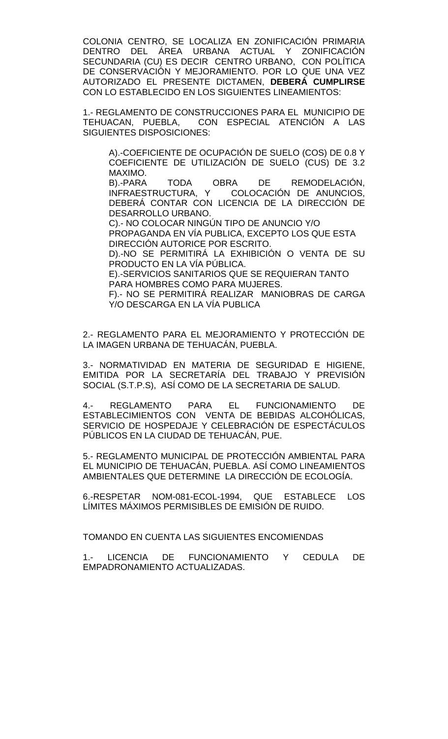COLONIA CENTRO, SE LOCALIZA EN ZONIFICACIÓN PRIMARIA DENTRO DEL ÁREA URBANA ACTUAL Y ZONIFICACIÓN SECUNDARIA (CU) ES DECIR CENTRO URBANO, CON POLÍTICA DE CONSERVACIÓN Y MEJORAMIENTO. POR LO QUE UNA VEZ AUTORIZADO EL PRESENTE DICTAMEN, **DEBERÁ CUMPLIRSE** CON LO ESTABLECIDO EN LOS SIGUIENTES LINEAMIENTOS:

1.- REGLAMENTO DE CONSTRUCCIONES PARA EL MUNICIPIO DE TEHUACAN, PUEBLA, CON ESPECIAL ATENCIÓN A LAS SIGUIENTES DISPOSICIONES:

A).-COEFICIENTE DE OCUPACIÓN DE SUELO (COS) DE 0.8 Y COEFICIENTE DE UTILIZACIÓN DE SUELO (CUS) DE 3.2 MAXIMO.
B).-PARA TODA OBRA DE REMODELACIÓN, INFRAESTRUCTURA, Y COLOCACIÓN DE ANUNCIOS, DEBERÁ CONTAR CON LICENCIA DE LA DIRECCIÓN DE DESARROLLO URBANO.
C).- NO COLOCAR NINGÚN TIPO DE ANUNCIO Y/O PROPAGANDA EN VÍA PUBLICA, EXCEPTO LOS QUE ESTA DIRECCIÓN AUTORICE POR ESCRITO.
D).-NO SE PERMITIRÁ LA EXHIBICIÓN O VENTA DE SU PRODUCTO EN LA VÍA PÚBLICA.
E).-SERVICIOS SANITARIOS QUE SE REQUIERAN TANTO PARA HOMBRES COMO PARA MUJERES.
F).- NO SE PERMITIRÁ REALIZAR MANIOBRAS DE CARGA Y/O DESCARGA EN LA VÍA PUBLICA

2.- REGLAMENTO PARA EL MEJORAMIENTO Y PROTECCIÓN DE LA IMAGEN URBANA DE TEHUACÁN, PUEBLA.

3.- NORMATIVIDAD EN MATERIA DE SEGURIDAD E HIGIENE, EMITIDA POR LA SECRETARÍA DEL TRABAJO Y PREVISIÓN SOCIAL (S.T.P.S), ASÍ COMO DE LA SECRETARIA DE SALUD.

4.- REGLAMENTO PARA EL FUNCIONAMIENTO DE ESTABLECIMIENTOS CON VENTA DE BEBIDAS ALCOHÓLICAS, SERVICIO DE HOSPEDAJE Y CELEBRACIÓN DE ESPECTÁCULOS PÚBLICOS EN LA CIUDAD DE TEHUACÁN, PUE.

5.- REGLAMENTO MUNICIPAL DE PROTECCIÓN AMBIENTAL PARA EL MUNICIPIO DE TEHUACÁN, PUEBLA. ASÍ COMO LINEAMIENTOS AMBIENTALES QUE DETERMINE LA DIRECCIÓN DE ECOLOGÍA.

6.-RESPETAR NOM-081-ECOL-1994, QUE ESTABLECE LOS LÍMITES MÁXIMOS PERMISIBLES DE EMISIÓN DE RUIDO.

TOMANDO EN CUENTA LAS SIGUIENTES ENCOMIENDAS

1.- LICENCIA DE FUNCIONAMIENTO Y CEDULA DE EMPADRONAMIENTO ACTUALIZADAS.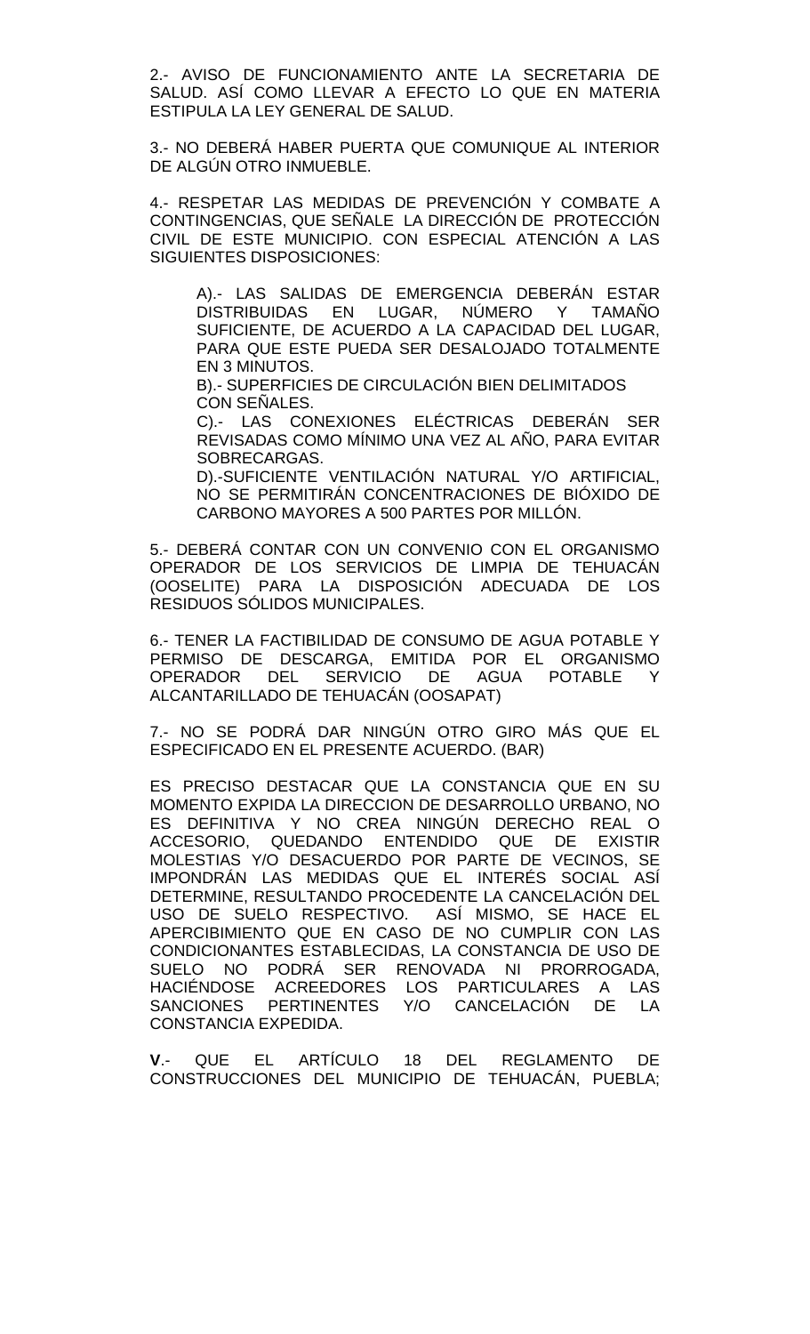2.- AVISO DE FUNCIONAMIENTO ANTE LA SECRETARIA DE SALUD. ASÍ COMO LLEVAR A EFECTO LO QUE EN MATERIA ESTIPULA LA LEY GENERAL DE SALUD.

3.- NO DEBERÁ HABER PUERTA QUE COMUNIQUE AL INTERIOR DE ALGÚN OTRO INMUEBLE.

4.- RESPETAR LAS MEDIDAS DE PREVENCIÓN Y COMBATE A CONTINGENCIAS, QUE SEÑALE LA DIRECCIÓN DE PROTECCIÓN CIVIL DE ESTE MUNICIPIO. CON ESPECIAL ATENCIÓN A LAS SIGUIENTES DISPOSICIONES:

> A).- LAS SALIDAS DE EMERGENCIA DEBERÁN ESTAR DISTRIBUIDAS EN LUGAR, NÚMERO Y TAMAÑO SUFICIENTE, DE ACUERDO A LA CAPACIDAD DEL LUGAR, PARA QUE ESTE PUEDA SER DESALOJADO TOTALMENTE EN 3 MINUTOS.
>
> B).- SUPERFICIES DE CIRCULACIÓN BIEN DELIMITADOS CON SEÑALES.
>
> C).- LAS CONEXIONES ELÉCTRICAS DEBERÁN SER REVISADAS COMO MÍNIMO UNA VEZ AL AÑO, PARA EVITAR SOBRECARGAS.
>
> D).-SUFICIENTE VENTILACIÓN NATURAL Y/O ARTIFICIAL, NO SE PERMITIRÁN CONCENTRACIONES DE BIÓXIDO DE CARBONO MAYORES A 500 PARTES POR MILLÓN.

5.- DEBERÁ CONTAR CON UN CONVENIO CON EL ORGANISMO OPERADOR DE LOS SERVICIOS DE LIMPIA DE TEHUACÁN (OOSELITE) PARA LA DISPOSICIÓN ADECUADA DE LOS RESIDUOS SÓLIDOS MUNICIPALES.

6.- TENER LA FACTIBILIDAD DE CONSUMO DE AGUA POTABLE Y PERMISO DE DESCARGA, EMITIDA POR EL ORGANISMO OPERADOR DEL SERVICIO DE AGUA POTABLE Y ALCANTARILLADO DE TEHUACÁN (OOSAPAT)

7.- NO SE PODRÁ DAR NINGÚN OTRO GIRO MÁS QUE EL ESPECIFICADO EN EL PRESENTE ACUERDO. (BAR)

ES PRECISO DESTACAR QUE LA CONSTANCIA QUE EN SU MOMENTO EXPIDA LA DIRECCION DE DESARROLLO URBANO, NO ES DEFINITIVA Y NO CREA NINGÚN DERECHO REAL O ACCESORIO, QUEDANDO ENTENDIDO QUE DE EXISTIR MOLESTIAS Y/O DESACUERDO POR PARTE DE VECINOS, SE IMPONDRÁN LAS MEDIDAS QUE EL INTERÉS SOCIAL ASÍ DETERMINE, RESULTANDO PROCEDENTE LA CANCELACIÓN DEL USO DE SUELO RESPECTIVO. ASÍ MISMO, SE HACE EL APERCIBIMIENTO QUE EN CASO DE NO CUMPLIR CON LAS CONDICIONANTES ESTABLECIDAS, LA CONSTANCIA DE USO DE SUELO NO PODRÁ SER RENOVADA NI PRORROGADA, HACIÉNDOSE ACREEDORES LOS PARTICULARES A LAS SANCIONES PERTINENTES Y/O CANCELACIÓN DE LA CONSTANCIA EXPEDIDA.

**V**.- QUE EL ARTÍCULO 18 DEL REGLAMENTO DE CONSTRUCCIONES DEL MUNICIPIO DE TEHUACÁN, PUEBLA;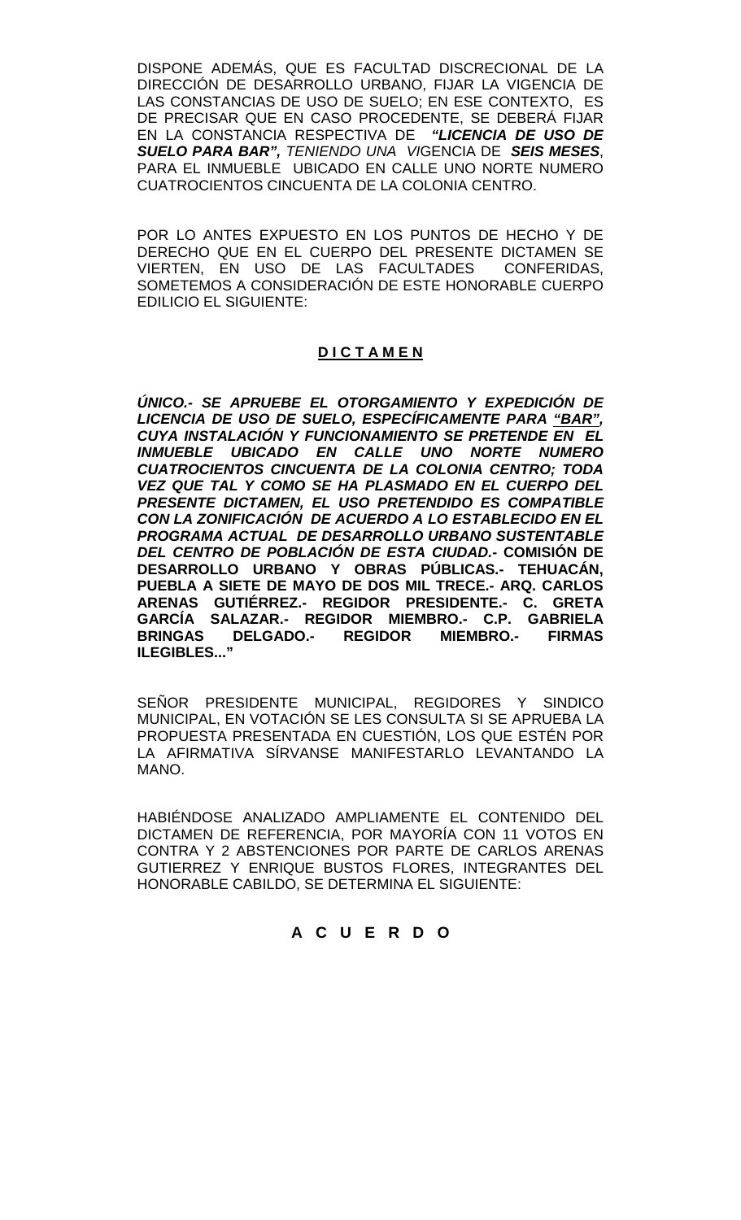DISPONE ADEMÁS, QUE ES FACULTAD DISCRECIONAL DE LA DIRECCIÓN DE DESARROLLO URBANO, FIJAR LA VIGENCIA DE LAS CONSTANCIAS DE USO DE SUELO; EN ESE CONTEXTO, ES DE PRECISAR QUE EN CASO PROCEDENTE, SE DEBERÁ FIJAR EN LA CONSTANCIA RESPECTIVA DE ***"LICENCIA DE USO DE SUELO PARA BAR"***, *TENIENDO UNA VI*GENCIA DE ***SEIS MESES***, PARA EL INMUEBLE UBICADO EN CALLE UNO NORTE NUMERO CUATROCIENTOS CINCUENTA DE LA COLONIA CENTRO.

POR LO ANTES EXPUESTO EN LOS PUNTOS DE HECHO Y DE DERECHO QUE EN EL CUERPO DEL PRESENTE DICTAMEN SE VIERTEN, EN USO DE LAS FACULTADES CONFERIDAS, SOMETEMOS A CONSIDERACIÓN DE ESTE HONORABLE CUERPO EDILICIO EL SIGUIENTE:

**D I C T A M E N**

***ÚNICO.- SE APRUEBE EL OTORGAMIENTO Y EXPEDICIÓN DE LICENCIA DE USO DE SUELO, ESPECÍFICAMENTE PARA "BAR", CUYA INSTALACIÓN Y FUNCIONAMIENTO SE PRETENDE EN EL INMUEBLE UBICADO EN CALLE UNO NORTE NUMERO CUATROCIENTOS CINCUENTA DE LA COLONIA CENTRO; TODA VEZ QUE TAL Y COMO SE HA PLASMADO EN EL CUERPO DEL PRESENTE DICTAMEN, EL USO PRETENDIDO ES COMPATIBLE CON LA ZONIFICACIÓN DE ACUERDO A LO ESTABLECIDO EN EL PROGRAMA ACTUAL DE DESARROLLO URBANO SUSTENTABLE DEL CENTRO DE POBLACIÓN DE ESTA CIUDAD.***- **COMISIÓN DE DESARROLLO URBANO Y OBRAS PÚBLICAS.- TEHUACÁN, PUEBLA A SIETE DE MAYO DE DOS MIL TRECE.- ARQ. CARLOS ARENAS GUTIÉRREZ.- REGIDOR PRESIDENTE.- C. GRETA GARCÍA SALAZAR.- REGIDOR MIEMBRO.- C.P. GABRIELA BRINGAS DELGADO.- REGIDOR MIEMBRO.- FIRMAS ILEGIBLES..."**

SEÑOR PRESIDENTE MUNICIPAL, REGIDORES Y SINDICO MUNICIPAL, EN VOTACIÓN SE LES CONSULTA SI SE APRUEBA LA PROPUESTA PRESENTADA EN CUESTIÓN, LOS QUE ESTÉN POR LA AFIRMATIVA SÍRVANSE MANIFESTARLO LEVANTANDO LA MANO.

HABIÉNDOSE ANALIZADO AMPLIAMENTE EL CONTENIDO DEL DICTAMEN DE REFERENCIA, POR MAYORÍA CON 11 VOTOS EN CONTRA Y 2 ABSTENCIONES POR PARTE DE CARLOS ARENAS GUTIERREZ Y ENRIQUE BUSTOS FLORES, INTEGRANTES DEL HONORABLE CABILDO, SE DETERMINA EL SIGUIENTE:

**A C U E R D O**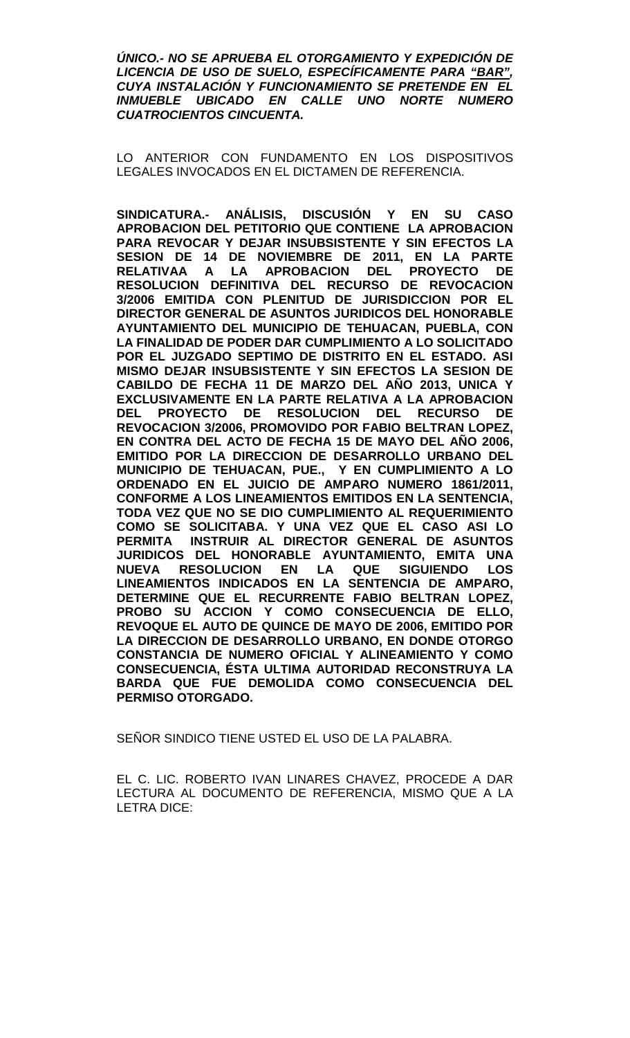***ÚNICO.- NO SE APRUEBA EL OTORGAMIENTO Y EXPEDICIÓN DE LICENCIA DE USO DE SUELO, ESPECÍFICAMENTE PARA <u>"BAR"</u>, CUYA INSTALACIÓN Y FUNCIONAMIENTO SE PRETENDE EN EL INMUEBLE UBICADO EN CALLE UNO NORTE NUMERO CUATROCIENTOS CINCUENTA.***

LO ANTERIOR CON FUNDAMENTO EN LOS DISPOSITIVOS LEGALES INVOCADOS EN EL DICTAMEN DE REFERENCIA.

**SINDICATURA.- ANÁLISIS, DISCUSIÓN Y EN SU CASO APROBACION DEL PETITORIO QUE CONTIENE LA APROBACION PARA REVOCAR Y DEJAR INSUBSISTENTE Y SIN EFECTOS LA SESION DE 14 DE NOVIEMBRE DE 2011, EN LA PARTE RELATIVAA A LA APROBACION DEL PROYECTO DE RESOLUCION DEFINITIVA DEL RECURSO DE REVOCACION 3/2006 EMITIDA CON PLENITUD DE JURISDICCION POR EL DIRECTOR GENERAL DE ASUNTOS JURIDICOS DEL HONORABLE AYUNTAMIENTO DEL MUNICIPIO DE TEHUACAN, PUEBLA, CON LA FINALIDAD DE PODER DAR CUMPLIMIENTO A LO SOLICITADO POR EL JUZGADO SEPTIMO DE DISTRITO EN EL ESTADO. ASI MISMO DEJAR INSUBSISTENTE Y SIN EFECTOS LA SESION DE CABILDO DE FECHA 11 DE MARZO DEL AÑO 2013, UNICA Y EXCLUSIVAMENTE EN LA PARTE RELATIVA A LA APROBACION DEL PROYECTO DE RESOLUCION DEL RECURSO DE REVOCACION 3/2006, PROMOVIDO POR FABIO BELTRAN LOPEZ, EN CONTRA DEL ACTO DE FECHA 15 DE MAYO DEL AÑO 2006, EMITIDO POR LA DIRECCION DE DESARROLLO URBANO DEL MUNICIPIO DE TEHUACAN, PUE., Y EN CUMPLIMIENTO A LO ORDENADO EN EL JUICIO DE AMPARO NUMERO 1861/2011, CONFORME A LOS LINEAMIENTOS EMITIDOS EN LA SENTENCIA, TODA VEZ QUE NO SE DIO CUMPLIMIENTO AL REQUERIMIENTO COMO SE SOLICITABA. Y UNA VEZ QUE EL CASO ASI LO PERMITA INSTRUIR AL DIRECTOR GENERAL DE ASUNTOS JURIDICOS DEL HONORABLE AYUNTAMIENTO, EMITA UNA NUEVA RESOLUCION EN LA QUE SIGUIENDO LOS LINEAMIENTOS INDICADOS EN LA SENTENCIA DE AMPARO, DETERMINE QUE EL RECURRENTE FABIO BELTRAN LOPEZ, PROBO SU ACCION Y COMO CONSECUENCIA DE ELLO, REVOQUE EL AUTO DE QUINCE DE MAYO DE 2006, EMITIDO POR LA DIRECCION DE DESARROLLO URBANO, EN DONDE OTORGO CONSTANCIA DE NUMERO OFICIAL Y ALINEAMIENTO Y COMO CONSECUENCIA, ÉSTA ULTIMA AUTORIDAD RECONSTRUYA LA BARDA QUE FUE DEMOLIDA COMO CONSECUENCIA DEL PERMISO OTORGADO.**

SEÑOR SINDICO TIENE USTED EL USO DE LA PALABRA.

EL C. LIC. ROBERTO IVAN LINARES CHAVEZ, PROCEDE A DAR LECTURA AL DOCUMENTO DE REFERENCIA, MISMO QUE A LA LETRA DICE: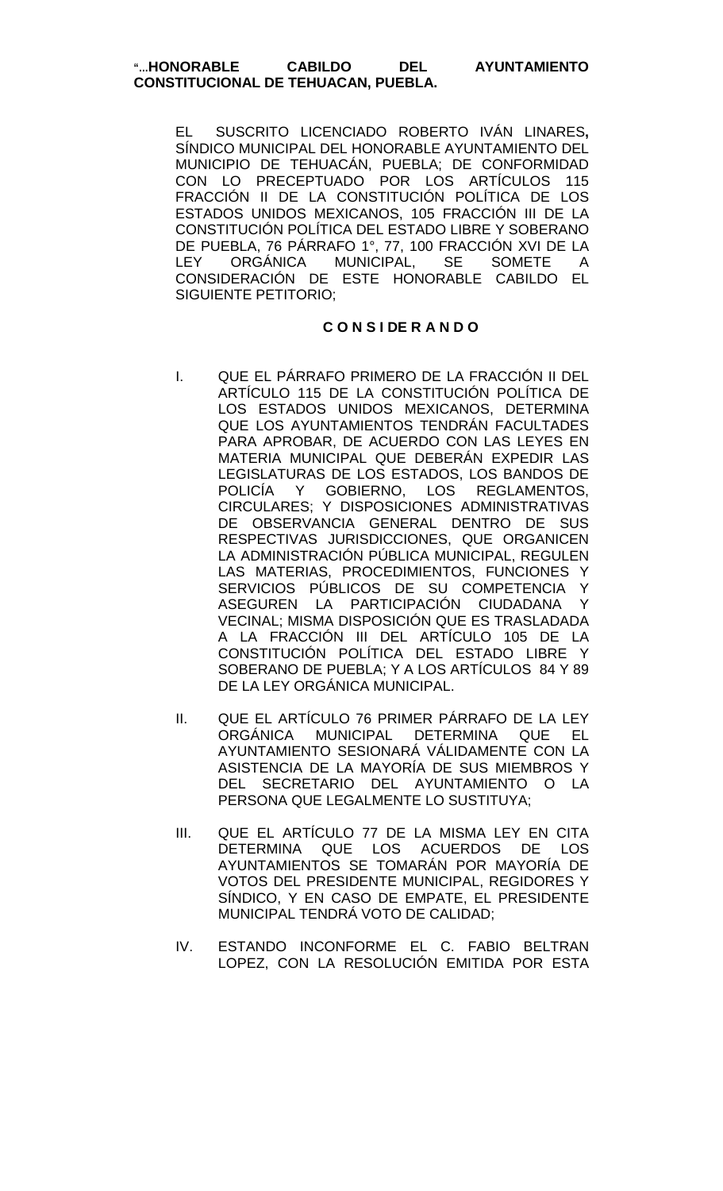"...**HONORABLE CABILDO DEL AYUNTAMIENTO CONSTITUCIONAL DE TEHUACAN, PUEBLA.**

EL SUSCRITO LICENCIADO ROBERTO IVÁN LINARES**,** SÍNDICO MUNICIPAL DEL HONORABLE AYUNTAMIENTO DEL MUNICIPIO DE TEHUACÁN, PUEBLA; DE CONFORMIDAD CON LO PRECEPTUADO POR LOS ARTÍCULOS 115 FRACCIÓN II DE LA CONSTITUCIÓN POLÍTICA DE LOS ESTADOS UNIDOS MEXICANOS, 105 FRACCIÓN III DE LA CONSTITUCIÓN POLÍTICA DEL ESTADO LIBRE Y SOBERANO DE PUEBLA, 76 PÁRRAFO 1°, 77, 100 FRACCIÓN XVI DE LA LEY ORGÁNICA MUNICIPAL, SE SOMETE A CONSIDERACIÓN DE ESTE HONORABLE CABILDO EL SIGUIENTE PETITORIO;

**C O N S I DE R A N D O**

I. QUE EL PÁRRAFO PRIMERO DE LA FRACCIÓN II DEL ARTÍCULO 115 DE LA CONSTITUCIÓN POLÍTICA DE LOS ESTADOS UNIDOS MEXICANOS, DETERMINA QUE LOS AYUNTAMIENTOS TENDRÁN FACULTADES PARA APROBAR, DE ACUERDO CON LAS LEYES EN MATERIA MUNICIPAL QUE DEBERÁN EXPEDIR LAS LEGISLATURAS DE LOS ESTADOS, LOS BANDOS DE POLICÍA Y GOBIERNO, LOS REGLAMENTOS, CIRCULARES; Y DISPOSICIONES ADMINISTRATIVAS DE OBSERVANCIA GENERAL DENTRO DE SUS RESPECTIVAS JURISDICCIONES, QUE ORGANICEN LA ADMINISTRACIÓN PÚBLICA MUNICIPAL, REGULEN LAS MATERIAS, PROCEDIMIENTOS, FUNCIONES Y SERVICIOS PÚBLICOS DE SU COMPETENCIA Y ASEGUREN LA PARTICIPACIÓN CIUDADANA Y VECINAL; MISMA DISPOSICIÓN QUE ES TRASLADADA A LA FRACCIÓN III DEL ARTÍCULO 105 DE LA CONSTITUCIÓN POLÍTICA DEL ESTADO LIBRE Y SOBERANO DE PUEBLA; Y A LOS ARTÍCULOS 84 Y 89 DE LA LEY ORGÁNICA MUNICIPAL.

II. QUE EL ARTÍCULO 76 PRIMER PÁRRAFO DE LA LEY ORGÁNICA MUNICIPAL DETERMINA QUE EL AYUNTAMIENTO SESIONARÁ VÁLIDAMENTE CON LA ASISTENCIA DE LA MAYORÍA DE SUS MIEMBROS Y DEL SECRETARIO DEL AYUNTAMIENTO O LA PERSONA QUE LEGALMENTE LO SUSTITUYA;

III. QUE EL ARTÍCULO 77 DE LA MISMA LEY EN CITA DETERMINA QUE LOS ACUERDOS DE LOS AYUNTAMIENTOS SE TOMARÁN POR MAYORÍA DE VOTOS DEL PRESIDENTE MUNICIPAL, REGIDORES Y SÍNDICO, Y EN CASO DE EMPATE, EL PRESIDENTE MUNICIPAL TENDRÁ VOTO DE CALIDAD;

IV. ESTANDO INCONFORME EL C. FABIO BELTRAN LOPEZ, CON LA RESOLUCIÓN EMITIDA POR ESTA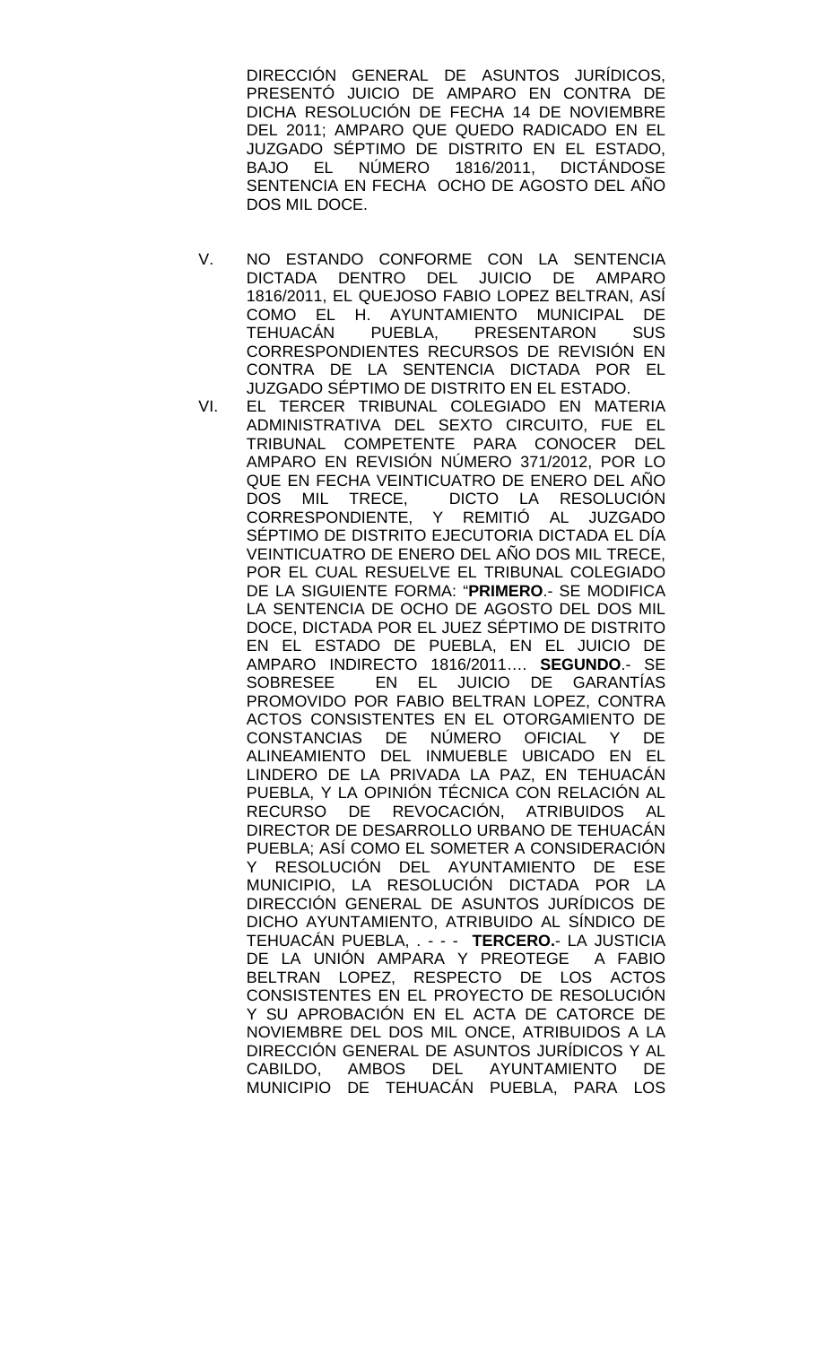DIRECCIÓN GENERAL DE ASUNTOS JURÍDICOS, PRESENTÓ JUICIO DE AMPARO EN CONTRA DE DICHA RESOLUCIÓN DE FECHA 14 DE NOVIEMBRE DEL 2011; AMPARO QUE QUEDO RADICADO EN EL JUZGADO SÉPTIMO DE DISTRITO EN EL ESTADO, BAJO EL NÚMERO 1816/2011, DICTÁNDOSE SENTENCIA EN FECHA OCHO DE AGOSTO DEL AÑO DOS MIL DOCE.

V. NO ESTANDO CONFORME CON LA SENTENCIA DICTADA DENTRO DEL JUICIO DE AMPARO 1816/2011, EL QUEJOSO FABIO LOPEZ BELTRAN, ASÍ COMO EL H. AYUNTAMIENTO MUNICIPAL DE TEHUACÁN PUEBLA, PRESENTARON SUS CORRESPONDIENTES RECURSOS DE REVISIÓN EN CONTRA DE LA SENTENCIA DICTADA POR EL JUZGADO SÉPTIMO DE DISTRITO EN EL ESTADO.

VI. EL TERCER TRIBUNAL COLEGIADO EN MATERIA ADMINISTRATIVA DEL SEXTO CIRCUITO, FUE EL TRIBUNAL COMPETENTE PARA CONOCER DEL AMPARO EN REVISIÓN NÚMERO 371/2012, POR LO QUE EN FECHA VEINTICUATRO DE ENERO DEL AÑO DOS MIL TRECE, DICTO LA RESOLUCIÓN CORRESPONDIENTE, Y REMITIÓ AL JUZGADO SÉPTIMO DE DISTRITO EJECUTORIA DICTADA EL DÍA VEINTICUATRO DE ENERO DEL AÑO DOS MIL TRECE, POR EL CUAL RESUELVE EL TRIBUNAL COLEGIADO DE LA SIGUIENTE FORMA: "**PRIMERO**.- SE MODIFICA LA SENTENCIA DE OCHO DE AGOSTO DEL DOS MIL DOCE, DICTADA POR EL JUEZ SÉPTIMO DE DISTRITO EN EL ESTADO DE PUEBLA, EN EL JUICIO DE AMPARO INDIRECTO 1816/2011…. **SEGUNDO**.- SE SOBRESEE EN EL JUICIO DE GARANTÍAS PROMOVIDO POR FABIO BELTRAN LOPEZ, CONTRA ACTOS CONSISTENTES EN EL OTORGAMIENTO DE CONSTANCIAS DE NÚMERO OFICIAL Y DE ALINEAMIENTO DEL INMUEBLE UBICADO EN EL LINDERO DE LA PRIVADA LA PAZ, EN TEHUACÁN PUEBLA, Y LA OPINIÓN TÉCNICA CON RELACIÓN AL RECURSO DE REVOCACIÓN, ATRIBUIDOS AL DIRECTOR DE DESARROLLO URBANO DE TEHUACÁN PUEBLA; ASÍ COMO EL SOMETER A CONSIDERACIÓN Y RESOLUCIÓN DEL AYUNTAMIENTO DE ESE MUNICIPIO, LA RESOLUCIÓN DICTADA POR LA DIRECCIÓN GENERAL DE ASUNTOS JURÍDICOS DE DICHO AYUNTAMIENTO, ATRIBUIDO AL SÍNDICO DE TEHUACÁN PUEBLA, . - - - **TERCERO.**- LA JUSTICIA DE LA UNIÓN AMPARA Y PREOTEGE A FABIO BELTRAN LOPEZ, RESPECTO DE LOS ACTOS CONSISTENTES EN EL PROYECTO DE RESOLUCIÓN Y SU APROBACIÓN EN EL ACTA DE CATORCE DE NOVIEMBRE DEL DOS MIL ONCE, ATRIBUIDOS A LA DIRECCIÓN GENERAL DE ASUNTOS JURÍDICOS Y AL CABILDO, AMBOS DEL AYUNTAMIENTO DE MUNICIPIO DE TEHUACÁN PUEBLA, PARA LOS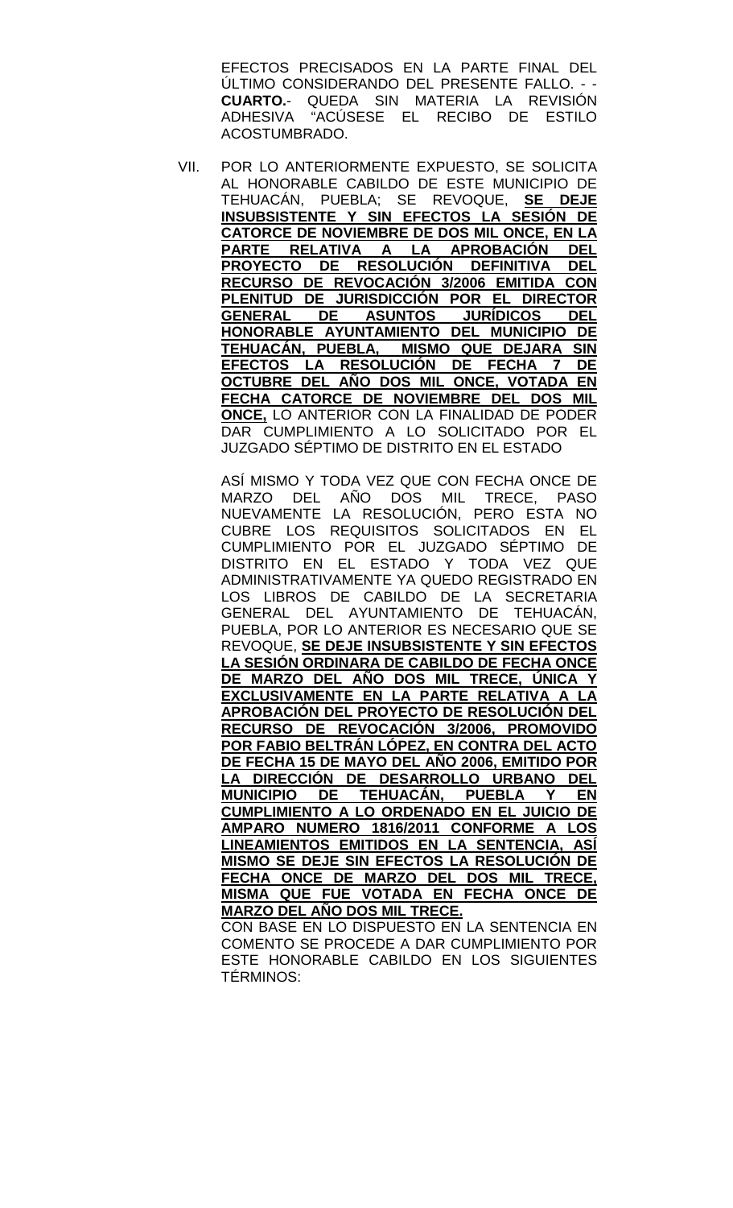EFECTOS PRECISADOS EN LA PARTE FINAL DEL ÚLTIMO CONSIDERANDO DEL PRESENTE FALLO. - - **CUARTO.**- QUEDA SIN MATERIA LA REVISIÓN ADHESIVA "ACÚSESE EL RECIBO DE ESTILO ACOSTUMBRADO.

VII. POR LO ANTERIORMENTE EXPUESTO, SE SOLICITA AL HONORABLE CABILDO DE ESTE MUNICIPIO DE TEHUACÁN, PUEBLA; SE REVOQUE, **SE DEJE INSUBSISTENTE Y SIN EFECTOS LA SESIÓN DE CATORCE DE NOVIEMBRE DE DOS MIL ONCE, EN LA PARTE RELATIVA A LA APROBACIÓN DEL PROYECTO DE RESOLUCIÓN DEFINITIVA DEL RECURSO DE REVOCACIÓN 3/2006 EMITIDA CON PLENITUD DE JURISDICCIÓN POR EL DIRECTOR GENERAL DE ASUNTOS JURÍDICOS DEL HONORABLE AYUNTAMIENTO DEL MUNICIPIO DE TEHUACÁN, PUEBLA, MISMO QUE DEJARA SIN EFECTOS LA RESOLUCIÓN DE FECHA 7 DE OCTUBRE DEL AÑO DOS MIL ONCE, VOTADA EN FECHA CATORCE DE NOVIEMBRE DEL DOS MIL ONCE,** LO ANTERIOR CON LA FINALIDAD DE PODER DAR CUMPLIMIENTO A LO SOLICITADO POR EL JUZGADO SÉPTIMO DE DISTRITO EN EL ESTADO

ASÍ MISMO Y TODA VEZ QUE CON FECHA ONCE DE MARZO DEL AÑO DOS MIL TRECE, PASO NUEVAMENTE LA RESOLUCIÓN, PERO ESTA NO CUBRE LOS REQUISITOS SOLICITADOS EN EL CUMPLIMIENTO POR EL JUZGADO SÉPTIMO DE DISTRITO EN EL ESTADO Y TODA VEZ QUE ADMINISTRATIVAMENTE YA QUEDO REGISTRADO EN LOS LIBROS DE CABILDO DE LA SECRETARIA GENERAL DEL AYUNTAMIENTO DE TEHUACÁN, PUEBLA, POR LO ANTERIOR ES NECESARIO QUE SE REVOQUE, **SE DEJE INSUBSISTENTE Y SIN EFECTOS LA SESIÓN ORDINARA DE CABILDO DE FECHA ONCE DE MARZO DEL AÑO DOS MIL TRECE, ÚNICA Y EXCLUSIVAMENTE EN LA PARTE RELATIVA A LA APROBACIÓN DEL PROYECTO DE RESOLUCIÓN DEL RECURSO DE REVOCACIÓN 3/2006, PROMOVIDO POR FABIO BELTRÁN LÓPEZ, EN CONTRA DEL ACTO DE FECHA 15 DE MAYO DEL AÑO 2006, EMITIDO POR LA DIRECCIÓN DE DESARROLLO URBANO DEL MUNICIPIO DE TEHUACÁN, PUEBLA Y EN CUMPLIMIENTO A LO ORDENADO EN EL JUICIO DE AMPARO NUMERO 1816/2011 CONFORME A LOS LINEAMIENTOS EMITIDOS EN LA SENTENCIA, ASÍ MISMO SE DEJE SIN EFECTOS LA RESOLUCIÓN DE FECHA ONCE DE MARZO DEL DOS MIL TRECE, MISMA QUE FUE VOTADA EN FECHA ONCE DE MARZO DEL AÑO DOS MIL TRECE.**

CON BASE EN LO DISPUESTO EN LA SENTENCIA EN COMENTO SE PROCEDE A DAR CUMPLIMIENTO POR ESTE HONORABLE CABILDO EN LOS SIGUIENTES TÉRMINOS: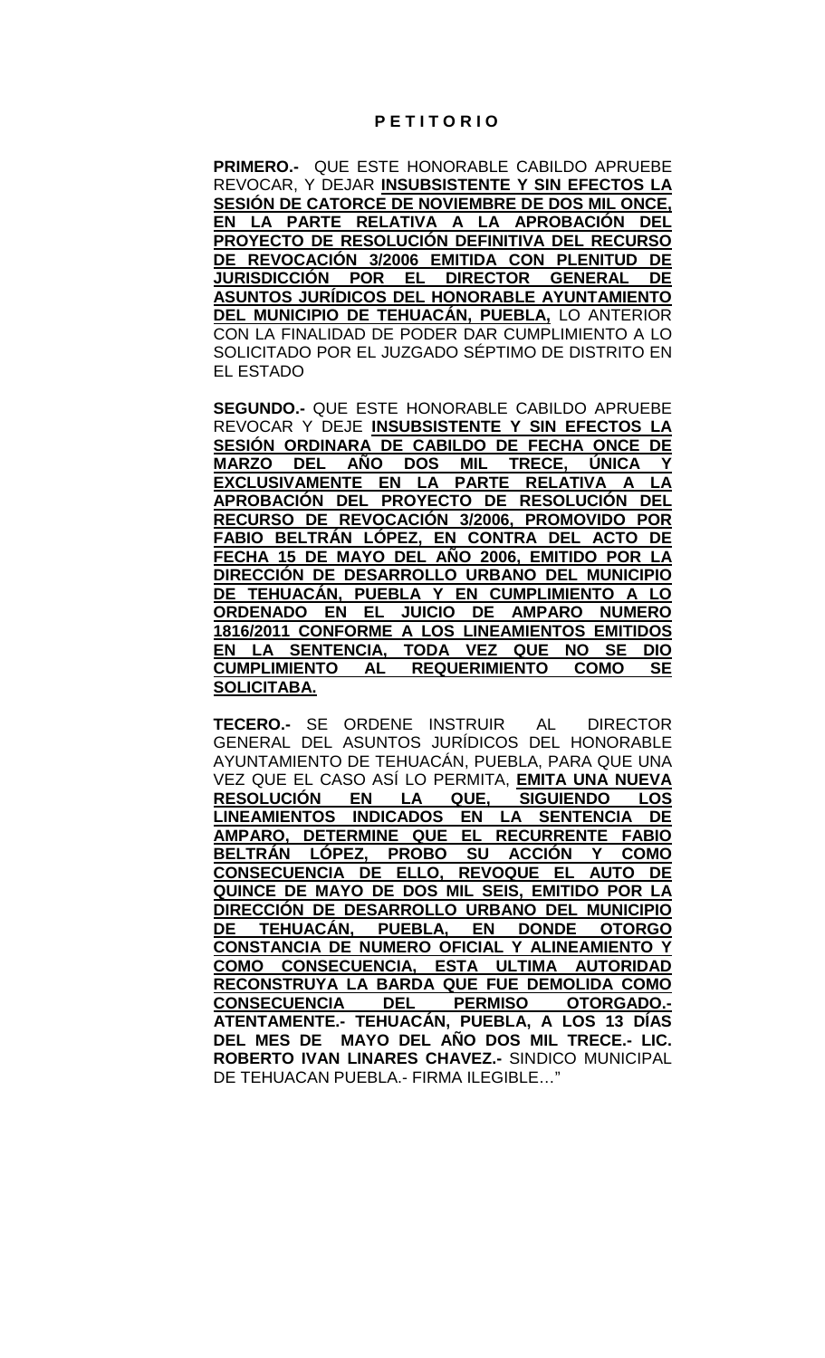# P E T I T O R I O

**PRIMERO.-** QUE ESTE HONORABLE CABILDO APRUEBE REVOCAR, Y DEJAR **INSUBSISTENTE Y SIN EFECTOS LA SESIÓN DE CATORCE DE NOVIEMBRE DE DOS MIL ONCE, EN LA PARTE RELATIVA A LA APROBACIÓN DEL PROYECTO DE RESOLUCIÓN DEFINITIVA DEL RECURSO DE REVOCACIÓN 3/2006 EMITIDA CON PLENITUD DE JURISDICCIÓN POR EL DIRECTOR GENERAL DE ASUNTOS JURÍDICOS DEL HONORABLE AYUNTAMIENTO DEL MUNICIPIO DE TEHUACÁN, PUEBLA,** LO ANTERIOR CON LA FINALIDAD DE PODER DAR CUMPLIMIENTO A LO SOLICITADO POR EL JUZGADO SÉPTIMO DE DISTRITO EN EL ESTADO

**SEGUNDO.-** QUE ESTE HONORABLE CABILDO APRUEBE REVOCAR Y DEJE **INSUBSISTENTE Y SIN EFECTOS LA SESIÓN ORDINARA DE CABILDO DE FECHA ONCE DE MARZO DEL AÑO DOS MIL TRECE, ÚNICA Y EXCLUSIVAMENTE EN LA PARTE RELATIVA A LA APROBACIÓN DEL PROYECTO DE RESOLUCIÓN DEL RECURSO DE REVOCACIÓN 3/2006, PROMOVIDO POR FABIO BELTRÁN LÓPEZ, EN CONTRA DEL ACTO DE FECHA 15 DE MAYO DEL AÑO 2006, EMITIDO POR LA DIRECCIÓN DE DESARROLLO URBANO DEL MUNICIPIO DE TEHUACÁN, PUEBLA Y EN CUMPLIMIENTO A LO ORDENADO EN EL JUICIO DE AMPARO NUMERO 1816/2011 CONFORME A LOS LINEAMIENTOS EMITIDOS EN LA SENTENCIA, TODA VEZ QUE NO SE DIO CUMPLIMIENTO AL REQUERIMIENTO COMO SE SOLICITABA.**

**TECERO.-** SE ORDENE INSTRUIR AL DIRECTOR GENERAL DEL ASUNTOS JURÍDICOS DEL HONORABLE AYUNTAMIENTO DE TEHUACÁN, PUEBLA, PARA QUE UNA VEZ QUE EL CASO ASÍ LO PERMITA, **EMITA UNA NUEVA RESOLUCIÓN EN LA QUE, SIGUIENDO LOS LINEAMIENTOS INDICADOS EN LA SENTENCIA DE AMPARO, DETERMINE QUE EL RECURRENTE FABIO BELTRÁN LÓPEZ, PROBO SU ACCIÓN Y COMO CONSECUENCIA DE ELLO, REVOQUE EL AUTO DE QUINCE DE MAYO DE DOS MIL SEIS, EMITIDO POR LA DIRECCIÓN DE DESARROLLO URBANO DEL MUNICIPIO DE TEHUACÁN, PUEBLA, EN DONDE OTORGO CONSTANCIA DE NUMERO OFICIAL Y ALINEAMIENTO Y COMO CONSECUENCIA, ESTA ULTIMA AUTORIDAD RECONSTRUYA LA BARDA QUE FUE DEMOLIDA COMO CONSECUENCIA DEL PERMISO OTORGADO.- ATENTAMENTE.- TEHUACÁN, PUEBLA, A LOS 13 DÍAS DEL MES DE MAYO DEL AÑO DOS MIL TRECE.- LIC. ROBERTO IVAN LINARES CHAVEZ.-** SINDICO MUNICIPAL DE TEHUACAN PUEBLA.- FIRMA ILEGIBLE…"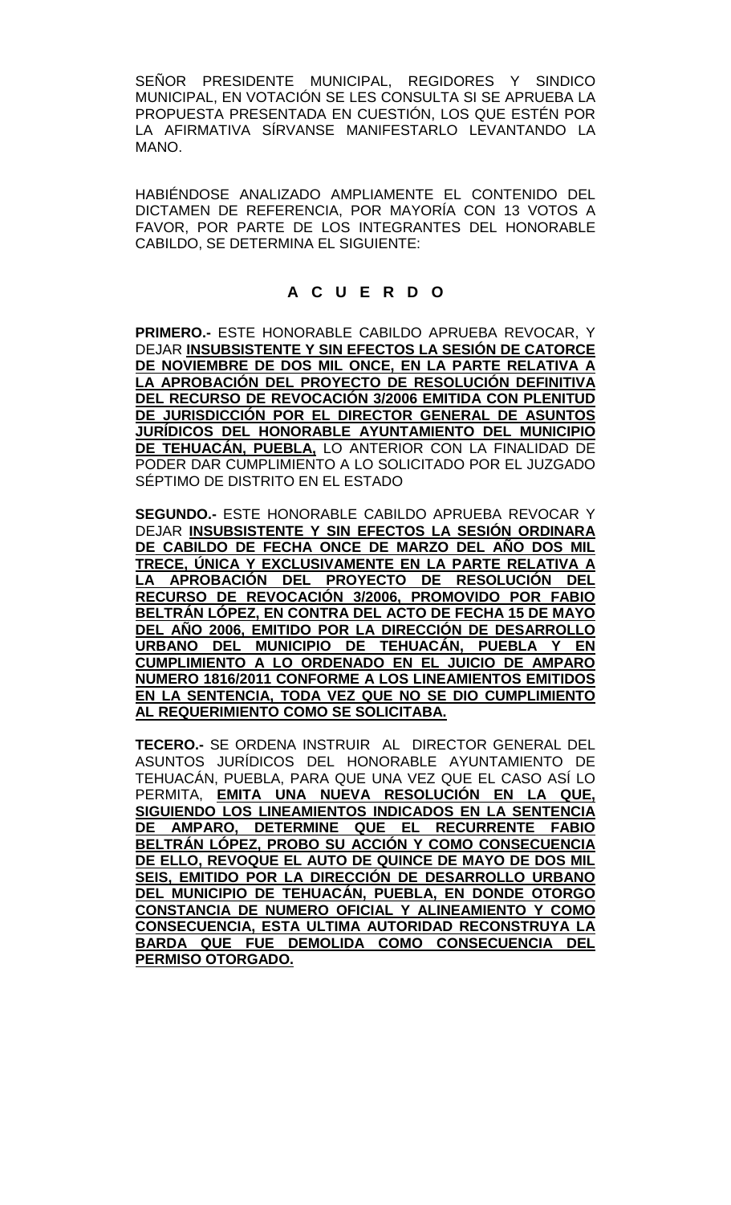SEÑOR PRESIDENTE MUNICIPAL, REGIDORES Y SINDICO MUNICIPAL, EN VOTACIÓN SE LES CONSULTA SI SE APRUEBA LA PROPUESTA PRESENTADA EN CUESTIÓN, LOS QUE ESTÉN POR LA AFIRMATIVA SÍRVANSE MANIFESTARLO LEVANTANDO LA MANO.

HABIÉNDOSE ANALIZADO AMPLIAMENTE EL CONTENIDO DEL DICTAMEN DE REFERENCIA, POR MAYORÍA CON 13 VOTOS A FAVOR, POR PARTE DE LOS INTEGRANTES DEL HONORABLE CABILDO, SE DETERMINA EL SIGUIENTE:

## A C U E R D O

**PRIMERO.-** ESTE HONORABLE CABILDO APRUEBA REVOCAR, Y DEJAR **INSUBSISTENTE Y SIN EFECTOS LA SESIÓN DE CATORCE DE NOVIEMBRE DE DOS MIL ONCE, EN LA PARTE RELATIVA A LA APROBACIÓN DEL PROYECTO DE RESOLUCIÓN DEFINITIVA DEL RECURSO DE REVOCACIÓN 3/2006 EMITIDA CON PLENITUD DE JURISDICCIÓN POR EL DIRECTOR GENERAL DE ASUNTOS JURÍDICOS DEL HONORABLE AYUNTAMIENTO DEL MUNICIPIO DE TEHUACÁN, PUEBLA,** LO ANTERIOR CON LA FINALIDAD DE PODER DAR CUMPLIMIENTO A LO SOLICITADO POR EL JUZGADO SÉPTIMO DE DISTRITO EN EL ESTADO

**SEGUNDO.-** ESTE HONORABLE CABILDO APRUEBA REVOCAR Y DEJAR **INSUBSISTENTE Y SIN EFECTOS LA SESIÓN ORDINARA DE CABILDO DE FECHA ONCE DE MARZO DEL AÑO DOS MIL TRECE, ÚNICA Y EXCLUSIVAMENTE EN LA PARTE RELATIVA A LA APROBACIÓN DEL PROYECTO DE RESOLUCIÓN DEL RECURSO DE REVOCACIÓN 3/2006, PROMOVIDO POR FABIO BELTRÁN LÓPEZ, EN CONTRA DEL ACTO DE FECHA 15 DE MAYO DEL AÑO 2006, EMITIDO POR LA DIRECCIÓN DE DESARROLLO URBANO DEL MUNICIPIO DE TEHUACÁN, PUEBLA Y EN CUMPLIMIENTO A LO ORDENADO EN EL JUICIO DE AMPARO NUMERO 1816/2011 CONFORME A LOS LINEAMIENTOS EMITIDOS EN LA SENTENCIA, TODA VEZ QUE NO SE DIO CUMPLIMIENTO AL REQUERIMIENTO COMO SE SOLICITABA.**

**TECERO.-** SE ORDENA INSTRUIR AL DIRECTOR GENERAL DEL ASUNTOS JURÍDICOS DEL HONORABLE AYUNTAMIENTO DE TEHUACÁN, PUEBLA, PARA QUE UNA VEZ QUE EL CASO ASÍ LO PERMITA, **EMITA UNA NUEVA RESOLUCIÓN EN LA QUE, SIGUIENDO LOS LINEAMIENTOS INDICADOS EN LA SENTENCIA DE AMPARO, DETERMINE QUE EL RECURRENTE FABIO BELTRÁN LÓPEZ, PROBO SU ACCIÓN Y COMO CONSECUENCIA DE ELLO, REVOQUE EL AUTO DE QUINCE DE MAYO DE DOS MIL SEIS, EMITIDO POR LA DIRECCIÓN DE DESARROLLO URBANO DEL MUNICIPIO DE TEHUACÁN, PUEBLA, EN DONDE OTORGO CONSTANCIA DE NUMERO OFICIAL Y ALINEAMIENTO Y COMO CONSECUENCIA, ESTA ULTIMA AUTORIDAD RECONSTRUYA LA BARDA QUE FUE DEMOLIDA COMO CONSECUENCIA DEL PERMISO OTORGADO.**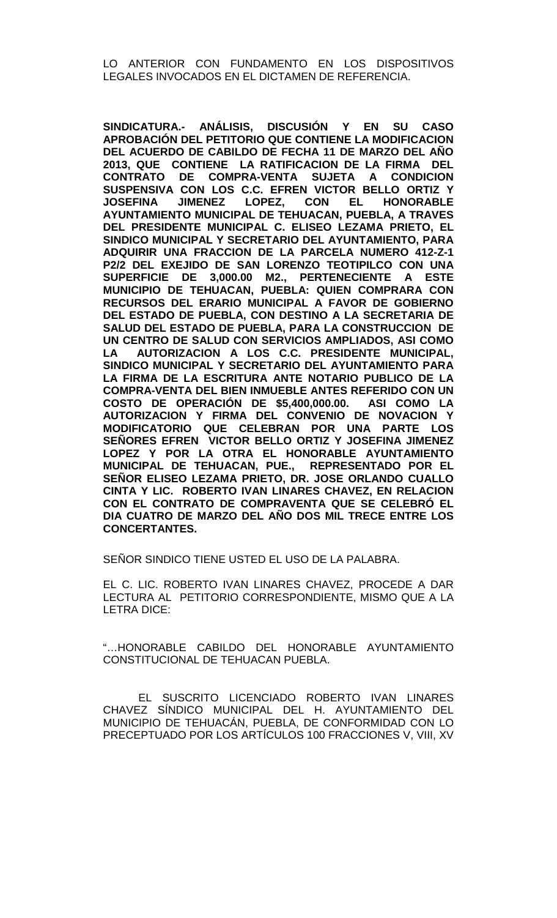LO ANTERIOR CON FUNDAMENTO EN LOS DISPOSITIVOS LEGALES INVOCADOS EN EL DICTAMEN DE REFERENCIA.

**SINDICATURA.- ANÁLISIS, DISCUSIÓN Y EN SU CASO APROBACIÓN DEL PETITORIO QUE CONTIENE LA MODIFICACION DEL ACUERDO DE CABILDO DE FECHA 11 DE MARZO DEL AÑO 2013, QUE CONTIENE LA RATIFICACION DE LA FIRMA DEL CONTRATO DE COMPRA-VENTA SUJETA A CONDICION SUSPENSIVA CON LOS C.C. EFREN VICTOR BELLO ORTIZ Y JOSEFINA JIMENEZ LOPEZ, CON EL HONORABLE AYUNTAMIENTO MUNICIPAL DE TEHUACAN, PUEBLA, A TRAVES DEL PRESIDENTE MUNICIPAL C. ELISEO LEZAMA PRIETO, EL SINDICO MUNICIPAL Y SECRETARIO DEL AYUNTAMIENTO, PARA ADQUIRIR UNA FRACCION DE LA PARCELA NUMERO 412-Z-1 P2/2 DEL EXEJIDO DE SAN LORENZO TEOTIPILCO CON UNA SUPERFICIE DE 3,000.00 M2., PERTENECIENTE A ESTE MUNICIPIO DE TEHUACAN, PUEBLA: QUIEN COMPRARA CON RECURSOS DEL ERARIO MUNICIPAL A FAVOR DE GOBIERNO DEL ESTADO DE PUEBLA, CON DESTINO A LA SECRETARIA DE SALUD DEL ESTADO DE PUEBLA, PARA LA CONSTRUCCION DE UN CENTRO DE SALUD CON SERVICIOS AMPLIADOS, ASI COMO LA AUTORIZACION A LOS C.C. PRESIDENTE MUNICIPAL, SINDICO MUNICIPAL Y SECRETARIO DEL AYUNTAMIENTO PARA LA FIRMA DE LA ESCRITURA ANTE NOTARIO PUBLICO DE LA COMPRA-VENTA DEL BIEN INMUEBLE ANTES REFERIDO CON UN COSTO DE OPERACIÓN DE $5,400,000.00. ASI COMO LA AUTORIZACION Y FIRMA DEL CONVENIO DE NOVACION Y MODIFICATORIO QUE CELEBRAN POR UNA PARTE LOS SEÑORES EFREN VICTOR BELLO ORTIZ Y JOSEFINA JIMENEZ LOPEZ Y POR LA OTRA EL HONORABLE AYUNTAMIENTO MUNICIPAL DE TEHUACAN, PUE., REPRESENTADO POR EL SEÑOR ELISEO LEZAMA PRIETO, DR. JOSE ORLANDO CUALLO CINTA Y LIC. ROBERTO IVAN LINARES CHAVEZ, EN RELACION CON EL CONTRATO DE COMPRAVENTA QUE SE CELEBRÓ EL DIA CUATRO DE MARZO DEL AÑO DOS MIL TRECE ENTRE LOS CONCERTANTES.**

SEÑOR SINDICO TIENE USTED EL USO DE LA PALABRA.

EL C. LIC. ROBERTO IVAN LINARES CHAVEZ, PROCEDE A DAR LECTURA AL PETITORIO CORRESPONDIENTE, MISMO QUE A LA LETRA DICE:

"…HONORABLE CABILDO DEL HONORABLE AYUNTAMIENTO CONSTITUCIONAL DE TEHUACAN PUEBLA.

EL SUSCRITO LICENCIADO ROBERTO IVAN LINARES CHAVEZ SÍNDICO MUNICIPAL DEL H. AYUNTAMIENTO DEL MUNICIPIO DE TEHUACÁN, PUEBLA, DE CONFORMIDAD CON LO PRECEPTUADO POR LOS ARTÍCULOS 100 FRACCIONES V, VIII, XV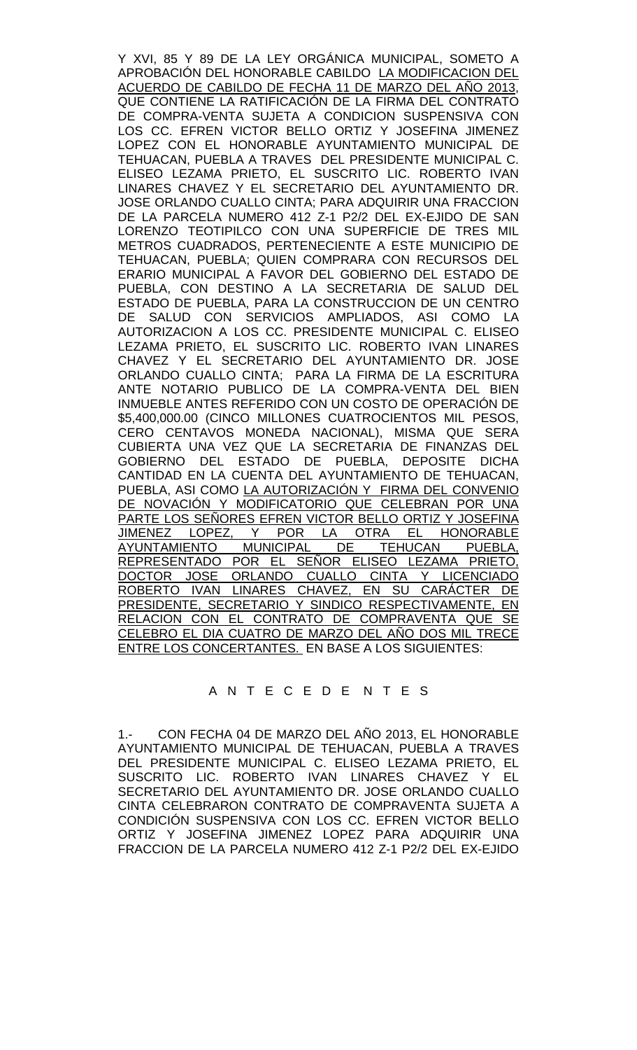Y XVI, 85 Y 89 DE LA LEY ORGÁNICA MUNICIPAL, SOMETO A APROBACIÓN DEL HONORABLE CABILDO LA MODIFICACION DEL ACUERDO DE CABILDO DE FECHA 11 DE MARZO DEL AÑO 2013, QUE CONTIENE LA RATIFICACIÓN DE LA FIRMA DEL CONTRATO DE COMPRA-VENTA SUJETA A CONDICION SUSPENSIVA CON LOS CC. EFREN VICTOR BELLO ORTIZ Y JOSEFINA JIMENEZ LOPEZ CON EL HONORABLE AYUNTAMIENTO MUNICIPAL DE TEHUACAN, PUEBLA A TRAVES DEL PRESIDENTE MUNICIPAL C. ELISEO LEZAMA PRIETO, EL SUSCRITO LIC. ROBERTO IVAN LINARES CHAVEZ Y EL SECRETARIO DEL AYUNTAMIENTO DR. JOSE ORLANDO CUALLO CINTA; PARA ADQUIRIR UNA FRACCION DE LA PARCELA NUMERO 412 Z-1 P2/2 DEL EX-EJIDO DE SAN LORENZO TEOTIPILCO CON UNA SUPERFICIE DE TRES MIL METROS CUADRADOS, PERTENECIENTE A ESTE MUNICIPIO DE TEHUACAN, PUEBLA; QUIEN COMPRARA CON RECURSOS DEL ERARIO MUNICIPAL A FAVOR DEL GOBIERNO DEL ESTADO DE PUEBLA, CON DESTINO A LA SECRETARIA DE SALUD DEL ESTADO DE PUEBLA, PARA LA CONSTRUCCION DE UN CENTRO DE SALUD CON SERVICIOS AMPLIADOS, ASI COMO LA AUTORIZACION A LOS CC. PRESIDENTE MUNICIPAL C. ELISEO LEZAMA PRIETO, EL SUSCRITO LIC. ROBERTO IVAN LINARES CHAVEZ Y EL SECRETARIO DEL AYUNTAMIENTO DR. JOSE ORLANDO CUALLO CINTA; PARA LA FIRMA DE LA ESCRITURA ANTE NOTARIO PUBLICO DE LA COMPRA-VENTA DEL BIEN INMUEBLE ANTES REFERIDO CON UN COSTO DE OPERACIÓN DE $5,400,000.00 (CINCO MILLONES CUATROCIENTOS MIL PESOS, CERO CENTAVOS MONEDA NACIONAL), MISMA QUE SERA CUBIERTA UNA VEZ QUE LA SECRETARIA DE FINANZAS DEL GOBIERNO DEL ESTADO DE PUEBLA, DEPOSITE DICHA CANTIDAD EN LA CUENTA DEL AYUNTAMIENTO DE TEHUACAN, PUEBLA, ASI COMO LA AUTORIZACIÓN Y FIRMA DEL CONVENIO DE NOVACIÓN Y MODIFICATORIO QUE CELEBRAN POR UNA PARTE LOS SEÑORES EFREN VICTOR BELLO ORTIZ Y JOSEFINA JIMENEZ LOPEZ, Y POR LA OTRA EL HONORABLE AYUNTAMIENTO MUNICIPAL DE TEHUCAN PUEBLA, REPRESENTADO POR EL SEÑOR ELISEO LEZAMA PRIETO, DOCTOR JOSE ORLANDO CUALLO CINTA Y LICENCIADO ROBERTO IVAN LINARES CHAVEZ, EN SU CARÁCTER DE PRESIDENTE, SECRETARIO Y SINDICO RESPECTIVAMENTE, EN RELACION CON EL CONTRATO DE COMPRAVENTA QUE SE CELEBRO EL DIA CUATRO DE MARZO DEL AÑO DOS MIL TRECE ENTRE LOS CONCERTANTES. EN BASE A LOS SIGUIENTES:

## A N T E C E D E N T E S

1.- CON FECHA 04 DE MARZO DEL AÑO 2013, EL HONORABLE AYUNTAMIENTO MUNICIPAL DE TEHUACAN, PUEBLA A TRAVES DEL PRESIDENTE MUNICIPAL C. ELISEO LEZAMA PRIETO, EL SUSCRITO LIC. ROBERTO IVAN LINARES CHAVEZ Y EL SECRETARIO DEL AYUNTAMIENTO DR. JOSE ORLANDO CUALLO CINTA CELEBRARON CONTRATO DE COMPRAVENTA SUJETA A CONDICIÓN SUSPENSIVA CON LOS CC. EFREN VICTOR BELLO ORTIZ Y JOSEFINA JIMENEZ LOPEZ PARA ADQUIRIR UNA FRACCION DE LA PARCELA NUMERO 412 Z-1 P2/2 DEL EX-EJIDO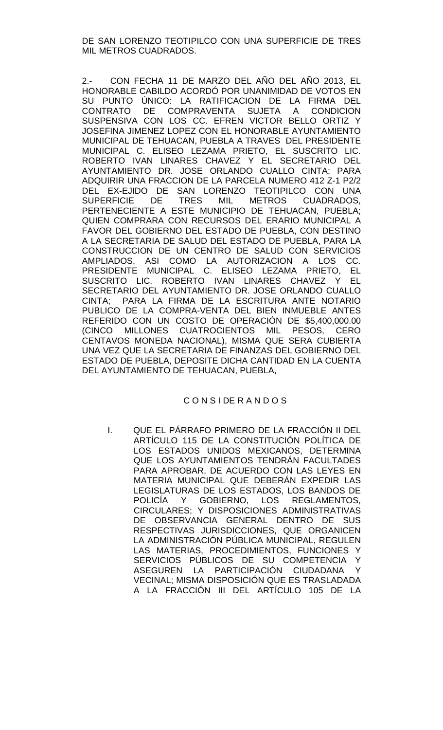DE SAN LORENZO TEOTIPILCO CON UNA SUPERFICIE DE TRES MIL METROS CUADRADOS.

2.- CON FECHA 11 DE MARZO DEL AÑO DEL AÑO 2013, EL HONORABLE CABILDO ACORDÓ POR UNANIMIDAD DE VOTOS EN SU PUNTO ÚNICO: LA RATIFICACION DE LA FIRMA DEL CONTRATO DE COMPRAVENTA SUJETA A CONDICION SUSPENSIVA CON LOS CC. EFREN VICTOR BELLO ORTIZ Y JOSEFINA JIMENEZ LOPEZ CON EL HONORABLE AYUNTAMIENTO MUNICIPAL DE TEHUACAN, PUEBLA A TRAVES DEL PRESIDENTE MUNICIPAL C. ELISEO LEZAMA PRIETO, EL SUSCRITO LIC. ROBERTO IVAN LINARES CHAVEZ Y EL SECRETARIO DEL AYUNTAMIENTO DR. JOSE ORLANDO CUALLO CINTA; PARA ADQUIRIR UNA FRACCION DE LA PARCELA NUMERO 412 Z-1 P2/2 DEL EX-EJIDO DE SAN LORENZO TEOTIPILCO CON UNA SUPERFICIE DE TRES MIL METROS CUADRADOS, PERTENECIENTE A ESTE MUNICIPIO DE TEHUACAN, PUEBLA; QUIEN COMPRARA CON RECURSOS DEL ERARIO MUNICIPAL A FAVOR DEL GOBIERNO DEL ESTADO DE PUEBLA, CON DESTINO A LA SECRETARIA DE SALUD DEL ESTADO DE PUEBLA, PARA LA CONSTRUCCION DE UN CENTRO DE SALUD CON SERVICIOS AMPLIADOS, ASI COMO LA AUTORIZACION A LOS CC. PRESIDENTE MUNICIPAL C. ELISEO LEZAMA PRIETO, EL SUSCRITO LIC. ROBERTO IVAN LINARES CHAVEZ Y EL SECRETARIO DEL AYUNTAMIENTO DR. JOSE ORLANDO CUALLO CINTA; PARA LA FIRMA DE LA ESCRITURA ANTE NOTARIO PUBLICO DE LA COMPRA-VENTA DEL BIEN INMUEBLE ANTES REFERIDO CON UN COSTO DE OPERACIÓN DE $5,400,000.00 (CINCO MILLONES CUATROCIENTOS MIL PESOS, CERO CENTAVOS MONEDA NACIONAL), MISMA QUE SERA CUBIERTA UNA VEZ QUE LA SECRETARIA DE FINANZAS DEL GOBIERNO DEL ESTADO DE PUEBLA, DEPOSITE DICHA CANTIDAD EN LA CUENTA DEL AYUNTAMIENTO DE TEHUACAN, PUEBLA,

## C O N S I DE R A N D O S

I. QUE EL PÁRRAFO PRIMERO DE LA FRACCIÓN II DEL ARTÍCULO 115 DE LA CONSTITUCIÓN POLÍTICA DE LOS ESTADOS UNIDOS MEXICANOS, DETERMINA QUE LOS AYUNTAMIENTOS TENDRÁN FACULTADES PARA APROBAR, DE ACUERDO CON LAS LEYES EN MATERIA MUNICIPAL QUE DEBERÁN EXPEDIR LAS LEGISLATURAS DE LOS ESTADOS, LOS BANDOS DE POLICÍA Y GOBIERNO, LOS REGLAMENTOS, CIRCULARES; Y DISPOSICIONES ADMINISTRATIVAS DE OBSERVANCIA GENERAL DENTRO DE SUS RESPECTIVAS JURISDICCIONES, QUE ORGANICEN LA ADMINISTRACIÓN PÚBLICA MUNICIPAL, REGULEN LAS MATERIAS, PROCEDIMIENTOS, FUNCIONES Y SERVICIOS PÚBLICOS DE SU COMPETENCIA Y ASEGUREN LA PARTICIPACIÓN CIUDADANA Y VECINAL; MISMA DISPOSICIÓN QUE ES TRASLADADA A LA FRACCIÓN III DEL ARTÍCULO 105 DE LA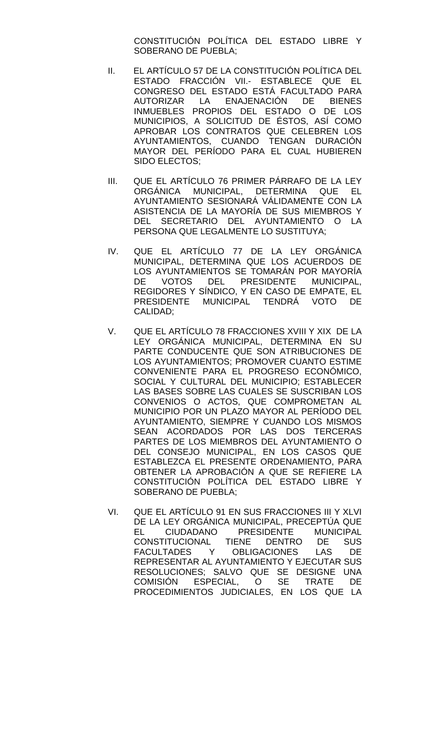CONSTITUCIÓN POLÍTICA DEL ESTADO LIBRE Y SOBERANO DE PUEBLA;

II. EL ARTÍCULO 57 DE LA CONSTITUCIÓN POLÍTICA DEL ESTADO FRACCIÓN VII.- ESTABLECE QUE EL CONGRESO DEL ESTADO ESTÁ FACULTADO PARA AUTORIZAR LA ENAJENACIÓN DE BIENES INMUEBLES PROPIOS DEL ESTADO O DE LOS MUNICIPIOS, A SOLICITUD DE ÉSTOS, ASÍ COMO APROBAR LOS CONTRATOS QUE CELEBREN LOS AYUNTAMIENTOS, CUANDO TENGAN DURACIÓN MAYOR DEL PERÍODO PARA EL CUAL HUBIEREN SIDO ELECTOS;

III. QUE EL ARTÍCULO 76 PRIMER PÁRRAFO DE LA LEY ORGÁNICA MUNICIPAL, DETERMINA QUE EL AYUNTAMIENTO SESIONARÁ VÁLIDAMENTE CON LA ASISTENCIA DE LA MAYORÍA DE SUS MIEMBROS Y DEL SECRETARIO DEL AYUNTAMIENTO O LA PERSONA QUE LEGALMENTE LO SUSTITUYA;

IV. QUE EL ARTÍCULO 77 DE LA LEY ORGÁNICA MUNICIPAL, DETERMINA QUE LOS ACUERDOS DE LOS AYUNTAMIENTOS SE TOMARÁN POR MAYORÍA DE VOTOS DEL PRESIDENTE MUNICIPAL, REGIDORES Y SÍNDICO, Y EN CASO DE EMPATE, EL PRESIDENTE MUNICIPAL TENDRÁ VOTO DE CALIDAD;

V. QUE EL ARTÍCULO 78 FRACCIONES XVIII Y XIX DE LA LEY ORGÁNICA MUNICIPAL, DETERMINA EN SU PARTE CONDUCENTE QUE SON ATRIBUCIONES DE LOS AYUNTAMIENTOS; PROMOVER CUANTO ESTIME CONVENIENTE PARA EL PROGRESO ECONÓMICO, SOCIAL Y CULTURAL DEL MUNICIPIO; ESTABLECER LAS BASES SOBRE LAS CUALES SE SUSCRIBAN LOS CONVENIOS O ACTOS, QUE COMPROMETAN AL MUNICIPIO POR UN PLAZO MAYOR AL PERÍODO DEL AYUNTAMIENTO, SIEMPRE Y CUANDO LOS MISMOS SEAN ACORDADOS POR LAS DOS TERCERAS PARTES DE LOS MIEMBROS DEL AYUNTAMIENTO O DEL CONSEJO MUNICIPAL, EN LOS CASOS QUE ESTABLEZCA EL PRESENTE ORDENAMIENTO, PARA OBTENER LA APROBACIÓN A QUE SE REFIERE LA CONSTITUCIÓN POLÍTICA DEL ESTADO LIBRE Y SOBERANO DE PUEBLA;

VI. QUE EL ARTÍCULO 91 EN SUS FRACCIONES III Y XLVI DE LA LEY ORGÁNICA MUNICIPAL, PRECEPTÚA QUE EL CIUDADANO PRESIDENTE MUNICIPAL CONSTITUCIONAL TIENE DENTRO DE SUS FACULTADES Y OBLIGACIONES LAS DE REPRESENTAR AL AYUNTAMIENTO Y EJECUTAR SUS RESOLUCIONES; SALVO QUE SE DESIGNE UNA COMISIÓN ESPECIAL, O SE TRATE DE PROCEDIMIENTOS JUDICIALES, EN LOS QUE LA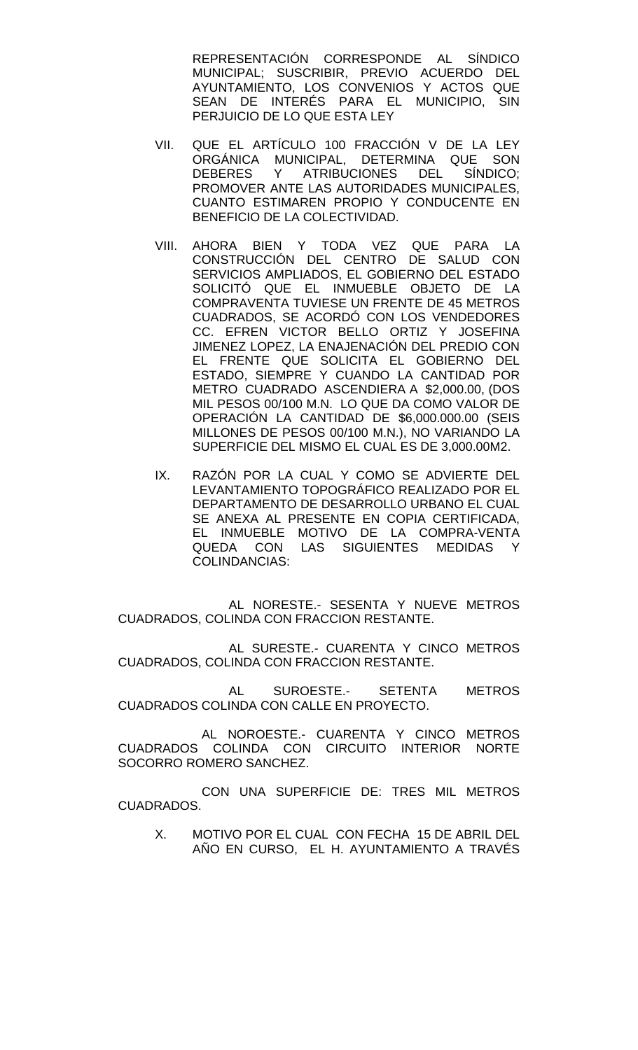REPRESENTACIÓN CORRESPONDE AL SÍNDICO MUNICIPAL; SUSCRIBIR, PREVIO ACUERDO DEL AYUNTAMIENTO, LOS CONVENIOS Y ACTOS QUE SEAN DE INTERÉS PARA EL MUNICIPIO, SIN PERJUICIO DE LO QUE ESTA LEY

VII. QUE EL ARTÍCULO 100 FRACCIÓN V DE LA LEY ORGÁNICA MUNICIPAL, DETERMINA QUE SON DEBERES Y ATRIBUCIONES DEL SÍNDICO; PROMOVER ANTE LAS AUTORIDADES MUNICIPALES, CUANTO ESTIMAREN PROPIO Y CONDUCENTE EN BENEFICIO DE LA COLECTIVIDAD.

VIII. AHORA BIEN Y TODA VEZ QUE PARA LA CONSTRUCCIÓN DEL CENTRO DE SALUD CON SERVICIOS AMPLIADOS, EL GOBIERNO DEL ESTADO SOLICITÓ QUE EL INMUEBLE OBJETO DE LA COMPRAVENTA TUVIESE UN FRENTE DE 45 METROS CUADRADOS, SE ACORDÓ CON LOS VENDEDORES CC. EFREN VICTOR BELLO ORTIZ Y JOSEFINA JIMENEZ LOPEZ, LA ENAJENACIÓN DEL PREDIO CON EL FRENTE QUE SOLICITA EL GOBIERNO DEL ESTADO, SIEMPRE Y CUANDO LA CANTIDAD POR METRO CUADRADO ASCENDIERA A $2,000.00, (DOS MIL PESOS 00/100 M.N. LO QUE DA COMO VALOR DE OPERACIÓN LA CANTIDAD DE $6,000.000.00 (SEIS MILLONES DE PESOS 00/100 M.N.), NO VARIANDO LA SUPERFICIE DEL MISMO EL CUAL ES DE 3,000.00M2.

IX. RAZÓN POR LA CUAL Y COMO SE ADVIERTE DEL LEVANTAMIENTO TOPOGRÁFICO REALIZADO POR EL DEPARTAMENTO DE DESARROLLO URBANO EL CUAL SE ANEXA AL PRESENTE EN COPIA CERTIFICADA, EL INMUEBLE MOTIVO DE LA COMPRA-VENTA QUEDA CON LAS SIGUIENTES MEDIDAS Y COLINDANCIAS:

AL NORESTE.- SESENTA Y NUEVE METROS CUADRADOS, COLINDA CON FRACCION RESTANTE.

AL SURESTE.- CUARENTA Y CINCO METROS CUADRADOS, COLINDA CON FRACCION RESTANTE.

AL SUROESTE.- SETENTA METROS CUADRADOS COLINDA CON CALLE EN PROYECTO.

AL NOROESTE.- CUARENTA Y CINCO METROS CUADRADOS COLINDA CON CIRCUITO INTERIOR NORTE SOCORRO ROMERO SANCHEZ.

CON UNA SUPERFICIE DE: TRES MIL METROS CUADRADOS.

X. MOTIVO POR EL CUAL CON FECHA 15 DE ABRIL DEL AÑO EN CURSO, EL H. AYUNTAMIENTO A TRAVÉS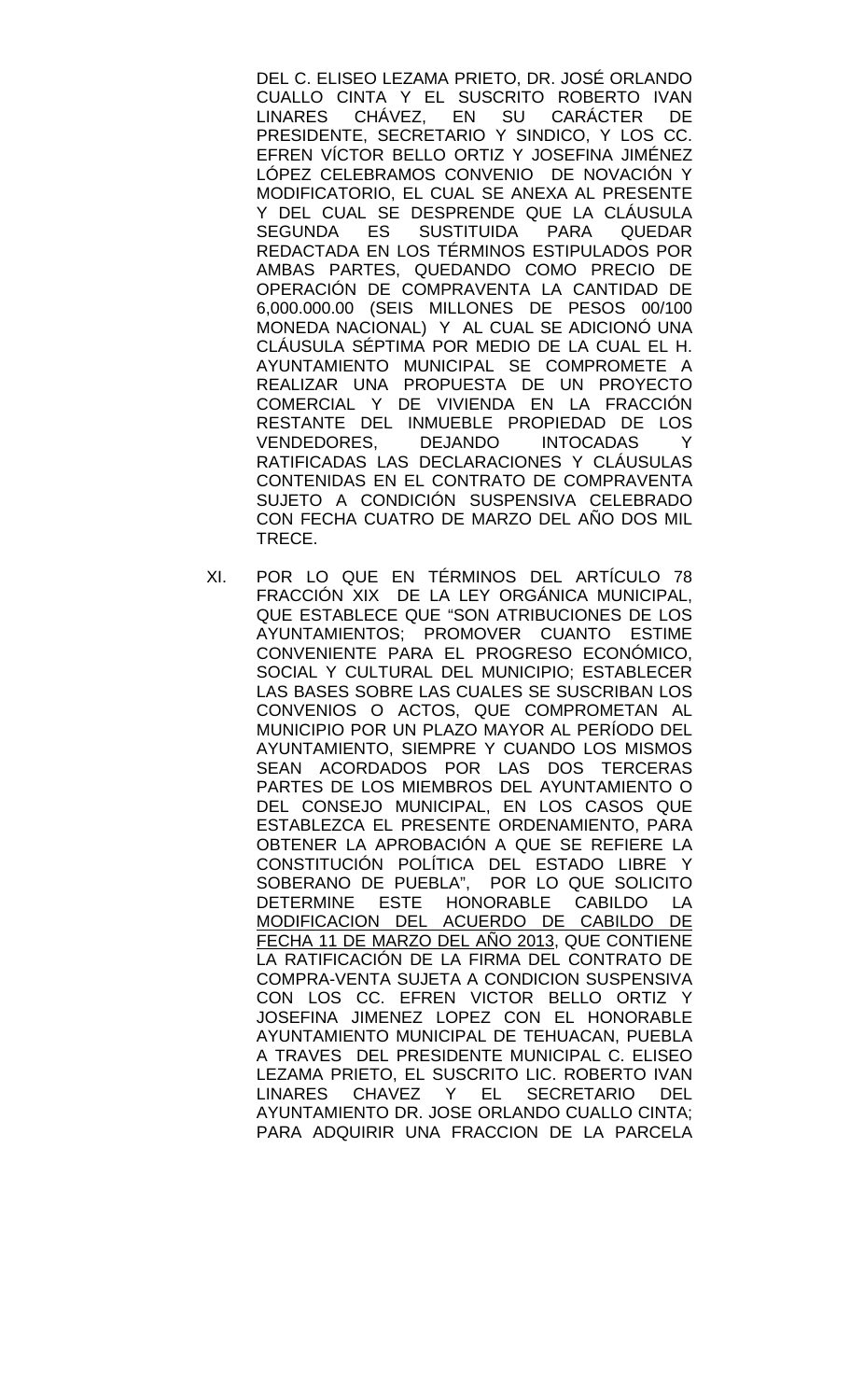DEL C. ELISEO LEZAMA PRIETO, DR. JOSÉ ORLANDO CUALLO CINTA Y EL SUSCRITO ROBERTO IVAN LINARES CHÁVEZ, EN SU CARÁCTER DE PRESIDENTE, SECRETARIO Y SINDICO, Y LOS CC. EFREN VÍCTOR BELLO ORTIZ Y JOSEFINA JIMÉNEZ LÓPEZ CELEBRAMOS CONVENIO DE NOVACIÓN Y MODIFICATORIO, EL CUAL SE ANEXA AL PRESENTE Y DEL CUAL SE DESPRENDE QUE LA CLÁUSULA SEGUNDA ES SUSTITUIDA PARA QUEDAR REDACTADA EN LOS TÉRMINOS ESTIPULADOS POR AMBAS PARTES, QUEDANDO COMO PRECIO DE OPERACIÓN DE COMPRAVENTA LA CANTIDAD DE 6,000.000.00 (SEIS MILLONES DE PESOS 00/100 MONEDA NACIONAL) Y AL CUAL SE ADICIONÓ UNA CLÁUSULA SÉPTIMA POR MEDIO DE LA CUAL EL H. AYUNTAMIENTO MUNICIPAL SE COMPROMETE A REALIZAR UNA PROPUESTA DE UN PROYECTO COMERCIAL Y DE VIVIENDA EN LA FRACCIÓN RESTANTE DEL INMUEBLE PROPIEDAD DE LOS VENDEDORES, DEJANDO INTOCADAS Y RATIFICADAS LAS DECLARACIONES Y CLÁUSULAS CONTENIDAS EN EL CONTRATO DE COMPRAVENTA SUJETO A CONDICIÓN SUSPENSIVA CELEBRADO CON FECHA CUATRO DE MARZO DEL AÑO DOS MIL TRECE.

XI. POR LO QUE EN TÉRMINOS DEL ARTÍCULO 78 FRACCIÓN XIX DE LA LEY ORGÁNICA MUNICIPAL, QUE ESTABLECE QUE "SON ATRIBUCIONES DE LOS AYUNTAMIENTOS; PROMOVER CUANTO ESTIME CONVENIENTE PARA EL PROGRESO ECONÓMICO, SOCIAL Y CULTURAL DEL MUNICIPIO; ESTABLECER LAS BASES SOBRE LAS CUALES SE SUSCRIBAN LOS CONVENIOS O ACTOS, QUE COMPROMETAN AL MUNICIPIO POR UN PLAZO MAYOR AL PERÍODO DEL AYUNTAMIENTO, SIEMPRE Y CUANDO LOS MISMOS SEAN ACORDADOS POR LAS DOS TERCERAS PARTES DE LOS MIEMBROS DEL AYUNTAMIENTO O DEL CONSEJO MUNICIPAL, EN LOS CASOS QUE ESTABLEZCA EL PRESENTE ORDENAMIENTO, PARA OBTENER LA APROBACIÓN A QUE SE REFIERE LA CONSTITUCIÓN POLÍTICA DEL ESTADO LIBRE Y SOBERANO DE PUEBLA", POR LO QUE SOLICITO DETERMINE ESTE HONORABLE CABILDO LA <u>MODIFICACION DEL ACUERDO DE CABILDO DE FECHA 11 DE MARZO DEL AÑO 2013</u>, QUE CONTIENE LA RATIFICACIÓN DE LA FIRMA DEL CONTRATO DE COMPRA-VENTA SUJETA A CONDICION SUSPENSIVA CON LOS CC. EFREN VICTOR BELLO ORTIZ Y JOSEFINA JIMENEZ LOPEZ CON EL HONORABLE AYUNTAMIENTO MUNICIPAL DE TEHUACAN, PUEBLA A TRAVES DEL PRESIDENTE MUNICIPAL C. ELISEO LEZAMA PRIETO, EL SUSCRITO LIC. ROBERTO IVAN LINARES CHAVEZ Y EL SECRETARIO DEL AYUNTAMIENTO DR. JOSE ORLANDO CUALLO CINTA; PARA ADQUIRIR UNA FRACCION DE LA PARCELA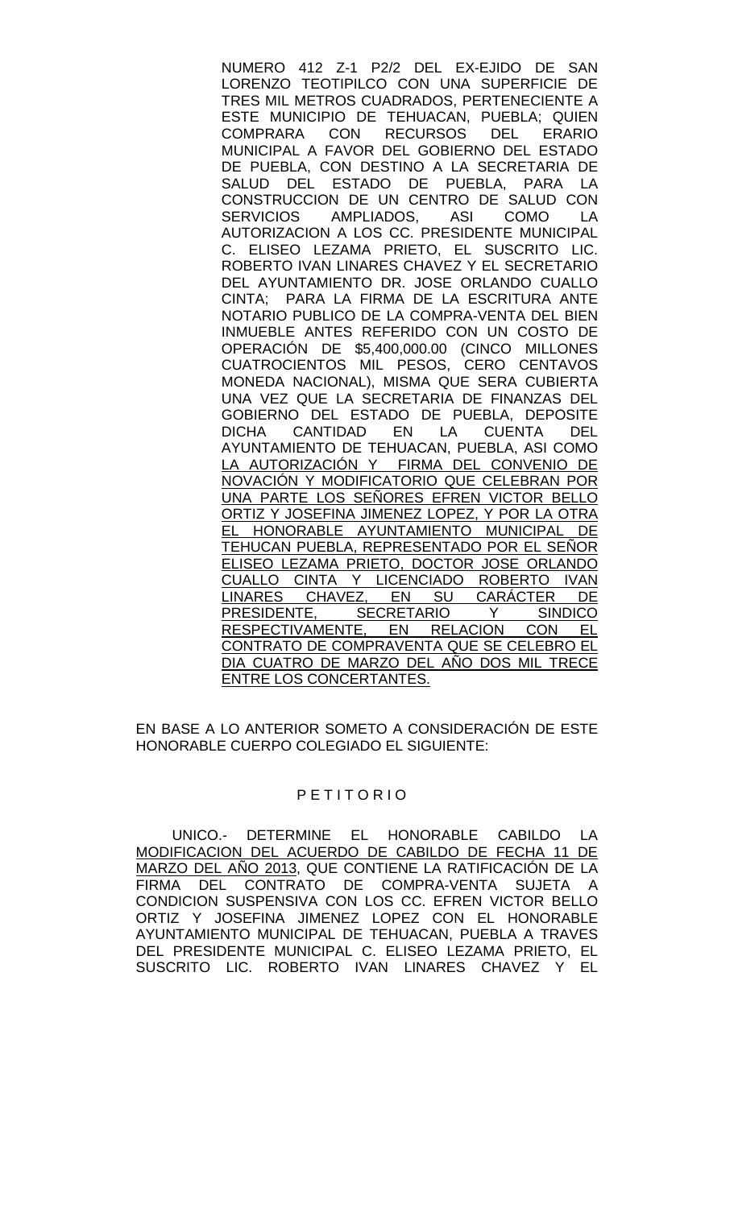NUMERO 412 Z-1 P2/2 DEL EX-EJIDO DE SAN LORENZO TEOTIPILCO CON UNA SUPERFICIE DE TRES MIL METROS CUADRADOS, PERTENECIENTE A ESTE MUNICIPIO DE TEHUACAN, PUEBLA; QUIEN COMPRARA CON RECURSOS DEL ERARIO MUNICIPAL A FAVOR DEL GOBIERNO DEL ESTADO DE PUEBLA, CON DESTINO A LA SECRETARIA DE SALUD DEL ESTADO DE PUEBLA, PARA LA CONSTRUCCION DE UN CENTRO DE SALUD CON SERVICIOS AMPLIADOS, ASI COMO LA AUTORIZACION A LOS CC. PRESIDENTE MUNICIPAL C. ELISEO LEZAMA PRIETO, EL SUSCRITO LIC. ROBERTO IVAN LINARES CHAVEZ Y EL SECRETARIO DEL AYUNTAMIENTO DR. JOSE ORLANDO CUALLO CINTA; PARA LA FIRMA DE LA ESCRITURA ANTE NOTARIO PUBLICO DE LA COMPRA-VENTA DEL BIEN INMUEBLE ANTES REFERIDO CON UN COSTO DE OPERACIÓN DE $5,400,000.00 (CINCO MILLONES CUATROCIENTOS MIL PESOS, CERO CENTAVOS MONEDA NACIONAL), MISMA QUE SERA CUBIERTA UNA VEZ QUE LA SECRETARIA DE FINANZAS DEL GOBIERNO DEL ESTADO DE PUEBLA, DEPOSITE DICHA CANTIDAD EN LA CUENTA DEL AYUNTAMIENTO DE TEHUACAN, PUEBLA, ASI COMO LA AUTORIZACIÓN Y FIRMA DEL CONVENIO DE NOVACIÓN Y MODIFICATORIO QUE CELEBRAN POR UNA PARTE LOS SEÑORES EFREN VICTOR BELLO ORTIZ Y JOSEFINA JIMENEZ LOPEZ, Y POR LA OTRA EL HONORABLE AYUNTAMIENTO MUNICIPAL DE TEHUCAN PUEBLA, REPRESENTADO POR EL SEÑOR ELISEO LEZAMA PRIETO, DOCTOR JOSE ORLANDO CUALLO CINTA Y LICENCIADO ROBERTO IVAN LINARES CHAVEZ, EN SU CARÁCTER DE PRESIDENTE, SECRETARIO Y SINDICO RESPECTIVAMENTE, EN RELACION CON EL CONTRATO DE COMPRAVENTA QUE SE CELEBRO EL DIA CUATRO DE MARZO DEL AÑO DOS MIL TRECE ENTRE LOS CONCERTANTES.

EN BASE A LO ANTERIOR SOMETO A CONSIDERACIÓN DE ESTE HONORABLE CUERPO COLEGIADO EL SIGUIENTE:

## P E T I T O R I O

UNICO.- DETERMINE EL HONORABLE CABILDO LA MODIFICACION DEL ACUERDO DE CABILDO DE FECHA 11 DE MARZO DEL AÑO 2013, QUE CONTIENE LA RATIFICACIÓN DE LA FIRMA DEL CONTRATO DE COMPRA-VENTA SUJETA A CONDICION SUSPENSIVA CON LOS CC. EFREN VICTOR BELLO ORTIZ Y JOSEFINA JIMENEZ LOPEZ CON EL HONORABLE AYUNTAMIENTO MUNICIPAL DE TEHUACAN, PUEBLA A TRAVES DEL PRESIDENTE MUNICIPAL C. ELISEO LEZAMA PRIETO, EL SUSCRITO LIC. ROBERTO IVAN LINARES CHAVEZ Y EL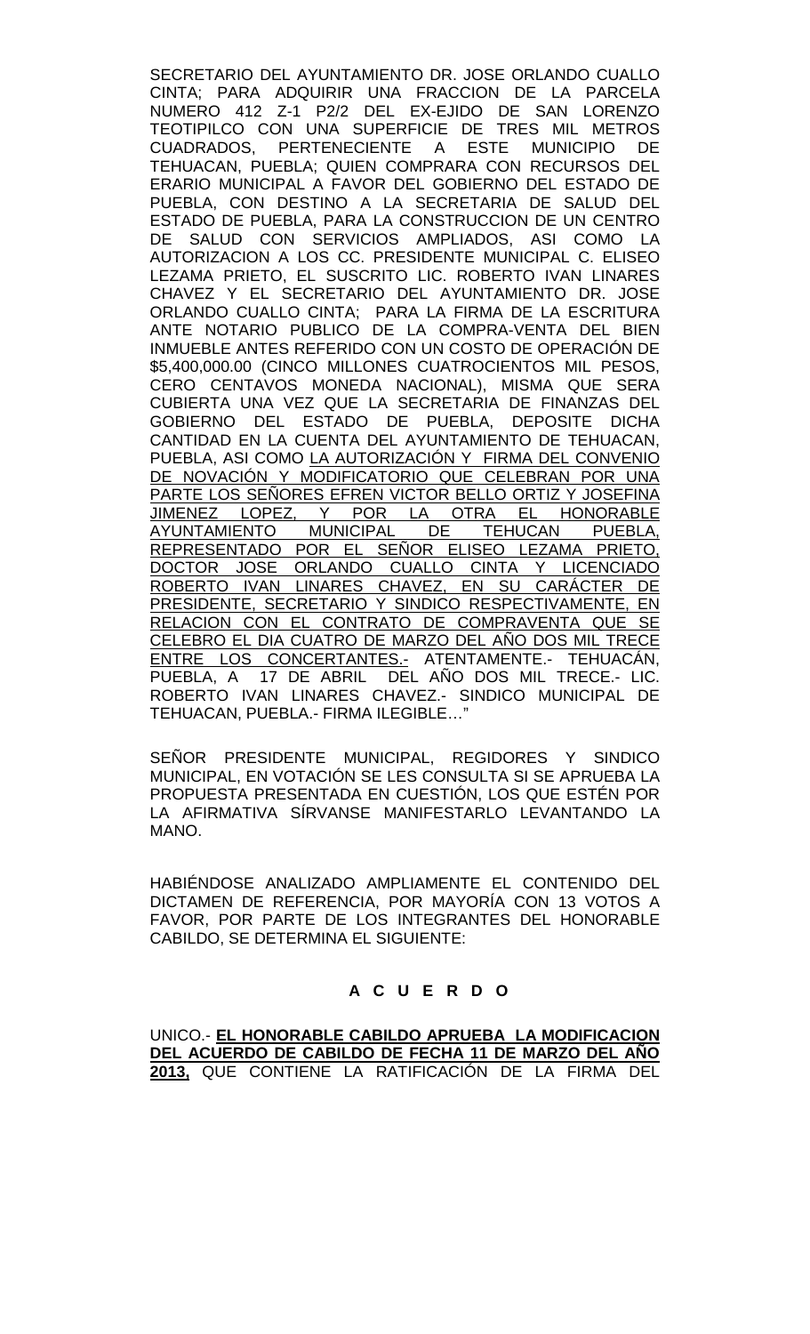SECRETARIO DEL AYUNTAMIENTO DR. JOSE ORLANDO CUALLO CINTA; PARA ADQUIRIR UNA FRACCION DE LA PARCELA NUMERO 412 Z-1 P2/2 DEL EX-EJIDO DE SAN LORENZO TEOTIPILCO CON UNA SUPERFICIE DE TRES MIL METROS CUADRADOS, PERTENECIENTE A ESTE MUNICIPIO DE TEHUACAN, PUEBLA; QUIEN COMPRARA CON RECURSOS DEL ERARIO MUNICIPAL A FAVOR DEL GOBIERNO DEL ESTADO DE PUEBLA, CON DESTINO A LA SECRETARIA DE SALUD DEL ESTADO DE PUEBLA, PARA LA CONSTRUCCION DE UN CENTRO DE SALUD CON SERVICIOS AMPLIADOS, ASI COMO LA AUTORIZACION A LOS CC. PRESIDENTE MUNICIPAL C. ELISEO LEZAMA PRIETO, EL SUSCRITO LIC. ROBERTO IVAN LINARES CHAVEZ Y EL SECRETARIO DEL AYUNTAMIENTO DR. JOSE ORLANDO CUALLO CINTA; PARA LA FIRMA DE LA ESCRITURA ANTE NOTARIO PUBLICO DE LA COMPRA-VENTA DEL BIEN INMUEBLE ANTES REFERIDO CON UN COSTO DE OPERACIÓN DE $5,400,000.00 (CINCO MILLONES CUATROCIENTOS MIL PESOS, CERO CENTAVOS MONEDA NACIONAL), MISMA QUE SERA CUBIERTA UNA VEZ QUE LA SECRETARIA DE FINANZAS DEL GOBIERNO DEL ESTADO DE PUEBLA, DEPOSITE DICHA CANTIDAD EN LA CUENTA DEL AYUNTAMIENTO DE TEHUACAN, PUEBLA, ASI COMO LA AUTORIZACIÓN Y FIRMA DEL CONVENIO DE NOVACIÓN Y MODIFICATORIO QUE CELEBRAN POR UNA PARTE LOS SEÑORES EFREN VICTOR BELLO ORTIZ Y JOSEFINA JIMENEZ LOPEZ, Y POR LA OTRA EL HONORABLE AYUNTAMIENTO MUNICIPAL DE TEHUCAN PUEBLA, REPRESENTADO POR EL SEÑOR ELISEO LEZAMA PRIETO, DOCTOR JOSE ORLANDO CUALLO CINTA Y LICENCIADO ROBERTO IVAN LINARES CHAVEZ, EN SU CARÁCTER DE PRESIDENTE, SECRETARIO Y SINDICO RESPECTIVAMENTE, EN RELACION CON EL CONTRATO DE COMPRAVENTA QUE SE CELEBRO EL DIA CUATRO DE MARZO DEL AÑO DOS MIL TRECE ENTRE LOS CONCERTANTES.- ATENTAMENTE.- TEHUACÁN, PUEBLA, A 17 DE ABRIL DEL AÑO DOS MIL TRECE.- LIC. ROBERTO IVAN LINARES CHAVEZ.- SINDICO MUNICIPAL DE TEHUACAN, PUEBLA.- FIRMA ILEGIBLE…"

SEÑOR PRESIDENTE MUNICIPAL, REGIDORES Y SINDICO MUNICIPAL, EN VOTACIÓN SE LES CONSULTA SI SE APRUEBA LA PROPUESTA PRESENTADA EN CUESTIÓN, LOS QUE ESTÉN POR LA AFIRMATIVA SÍRVANSE MANIFESTARLO LEVANTANDO LA MANO.

HABIÉNDOSE ANALIZADO AMPLIAMENTE EL CONTENIDO DEL DICTAMEN DE REFERENCIA, POR MAYORÍA CON 13 VOTOS A FAVOR, POR PARTE DE LOS INTEGRANTES DEL HONORABLE CABILDO, SE DETERMINA EL SIGUIENTE:

**A C U E R D O**

UNICO.- **EL HONORABLE CABILDO APRUEBA LA MODIFICACION DEL ACUERDO DE CABILDO DE FECHA 11 DE MARZO DEL AÑO 2013,** QUE CONTIENE LA RATIFICACIÓN DE LA FIRMA DEL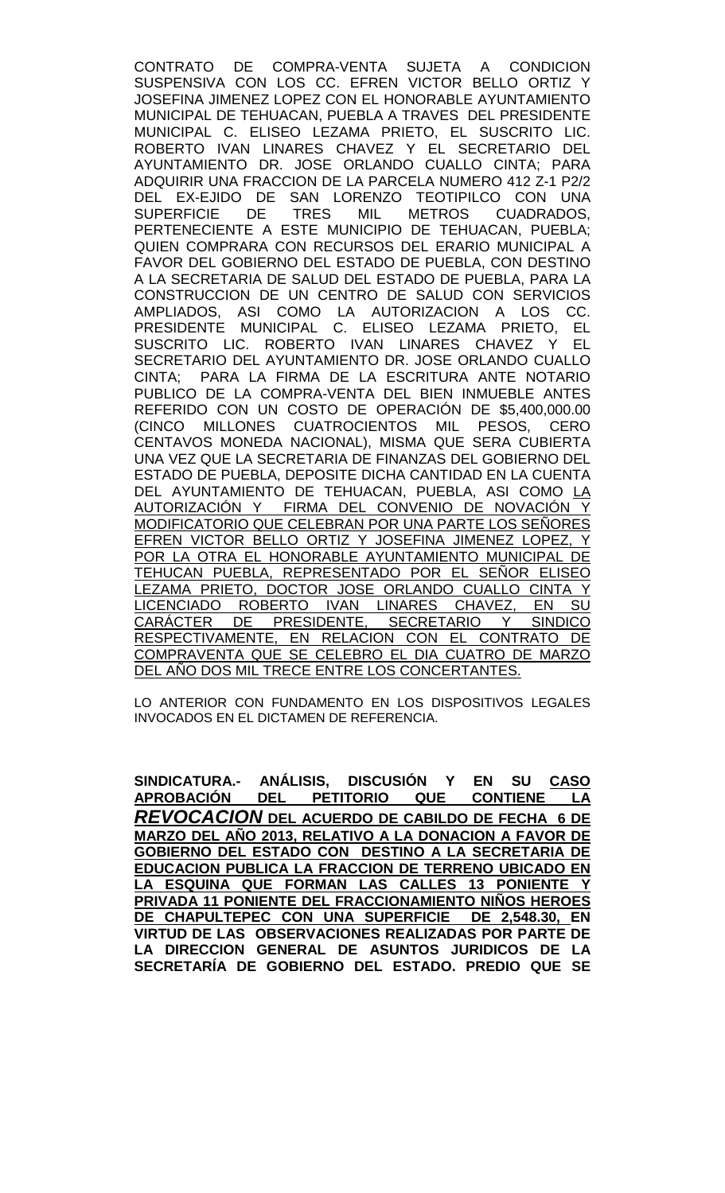CONTRATO DE COMPRA-VENTA SUJETA A CONDICION SUSPENSIVA CON LOS CC. EFREN VICTOR BELLO ORTIZ Y JOSEFINA JIMENEZ LOPEZ CON EL HONORABLE AYUNTAMIENTO MUNICIPAL DE TEHUACAN, PUEBLA A TRAVES DEL PRESIDENTE MUNICIPAL C. ELISEO LEZAMA PRIETO, EL SUSCRITO LIC. ROBERTO IVAN LINARES CHAVEZ Y EL SECRETARIO DEL AYUNTAMIENTO DR. JOSE ORLANDO CUALLO CINTA; PARA ADQUIRIR UNA FRACCION DE LA PARCELA NUMERO 412 Z-1 P2/2 DEL EX-EJIDO DE SAN LORENZO TEOTIPILCO CON UNA SUPERFICIE DE TRES MIL METROS CUADRADOS, PERTENECIENTE A ESTE MUNICIPIO DE TEHUACAN, PUEBLA; QUIEN COMPRARA CON RECURSOS DEL ERARIO MUNICIPAL A FAVOR DEL GOBIERNO DEL ESTADO DE PUEBLA, CON DESTINO A LA SECRETARIA DE SALUD DEL ESTADO DE PUEBLA, PARA LA CONSTRUCCION DE UN CENTRO DE SALUD CON SERVICIOS AMPLIADOS, ASI COMO LA AUTORIZACION A LOS CC. PRESIDENTE MUNICIPAL C. ELISEO LEZAMA PRIETO, EL SUSCRITO LIC. ROBERTO IVAN LINARES CHAVEZ Y EL SECRETARIO DEL AYUNTAMIENTO DR. JOSE ORLANDO CUALLO CINTA; PARA LA FIRMA DE LA ESCRITURA ANTE NOTARIO PUBLICO DE LA COMPRA-VENTA DEL BIEN INMUEBLE ANTES REFERIDO CON UN COSTO DE OPERACIÓN DE $5,400,000.00 (CINCO MILLONES CUATROCIENTOS MIL PESOS, CERO CENTAVOS MONEDA NACIONAL), MISMA QUE SERA CUBIERTA UNA VEZ QUE LA SECRETARIA DE FINANZAS DEL GOBIERNO DEL ESTADO DE PUEBLA, DEPOSITE DICHA CANTIDAD EN LA CUENTA DEL AYUNTAMIENTO DE TEHUACAN, PUEBLA, ASI COMO <u>LA AUTORIZACIÓN Y FIRMA DEL CONVENIO DE NOVACIÓN Y MODIFICATORIO QUE CELEBRAN POR UNA PARTE LOS SEÑORES EFREN VICTOR BELLO ORTIZ Y JOSEFINA JIMENEZ LOPEZ, Y POR LA OTRA EL HONORABLE AYUNTAMIENTO MUNICIPAL DE TEHUCAN PUEBLA, REPRESENTADO POR EL SEÑOR ELISEO LEZAMA PRIETO, DOCTOR JOSE ORLANDO CUALLO CINTA Y LICENCIADO ROBERTO IVAN LINARES CHAVEZ, EN SU CARÁCTER DE PRESIDENTE, SECRETARIO Y SINDICO RESPECTIVAMENTE, EN RELACION CON EL CONTRATO DE COMPRAVENTA QUE SE CELEBRO EL DIA CUATRO DE MARZO DEL AÑO DOS MIL TRECE ENTRE LOS CONCERTANTES.</u>

LO ANTERIOR CON FUNDAMENTO EN LOS DISPOSITIVOS LEGALES INVOCADOS EN EL DICTAMEN DE REFERENCIA.

**SINDICATURA.- ANÁLISIS, DISCUSIÓN Y EN SU <u>CASO APROBACIÓN DEL PETITORIO QUE CONTIENE LA</u> *<u>REVOCACION</u>* <u>DEL ACUERDO DE CABILDO DE FECHA 6 DE MARZO DEL AÑO 2013, RELATIVO A LA DONACION A FAVOR DE GOBIERNO DEL ESTADO CON DESTINO A LA SECRETARIA DE EDUCACION PUBLICA LA FRACCION DE TERRENO UBICADO EN LA ESQUINA QUE FORMAN LAS CALLES 13 PONIENTE Y PRIVADA 11 PONIENTE DEL FRACCIONAMIENTO NIÑOS HEROES DE CHAPULTEPEC CON UNA SUPERFICIE DE 2,548.30, EN</u> VIRTUD DE LAS OBSERVACIONES REALIZADAS POR PARTE DE LA DIRECCION GENERAL DE ASUNTOS JURIDICOS DE LA SECRETARÍA DE GOBIERNO DEL ESTADO. PREDIO QUE SE**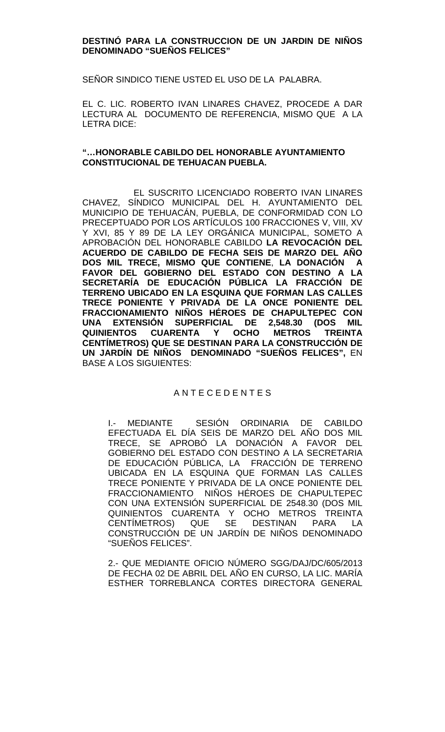**DESTINÓ PARA LA CONSTRUCCION DE UN JARDIN DE NIÑOS DENOMINADO "SUEÑOS FELICES"**

SEÑOR SINDICO TIENE USTED EL USO DE LA PALABRA.

EL C. LIC. ROBERTO IVAN LINARES CHAVEZ, PROCEDE A DAR LECTURA AL DOCUMENTO DE REFERENCIA, MISMO QUE A LA LETRA DICE:

**"…HONORABLE CABILDO DEL HONORABLE AYUNTAMIENTO CONSTITUCIONAL DE TEHUACAN PUEBLA.**

EL SUSCRITO LICENCIADO ROBERTO IVAN LINARES CHAVEZ, SÍNDICO MUNICIPAL DEL H. AYUNTAMIENTO DEL MUNICIPIO DE TEHUACÁN, PUEBLA, DE CONFORMIDAD CON LO PRECEPTUADO POR LOS ARTÍCULOS 100 FRACCIONES V, VIII, XV Y XVI, 85 Y 89 DE LA LEY ORGÁNICA MUNICIPAL, SOMETO A APROBACIÓN DEL HONORABLE CABILDO **LA REVOCACIÓN DEL ACUERDO DE CABILDO DE FECHA SEIS DE MARZO DEL AÑO DOS MIL TRECE, MISMO QUE CONTIENE**, **LA DONACIÓN A FAVOR DEL GOBIERNO DEL ESTADO CON DESTINO A LA SECRETARÍA DE EDUCACIÓN PÚBLICA LA FRACCIÓN DE TERRENO UBICADO EN LA ESQUINA QUE FORMAN LAS CALLES TRECE PONIENTE Y PRIVADA DE LA ONCE PONIENTE DEL FRACCIONAMIENTO NIÑOS HÉROES DE CHAPULTEPEC CON UNA EXTENSIÓN SUPERFICIAL DE 2,548.30 (DOS MIL QUINIENTOS CUARENTA Y OCHO METROS TREINTA CENTÍMETROS) QUE SE DESTINAN PARA LA CONSTRUCCIÓN DE UN JARDÍN DE NIÑOS DENOMINADO "SUEÑOS FELICES",** EN BASE A LOS SIGUIENTES:

A N T E C E D E N T E S

I.- MEDIANTE SESIÓN ORDINARIA DE CABILDO EFECTUADA EL DÍA SEIS DE MARZO DEL AÑO DOS MIL TRECE, SE APROBÓ LA DONACIÓN A FAVOR DEL GOBIERNO DEL ESTADO CON DESTINO A LA SECRETARIA DE EDUCACIÓN PÚBLICA, LA FRACCIÓN DE TERRENO UBICADA EN LA ESQUINA QUE FORMAN LAS CALLES TRECE PONIENTE Y PRIVADA DE LA ONCE PONIENTE DEL FRACCIONAMIENTO NIÑOS HÉROES DE CHAPULTEPEC CON UNA EXTENSIÓN SUPERFICIAL DE 2548.30 (DOS MIL QUINIENTOS CUARENTA Y OCHO METROS TREINTA CENTÍMETROS) QUE SE DESTINAN PARA LA CONSTRUCCIÓN DE UN JARDÍN DE NIÑOS DENOMINADO "SUEÑOS FELICES".

2.- QUE MEDIANTE OFICIO NÚMERO SGG/DAJ/DC/605/2013 DE FECHA 02 DE ABRIL DEL AÑO EN CURSO, LA LIC. MARÍA ESTHER TORREBLANCA CORTES DIRECTORA GENERAL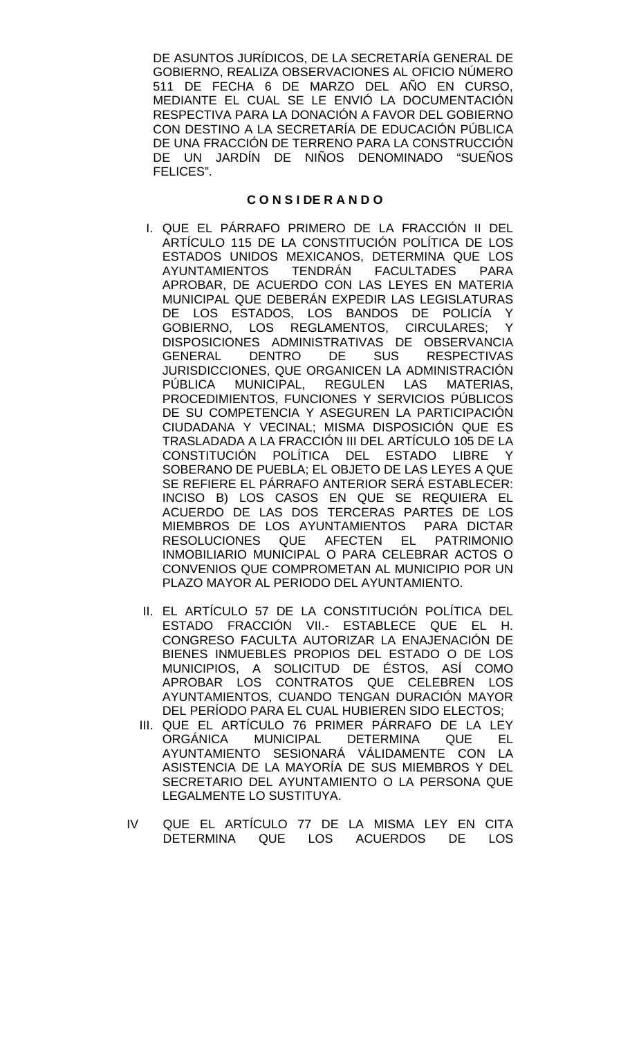DE ASUNTOS JURÍDICOS, DE LA SECRETARÍA GENERAL DE GOBIERNO, REALIZA OBSERVACIONES AL OFICIO NÚMERO 511 DE FECHA 6 DE MARZO DEL AÑO EN CURSO, MEDIANTE EL CUAL SE LE ENVIÓ LA DOCUMENTACIÓN RESPECTIVA PARA LA DONACIÓN A FAVOR DEL GOBIERNO CON DESTINO A LA SECRETARÍA DE EDUCACIÓN PÚBLICA DE UNA FRACCIÓN DE TERRENO PARA LA CONSTRUCCIÓN DE UN JARDÍN DE NIÑOS DENOMINADO "SUEÑOS FELICES".

**C O N S I DE R A N D O**

I. QUE EL PÁRRAFO PRIMERO DE LA FRACCIÓN II DEL ARTÍCULO 115 DE LA CONSTITUCIÓN POLÍTICA DE LOS ESTADOS UNIDOS MEXICANOS, DETERMINA QUE LOS AYUNTAMIENTOS TENDRÁN FACULTADES PARA APROBAR, DE ACUERDO CON LAS LEYES EN MATERIA MUNICIPAL QUE DEBERÁN EXPEDIR LAS LEGISLATURAS DE LOS ESTADOS, LOS BANDOS DE POLICÍA Y GOBIERNO, LOS REGLAMENTOS, CIRCULARES; Y DISPOSICIONES ADMINISTRATIVAS DE OBSERVANCIA GENERAL DENTRO DE SUS RESPECTIVAS JURISDICCIONES, QUE ORGANICEN LA ADMINISTRACIÓN PÚBLICA MUNICIPAL, REGULEN LAS MATERIAS, PROCEDIMIENTOS, FUNCIONES Y SERVICIOS PÚBLICOS DE SU COMPETENCIA Y ASEGUREN LA PARTICIPACIÓN CIUDADANA Y VECINAL; MISMA DISPOSICIÓN QUE ES TRASLADADA A LA FRACCIÓN III DEL ARTÍCULO 105 DE LA CONSTITUCIÓN POLÍTICA DEL ESTADO LIBRE Y SOBERANO DE PUEBLA; EL OBJETO DE LAS LEYES A QUE SE REFIERE EL PÁRRAFO ANTERIOR SERÁ ESTABLECER: INCISO B) LOS CASOS EN QUE SE REQUIERA EL ACUERDO DE LAS DOS TERCERAS PARTES DE LOS MIEMBROS DE LOS AYUNTAMIENTOS PARA DICTAR RESOLUCIONES QUE AFECTEN EL PATRIMONIO INMOBILIARIO MUNICIPAL O PARA CELEBRAR ACTOS O CONVENIOS QUE COMPROMETAN AL MUNICIPIO POR UN PLAZO MAYOR AL PERIODO DEL AYUNTAMIENTO.

II. EL ARTÍCULO 57 DE LA CONSTITUCIÓN POLÍTICA DEL ESTADO FRACCIÓN VII.- ESTABLECE QUE EL H. CONGRESO FACULTA AUTORIZAR LA ENAJENACIÓN DE BIENES INMUEBLES PROPIOS DEL ESTADO O DE LOS MUNICIPIOS, A SOLICITUD DE ÉSTOS, ASÍ COMO APROBAR LOS CONTRATOS QUE CELEBREN LOS AYUNTAMIENTOS, CUANDO TENGAN DURACIÓN MAYOR DEL PERÍODO PARA EL CUAL HUBIEREN SIDO ELECTOS;

III. QUE EL ARTÍCULO 76 PRIMER PÁRRAFO DE LA LEY ORGÁNICA MUNICIPAL QUE DETERMINA QUE EL AYUNTAMIENTO SESIONARÁ VÁLIDAMENTE CON LA ASISTENCIA DE LA MAYORÍA DE SUS MIEMBROS Y DEL SECRETARIO DEL AYUNTAMIENTO O LA PERSONA QUE LEGALMENTE LO SUSTITUYA.

IV QUE EL ARTÍCULO 77 DE LA MISMA LEY EN CITA DETERMINA QUE LOS ACUERDOS DE LOS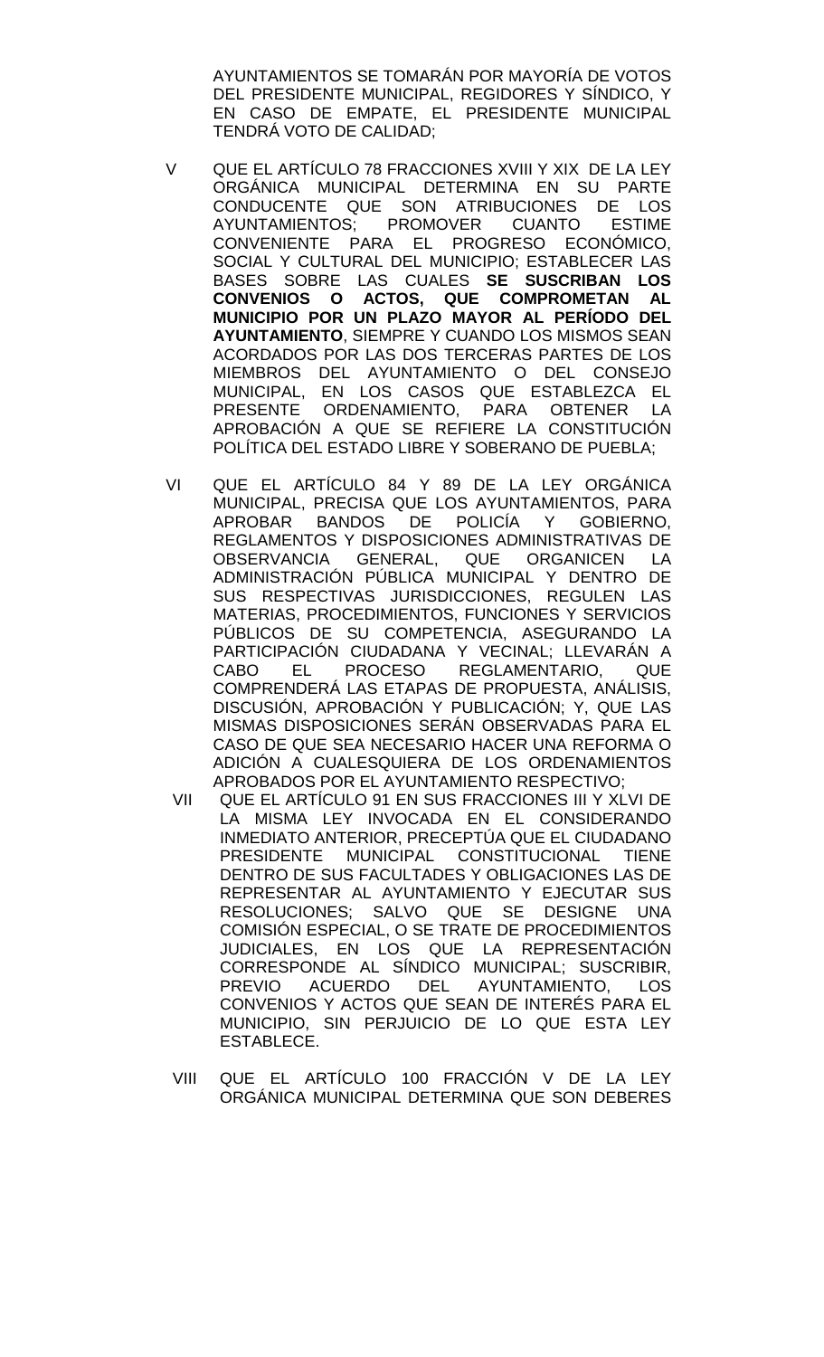AYUNTAMIENTOS SE TOMARÁN POR MAYORÍA DE VOTOS DEL PRESIDENTE MUNICIPAL, REGIDORES Y SÍNDICO, Y EN CASO DE EMPATE, EL PRESIDENTE MUNICIPAL TENDRÁ VOTO DE CALIDAD;

V QUE EL ARTÍCULO 78 FRACCIONES XVIII Y XIX DE LA LEY ORGÁNICA MUNICIPAL DETERMINA EN SU PARTE CONDUCENTE QUE SON ATRIBUCIONES DE LOS AYUNTAMIENTOS; PROMOVER CUANTO ESTIME CONVENIENTE PARA EL PROGRESO ECONÓMICO, SOCIAL Y CULTURAL DEL MUNICIPIO; ESTABLECER LAS BASES SOBRE LAS CUALES **SE SUSCRIBAN LOS CONVENIOS O ACTOS, QUE COMPROMETAN AL MUNICIPIO POR UN PLAZO MAYOR AL PERÍODO DEL AYUNTAMIENTO**, SIEMPRE Y CUANDO LOS MISMOS SEAN ACORDADOS POR LAS DOS TERCERAS PARTES DE LOS MIEMBROS DEL AYUNTAMIENTO O DEL CONSEJO MUNICIPAL, EN LOS CASOS QUE ESTABLEZCA EL PRESENTE ORDENAMIENTO, PARA OBTENER LA APROBACIÓN A QUE SE REFIERE LA CONSTITUCIÓN POLÍTICA DEL ESTADO LIBRE Y SOBERANO DE PUEBLA;

VI QUE EL ARTÍCULO 84 Y 89 DE LA LEY ORGÁNICA MUNICIPAL, PRECISA QUE LOS AYUNTAMIENTOS, PARA APROBAR BANDOS DE POLICÍA Y GOBIERNO, REGLAMENTOS Y DISPOSICIONES ADMINISTRATIVAS DE OBSERVANCIA GENERAL, QUE ORGANICEN LA ADMINISTRACIÓN PÚBLICA MUNICIPAL Y DENTRO DE SUS RESPECTIVAS JURISDICCIONES, REGULEN LAS MATERIAS, PROCEDIMIENTOS, FUNCIONES Y SERVICIOS PÚBLICOS DE SU COMPETENCIA, ASEGURANDO LA PARTICIPACIÓN CIUDADANA Y VECINAL; LLEVARÁN A CABO EL PROCESO REGLAMENTARIO, QUE COMPRENDERÁ LAS ETAPAS DE PROPUESTA, ANÁLISIS, DISCUSIÓN, APROBACIÓN Y PUBLICACIÓN; Y, QUE LAS MISMAS DISPOSICIONES SERÁN OBSERVADAS PARA EL CASO DE QUE SEA NECESARIO HACER UNA REFORMA O ADICIÓN A CUALESQUIERA DE LOS ORDENAMIENTOS APROBADOS POR EL AYUNTAMIENTO RESPECTIVO;

VII QUE EL ARTÍCULO 91 EN SUS FRACCIONES III Y XLVI DE LA MISMA LEY INVOCADA EN EL CONSIDERANDO INMEDIATO ANTERIOR, PRECEPTÚA QUE EL CIUDADANO PRESIDENTE MUNICIPAL CONSTITUCIONAL TIENE DENTRO DE SUS FACULTADES Y OBLIGACIONES LAS DE REPRESENTAR AL AYUNTAMIENTO Y EJECUTAR SUS RESOLUCIONES; SALVO QUE SE DESIGNE UNA COMISIÓN ESPECIAL, O SE TRATE DE PROCEDIMIENTOS JUDICIALES, EN LOS QUE LA REPRESENTACIÓN CORRESPONDE AL SÍNDICO MUNICIPAL; SUSCRIBIR, PREVIO ACUERDO DEL AYUNTAMIENTO, LOS CONVENIOS Y ACTOS QUE SEAN DE INTERÉS PARA EL MUNICIPIO, SIN PERJUICIO DE LO QUE ESTA LEY ESTABLECE.

VIII QUE EL ARTÍCULO 100 FRACCIÓN V DE LA LEY ORGÁNICA MUNICIPAL DETERMINA QUE SON DEBERES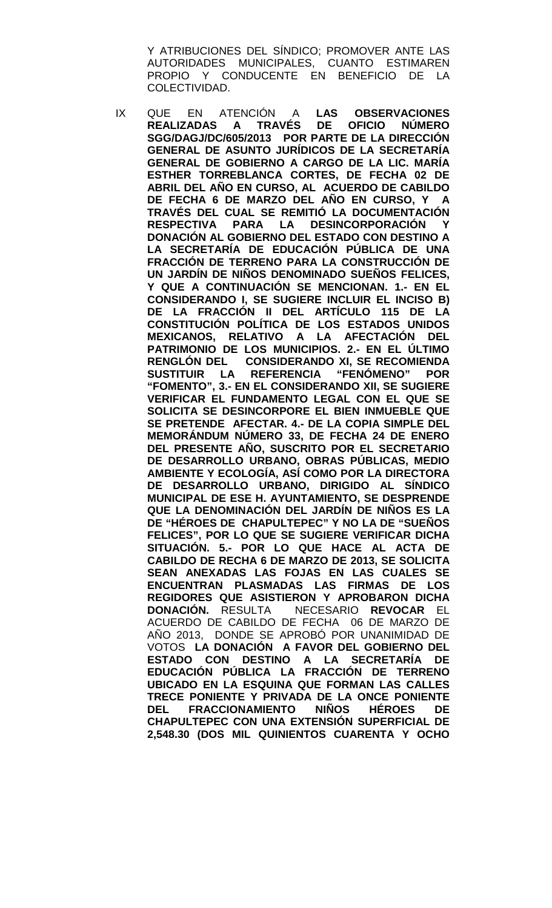Y ATRIBUCIONES DEL SÍNDICO; PROMOVER ANTE LAS AUTORIDADES MUNICIPALES, CUANTO ESTIMAREN PROPIO Y CONDUCENTE EN BENEFICIO DE LA COLECTIVIDAD.

IX QUE EN ATENCIÓN A **LAS OBSERVACIONES REALIZADAS A TRAVÉS DE OFICIO NÚMERO SGG/DAGJ/DC/605/2013 POR PARTE DE LA DIRECCIÓN GENERAL DE ASUNTO JURÍDICOS DE LA SECRETARÍA GENERAL DE GOBIERNO A CARGO DE LA LIC. MARÍA ESTHER TORREBLANCA CORTES, DE FECHA 02 DE ABRIL DEL AÑO EN CURSO, AL ACUERDO DE CABILDO DE FECHA 6 DE MARZO DEL AÑO EN CURSO, Y A TRAVÉS DEL CUAL SE REMITIÓ LA DOCUMENTACIÓN RESPECTIVA PARA LA DESINCORPORACIÓN Y DONACIÓN AL GOBIERNO DEL ESTADO CON DESTINO A LA SECRETARÍA DE EDUCACIÓN PÚBLICA DE UNA FRACCIÓN DE TERRENO PARA LA CONSTRUCCIÓN DE UN JARDÍN DE NIÑOS DENOMINADO SUEÑOS FELICES, Y QUE A CONTINUACIÓN SE MENCIONAN. 1.- EN EL CONSIDERANDO I, SE SUGIERE INCLUIR EL INCISO B) DE LA FRACCIÓN II DEL ARTÍCULO 115 DE LA CONSTITUCIÓN POLÍTICA DE LOS ESTADOS UNIDOS MEXICANOS, RELATIVO A LA AFECTACIÓN DEL PATRIMONIO DE LOS MUNICIPIOS. 2.- EN EL ÚLTIMO RENGLÓN DEL CONSIDERANDO XI, SE RECOMIENDA SUSTITUIR LA REFERENCIA "FENÓMENO" POR "FOMENTO", 3.- EN EL CONSIDERANDO XII, SE SUGIERE VERIFICAR EL FUNDAMENTO LEGAL CON EL QUE SE SOLICITA SE DESINCORPORE EL BIEN INMUEBLE QUE SE PRETENDE AFECTAR. 4.- DE LA COPIA SIMPLE DEL MEMORÁNDUM NÚMERO 33, DE FECHA 24 DE ENERO DEL PRESENTE AÑO, SUSCRITO POR EL SECRETARIO DE DESARROLLO URBANO, OBRAS PÚBLICAS, MEDIO AMBIENTE Y ECOLOGÍA, ASÍ COMO POR LA DIRECTORA DE DESARROLLO URBANO, DIRIGIDO AL SÍNDICO MUNICIPAL DE ESE H. AYUNTAMIENTO, SE DESPRENDE QUE LA DENOMINACIÓN DEL JARDÍN DE NIÑOS ES LA DE "HÉROES DE CHAPULTEPEC" Y NO LA DE "SUEÑOS FELICES", POR LO QUE SE SUGIERE VERIFICAR DICHA SITUACIÓN. 5.- POR LO QUE HACE AL ACTA DE CABILDO DE RECHA 6 DE MARZO DE 2013, SE SOLICITA SEAN ANEXADAS LAS FOJAS EN LAS CUALES SE ENCUENTRAN PLASMADAS LAS FIRMAS DE LOS REGIDORES QUE ASISTIERON Y APROBARON DICHA DONACIÓN.** RESULTA NECESARIO **REVOCAR** EL ACUERDO DE CABILDO DE FECHA 06 DE MARZO DE AÑO 2013, DONDE SE APROBÓ POR UNANIMIDAD DE VOTOS **LA DONACIÓN A FAVOR DEL GOBIERNO DEL ESTADO CON DESTINO A LA SECRETARÍA DE EDUCACIÓN PÚBLICA LA FRACCIÓN DE TERRENO UBICADO EN LA ESQUINA QUE FORMAN LAS CALLES TRECE PONIENTE Y PRIVADA DE LA ONCE PONIENTE DEL FRACCIONAMIENTO NIÑOS HÉROES DE CHAPULTEPEC CON UNA EXTENSIÓN SUPERFICIAL DE 2,548.30 (DOS MIL QUINIENTOS CUARENTA Y OCHO**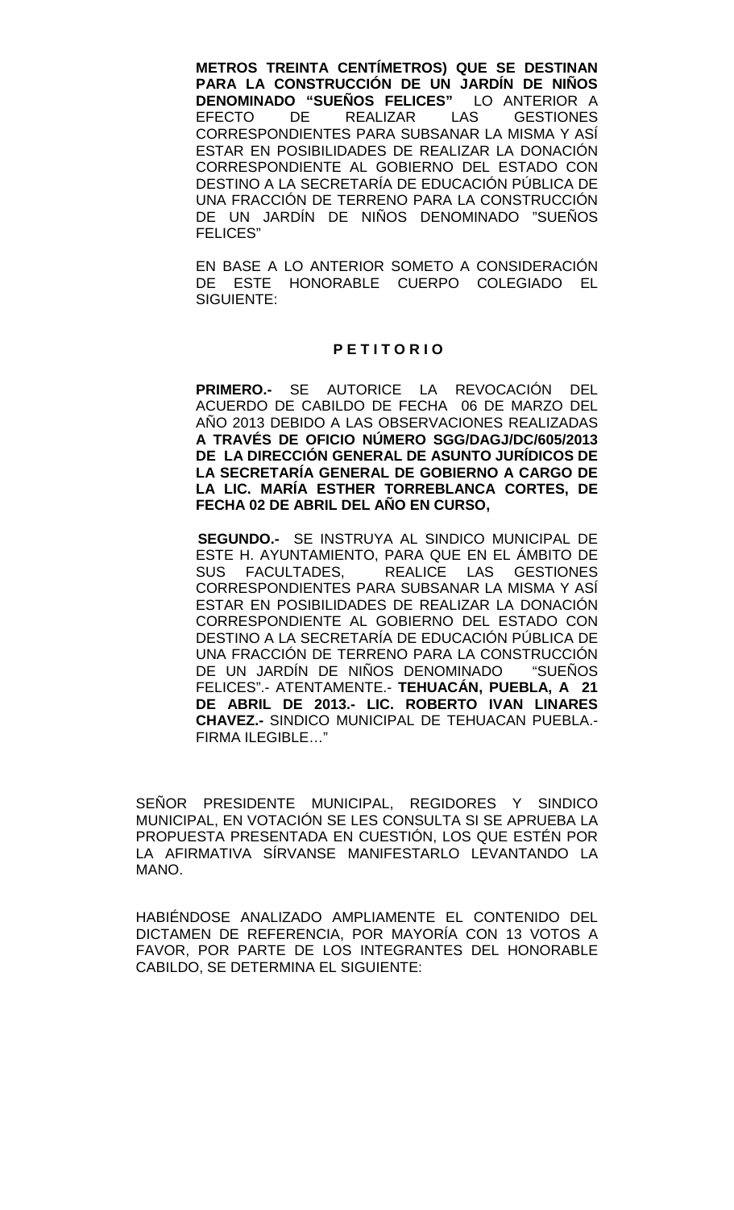**METROS TREINTA CENTÍMETROS) QUE SE DESTINAN PARA LA CONSTRUCCIÓN DE UN JARDÍN DE NIÑOS DENOMINADO "SUEÑOS FELICES"** LO ANTERIOR A EFECTO DE REALIZAR LAS GESTIONES CORRESPONDIENTES PARA SUBSANAR LA MISMA Y ASÍ ESTAR EN POSIBILIDADES DE REALIZAR LA DONACIÓN CORRESPONDIENTE AL GOBIERNO DEL ESTADO CON DESTINO A LA SECRETARÍA DE EDUCACIÓN PÚBLICA DE UNA FRACCIÓN DE TERRENO PARA LA CONSTRUCCIÓN DE UN JARDÍN DE NIÑOS DENOMINADO "SUEÑOS FELICES"

EN BASE A LO ANTERIOR SOMETO A CONSIDERACIÓN DE ESTE HONORABLE CUERPO COLEGIADO EL SIGUIENTE:

**P E T I T O R I O**

**PRIMERO.-** SE AUTORICE LA REVOCACIÓN DEL ACUERDO DE CABILDO DE FECHA 06 DE MARZO DEL AÑO 2013 DEBIDO A LAS OBSERVACIONES REALIZADAS **A TRAVÉS DE OFICIO NÚMERO SGG/DAGJ/DC/605/2013 DE LA DIRECCIÓN GENERAL DE ASUNTO JURÍDICOS DE LA SECRETARÍA GENERAL DE GOBIERNO A CARGO DE LA LIC. MARÍA ESTHER TORREBLANCA CORTES, DE FECHA 02 DE ABRIL DEL AÑO EN CURSO,**

**SEGUNDO.-** SE INSTRUYA AL SINDICO MUNICIPAL DE ESTE H. AYUNTAMIENTO, PARA QUE EN EL ÁMBITO DE SUS FACULTADES, REALICE LAS GESTIONES CORRESPONDIENTES PARA SUBSANAR LA MISMA Y ASÍ ESTAR EN POSIBILIDADES DE REALIZAR LA DONACIÓN CORRESPONDIENTE AL GOBIERNO DEL ESTADO CON DESTINO A LA SECRETARÍA DE EDUCACIÓN PÚBLICA DE UNA FRACCIÓN DE TERRENO PARA LA CONSTRUCCIÓN DE UN JARDÍN DE NIÑOS DENOMINADO "SUEÑOS FELICES".- ATENTAMENTE.- **TEHUACÁN, PUEBLA, A 21 DE ABRIL DE 2013.- LIC. ROBERTO IVAN LINARES CHAVEZ.-** SINDICO MUNICIPAL DE TEHUACAN PUEBLA.- FIRMA ILEGIBLE…"

SEÑOR PRESIDENTE MUNICIPAL, REGIDORES Y SINDICO MUNICIPAL, EN VOTACIÓN SE LES CONSULTA SI SE APRUEBA LA PROPUESTA PRESENTADA EN CUESTIÓN, LOS QUE ESTÉN POR LA AFIRMATIVA SÍRVANSE MANIFESTARLO LEVANTANDO LA MANO.

HABIÉNDOSE ANALIZADO AMPLIAMENTE EL CONTENIDO DEL DICTAMEN DE REFERENCIA, POR MAYORÍA CON 13 VOTOS A FAVOR, POR PARTE DE LOS INTEGRANTES DEL HONORABLE CABILDO, SE DETERMINA EL SIGUIENTE: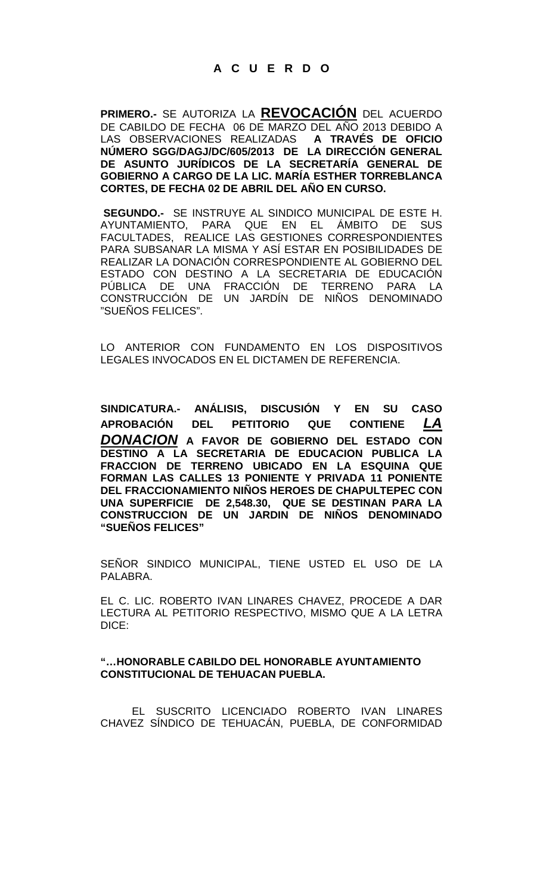## A C U E R D O

**PRIMERO.-** SE AUTORIZA LA **REVOCACIÓN** DEL ACUERDO DE CABILDO DE FECHA 06 DE MARZO DEL AÑO 2013 DEBIDO A LAS OBSERVACIONES REALIZADAS **A TRAVÉS DE OFICIO NÚMERO SGG/DAGJ/DC/605/2013 DE LA DIRECCIÓN GENERAL DE ASUNTO JURÍDICOS DE LA SECRETARÍA GENERAL DE GOBIERNO A CARGO DE LA LIC. MARÍA ESTHER TORREBLANCA CORTES, DE FECHA 02 DE ABRIL DEL AÑO EN CURSO.**

**SEGUNDO.-** SE INSTRUYE AL SINDICO MUNICIPAL DE ESTE H. AYUNTAMIENTO, PARA QUE EN EL ÁMBITO DE SUS FACULTADES, REALICE LAS GESTIONES CORRESPONDIENTES PARA SUBSANAR LA MISMA Y ASÍ ESTAR EN POSIBILIDADES DE REALIZAR LA DONACIÓN CORRESPONDIENTE AL GOBIERNO DEL ESTADO CON DESTINO A LA SECRETARIA DE EDUCACIÓN PÚBLICA DE UNA FRACCIÓN DE TERRENO PARA LA CONSTRUCCIÓN DE UN JARDÍN DE NIÑOS DENOMINADO "SUEÑOS FELICES".

LO ANTERIOR CON FUNDAMENTO EN LOS DISPOSITIVOS LEGALES INVOCADOS EN EL DICTAMEN DE REFERENCIA.

**SINDICATURA.- ANÁLISIS, DISCUSIÓN Y EN SU CASO APROBACIÓN DEL PETITORIO QUE CONTIENE *LA DONACION* A FAVOR DE GOBIERNO DEL ESTADO CON DESTINO A LA SECRETARIA DE EDUCACION PUBLICA LA FRACCION DE TERRENO UBICADO EN LA ESQUINA QUE FORMAN LAS CALLES 13 PONIENTE Y PRIVADA 11 PONIENTE DEL FRACCIONAMIENTO NIÑOS HEROES DE CHAPULTEPEC CON UNA SUPERFICIE DE 2,548.30, QUE SE DESTINAN PARA LA CONSTRUCCION DE UN JARDIN DE NIÑOS DENOMINADO "SUEÑOS FELICES"**

SEÑOR SINDICO MUNICIPAL, TIENE USTED EL USO DE LA PALABRA.

EL C. LIC. ROBERTO IVAN LINARES CHAVEZ, PROCEDE A DAR LECTURA AL PETITORIO RESPECTIVO, MISMO QUE A LA LETRA DICE:

**"…HONORABLE CABILDO DEL HONORABLE AYUNTAMIENTO CONSTITUCIONAL DE TEHUACAN PUEBLA.**

EL SUSCRITO LICENCIADO ROBERTO IVAN LINARES CHAVEZ SÍNDICO DE TEHUACÁN, PUEBLA, DE CONFORMIDAD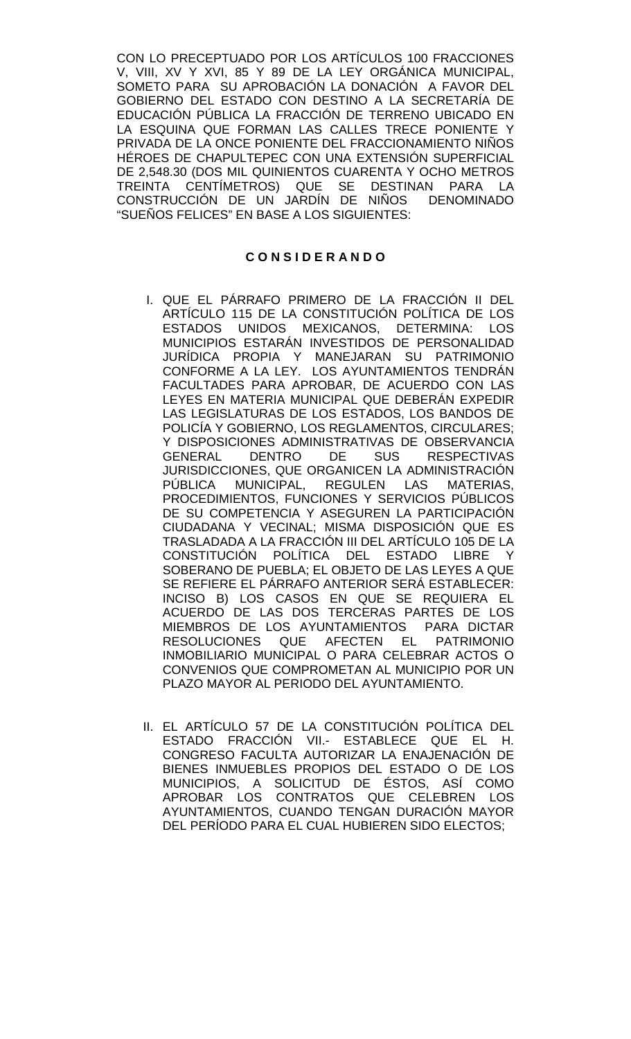CON LO PRECEPTUADO POR LOS ARTÍCULOS 100 FRACCIONES V, VIII, XV Y XVI, 85 Y 89 DE LA LEY ORGÁNICA MUNICIPAL, SOMETO PARA SU APROBACIÓN LA DONACIÓN A FAVOR DEL GOBIERNO DEL ESTADO CON DESTINO A LA SECRETARÍA DE EDUCACIÓN PÚBLICA LA FRACCIÓN DE TERRENO UBICADO EN LA ESQUINA QUE FORMAN LAS CALLES TRECE PONIENTE Y PRIVADA DE LA ONCE PONIENTE DEL FRACCIONAMIENTO NIÑOS HÉROES DE CHAPULTEPEC CON UNA EXTENSIÓN SUPERFICIAL DE 2,548.30 (DOS MIL QUINIENTOS CUARENTA Y OCHO METROS TREINTA CENTÍMETROS) QUE SE DESTINAN PARA LA CONSTRUCCIÓN DE UN JARDÍN DE NIÑOS DENOMINADO “SUEÑOS FELICES” EN BASE A LOS SIGUIENTES:

**C O N S I D E R A N D O**

I. QUE EL PÁRRAFO PRIMERO DE LA FRACCIÓN II DEL ARTÍCULO 115 DE LA CONSTITUCIÓN POLÍTICA DE LOS ESTADOS UNIDOS MEXICANOS, DETERMINA: LOS MUNICIPIOS ESTARÁN INVESTIDOS DE PERSONALIDAD JURÍDICA PROPIA Y MANEJARAN SU PATRIMONIO CONFORME A LA LEY. LOS AYUNTAMIENTOS TENDRÁN FACULTADES PARA APROBAR, DE ACUERDO CON LAS LEYES EN MATERIA MUNICIPAL QUE DEBERÁN EXPEDIR LAS LEGISLATURAS DE LOS ESTADOS, LOS BANDOS DE POLICÍA Y GOBIERNO, LOS REGLAMENTOS, CIRCULARES; Y DISPOSICIONES ADMINISTRATIVAS DE OBSERVANCIA GENERAL DENTRO DE SUS RESPECTIVAS JURISDICCIONES, QUE ORGANICEN LA ADMINISTRACIÓN PÚBLICA MUNICIPAL, REGULEN LAS MATERIAS, PROCEDIMIENTOS, FUNCIONES Y SERVICIOS PÚBLICOS DE SU COMPETENCIA Y ASEGUREN LA PARTICIPACIÓN CIUDADANA Y VECINAL; MISMA DISPOSICIÓN QUE ES TRASLADADA A LA FRACCIÓN III DEL ARTÍCULO 105 DE LA CONSTITUCIÓN POLÍTICA DEL ESTADO LIBRE Y SOBERANO DE PUEBLA; EL OBJETO DE LAS LEYES A QUE SE REFIERE EL PÁRRAFO ANTERIOR SERÁ ESTABLECER: INCISO B) LOS CASOS EN QUE SE REQUIERA EL ACUERDO DE LAS DOS TERCERAS PARTES DE LOS MIEMBROS DE LOS AYUNTAMIENTOS PARA DICTAR RESOLUCIONES QUE AFECTEN EL PATRIMONIO INMOBILIARIO MUNICIPAL O PARA CELEBRAR ACTOS O CONVENIOS QUE COMPROMETAN AL MUNICIPIO POR UN PLAZO MAYOR AL PERIODO DEL AYUNTAMIENTO.

II. EL ARTÍCULO 57 DE LA CONSTITUCIÓN POLÍTICA DEL ESTADO FRACCIÓN VII.- ESTABLECE QUE EL H. CONGRESO FACULTA AUTORIZAR LA ENAJENACIÓN DE BIENES INMUEBLES PROPIOS DEL ESTADO O DE LOS MUNICIPIOS, A SOLICITUD DE ÉSTOS, ASÍ COMO APROBAR LOS CONTRATOS QUE CELEBREN LOS AYUNTAMIENTOS, CUANDO TENGAN DURACIÓN MAYOR DEL PERÍODO PARA EL CUAL HUBIEREN SIDO ELECTOS;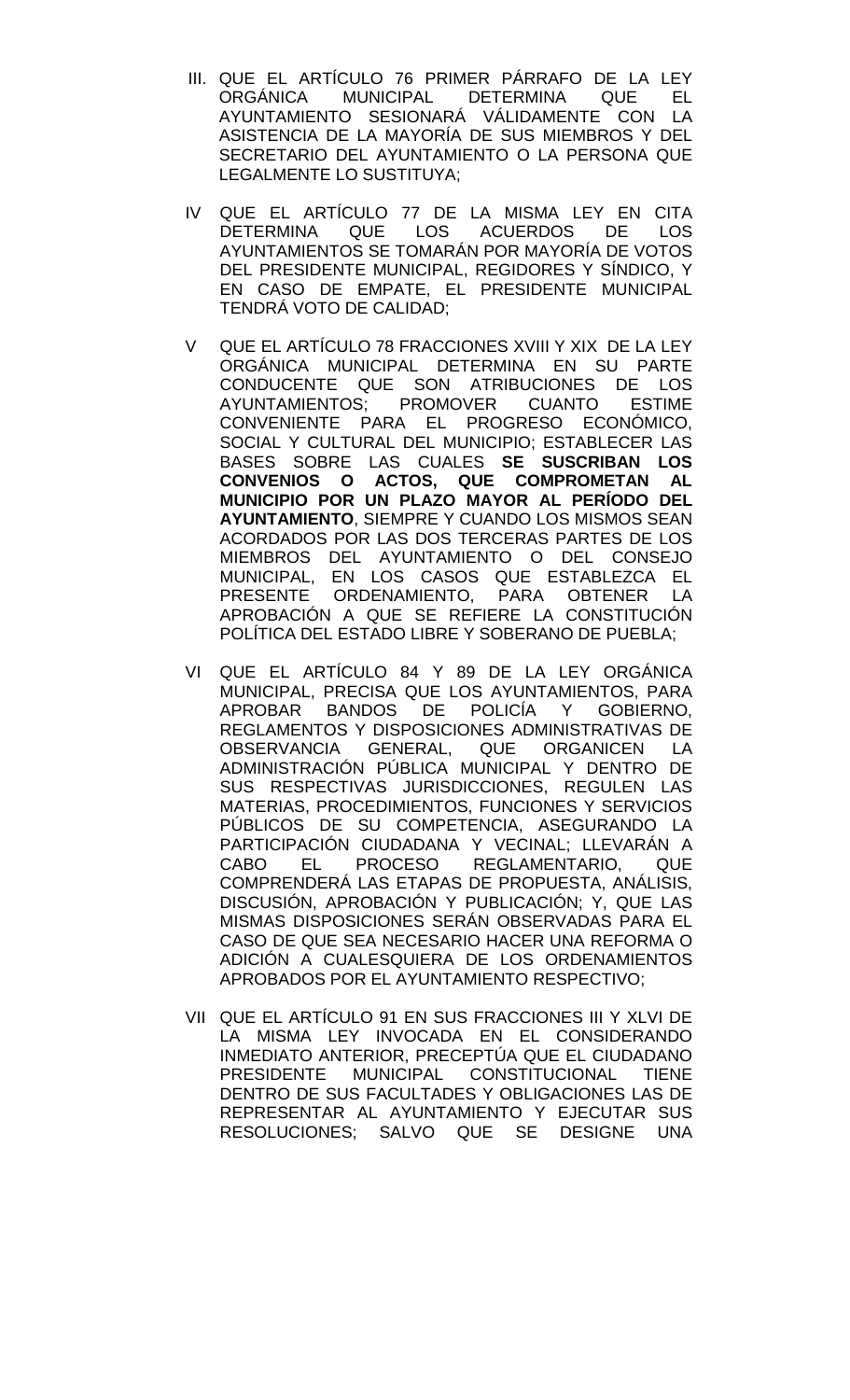III. QUE EL ARTÍCULO 76 PRIMER PÁRRAFO DE LA LEY ORGÁNICA MUNICIPAL DETERMINA QUE EL AYUNTAMIENTO SESIONARÁ VÁLIDAMENTE CON LA ASISTENCIA DE LA MAYORÍA DE SUS MIEMBROS Y DEL SECRETARIO DEL AYUNTAMIENTO O LA PERSONA QUE LEGALMENTE LO SUSTITUYA;

IV QUE EL ARTÍCULO 77 DE LA MISMA LEY EN CITA DETERMINA QUE LOS ACUERDOS DE LOS AYUNTAMIENTOS SE TOMARÁN POR MAYORÍA DE VOTOS DEL PRESIDENTE MUNICIPAL, REGIDORES Y SÍNDICO, Y EN CASO DE EMPATE, EL PRESIDENTE MUNICIPAL TENDRÁ VOTO DE CALIDAD;

V QUE EL ARTÍCULO 78 FRACCIONES XVIII Y XIX DE LA LEY ORGÁNICA MUNICIPAL DETERMINA EN SU PARTE CONDUCENTE QUE SON ATRIBUCIONES DE LOS AYUNTAMIENTOS; PROMOVER CUANTO ESTIME CONVENIENTE PARA EL PROGRESO ECONÓMICO, SOCIAL Y CULTURAL DEL MUNICIPIO; ESTABLECER LAS BASES SOBRE LAS CUALES **SE SUSCRIBAN LOS CONVENIOS O ACTOS, QUE COMPROMETAN AL MUNICIPIO POR UN PLAZO MAYOR AL PERÍODO DEL AYUNTAMIENTO**, SIEMPRE Y CUANDO LOS MISMOS SEAN ACORDADOS POR LAS DOS TERCERAS PARTES DE LOS MIEMBROS DEL AYUNTAMIENTO O DEL CONSEJO MUNICIPAL, EN LOS CASOS QUE ESTABLEZCA EL PRESENTE ORDENAMIENTO, PARA OBTENER LA APROBACIÓN A QUE SE REFIERE LA CONSTITUCIÓN POLÍTICA DEL ESTADO LIBRE Y SOBERANO DE PUEBLA;

VI QUE EL ARTÍCULO 84 Y 89 DE LA LEY ORGÁNICA MUNICIPAL, PRECISA QUE LOS AYUNTAMIENTOS, PARA APROBAR BANDOS DE POLICÍA Y GOBIERNO, REGLAMENTOS Y DISPOSICIONES ADMINISTRATIVAS DE OBSERVANCIA GENERAL, QUE ORGANICEN LA ADMINISTRACIÓN PÚBLICA MUNICIPAL Y DENTRO DE SUS RESPECTIVAS JURISDICCIONES, REGULEN LAS MATERIAS, PROCEDIMIENTOS, FUNCIONES Y SERVICIOS PÚBLICOS DE SU COMPETENCIA, ASEGURANDO LA PARTICIPACIÓN CIUDADANA Y VECINAL; LLEVARÁN A CABO EL PROCESO REGLAMENTARIO, QUE COMPRENDERÁ LAS ETAPAS DE PROPUESTA, ANÁLISIS, DISCUSIÓN, APROBACIÓN Y PUBLICACIÓN; Y, QUE LAS MISMAS DISPOSICIONES SERÁN OBSERVADAS PARA EL CASO DE QUE SEA NECESARIO HACER UNA REFORMA O ADICIÓN A CUALESQUIERA DE LOS ORDENAMIENTOS APROBADOS POR EL AYUNTAMIENTO RESPECTIVO;

VII QUE EL ARTÍCULO 91 EN SUS FRACCIONES III Y XLVI DE LA MISMA LEY INVOCADA EN EL CONSIDERANDO INMEDIATO ANTERIOR, PRECEPTÚA QUE EL CIUDADANO PRESIDENTE MUNICIPAL CONSTITUCIONAL TIENE DENTRO DE SUS FACULTADES Y OBLIGACIONES LAS DE REPRESENTAR AL AYUNTAMIENTO Y EJECUTAR SUS RESOLUCIONES; SALVO QUE SE DESIGNE UNA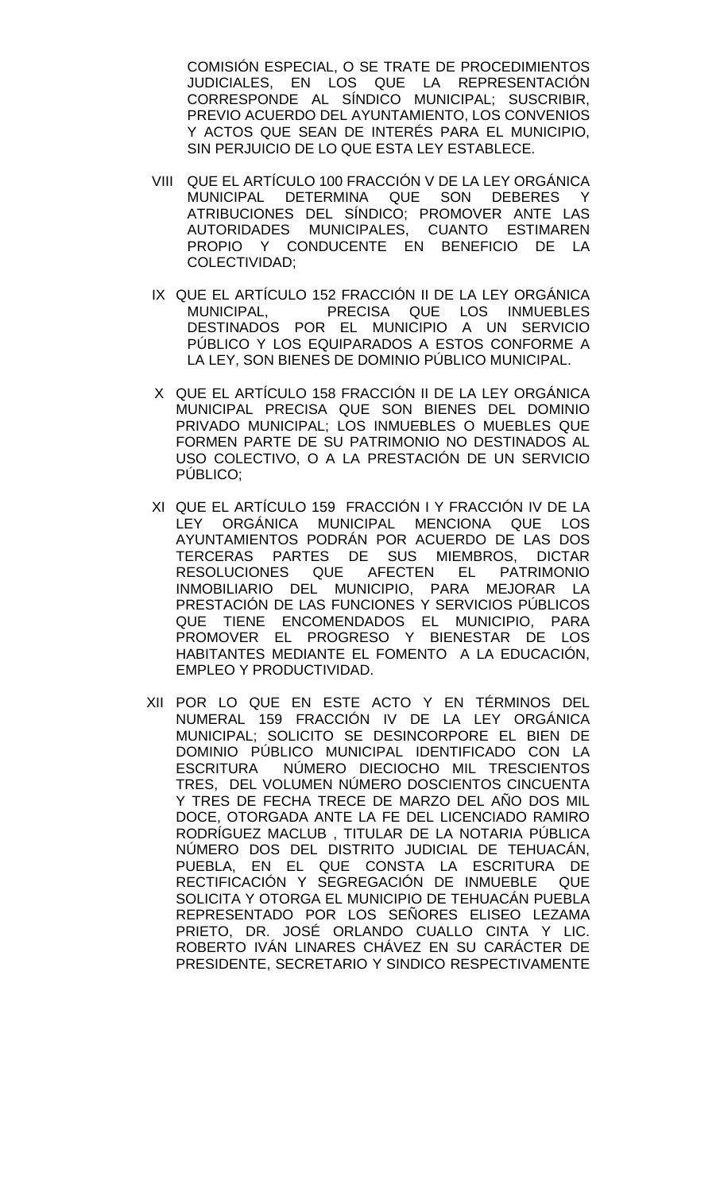COMISIÓN ESPECIAL, O SE TRATE DE PROCEDIMIENTOS JUDICIALES, EN LOS QUE LA REPRESENTACIÓN CORRESPONDE AL SÍNDICO MUNICIPAL; SUSCRIBIR, PREVIO ACUERDO DEL AYUNTAMIENTO, LOS CONVENIOS Y ACTOS QUE SEAN DE INTERÉS PARA EL MUNICIPIO, SIN PERJUICIO DE LO QUE ESTA LEY ESTABLECE.

VIII QUE EL ARTÍCULO 100 FRACCIÓN V DE LA LEY ORGÁNICA MUNICIPAL DETERMINA QUE SON DEBERES Y ATRIBUCIONES DEL SÍNDICO; PROMOVER ANTE LAS AUTORIDADES MUNICIPALES, CUANTO ESTIMAREN PROPIO Y CONDUCENTE EN BENEFICIO DE LA COLECTIVIDAD;

IX QUE EL ARTÍCULO 152 FRACCIÓN II DE LA LEY ORGÁNICA MUNICIPAL, PRECISA QUE LOS INMUEBLES DESTINADOS POR EL MUNICIPIO A UN SERVICIO PÚBLICO Y LOS EQUIPARADOS A ESTOS CONFORME A LA LEY, SON BIENES DE DOMINIO PÚBLICO MUNICIPAL.

X QUE EL ARTÍCULO 158 FRACCIÓN II DE LA LEY ORGÁNICA MUNICIPAL PRECISA QUE SON BIENES DEL DOMINIO PRIVADO MUNICIPAL; LOS INMUEBLES O MUEBLES QUE FORMEN PARTE DE SU PATRIMONIO NO DESTINADOS AL USO COLECTIVO, O A LA PRESTACIÓN DE UN SERVICIO PÚBLICO;

XI QUE EL ARTÍCULO 159 FRACCIÓN I Y FRACCIÓN IV DE LA LEY ORGÁNICA MUNICIPAL MENCIONA QUE LOS AYUNTAMIENTOS PODRÁN POR ACUERDO DE LAS DOS TERCERAS PARTES DE SUS MIEMBROS, DICTAR RESOLUCIONES QUE AFECTEN EL PATRIMONIO INMOBILIARIO DEL MUNICIPIO, PARA MEJORAR LA PRESTACIÓN DE LAS FUNCIONES Y SERVICIOS PÚBLICOS QUE TIENE ENCOMENDADOS EL MUNICIPIO, PARA PROMOVER EL PROGRESO Y BIENESTAR DE LOS HABITANTES MEDIANTE EL FOMENTO A LA EDUCACIÓN, EMPLEO Y PRODUCTIVIDAD.

XII POR LO QUE EN ESTE ACTO Y EN TÉRMINOS DEL NUMERAL 159 FRACCIÓN IV DE LA LEY ORGÁNICA MUNICIPAL; SOLICITO SE DESINCORPORE EL BIEN DE DOMINIO PÚBLICO MUNICIPAL IDENTIFICADO CON LA ESCRITURA NÚMERO DIECIOCHO MIL TRESCIENTOS TRES, DEL VOLUMEN NÚMERO DOSCIENTOS CINCUENTA Y TRES DE FECHA TRECE DE MARZO DEL AÑO DOS MIL DOCE, OTORGADA ANTE LA FE DEL LICENCIADO RAMIRO RODRÍGUEZ MACLUB , TITULAR DE LA NOTARIA PÚBLICA NÚMERO DOS DEL DISTRITO JUDICIAL DE TEHUACÁN, PUEBLA, EN EL QUE CONSTA LA ESCRITURA DE RECTIFICACIÓN Y SEGREGACIÓN DE INMUEBLE QUE SOLICITA Y OTORGA EL MUNICIPIO DE TEHUACÁN PUEBLA REPRESENTADO POR LOS SEÑORES ELISEO LEZAMA PRIETO, DR. JOSÉ ORLANDO CUALLO CINTA Y LIC. ROBERTO IVÁN LINARES CHÁVEZ EN SU CARÁCTER DE PRESIDENTE, SECRETARIO Y SINDICO RESPECTIVAMENTE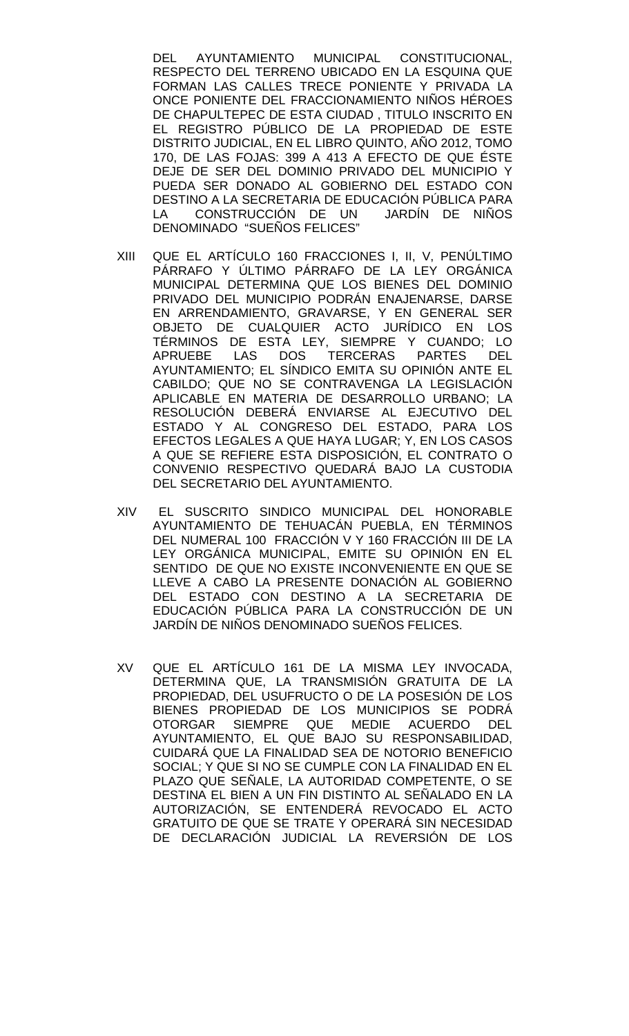DEL AYUNTAMIENTO MUNICIPAL CONSTITUCIONAL, RESPECTO DEL TERRENO UBICADO EN LA ESQUINA QUE FORMAN LAS CALLES TRECE PONIENTE Y PRIVADA LA ONCE PONIENTE DEL FRACCIONAMIENTO NIÑOS HÉROES DE CHAPULTEPEC DE ESTA CIUDAD , TITULO INSCRITO EN EL REGISTRO PÚBLICO DE LA PROPIEDAD DE ESTE DISTRITO JUDICIAL, EN EL LIBRO QUINTO, AÑO 2012, TOMO 170, DE LAS FOJAS: 399 A 413 A EFECTO DE QUE ÉSTE DEJE DE SER DEL DOMINIO PRIVADO DEL MUNICIPIO Y PUEDA SER DONADO AL GOBIERNO DEL ESTADO CON DESTINO A LA SECRETARIA DE EDUCACIÓN PÚBLICA PARA LA CONSTRUCCIÓN DE UN JARDÍN DE NIÑOS DENOMINADO "SUEÑOS FELICES"

XIII QUE EL ARTÍCULO 160 FRACCIONES I, II, V, PENÚLTIMO PÁRRAFO Y ÚLTIMO PÁRRAFO DE LA LEY ORGÁNICA MUNICIPAL DETERMINA QUE LOS BIENES DEL DOMINIO PRIVADO DEL MUNICIPIO PODRÁN ENAJENARSE, DARSE EN ARRENDAMIENTO, GRAVARSE, Y EN GENERAL SER OBJETO DE CUALQUIER ACTO JURÍDICO EN LOS TÉRMINOS DE ESTA LEY, SIEMPRE Y CUANDO; LO APRUEBE LAS DOS TERCERAS PARTES DEL AYUNTAMIENTO; EL SÍNDICO EMITA SU OPINIÓN ANTE EL CABILDO; QUE NO SE CONTRAVENGA LA LEGISLACIÓN APLICABLE EN MATERIA DE DESARROLLO URBANO; LA RESOLUCIÓN DEBERÁ ENVIARSE AL EJECUTIVO DEL ESTADO Y AL CONGRESO DEL ESTADO, PARA LOS EFECTOS LEGALES A QUE HAYA LUGAR; Y, EN LOS CASOS A QUE SE REFIERE ESTA DISPOSICIÓN, EL CONTRATO O CONVENIO RESPECTIVO QUEDARÁ BAJO LA CUSTODIA DEL SECRETARIO DEL AYUNTAMIENTO.

XIV EL SUSCRITO SINDICO MUNICIPAL DEL HONORABLE AYUNTAMIENTO DE TEHUACÁN PUEBLA, EN TÉRMINOS DEL NUMERAL 100 FRACCIÓN V Y 160 FRACCIÓN III DE LA LEY ORGÁNICA MUNICIPAL, EMITE SU OPINIÓN EN EL SENTIDO DE QUE NO EXISTE INCONVENIENTE EN QUE SE LLEVE A CABO LA PRESENTE DONACIÓN AL GOBIERNO DEL ESTADO CON DESTINO A LA SECRETARIA DE EDUCACIÓN PÚBLICA PARA LA CONSTRUCCIÓN DE UN JARDÍN DE NIÑOS DENOMINADO SUEÑOS FELICES.

XV QUE EL ARTÍCULO 161 DE LA MISMA LEY INVOCADA, DETERMINA QUE, LA TRANSMISIÓN GRATUITA DE LA PROPIEDAD, DEL USUFRUCTO O DE LA POSESIÓN DE LOS BIENES PROPIEDAD DE LOS MUNICIPIOS SE PODRÁ OTORGAR SIEMPRE QUE MEDIE ACUERDO DEL AYUNTAMIENTO, EL QUE BAJO SU RESPONSABILIDAD, CUIDARÁ QUE LA FINALIDAD SEA DE NOTORIO BENEFICIO SOCIAL; Y QUE SI NO SE CUMPLE CON LA FINALIDAD EN EL PLAZO QUE SEÑALE, LA AUTORIDAD COMPETENTE, O SE DESTINA EL BIEN A UN FIN DISTINTO AL SEÑALADO EN LA AUTORIZACIÓN, SE ENTENDERÁ REVOCADO EL ACTO GRATUITO DE QUE SE TRATE Y OPERARÁ SIN NECESIDAD DE DECLARACIÓN JUDICIAL LA REVERSIÓN DE LOS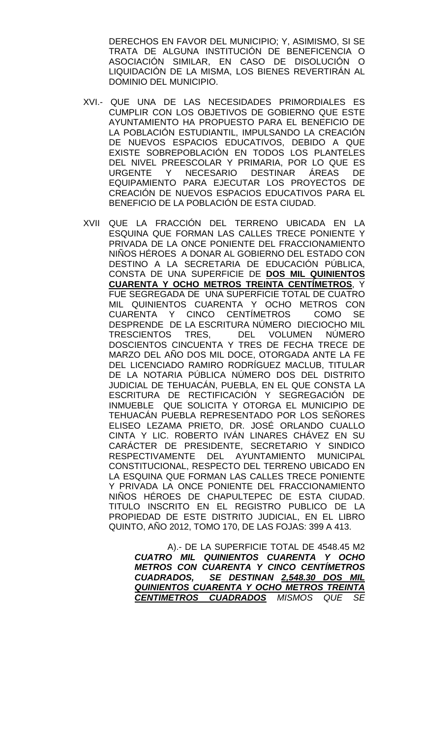DERECHOS EN FAVOR DEL MUNICIPIO; Y, ASIMISMO, SI SE TRATA DE ALGUNA INSTITUCIÓN DE BENEFICENCIA O ASOCIACIÓN SIMILAR, EN CASO DE DISOLUCIÓN O LIQUIDACIÓN DE LA MISMA, LOS BIENES REVERTIRÁN AL DOMINIO DEL MUNICIPIO.

XVI.- QUE UNA DE LAS NECESIDADES PRIMORDIALES ES CUMPLIR CON LOS OBJETIVOS DE GOBIERNO QUE ESTE AYUNTAMIENTO HA PROPUESTO PARA EL BENEFICIO DE LA POBLACIÓN ESTUDIANTIL, IMPULSANDO LA CREACIÓN DE NUEVOS ESPACIOS EDUCATIVOS, DEBIDO A QUE EXISTE SOBREPOBLACIÓN EN TODOS LOS PLANTELES DEL NIVEL PREESCOLAR Y PRIMARIA, POR LO QUE ES URGENTE Y NECESARIO DESTINAR ÁREAS DE EQUIPAMIENTO PARA EJECUTAR LOS PROYECTOS DE CREACIÓN DE NUEVOS ESPACIOS EDUCATIVOS PARA EL BENEFICIO DE LA POBLACIÓN DE ESTA CIUDAD.

XVII QUE LA FRACCIÓN DEL TERRENO UBICADA EN LA ESQUINA QUE FORMAN LAS CALLES TRECE PONIENTE Y PRIVADA DE LA ONCE PONIENTE DEL FRACCIONAMIENTO NIÑOS HÉROES A DONAR AL GOBIERNO DEL ESTADO CON DESTINO A LA SECRETARIA DE EDUCACIÓN PÚBLICA, CONSTA DE UNA SUPERFICIE DE **DOS MIL QUINIENTOS CUARENTA Y OCHO METROS TREINTA CENTÍMETROS**, Y FUE SEGREGADA DE UNA SUPERFICIE TOTAL DE CUATRO MIL QUINIENTOS CUARENTA Y OCHO METROS CON CUARENTA Y CINCO CENTÍMETROS COMO SE DESPRENDE DE LA ESCRITURA NÚMERO DIECIOCHO MIL TRESCIENTOS TRES, DEL VOLUMEN NÚMERO DOSCIENTOS CINCUENTA Y TRES DE FECHA TRECE DE MARZO DEL AÑO DOS MIL DOCE, OTORGADA ANTE LA FE DEL LICENCIADO RAMIRO RODRÍGUEZ MACLUB, TITULAR DE LA NOTARIA PÚBLICA NÚMERO DOS DEL DISTRITO JUDICIAL DE TEHUACÁN, PUEBLA, EN EL QUE CONSTA LA ESCRITURA DE RECTIFICACIÓN Y SEGREGACIÓN DE INMUEBLE QUE SOLICITA Y OTORGA EL MUNICIPIO DE TEHUACÁN PUEBLA REPRESENTADO POR LOS SEÑORES ELISEO LEZAMA PRIETO, DR. JOSÉ ORLANDO CUALLO CINTA Y LIC. ROBERTO IVÁN LINARES CHÁVEZ EN SU CARÁCTER DE PRESIDENTE, SECRETARIO Y SINDICO RESPECTIVAMENTE DEL AYUNTAMIENTO MUNICIPAL CONSTITUCIONAL, RESPECTO DEL TERRENO UBICADO EN LA ESQUINA QUE FORMAN LAS CALLES TRECE PONIENTE Y PRIVADA LA ONCE PONIENTE DEL FRACCIONAMIENTO NIÑOS HÉROES DE CHAPULTEPEC DE ESTA CIUDAD. TITULO INSCRITO EN EL REGISTRO PUBLICO DE LA PROPIEDAD DE ESTE DISTRITO JUDICIAL, EN EL LIBRO QUINTO, AÑO 2012, TOMO 170, DE LAS FOJAS: 399 A 413.

A).- DE LA SUPERFICIE TOTAL DE 4548.45 M2 ***CUATRO MIL QUINIENTOS CUARENTA Y OCHO METROS CON CUARENTA Y CINCO CENTÍMETROS CUADRADOS, SE DESTINAN <u>2,548.30 DOS MIL QUINIENTOS CUARENTA Y OCHO METROS TREINTA CENTIMETROS CUADRADOS</u>*** *MISMOS QUE SE*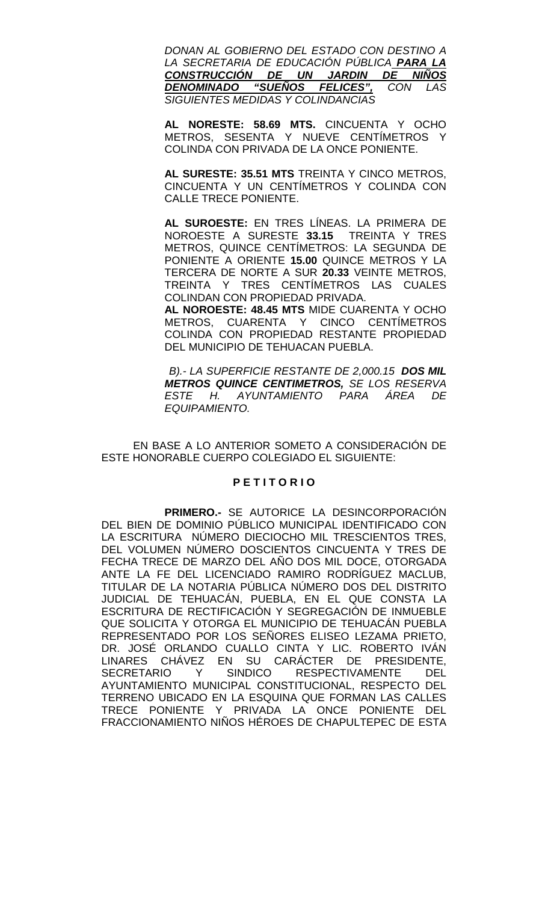*DONAN AL GOBIERNO DEL ESTADO CON DESTINO A LA SECRETARIA DE EDUCACIÓN PÚBLICA **PARA LA CONSTRUCCIÓN DE UN JARDIN DE NIÑOS DENOMINADO "SUEÑOS FELICES",** CON LAS SIGUIENTES MEDIDAS Y COLINDANCIAS*

**AL NORESTE: 58.69 MTS.** CINCUENTA Y OCHO METROS, SESENTA Y NUEVE CENTÍMETROS Y COLINDA CON PRIVADA DE LA ONCE PONIENTE.

**AL SURESTE: 35.51 MTS** TREINTA Y CINCO METROS, CINCUENTA Y UN CENTÍMETROS Y COLINDA CON CALLE TRECE PONIENTE.

**AL SUROESTE:** EN TRES LÍNEAS. LA PRIMERA DE NOROESTE A SURESTE **33.15** TREINTA Y TRES METROS, QUINCE CENTÍMETROS: LA SEGUNDA DE PONIENTE A ORIENTE **15.00** QUINCE METROS Y LA TERCERA DE NORTE A SUR **20.33** VEINTE METROS, TREINTA Y TRES CENTÍMETROS LAS CUALES COLINDAN CON PROPIEDAD PRIVADA.

**AL NOROESTE: 48.45 MTS** MIDE CUARENTA Y OCHO METROS, CUARENTA Y CINCO CENTÍMETROS COLINDA CON PROPIEDAD RESTANTE PROPIEDAD DEL MUNICIPIO DE TEHUACAN PUEBLA.

*B).- LA SUPERFICIE RESTANTE DE 2,000.15 **DOS MIL METROS QUINCE CENTIMETROS,** SE LOS RESERVA ESTE H. AYUNTAMIENTO PARA ÁREA DE EQUIPAMIENTO.*

EN BASE A LO ANTERIOR SOMETO A CONSIDERACIÓN DE ESTE HONORABLE CUERPO COLEGIADO EL SIGUIENTE:

**P E T I T O R I O**

**PRIMERO.-** SE AUTORICE LA DESINCORPORACIÓN DEL BIEN DE DOMINIO PÚBLICO MUNICIPAL IDENTIFICADO CON LA ESCRITURA NÚMERO DIECIOCHO MIL TRESCIENTOS TRES, DEL VOLUMEN NÚMERO DOSCIENTOS CINCUENTA Y TRES DE FECHA TRECE DE MARZO DEL AÑO DOS MIL DOCE, OTORGADA ANTE LA FE DEL LICENCIADO RAMIRO RODRÍGUEZ MACLUB, TITULAR DE LA NOTARIA PÚBLICA NÚMERO DOS DEL DISTRITO JUDICIAL DE TEHUACÁN, PUEBLA, EN EL QUE CONSTA LA ESCRITURA DE RECTIFICACIÓN Y SEGREGACIÓN DE INMUEBLE QUE SOLICITA Y OTORGA EL MUNICIPIO DE TEHUACÁN PUEBLA REPRESENTADO POR LOS SEÑORES ELISEO LEZAMA PRIETO, DR. JOSÉ ORLANDO CUALLO CINTA Y LIC. ROBERTO IVÁN LINARES CHÁVEZ EN SU CARÁCTER DE PRESIDENTE, SECRETARIO Y SINDICO RESPECTIVAMENTE DEL AYUNTAMIENTO MUNICIPAL CONSTITUCIONAL, RESPECTO DEL TERRENO UBICADO EN LA ESQUINA QUE FORMAN LAS CALLES TRECE PONIENTE Y PRIVADA LA ONCE PONIENTE DEL FRACCIONAMIENTO NIÑOS HÉROES DE CHAPULTEPEC DE ESTA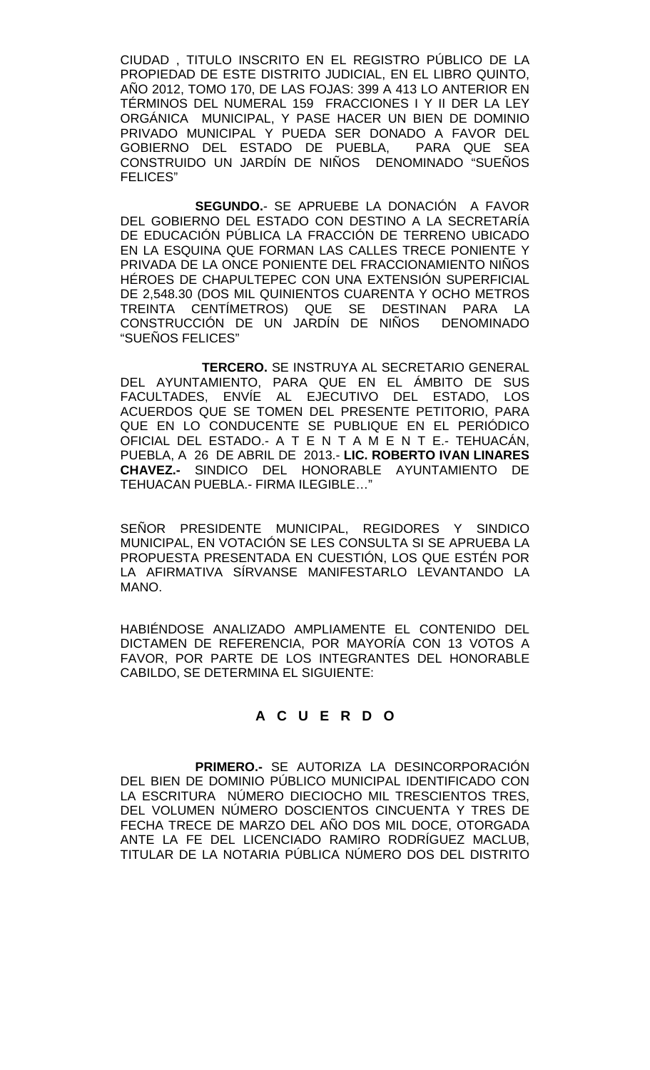CIUDAD , TITULO INSCRITO EN EL REGISTRO PÚBLICO DE LA PROPIEDAD DE ESTE DISTRITO JUDICIAL, EN EL LIBRO QUINTO, AÑO 2012, TOMO 170, DE LAS FOJAS: 399 A 413 LO ANTERIOR EN TÉRMINOS DEL NUMERAL 159 FRACCIONES I Y II DER LA LEY ORGÁNICA MUNICIPAL, Y PASE HACER UN BIEN DE DOMINIO PRIVADO MUNICIPAL Y PUEDA SER DONADO A FAVOR DEL GOBIERNO DEL ESTADO DE PUEBLA, PARA QUE SEA CONSTRUIDO UN JARDÍN DE NIÑOS DENOMINADO "SUEÑOS FELICES"

**SEGUNDO.**- SE APRUEBE LA DONACIÓN A FAVOR DEL GOBIERNO DEL ESTADO CON DESTINO A LA SECRETARÍA DE EDUCACIÓN PÚBLICA LA FRACCIÓN DE TERRENO UBICADO EN LA ESQUINA QUE FORMAN LAS CALLES TRECE PONIENTE Y PRIVADA DE LA ONCE PONIENTE DEL FRACCIONAMIENTO NIÑOS HÉROES DE CHAPULTEPEC CON UNA EXTENSIÓN SUPERFICIAL DE 2,548.30 (DOS MIL QUINIENTOS CUARENTA Y OCHO METROS TREINTA CENTÍMETROS) QUE SE DESTINAN PARA LA CONSTRUCCIÓN DE UN JARDÍN DE NIÑOS DENOMINADO "SUEÑOS FELICES"

**TERCERO.** SE INSTRUYA AL SECRETARIO GENERAL DEL AYUNTAMIENTO, PARA QUE EN EL ÁMBITO DE SUS FACULTADES, ENVÍE AL EJECUTIVO DEL ESTADO, LOS ACUERDOS QUE SE TOMEN DEL PRESENTE PETITORIO, PARA QUE EN LO CONDUCENTE SE PUBLIQUE EN EL PERIÓDICO OFICIAL DEL ESTADO.- A T E N T A M E N T E.- TEHUACÁN, PUEBLA, A 26 DE ABRIL DE 2013.- **LIC. ROBERTO IVAN LINARES CHAVEZ.-** SINDICO DEL HONORABLE AYUNTAMIENTO DE TEHUACAN PUEBLA.- FIRMA ILEGIBLE…"

SEÑOR PRESIDENTE MUNICIPAL, REGIDORES Y SINDICO MUNICIPAL, EN VOTACIÓN SE LES CONSULTA SI SE APRUEBA LA PROPUESTA PRESENTADA EN CUESTIÓN, LOS QUE ESTÉN POR LA AFIRMATIVA SÍRVANSE MANIFESTARLO LEVANTANDO LA MANO.

HABIÉNDOSE ANALIZADO AMPLIAMENTE EL CONTENIDO DEL DICTAMEN DE REFERENCIA, POR MAYORÍA CON 13 VOTOS A FAVOR, POR PARTE DE LOS INTEGRANTES DEL HONORABLE CABILDO, SE DETERMINA EL SIGUIENTE:

## A C U E R D O

**PRIMERO.-** SE AUTORIZA LA DESINCORPORACIÓN DEL BIEN DE DOMINIO PÚBLICO MUNICIPAL IDENTIFICADO CON LA ESCRITURA NÚMERO DIECIOCHO MIL TRESCIENTOS TRES, DEL VOLUMEN NÚMERO DOSCIENTOS CINCUENTA Y TRES DE FECHA TRECE DE MARZO DEL AÑO DOS MIL DOCE, OTORGADA ANTE LA FE DEL LICENCIADO RAMIRO RODRÍGUEZ MACLUB, TITULAR DE LA NOTARIA PÚBLICA NÚMERO DOS DEL DISTRITO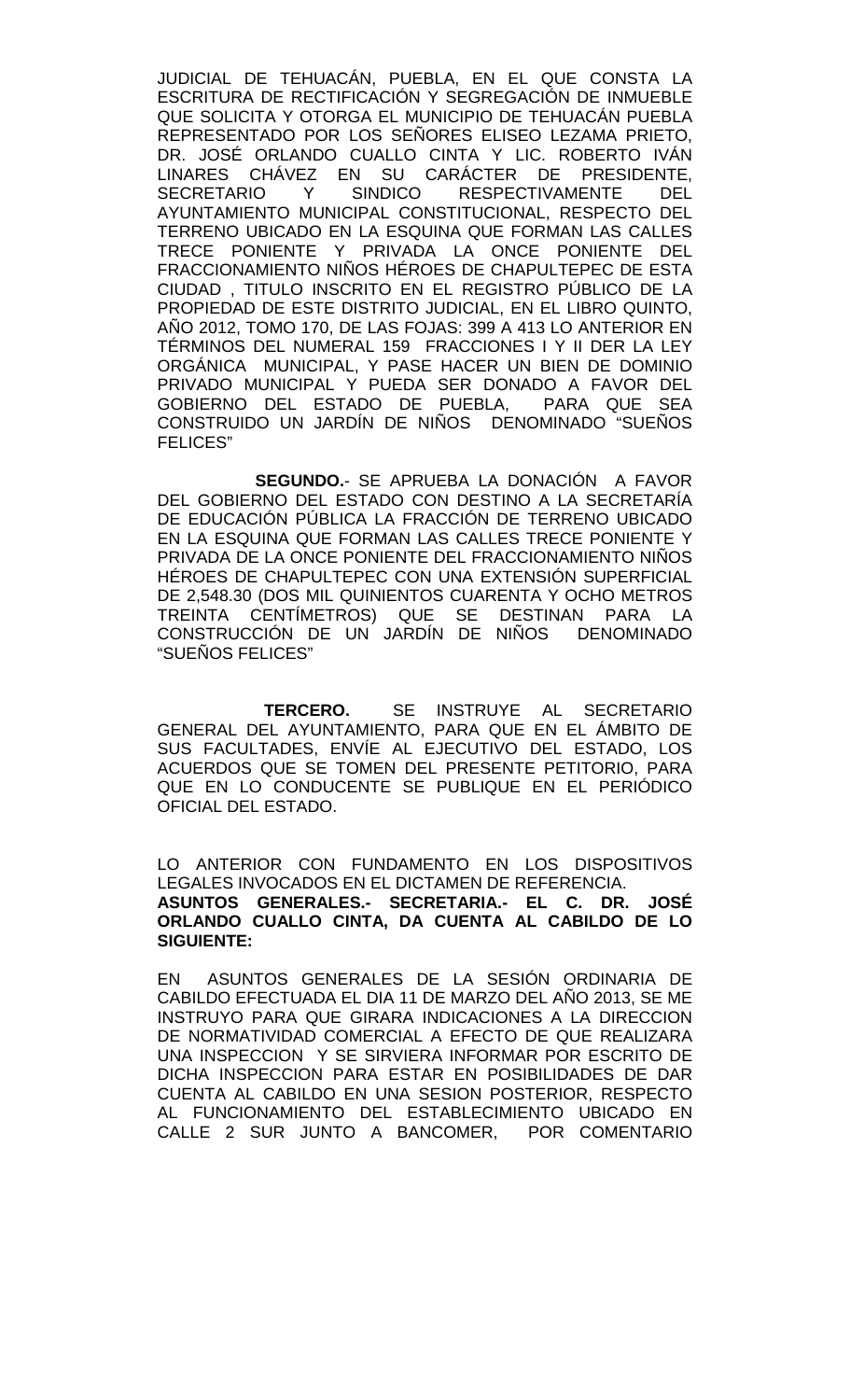JUDICIAL DE TEHUACÁN, PUEBLA, EN EL QUE CONSTA LA ESCRITURA DE RECTIFICACIÓN Y SEGREGACIÓN DE INMUEBLE QUE SOLICITA Y OTORGA EL MUNICIPIO DE TEHUACÁN PUEBLA REPRESENTADO POR LOS SEÑORES ELISEO LEZAMA PRIETO, DR. JOSÉ ORLANDO CUALLO CINTA Y LIC. ROBERTO IVÁN LINARES CHÁVEZ EN SU CARÁCTER DE PRESIDENTE, SECRETARIO Y SINDICO RESPECTIVAMENTE DEL AYUNTAMIENTO MUNICIPAL CONSTITUCIONAL, RESPECTO DEL TERRENO UBICADO EN LA ESQUINA QUE FORMAN LAS CALLES TRECE PONIENTE Y PRIVADA LA ONCE PONIENTE DEL FRACCIONAMIENTO NIÑOS HÉROES DE CHAPULTEPEC DE ESTA CIUDAD , TITULO INSCRITO EN EL REGISTRO PÚBLICO DE LA PROPIEDAD DE ESTE DISTRITO JUDICIAL, EN EL LIBRO QUINTO, AÑO 2012, TOMO 170, DE LAS FOJAS: 399 A 413 LO ANTERIOR EN TÉRMINOS DEL NUMERAL 159 FRACCIONES I Y II DER LA LEY ORGÁNICA MUNICIPAL, Y PASE HACER UN BIEN DE DOMINIO PRIVADO MUNICIPAL Y PUEDA SER DONADO A FAVOR DEL GOBIERNO DEL ESTADO DE PUEBLA, PARA QUE SEA CONSTRUIDO UN JARDÍN DE NIÑOS DENOMINADO "SUEÑOS FELICES"

**SEGUNDO.**- SE APRUEBA LA DONACIÓN A FAVOR DEL GOBIERNO DEL ESTADO CON DESTINO A LA SECRETARÍA DE EDUCACIÓN PÚBLICA LA FRACCIÓN DE TERRENO UBICADO EN LA ESQUINA QUE FORMAN LAS CALLES TRECE PONIENTE Y PRIVADA DE LA ONCE PONIENTE DEL FRACCIONAMIENTO NIÑOS HÉROES DE CHAPULTEPEC CON UNA EXTENSIÓN SUPERFICIAL DE 2,548.30 (DOS MIL QUINIENTOS CUARENTA Y OCHO METROS TREINTA CENTÍMETROS) QUE SE DESTINAN PARA LA CONSTRUCCIÓN DE UN JARDÍN DE NIÑOS DENOMINADO "SUEÑOS FELICES"

**TERCERO.** SE INSTRUYE AL SECRETARIO GENERAL DEL AYUNTAMIENTO, PARA QUE EN EL ÁMBITO DE SUS FACULTADES, ENVÍE AL EJECUTIVO DEL ESTADO, LOS ACUERDOS QUE SE TOMEN DEL PRESENTE PETITORIO, PARA QUE EN LO CONDUCENTE SE PUBLIQUE EN EL PERIÓDICO OFICIAL DEL ESTADO.

LO ANTERIOR CON FUNDAMENTO EN LOS DISPOSITIVOS LEGALES INVOCADOS EN EL DICTAMEN DE REFERENCIA.

**ASUNTOS GENERALES.- SECRETARIA.- EL C. DR. JOSÉ ORLANDO CUALLO CINTA, DA CUENTA AL CABILDO DE LO SIGUIENTE:**

EN ASUNTOS GENERALES DE LA SESIÓN ORDINARIA DE CABILDO EFECTUADA EL DIA 11 DE MARZO DEL AÑO 2013, SE ME INSTRUYO PARA QUE GIRARA INDICACIONES A LA DIRECCION DE NORMATIVIDAD COMERCIAL A EFECTO DE QUE REALIZARA UNA INSPECCION Y SE SIRVIERA INFORMAR POR ESCRITO DE DICHA INSPECCION PARA ESTAR EN POSIBILIDADES DE DAR CUENTA AL CABILDO EN UNA SESION POSTERIOR, RESPECTO AL FUNCIONAMIENTO DEL ESTABLECIMIENTO UBICADO EN CALLE 2 SUR JUNTO A BANCOMER, POR COMENTARIO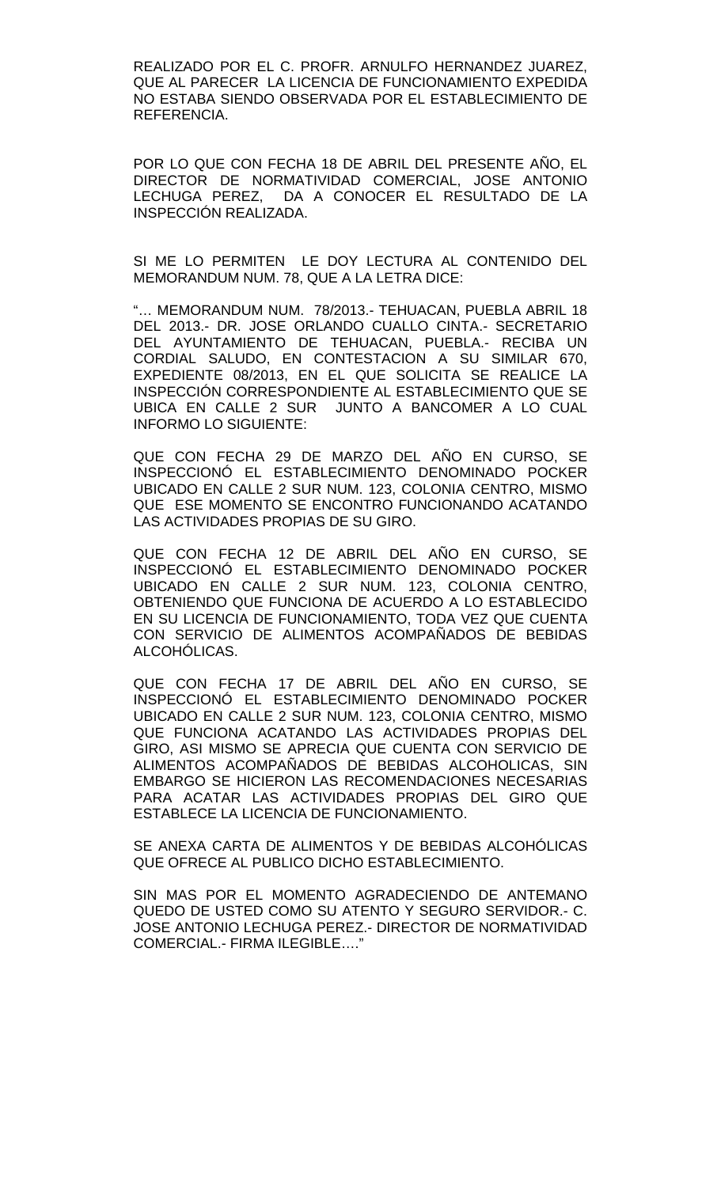REALIZADO POR EL C. PROFR. ARNULFO HERNANDEZ JUAREZ, QUE AL PARECER LA LICENCIA DE FUNCIONAMIENTO EXPEDIDA NO ESTABA SIENDO OBSERVADA POR EL ESTABLECIMIENTO DE REFERENCIA.

POR LO QUE CON FECHA 18 DE ABRIL DEL PRESENTE AÑO, EL DIRECTOR DE NORMATIVIDAD COMERCIAL, JOSE ANTONIO LECHUGA PEREZ, DA A CONOCER EL RESULTADO DE LA INSPECCIÓN REALIZADA.

SI ME LO PERMITEN LE DOY LECTURA AL CONTENIDO DEL MEMORANDUM NUM. 78, QUE A LA LETRA DICE:

"… MEMORANDUM NUM. 78/2013.- TEHUACAN, PUEBLA ABRIL 18 DEL 2013.- DR. JOSE ORLANDO CUALLO CINTA.- SECRETARIO DEL AYUNTAMIENTO DE TEHUACAN, PUEBLA.- RECIBA UN CORDIAL SALUDO, EN CONTESTACION A SU SIMILAR 670, EXPEDIENTE 08/2013, EN EL QUE SOLICITA SE REALICE LA INSPECCIÓN CORRESPONDIENTE AL ESTABLECIMIENTO QUE SE UBICA EN CALLE 2 SUR JUNTO A BANCOMER A LO CUAL INFORMO LO SIGUIENTE:

QUE CON FECHA 29 DE MARZO DEL AÑO EN CURSO, SE INSPECCIONÓ EL ESTABLECIMIENTO DENOMINADO POCKER UBICADO EN CALLE 2 SUR NUM. 123, COLONIA CENTRO, MISMO QUE ESE MOMENTO SE ENCONTRO FUNCIONANDO ACATANDO LAS ACTIVIDADES PROPIAS DE SU GIRO.

QUE CON FECHA 12 DE ABRIL DEL AÑO EN CURSO, SE INSPECCIONÓ EL ESTABLECIMIENTO DENOMINADO POCKER UBICADO EN CALLE 2 SUR NUM. 123, COLONIA CENTRO, OBTENIENDO QUE FUNCIONA DE ACUERDO A LO ESTABLECIDO EN SU LICENCIA DE FUNCIONAMIENTO, TODA VEZ QUE CUENTA CON SERVICIO DE ALIMENTOS ACOMPAÑADOS DE BEBIDAS ALCOHÓLICAS.

QUE CON FECHA 17 DE ABRIL DEL AÑO EN CURSO, SE INSPECCIONÓ EL ESTABLECIMIENTO DENOMINADO POCKER UBICADO EN CALLE 2 SUR NUM. 123, COLONIA CENTRO, MISMO QUE FUNCIONA ACATANDO LAS ACTIVIDADES PROPIAS DEL GIRO, ASI MISMO SE APRECIA QUE CUENTA CON SERVICIO DE ALIMENTOS ACOMPAÑADOS DE BEBIDAS ALCOHOLICAS, SIN EMBARGO SE HICIERON LAS RECOMENDACIONES NECESARIAS PARA ACATAR LAS ACTIVIDADES PROPIAS DEL GIRO QUE ESTABLECE LA LICENCIA DE FUNCIONAMIENTO.

SE ANEXA CARTA DE ALIMENTOS Y DE BEBIDAS ALCOHÓLICAS QUE OFRECE AL PUBLICO DICHO ESTABLECIMIENTO.

SIN MAS POR EL MOMENTO AGRADECIENDO DE ANTEMANO QUEDO DE USTED COMO SU ATENTO Y SEGURO SERVIDOR.- C. JOSE ANTONIO LECHUGA PEREZ.- DIRECTOR DE NORMATIVIDAD COMERCIAL.- FIRMA ILEGIBLE…."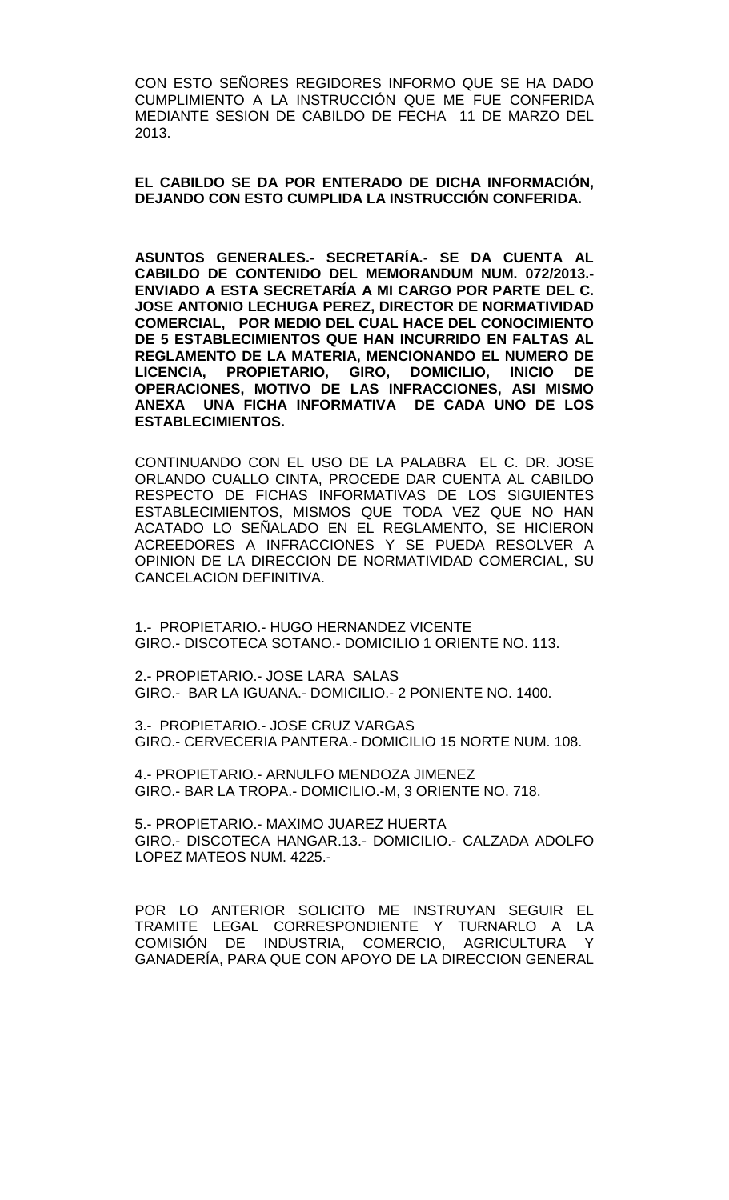CON ESTO SEÑORES REGIDORES INFORMO QUE SE HA DADO CUMPLIMIENTO A LA INSTRUCCIÓN QUE ME FUE CONFERIDA MEDIANTE SESION DE CABILDO DE FECHA 11 DE MARZO DEL 2013.

**EL CABILDO SE DA POR ENTERADO DE DICHA INFORMACIÓN, DEJANDO CON ESTO CUMPLIDA LA INSTRUCCIÓN CONFERIDA.**

**ASUNTOS GENERALES.- SECRETARÍA.- SE DA CUENTA AL CABILDO DE CONTENIDO DEL MEMORANDUM NUM. 072/2013.- ENVIADO A ESTA SECRETARÍA A MI CARGO POR PARTE DEL C. JOSE ANTONIO LECHUGA PEREZ, DIRECTOR DE NORMATIVIDAD COMERCIAL, POR MEDIO DEL CUAL HACE DEL CONOCIMIENTO DE 5 ESTABLECIMIENTOS QUE HAN INCURRIDO EN FALTAS AL REGLAMENTO DE LA MATERIA, MENCIONANDO EL NUMERO DE LICENCIA, PROPIETARIO, GIRO, DOMICILIO, INICIO DE OPERACIONES, MOTIVO DE LAS INFRACCIONES, ASI MISMO ANEXA UNA FICHA INFORMATIVA DE CADA UNO DE LOS ESTABLECIMIENTOS.**

CONTINUANDO CON EL USO DE LA PALABRA EL C. DR. JOSE ORLANDO CUALLO CINTA, PROCEDE DAR CUENTA AL CABILDO RESPECTO DE FICHAS INFORMATIVAS DE LOS SIGUIENTES ESTABLECIMIENTOS, MISMOS QUE TODA VEZ QUE NO HAN ACATADO LO SEÑALADO EN EL REGLAMENTO, SE HICIERON ACREEDORES A INFRACCIONES Y SE PUEDA RESOLVER A OPINION DE LA DIRECCION DE NORMATIVIDAD COMERCIAL, SU CANCELACION DEFINITIVA.

1.- PROPIETARIO.- HUGO HERNANDEZ VICENTE
GIRO.- DISCOTECA SOTANO.- DOMICILIO 1 ORIENTE NO. 113.

2.- PROPIETARIO.- JOSE LARA SALAS
GIRO.- BAR LA IGUANA.- DOMICILIO.- 2 PONIENTE NO. 1400.

3.- PROPIETARIO.- JOSE CRUZ VARGAS
GIRO.- CERVECERIA PANTERA.- DOMICILIO 15 NORTE NUM. 108.

4.- PROPIETARIO.- ARNULFO MENDOZA JIMENEZ
GIRO.- BAR LA TROPA.- DOMICILIO.-M, 3 ORIENTE NO. 718.

5.- PROPIETARIO.- MAXIMO JUAREZ HUERTA
GIRO.- DISCOTECA HANGAR.13.- DOMICILIO.- CALZADA ADOLFO LOPEZ MATEOS NUM. 4225.-

POR LO ANTERIOR SOLICITO ME INSTRUYAN SEGUIR EL TRAMITE LEGAL CORRESPONDIENTE Y TURNARLO A LA COMISIÓN DE INDUSTRIA, COMERCIO, AGRICULTURA Y GANADERÍA, PARA QUE CON APOYO DE LA DIRECCION GENERAL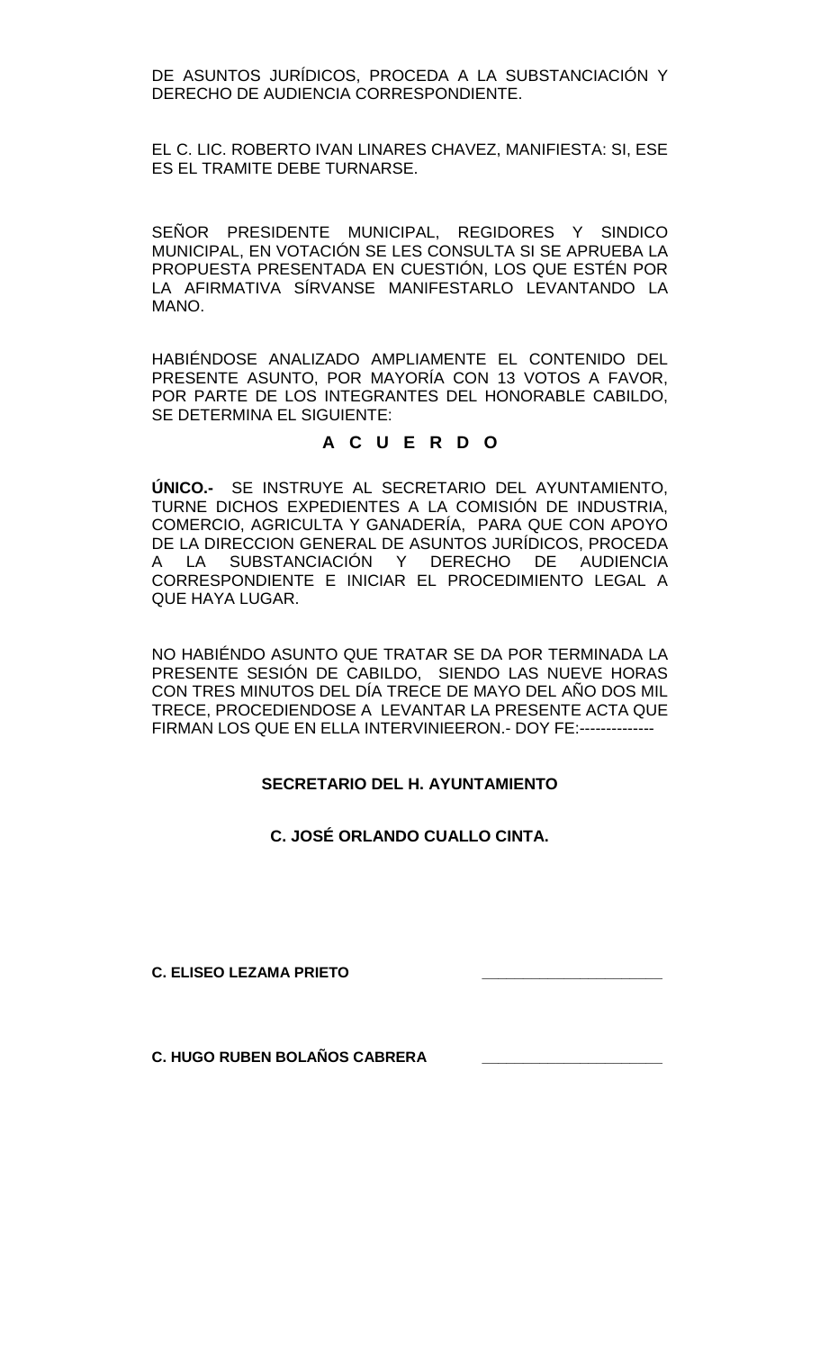DE ASUNTOS JURÍDICOS, PROCEDA A LA SUBSTANCIACIÓN Y DERECHO DE AUDIENCIA CORRESPONDIENTE.

EL C. LIC. ROBERTO IVAN LINARES CHAVEZ, MANIFIESTA: SI, ESE ES EL TRAMITE DEBE TURNARSE.

SEÑOR PRESIDENTE MUNICIPAL, REGIDORES Y SINDICO MUNICIPAL, EN VOTACIÓN SE LES CONSULTA SI SE APRUEBA LA PROPUESTA PRESENTADA EN CUESTIÓN, LOS QUE ESTÉN POR LA AFIRMATIVA SÍRVANSE MANIFESTARLO LEVANTANDO LA MANO.

HABIÉNDOSE ANALIZADO AMPLIAMENTE EL CONTENIDO DEL PRESENTE ASUNTO, POR MAYORÍA CON 13 VOTOS A FAVOR, POR PARTE DE LOS INTEGRANTES DEL HONORABLE CABILDO, SE DETERMINA EL SIGUIENTE:

**A C U E R D O**

**ÚNICO.-** SE INSTRUYE AL SECRETARIO DEL AYUNTAMIENTO, TURNE DICHOS EXPEDIENTES A LA COMISIÓN DE INDUSTRIA, COMERCIO, AGRICULTA Y GANADERÍA, PARA QUE CON APOYO DE LA DIRECCION GENERAL DE ASUNTOS JURÍDICOS, PROCEDA A LA SUBSTANCIACIÓN Y DERECHO DE AUDIENCIA CORRESPONDIENTE E INICIAR EL PROCEDIMIENTO LEGAL A QUE HAYA LUGAR.

NO HABIÉNDO ASUNTO QUE TRATAR SE DA POR TERMINADA LA PRESENTE SESIÓN DE CABILDO, SIENDO LAS NUEVE HORAS CON TRES MINUTOS DEL DÍA TRECE DE MAYO DEL AÑO DOS MIL TRECE, PROCEDIENDOSE A LEVANTAR LA PRESENTE ACTA QUE FIRMAN LOS QUE EN ELLA INTERVINIEERON.- DOY FE:--------------

**SECRETARIO DEL H. AYUNTAMIENTO**

**C. JOSÉ ORLANDO CUALLO CINTA.**

**C. ELISEO LEZAMA PRIETO** \_\_\_\_\_\_\_\_\_\_\_\_\_\_\_\_\_\_\_\_\_\_

**C. HUGO RUBEN BOLAÑOS CABRERA** \_\_\_\_\_\_\_\_\_\_\_\_\_\_\_\_\_\_\_\_\_\_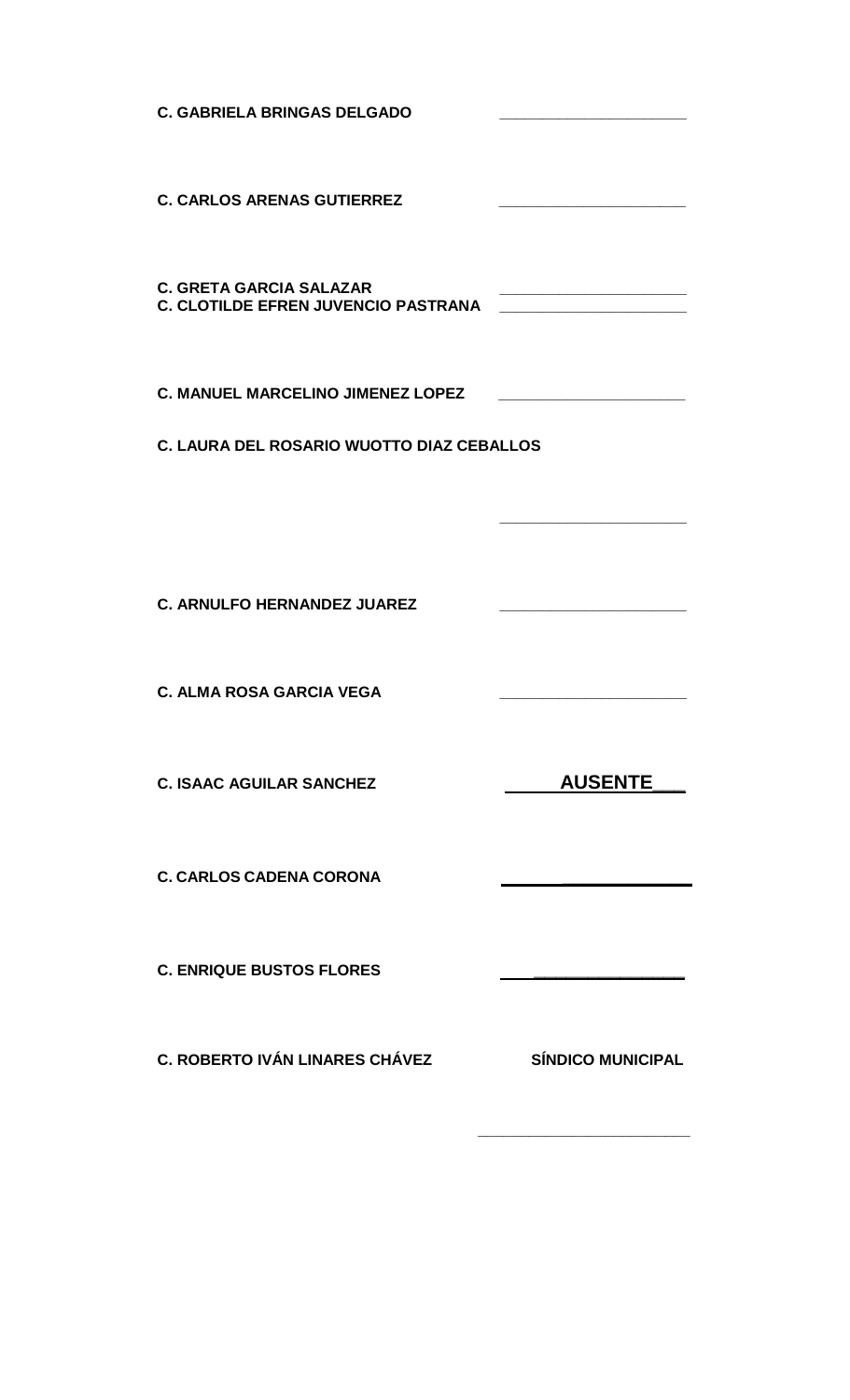**C. GABRIELA BRINGAS DELGADO** \_\_\_\_\_\_\_\_\_\_\_\_\_\_\_\_\_\_\_\_\_\_

**C. CARLOS ARENAS GUTIERREZ** \_\_\_\_\_\_\_\_\_\_\_\_\_\_\_\_\_\_\_\_\_\_

**C. GRETA GARCIA SALAZAR** \_\_\_\_\_\_\_\_\_\_\_\_\_\_\_\_\_\_\_\_\_\_
**C. CLOTILDE EFREN JUVENCIO PASTRANA** \_\_\_\_\_\_\_\_\_\_\_\_\_\_\_\_\_\_\_\_\_\_

**C. MANUEL MARCELINO JIMENEZ LOPEZ** \_\_\_\_\_\_\_\_\_\_\_\_\_\_\_\_\_\_\_\_\_\_

**C. LAURA DEL ROSARIO WUOTTO DIAZ CEBALLOS**

\_\_\_\_\_\_\_\_\_\_\_\_\_\_\_\_\_\_\_\_\_\_

**C. ARNULFO HERNANDEZ JUAREZ** \_\_\_\_\_\_\_\_\_\_\_\_\_\_\_\_\_\_\_\_\_\_

**C. ALMA ROSA GARCIA VEGA** \_\_\_\_\_\_\_\_\_\_\_\_\_\_\_\_\_\_\_\_\_\_

**C. ISAAC AGUILAR SANCHEZ** **AUSENTE**

**C. CARLOS CADENA CORONA** \_\_\_\_\_\_\_\_\_\_\_\_\_\_\_\_\_\_\_\_\_\_

**C. ENRIQUE BUSTOS FLORES** \_\_\_\_\_\_\_\_\_\_\_\_\_\_\_\_\_\_\_\_\_\_

**C. ROBERTO IVÁN LINARES CHÁVEZ** **SÍNDICO MUNICIPAL**

\_\_\_\_\_\_\_\_\_\_\_\_\_\_\_\_\_\_\_\_\_\_